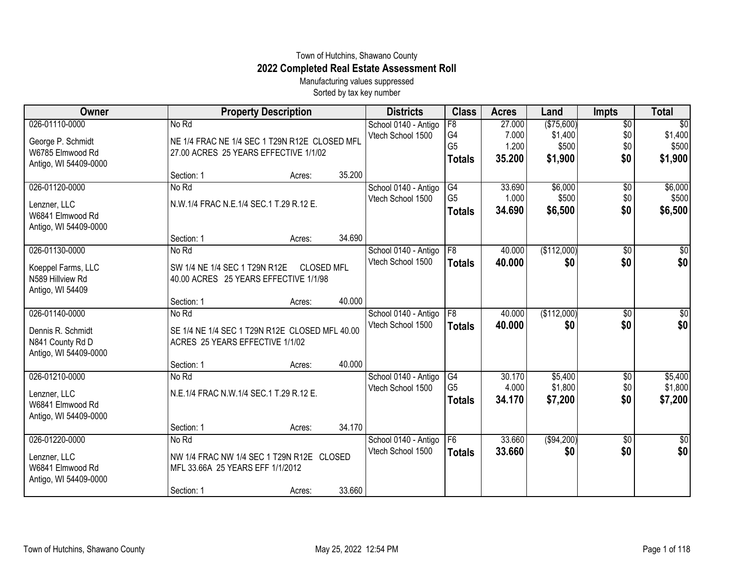Town of Hutchins, Shawano County

# 2022 Completed Real Estate Assessment Roll

Manufacturing values suppressed

Sorted by tax key number

| Owner | Property Description | Districts | Class | Acres | Land | Impts | Total |
|---|---|---|---|---|---|---|---|
| 026-01110-0000<br>George P. Schmidt<br>W6785 Elmwood Rd<br>Antigo, WI 54409-0000 | No Rd<br>NE 1/4 FRAC NE 1/4 SEC 1 T29N R12E CLOSED MFL 27.00 ACRES 25 YEARS EFFECTIVE 1/1/02<br>Section: 1 Acres: 35.200 | School 0140 - Antigo<br>Vtech School 1500 | F8<br>G4<br>G5<br>**Totals** | 27.000<br>7.000<br>1.200<br>**35.200** | ($75,600)<br>$1,400<br>$500<br>**$1,900** | $0<br>$0<br>$0<br>**$0** | $0<br>$1,400<br>$500<br>**$1,900** |
| 026-01120-0000<br>Lenzner, LLC<br>W6841 Elmwood Rd<br>Antigo, WI 54409-0000 | No Rd<br>N.W.1/4 FRAC N.E.1/4 SEC.1 T.29 R.12 E.<br>Section: 1 Acres: 34.690 | School 0140 - Antigo<br>Vtech School 1500 | G4<br>G5<br>**Totals** | 33.690<br>1.000<br>**34.690** | $6,000<br>$500<br>**$6,500** | $0<br>$0<br>**$0** | $6,000<br>$500<br>**$6,500** |
| 026-01130-0000<br>Koeppel Farms, LLC<br>N589 Hillview Rd<br>Antigo, WI 54409 | No Rd<br>SW 1/4 NE 1/4 SEC 1 T29N R12E CLOSED MFL 40.00 ACRES 25 YEARS EFFECTIVE 1/1/98<br>Section: 1 Acres: 40.000 | School 0140 - Antigo<br>Vtech School 1500 | F8<br>**Totals** | 40.000<br>**40.000** | ($112,000)<br>**$0** | $0<br>**$0** | $0<br>**$0** |
| 026-01140-0000<br>Dennis R. Schmidt<br>N841 County Rd D<br>Antigo, WI 54409-0000 | No Rd<br>SE 1/4 NE 1/4 SEC 1 T29N R12E CLOSED MFL 40.00 ACRES 25 YEARS EFFECTIVE 1/1/02<br>Section: 1 Acres: 40.000 | School 0140 - Antigo<br>Vtech School 1500 | F8<br>**Totals** | 40.000<br>**40.000** | ($112,000)<br>**$0** | $0<br>**$0** | $0<br>**$0** |
| 026-01210-0000<br>Lenzner, LLC<br>W6841 Elmwood Rd<br>Antigo, WI 54409-0000 | No Rd<br>N.E.1/4 FRAC N.W.1/4 SEC.1 T.29 R.12 E.<br>Section: 1 Acres: 34.170 | School 0140 - Antigo<br>Vtech School 1500 | G4<br>G5<br>**Totals** | 30.170<br>4.000<br>**34.170** | $5,400<br>$1,800<br>**$7,200** | $0<br>$0<br>**$0** | $5,400<br>$1,800<br>**$7,200** |
| 026-01220-0000<br>Lenzner, LLC<br>W6841 Elmwood Rd<br>Antigo, WI 54409-0000 | No Rd<br>NW 1/4 FRAC NW 1/4 SEC 1 T29N R12E CLOSED MFL 33.66A 25 YEARS EFF 1/1/2012<br>Section: 1 Acres: 33.660 | School 0140 - Antigo<br>Vtech School 1500 | F6<br>**Totals** | 33.660<br>**33.660** | ($94,200)<br>**$0** | $0<br>**$0** | $0<br>**$0** |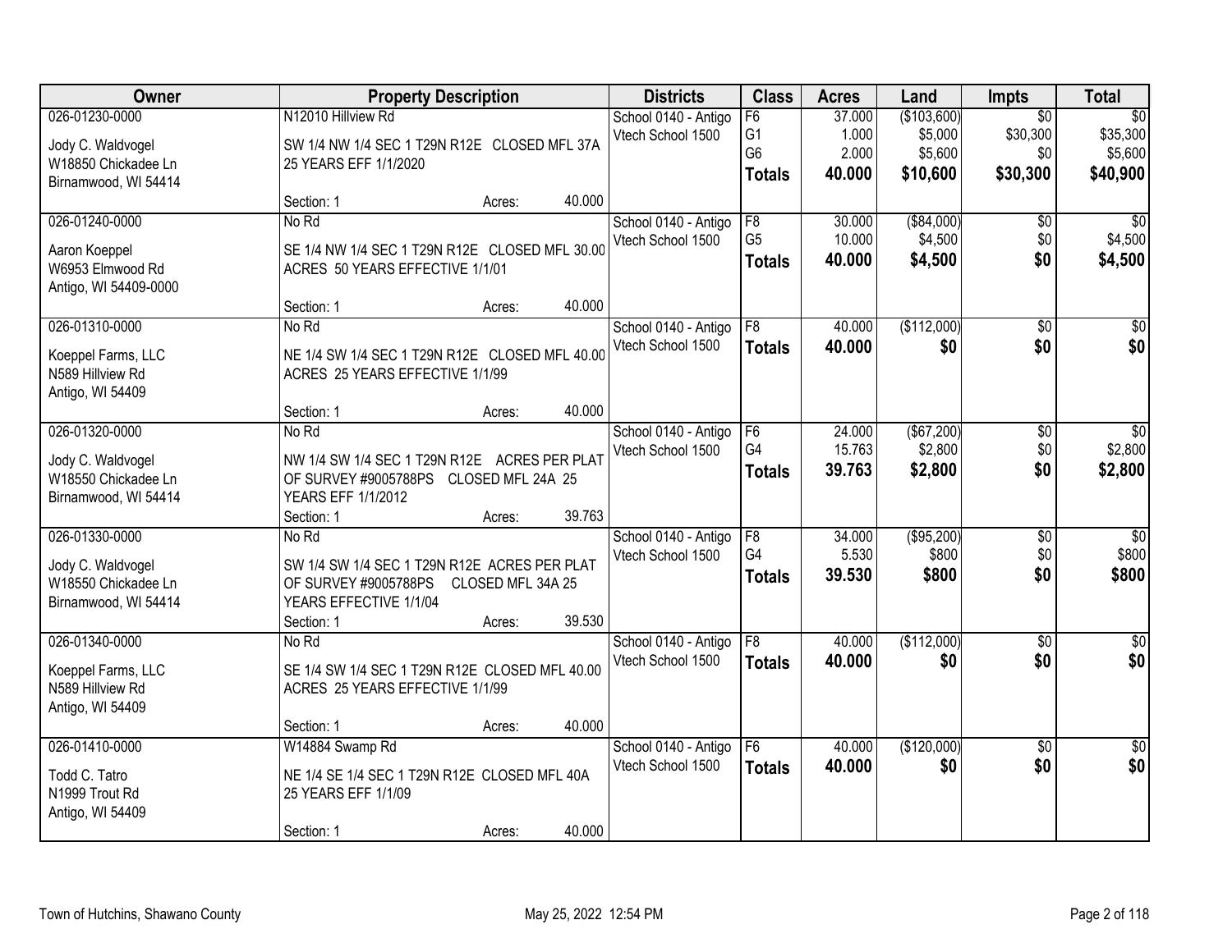| Owner | Property Description | Districts | Class | Acres | Land | Impts | Total |
|---|---|---|---|---|---|---|---|
| 026-01230-0000<br>Jody C. Waldvogel<br>W18850 Chickadee Ln<br>Birnamwood, WI 54414 | N12010 Hillview Rd<br>SW 1/4 NW 1/4 SEC 1 T29N R12E CLOSED MFL 37A 25 YEARS EFF 1/1/2020<br>Section: 1 Acres: 40.000 | School 0140 - Antigo<br>Vtech School 1500 | F6<br>G1<br>G6<br>**Totals** | 37.000<br>1.000<br>2.000<br>**40.000** | ($103,600)<br>$5,000<br>$5,600<br>**$10,600** | $0<br>$30,300<br>$0<br>**$30,300** | $0<br>$35,300<br>$5,600<br>**$40,900** |
| 026-01240-0000<br>Aaron Koeppel<br>W6953 Elmwood Rd<br>Antigo, WI 54409-0000 | No Rd<br>SE 1/4 NW 1/4 SEC 1 T29N R12E CLOSED MFL 30.00 ACRES 50 YEARS EFFECTIVE 1/1/01<br>Section: 1 Acres: 40.000 | School 0140 - Antigo<br>Vtech School 1500 | F8<br>G5<br>**Totals** | 30.000<br>10.000<br>**40.000** | ($84,000)<br>$4,500<br>**$4,500** | $0<br>$0<br>**$0** | $0<br>$4,500<br>**$4,500** |
| 026-01310-0000<br>Koeppel Farms, LLC<br>N589 Hillview Rd<br>Antigo, WI 54409 | No Rd<br>NE 1/4 SW 1/4 SEC 1 T29N R12E CLOSED MFL 40.00 ACRES 25 YEARS EFFECTIVE 1/1/99<br>Section: 1 Acres: 40.000 | School 0140 - Antigo<br>Vtech School 1500 | F8<br>**Totals** | 40.000<br>**40.000** | ($112,000)<br>**$0** | $0<br>**$0** | $0<br>**$0** |
| 026-01320-0000<br>Jody C. Waldvogel<br>W18550 Chickadee Ln<br>Birnamwood, WI 54414 | No Rd<br>NW 1/4 SW 1/4 SEC 1 T29N R12E ACRES PER PLAT OF SURVEY #9005788PS CLOSED MFL 24A 25 YEARS EFF 1/1/2012<br>Section: 1 Acres: 39.763 | School 0140 - Antigo<br>Vtech School 1500 | F6<br>G4<br>**Totals** | 24.000<br>15.763<br>**39.763** | ($67,200)<br>$2,800<br>**$2,800** | $0<br>$0<br>**$0** | $0<br>$2,800<br>**$2,800** |
| 026-01330-0000<br>Jody C. Waldvogel<br>W18550 Chickadee Ln<br>Birnamwood, WI 54414 | No Rd<br>SW 1/4 SW 1/4 SEC 1 T29N R12E ACRES PER PLAT OF SURVEY #9005788PS CLOSED MFL 34A 25 YEARS EFFECTIVE 1/1/04<br>Section: 1 Acres: 39.530 | School 0140 - Antigo<br>Vtech School 1500 | F8<br>G4<br>**Totals** | 34.000<br>5.530<br>**39.530** | ($95,200)<br>$800<br>**$800** | $0<br>$0<br>**$0** | $0<br>$800<br>**$800** |
| 026-01340-0000<br>Koeppel Farms, LLC<br>N589 Hillview Rd<br>Antigo, WI 54409 | No Rd<br>SE 1/4 SW 1/4 SEC 1 T29N R12E CLOSED MFL 40.00 ACRES 25 YEARS EFFECTIVE 1/1/99<br>Section: 1 Acres: 40.000 | School 0140 - Antigo<br>Vtech School 1500 | F8<br>**Totals** | 40.000<br>**40.000** | ($112,000)<br>**$0** | $0<br>**$0** | $0<br>**$0** |
| 026-01410-0000<br>Todd C. Tatro<br>N1999 Trout Rd<br>Antigo, WI 54409 | W14884 Swamp Rd<br>NE 1/4 SE 1/4 SEC 1 T29N R12E CLOSED MFL 40A 25 YEARS EFF 1/1/09<br>Section: 1 Acres: 40.000 | School 0140 - Antigo<br>Vtech School 1500 | F6<br>**Totals** | 40.000<br>**40.000** | ($120,000)<br>**$0** | $0<br>**$0** | $0<br>**$0** |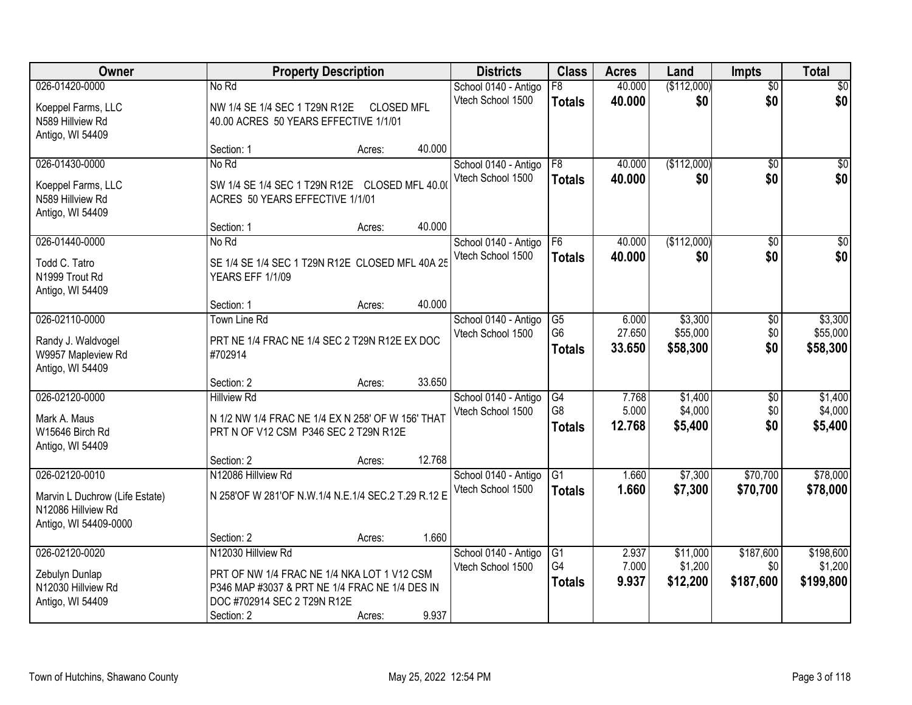| Owner | Property Description | | | Districts | Class | Acres | Land | Impts | Total |
|---|---|---|---|---|---|---|---|---|---|
| 026-01420-0000 | No Rd | | | School 0140 - Antigo | F8 | 40.000 | ($112,000) | $0 | $0 |
| Koeppel Farms, LLC<br>N589 Hillview Rd<br>Antigo, WI 54409 | NW 1/4 SE 1/4 SEC 1 T29N R12E CLOSED MFL 40.00 ACRES 50 YEARS EFFECTIVE 1/1/01 | | | Vtech School 1500 | **Totals** | **40.000** | **$0** | **$0** | **$0** |
| | Section: 1 | Acres: | 40.000 | | | | | | |
| 026-01430-0000 | No Rd | | | School 0140 - Antigo | F8 | 40.000 | ($112,000) | $0 | $0 |
| Koeppel Farms, LLC<br>N589 Hillview Rd<br>Antigo, WI 54409 | SW 1/4 SE 1/4 SEC 1 T29N R12E CLOSED MFL 40.00 ACRES 50 YEARS EFFECTIVE 1/1/01 | | | Vtech School 1500 | **Totals** | **40.000** | **$0** | **$0** | **$0** |
| | Section: 1 | Acres: | 40.000 | | | | | | |
| 026-01440-0000 | No Rd | | | School 0140 - Antigo | F6 | 40.000 | ($112,000) | $0 | $0 |
| Todd C. Tatro<br>N1999 Trout Rd<br>Antigo, WI 54409 | SE 1/4 SE 1/4 SEC 1 T29N R12E CLOSED MFL 40A 25 YEARS EFF 1/1/09 | | | Vtech School 1500 | **Totals** | **40.000** | **$0** | **$0** | **$0** |
| | Section: 1 | Acres: | 40.000 | | | | | | |
| 026-02110-0000 | Town Line Rd | | | School 0140 - Antigo | G5 | 6.000 | $3,300 | $0 | $3,300 |
| Randy J. Waldvogel<br>W9957 Mapleview Rd<br>Antigo, WI 54409 | PRT NE 1/4 FRAC NE 1/4 SEC 2 T29N R12E EX DOC #702914 | | | Vtech School 1500 | G6 | 27.650 | $55,000 | $0 | $55,000 |
| | | | | | **Totals** | **33.650** | **$58,300** | **$0** | **$58,300** |
| | Section: 2 | Acres: | 33.650 | | | | | | |
| 026-02120-0000 | Hillview Rd | | | School 0140 - Antigo | G4 | 7.768 | $1,400 | $0 | $1,400 |
| Mark A. Maus<br>W15646 Birch Rd<br>Antigo, WI 54409 | N 1/2 NW 1/4 FRAC NE 1/4 EX N 258' OF W 156' THAT PRT N OF V12 CSM P346 SEC 2 T29N R12E | | | Vtech School 1500 | G8 | 5.000 | $4,000 | $0 | $4,000 |
| | | | | | **Totals** | **12.768** | **$5,400** | **$0** | **$5,400** |
| | Section: 2 | Acres: | 12.768 | | | | | | |
| 026-02120-0010 | N12086 Hillview Rd | | | School 0140 - Antigo | G1 | 1.660 | $7,300 | $70,700 | $78,000 |
| Marvin L Duchrow (Life Estate)<br>N12086 Hillview Rd<br>Antigo, WI 54409-0000 | N 258'OF W 281'OF N.W.1/4 N.E.1/4 SEC.2 T.29 R.12 E | | | Vtech School 1500 | **Totals** | **1.660** | **$7,300** | **$70,700** | **$78,000** |
| | Section: 2 | Acres: | 1.660 | | | | | | |
| 026-02120-0020 | N12030 Hillview Rd | | | School 0140 - Antigo | G1 | 2.937 | $11,000 | $187,600 | $198,600 |
| Zebulyn Dunlap<br>N12030 Hillview Rd<br>Antigo, WI 54409 | PRT OF NW 1/4 FRAC NE 1/4 NKA LOT 1 V12 CSM P346 MAP #3037 & PRT NE 1/4 FRAC NE 1/4 DES IN DOC #702914 SEC 2 T29N R12E | | | Vtech School 1500 | G4 | 7.000 | $1,200 | $0 | $1,200 |
| | | | | | **Totals** | **9.937** | **$12,200** | **$187,600** | **$199,800** |
| | Section: 2 | Acres: | 9.937 | | | | | | |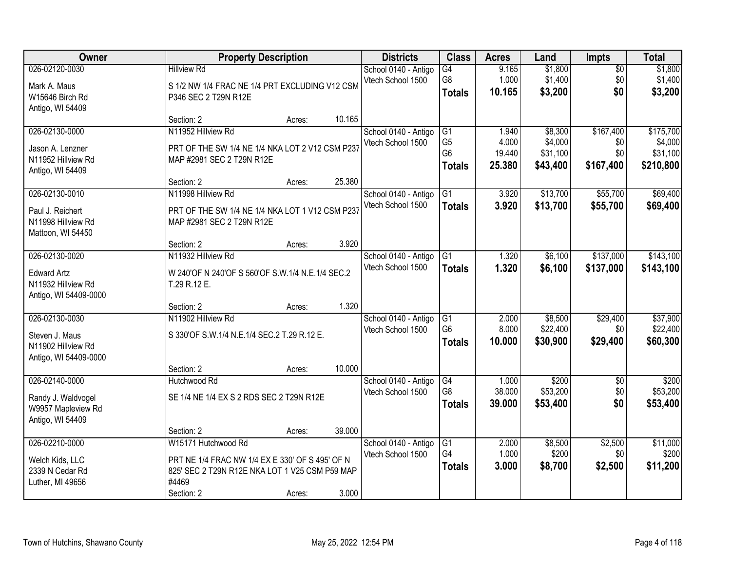| Owner | Property Description | Districts | Class | Acres | Land | Impts | Total |
|---|---|---|---|---|---|---|---|
| 026-02120-0030<br>Mark A. Maus<br>W15646 Birch Rd<br>Antigo, WI 54409 | Hillview Rd<br>S 1/2 NW 1/4 FRAC NE 1/4 PRT EXCLUDING V12 CSM P346 SEC 2 T29N R12E<br>Section: 2 Acres: 10.165 | School 0140 - Antigo<br>Vtech School 1500 | G4<br>G8<br>**Totals** | 9.165<br>1.000<br>**10.165** | $1,800<br>$1,400<br>**$3,200** | $0<br>$0<br>**$0** | $1,800<br>$1,400<br>**$3,200** |
| 026-02130-0000<br>Jason A. Lenzner<br>N11952 Hillview Rd<br>Antigo, WI 54409 | N11952 Hillview Rd<br>PRT OF THE SW 1/4 NE 1/4 NKA LOT 2 V12 CSM P237 MAP #2981 SEC 2 T29N R12E<br>Section: 2 Acres: 25.380 | School 0140 - Antigo<br>Vtech School 1500 | G1<br>G5<br>G6<br>**Totals** | 1.940<br>4.000<br>19.440<br>**25.380** | $8,300<br>$4,000<br>$31,100<br>**$43,400** | $167,400<br>$0<br>$0<br>**$167,400** | $175,700<br>$4,000<br>$31,100<br>**$210,800** |
| 026-02130-0010<br>Paul J. Reichert<br>N11998 Hillview Rd<br>Mattoon, WI 54450 | N11998 Hillview Rd<br>PRT OF THE SW 1/4 NE 1/4 NKA LOT 1 V12 CSM P237 MAP #2981 SEC 2 T29N R12E<br>Section: 2 Acres: 3.920 | School 0140 - Antigo<br>Vtech School 1500 | G1<br>**Totals** | 3.920<br>**3.920** | $13,700<br>**$13,700** | $55,700<br>**$55,700** | $69,400<br>**$69,400** |
| 026-02130-0020<br>Edward Artz<br>N11932 Hillview Rd<br>Antigo, WI 54409-0000 | N11932 Hillview Rd<br>W 240'OF N 240'OF S 560'OF S.W.1/4 N.E.1/4 SEC.2 T.29 R.12 E.<br>Section: 2 Acres: 1.320 | School 0140 - Antigo<br>Vtech School 1500 | G1<br>**Totals** | 1.320<br>**1.320** | $6,100<br>**$6,100** | $137,000<br>**$137,000** | $143,100<br>**$143,100** |
| 026-02130-0030<br>Steven J. Maus<br>N11902 Hillview Rd<br>Antigo, WI 54409-0000 | N11902 Hillview Rd<br>S 330'OF S.W.1/4 N.E.1/4 SEC.2 T.29 R.12 E.<br>Section: 2 Acres: 10.000 | School 0140 - Antigo<br>Vtech School 1500 | G1<br>G6<br>**Totals** | 2.000<br>8.000<br>**10.000** | $8,500<br>$22,400<br>**$30,900** | $29,400<br>$0<br>**$29,400** | $37,900<br>$22,400<br>**$60,300** |
| 026-02140-0000<br>Randy J. Waldvogel<br>W9957 Mapleview Rd<br>Antigo, WI 54409 | Hutchwood Rd<br>SE 1/4 NE 1/4 EX S 2 RDS SEC 2 T29N R12E<br>Section: 2 Acres: 39.000 | School 0140 - Antigo<br>Vtech School 1500 | G4<br>G8<br>**Totals** | 1.000<br>38.000<br>**39.000** | $200<br>$53,200<br>**$53,400** | $0<br>$0<br>**$0** | $200<br>$53,200<br>**$53,400** |
| 026-02210-0000<br>Welch Kids, LLC<br>2339 N Cedar Rd<br>Luther, MI 49656 | W15171 Hutchwood Rd<br>PRT NE 1/4 FRAC NW 1/4 EX E 330' OF S 495' OF N 825' SEC 2 T29N R12E NKA LOT 1 V25 CSM P59 MAP #4469<br>Section: 2 Acres: 3.000 | School 0140 - Antigo<br>Vtech School 1500 | G1<br>G4<br>**Totals** | 2.000<br>1.000<br>**3.000** | $8,500<br>$200<br>**$8,700** | $2,500<br>$0<br>**$2,500** | $11,000<br>$200<br>**$11,200** |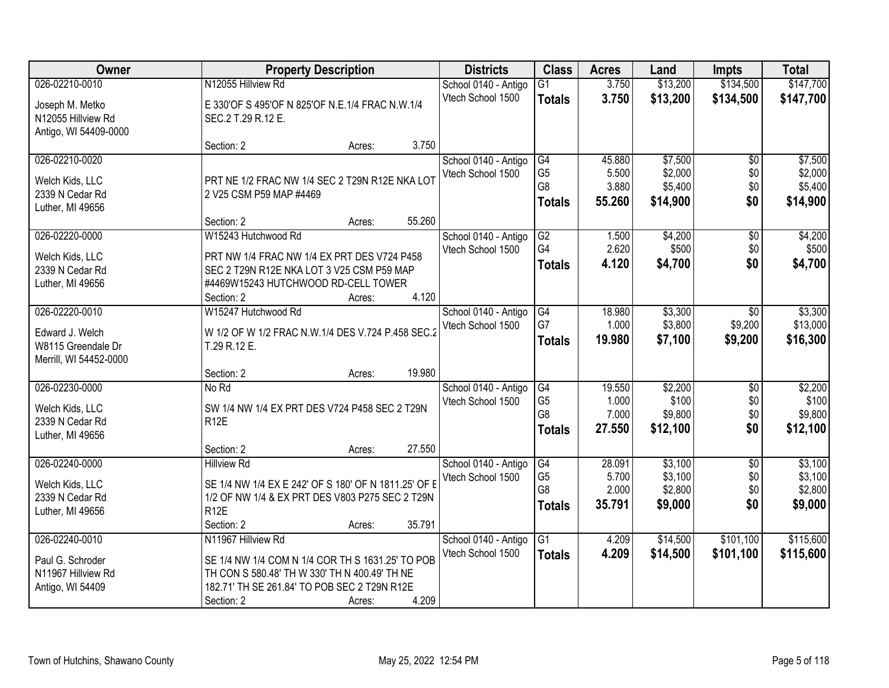| Owner | Property Description | Districts | Class | Acres | Land | Impts | Total |
|---|---|---|---|---|---|---|---|
| 026-02210-0010<br>Joseph M. Metko<br>N12055 Hillview Rd<br>Antigo, WI 54409-0000 | N12055 Hillview Rd<br>E 330'OF S 495'OF N 825'OF N.E.1/4 FRAC N.W.1/4 SEC.2 T.29 R.12 E.<br>Section: 2 Acres: 3.750 | School 0140 - Antigo<br>Vtech School 1500 | G1<br>**Totals** | 3.750<br>**3.750** | $13,200<br>**$13,200** | $134,500<br>**$134,500** | $147,700<br>**$147,700** |
| 026-02210-0020<br>Welch Kids, LLC<br>2339 N Cedar Rd<br>Luther, MI 49656 | PRT NE 1/2 FRAC NW 1/4 SEC 2 T29N R12E NKA LOT 2 V25 CSM P59 MAP #4469<br>Section: 2 Acres: 55.260 | School 0140 - Antigo<br>Vtech School 1500 | G4<br>G5<br>G8<br>**Totals** | 45.880<br>5.500<br>3.880<br>**55.260** | $7,500<br>$2,000<br>$5,400<br>**$14,900** | $0<br>$0<br>$0<br>**$0** | $7,500<br>$2,000<br>$5,400<br>**$14,900** |
| 026-02220-0000<br>Welch Kids, LLC<br>2339 N Cedar Rd<br>Luther, MI 49656 | W15243 Hutchwood Rd<br>PRT NW 1/4 FRAC NW 1/4 EX PRT DES V724 P458 SEC 2 T29N R12E NKA LOT 3 V25 CSM P59 MAP #4469W15243 HUTCHWOOD RD-CELL TOWER<br>Section: 2 Acres: 4.120 | School 0140 - Antigo<br>Vtech School 1500 | G2<br>G4<br>**Totals** | 1.500<br>2.620<br>**4.120** | $4,200<br>$500<br>**$4,700** | $0<br>$0<br>**$0** | $4,200<br>$500<br>**$4,700** |
| 026-02220-0010<br>Edward J. Welch<br>W8115 Greendale Dr<br>Merrill, WI 54452-0000 | W15247 Hutchwood Rd<br>W 1/2 OF W 1/2 FRAC N.W.1/4 DES V.724 P.458 SEC.2 T.29 R.12 E.<br>Section: 2 Acres: 19.980 | School 0140 - Antigo<br>Vtech School 1500 | G4<br>G7<br>**Totals** | 18.980<br>1.000<br>**19.980** | $3,300<br>$3,800<br>**$7,100** | $0<br>$9,200<br>**$9,200** | $3,300<br>$13,000<br>**$16,300** |
| 026-02230-0000<br>Welch Kids, LLC<br>2339 N Cedar Rd<br>Luther, MI 49656 | No Rd<br>SW 1/4 NW 1/4 EX PRT DES V724 P458 SEC 2 T29N R12E<br>Section: 2 Acres: 27.550 | School 0140 - Antigo<br>Vtech School 1500 | G4<br>G5<br>G8<br>**Totals** | 19.550<br>1.000<br>7.000<br>**27.550** | $2,200<br>$100<br>$9,800<br>**$12,100** | $0<br>$0<br>$0<br>**$0** | $2,200<br>$100<br>$9,800<br>**$12,100** |
| 026-02240-0000<br>Welch Kids, LLC<br>2339 N Cedar Rd<br>Luther, MI 49656 | Hillview Rd<br>SE 1/4 NW 1/4 EX E 242' OF S 180' OF N 1811.25' OF E 1/2 OF NW 1/4 & EX PRT DES V803 P275 SEC 2 T29N R12E<br>Section: 2 Acres: 35.791 | School 0140 - Antigo<br>Vtech School 1500 | G4<br>G5<br>G8<br>**Totals** | 28.091<br>5.700<br>2.000<br>**35.791** | $3,100<br>$3,100<br>$2,800<br>**$9,000** | $0<br>$0<br>$0<br>**$0** | $3,100<br>$3,100<br>$2,800<br>**$9,000** |
| 026-02240-0010<br>Paul G. Schroder<br>N11967 Hillview Rd<br>Antigo, WI 54409 | N11967 Hillview Rd<br>SE 1/4 NW 1/4 COM N 1/4 COR TH S 1631.25' TO POB TH CON S 580.48' TH W 330' TH N 400.49' TH NE 182.71' TH SE 261.84' TO POB SEC 2 T29N R12E<br>Section: 2 Acres: 4.209 | School 0140 - Antigo<br>Vtech School 1500 | G1<br>**Totals** | 4.209<br>**4.209** | $14,500<br>**$14,500** | $101,100<br>**$101,100** | $115,600<br>**$115,600** |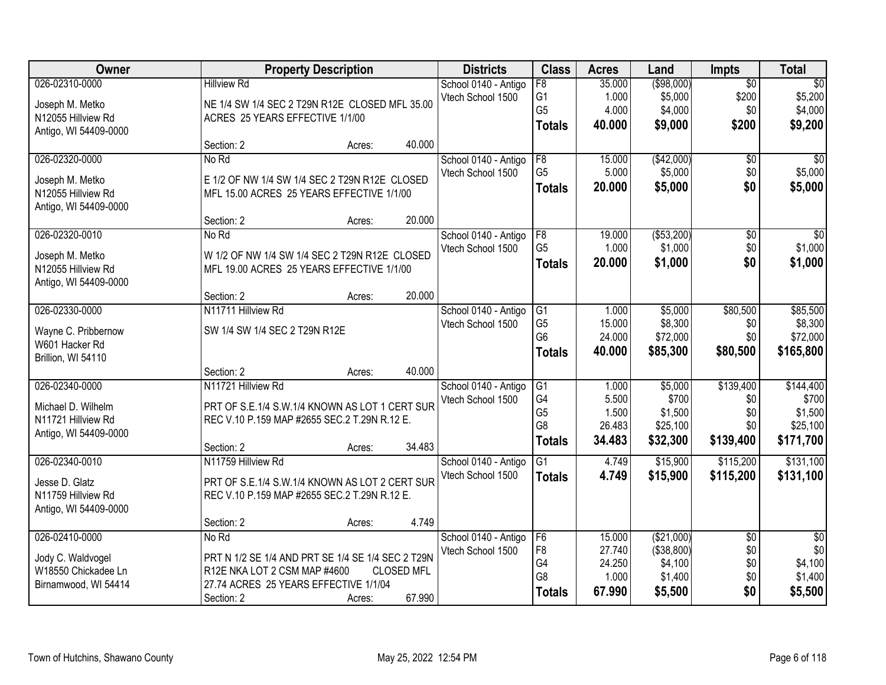| Owner | Property Description | Districts | Class | Acres | Land | Impts | Total |
|---|---|---|---|---|---|---|---|
| 026-02310-0000<br>Joseph M. Metko<br>N12055 Hillview Rd<br>Antigo, WI 54409-0000 | Hillview Rd<br>NE 1/4 SW 1/4 SEC 2 T29N R12E CLOSED MFL 35.00 ACRES 25 YEARS EFFECTIVE 1/1/00<br>Section: 2 Acres: 40.000 | School 0140 - Antigo<br>Vtech School 1500 | F8<br>G1<br>G5<br>**Totals** | 35.000<br>1.000<br>4.000<br>**40.000** | ($98,000)<br>$5,000<br>$4,000<br>**$9,000** | $0<br>$200<br>$0<br>**$200** | $0<br>$5,200<br>$4,000<br>**$9,200** |
| 026-02320-0000<br>Joseph M. Metko<br>N12055 Hillview Rd<br>Antigo, WI 54409-0000 | No Rd<br>E 1/2 OF NW 1/4 SW 1/4 SEC 2 T29N R12E CLOSED MFL 15.00 ACRES 25 YEARS EFFECTIVE 1/1/00<br>Section: 2 Acres: 20.000 | School 0140 - Antigo<br>Vtech School 1500 | F8<br>G5<br>**Totals** | 15.000<br>5.000<br>**20.000** | ($42,000)<br>$5,000<br>**$5,000** | $0<br>$0<br>**$0** | $0<br>$5,000<br>**$5,000** |
| 026-02320-0010<br>Joseph M. Metko<br>N12055 Hillview Rd<br>Antigo, WI 54409-0000 | No Rd<br>W 1/2 OF NW 1/4 SW 1/4 SEC 2 T29N R12E CLOSED MFL 19.00 ACRES 25 YEARS EFFECTIVE 1/1/00<br>Section: 2 Acres: 20.000 | School 0140 - Antigo<br>Vtech School 1500 | F8<br>G5<br>**Totals** | 19.000<br>1.000<br>**20.000** | ($53,200)<br>$1,000<br>**$1,000** | $0<br>$0<br>**$0** | $0<br>$1,000<br>**$1,000** |
| 026-02330-0000<br>Wayne C. Pribbernow<br>W601 Hacker Rd<br>Brillion, WI 54110 | N11711 Hillview Rd<br>SW 1/4 SW 1/4 SEC 2 T29N R12E<br>Section: 2 Acres: 40.000 | School 0140 - Antigo<br>Vtech School 1500 | G1<br>G5<br>G6<br>**Totals** | 1.000<br>15.000<br>24.000<br>**40.000** | $5,000<br>$8,300<br>$72,000<br>**$85,300** | $80,500<br>$0<br>$0<br>**$80,500** | $85,500<br>$8,300<br>$72,000<br>**$165,800** |
| 026-02340-0000<br>Michael D. Wilhelm<br>N11721 Hillview Rd<br>Antigo, WI 54409-0000 | N11721 Hillview Rd<br>PRT OF S.E.1/4 S.W.1/4 KNOWN AS LOT 1 CERT SUR REC V.10 P.159 MAP #2655 SEC.2 T.29N R.12 E.<br>Section: 2 Acres: 34.483 | School 0140 - Antigo<br>Vtech School 1500 | G1<br>G4<br>G5<br>G8<br>**Totals** | 1.000<br>5.500<br>1.500<br>26.483<br>**34.483** | $5,000<br>$700<br>$1,500<br>$25,100<br>**$32,300** | $139,400<br>$0<br>$0<br>$0<br>**$139,400** | $144,400<br>$700<br>$1,500<br>$25,100<br>**$171,700** |
| 026-02340-0010<br>Jesse D. Glatz<br>N11759 Hillview Rd<br>Antigo, WI 54409-0000 | N11759 Hillview Rd<br>PRT OF S.E.1/4 S.W.1/4 KNOWN AS LOT 2 CERT SUR REC V.10 P.159 MAP #2655 SEC.2 T.29N R.12 E.<br>Section: 2 Acres: 4.749 | School 0140 - Antigo<br>Vtech School 1500 | G1<br>**Totals** | 4.749<br>**4.749** | $15,900<br>**$15,900** | $115,200<br>**$115,200** | $131,100<br>**$131,100** |
| 026-02410-0000<br>Jody C. Waldvogel<br>W18550 Chickadee Ln<br>Birnamwood, WI 54414 | No Rd<br>PRT N 1/2 SE 1/4 AND PRT SE 1/4 SE 1/4 SEC 2 T29N R12E NKA LOT 2 CSM MAP #4600 CLOSED MFL 27.74 ACRES 25 YEARS EFFECTIVE 1/1/04<br>Section: 2 Acres: 67.990 | School 0140 - Antigo<br>Vtech School 1500 | F6<br>F8<br>G4<br>G8<br>**Totals** | 15.000<br>27.740<br>24.250<br>1.000<br>**67.990** | ($21,000)<br>($38,800)<br>$4,100<br>$1,400<br>**$5,500** | $0<br>$0<br>$0<br>$0<br>**$0** | $0<br>$0<br>$4,100<br>$1,400<br>**$5,500** |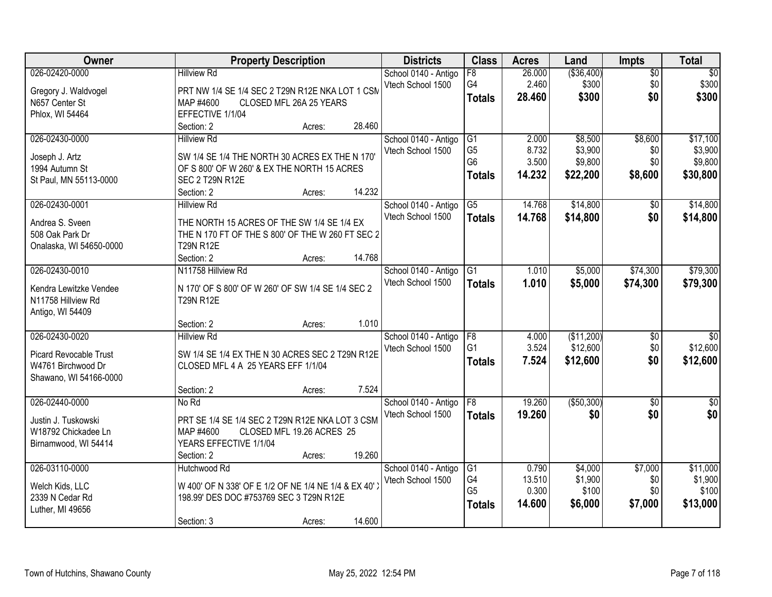| Owner | Property Description | Districts | Class | Acres | Land | Impts | Total |
|---|---|---|---|---|---|---|---|
| 026-02420-0000<br><br>Gregory J. Waldvogel<br>N657 Center St<br>Phlox, WI 54464 | Hillview Rd<br><br>PRT NW 1/4 SE 1/4 SEC 2 T29N R12E NKA LOT 1 CSM MAP #4600 CLOSED MFL 26A 25 YEARS EFFECTIVE 1/1/04<br>Section: 2 Acres: 28.460 | School 0140 - Antigo<br>Vtech School 1500 | F8<br>G4<br>**Totals** | 26.000<br>2.460<br>**28.460** | ($36,400)<br>$300<br>**$300** | $0<br>$0<br>**$0** | $0<br>$300<br>**$300** |
| 026-02430-0000<br><br>Joseph J. Artz<br>1994 Autumn St<br>St Paul, MN 55113-0000 | Hillview Rd<br><br>SW 1/4 SE 1/4 THE NORTH 30 ACRES EX THE N 170' OF S 800' OF W 260' & EX THE NORTH 15 ACRES SEC 2 T29N R12E<br>Section: 2 Acres: 14.232 | School 0140 - Antigo<br>Vtech School 1500 | G1<br>G5<br>G6<br>**Totals** | 2.000<br>8.732<br>3.500<br>**14.232** | $8,500<br>$3,900<br>$9,800<br>**$22,200** | $8,600<br>$0<br>$0<br>**$8,600** | $17,100<br>$3,900<br>$9,800<br>**$30,800** |
| 026-02430-0001<br><br>Andrea S. Sveen<br>508 Oak Park Dr<br>Onalaska, WI 54650-0000 | Hillview Rd<br><br>THE NORTH 15 ACRES OF THE SW 1/4 SE 1/4 EX THE N 170 FT OF THE S 800' OF THE W 260 FT SEC 2 T29N R12E<br>Section: 2 Acres: 14.768 | School 0140 - Antigo<br>Vtech School 1500 | G5<br>**Totals** | 14.768<br>**14.768** | $14,800<br>**$14,800** | $0<br>**$0** | $14,800<br>**$14,800** |
| 026-02430-0010<br><br>Kendra Lewitzke Vendee<br>N11758 Hillview Rd<br>Antigo, WI 54409 | N11758 Hillview Rd<br><br>N 170' OF S 800' OF W 260' OF SW 1/4 SE 1/4 SEC 2 T29N R12E<br>Section: 2 Acres: 1.010 | School 0140 - Antigo<br>Vtech School 1500 | G1<br>**Totals** | 1.010<br>**1.010** | $5,000<br>**$5,000** | $74,300<br>**$74,300** | $79,300<br>**$79,300** |
| 026-02430-0020<br><br>Picard Revocable Trust<br>W4761 Birchwood Dr<br>Shawano, WI 54166-0000 | Hillview Rd<br><br>SW 1/4 SE 1/4 EX THE N 30 ACRES SEC 2 T29N R12E CLOSED MFL 4 A 25 YEARS EFF 1/1/04<br>Section: 2 Acres: 7.524 | School 0140 - Antigo<br>Vtech School 1500 | F8<br>G1<br>**Totals** | 4.000<br>3.524<br>**7.524** | ($11,200)<br>$12,600<br>**$12,600** | $0<br>$0<br>**$0** | $0<br>$12,600<br>**$12,600** |
| 026-02440-0000<br><br>Justin J. Tuskowski<br>W18792 Chickadee Ln<br>Birnamwood, WI 54414 | No Rd<br><br>PRT SE 1/4 SE 1/4 SEC 2 T29N R12E NKA LOT 3 CSM MAP #4600 CLOSED MFL 19.26 ACRES 25 YEARS EFFECTIVE 1/1/04<br>Section: 2 Acres: 19.260 | School 0140 - Antigo<br>Vtech School 1500 | F8<br>**Totals** | 19.260<br>**19.260** | ($50,300)<br>**$0** | $0<br>**$0** | $0<br>**$0** |
| 026-03110-0000<br><br>Welch Kids, LLC<br>2339 N Cedar Rd<br>Luther, MI 49656 | Hutchwood Rd<br><br>W 400' OF N 338' OF E 1/2 OF NE 1/4 NE 1/4 & EX 40' X 198.99' DES DOC #753769 SEC 3 T29N R12E<br>Section: 3 Acres: 14.600 | School 0140 - Antigo<br>Vtech School 1500 | G1<br>G4<br>G5<br>**Totals** | 0.790<br>13.510<br>0.300<br>**14.600** | $4,000<br>$1,900<br>$100<br>**$6,000** | $7,000<br>$0<br>$0<br>**$7,000** | $11,000<br>$1,900<br>$100<br>**$13,000** |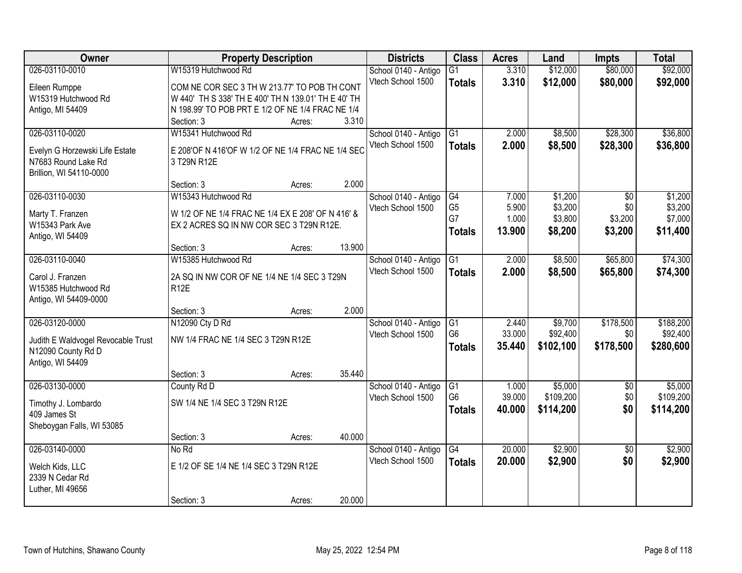| Owner | Property Description | Districts | Class | Acres | Land | Impts | Total |
|---|---|---|---|---|---|---|---|
| 026-03110-0010<br>Eileen Rumppe<br>W15319 Hutchwood Rd<br>Antigo, MI 54409 | W15319 Hutchwood Rd<br>COM NE COR SEC 3 TH W 213.77' TO POB TH CONT W 440' TH S 338' TH E 400' TH N 139.01' TH E 40' TH N 198.99' TO POB PRT E 1/2 OF NE 1/4 FRAC NE 1/4<br>Section: 3 Acres: 3.310 | School 0140 - Antigo<br>Vtech School 1500 | G1<br>**Totals** | 3.310<br>**3.310** | $12,000<br>**$12,000** | $80,000<br>**$80,000** | $92,000<br>**$92,000** |
| 026-03110-0020<br>Evelyn G Horzewski Life Estate<br>N7683 Round Lake Rd<br>Brillion, WI 54110-0000 | W15341 Hutchwood Rd<br>E 208'OF N 416'OF W 1/2 OF NE 1/4 FRAC NE 1/4 SEC 3 T29N R12E<br>Section: 3 Acres: 2.000 | School 0140 - Antigo<br>Vtech School 1500 | G1<br>**Totals** | 2.000<br>**2.000** | $8,500<br>**$8,500** | $28,300<br>**$28,300** | $36,800<br>**$36,800** |
| 026-03110-0030<br>Marty T. Franzen<br>W15343 Park Ave<br>Antigo, WI 54409 | W15343 Hutchwood Rd<br>W 1/2 OF NE 1/4 FRAC NE 1/4 EX E 208' OF N 416' & EX 2 ACRES SQ IN NW COR SEC 3 T29N R12E.<br>Section: 3 Acres: 13.900 | School 0140 - Antigo<br>Vtech School 1500 | G4<br>G5<br>G7<br>**Totals** | 7.000<br>5.900<br>1.000<br>**13.900** | $1,200<br>$3,200<br>$3,800<br>**$8,200** | $0<br>$0<br>$3,200<br>**$3,200** | $1,200<br>$3,200<br>$7,000<br>**$11,400** |
| 026-03110-0040<br>Carol J. Franzen<br>W15385 Hutchwood Rd<br>Antigo, WI 54409-0000 | W15385 Hutchwood Rd<br>2A SQ IN NW COR OF NE 1/4 NE 1/4 SEC 3 T29N R12E<br>Section: 3 Acres: 2.000 | School 0140 - Antigo<br>Vtech School 1500 | G1<br>**Totals** | 2.000<br>**2.000** | $8,500<br>**$8,500** | $65,800<br>**$65,800** | $74,300<br>**$74,300** |
| 026-03120-0000<br>Judith E Waldvogel Revocable Trust<br>N12090 County Rd D<br>Antigo, WI 54409 | N12090 Cty D Rd<br>NW 1/4 FRAC NE 1/4 SEC 3 T29N R12E<br>Section: 3 Acres: 35.440 | School 0140 - Antigo<br>Vtech School 1500 | G1<br>G6<br>**Totals** | 2.440<br>33.000<br>**35.440** | $9,700<br>$92,400<br>**$102,100** | $178,500<br>$0<br>**$178,500** | $188,200<br>$92,400<br>**$280,600** |
| 026-03130-0000<br>Timothy J. Lombardo<br>409 James St<br>Sheboygan Falls, WI 53085 | County Rd D<br>SW 1/4 NE 1/4 SEC 3 T29N R12E<br>Section: 3 Acres: 40.000 | School 0140 - Antigo<br>Vtech School 1500 | G1<br>G6<br>**Totals** | 1.000<br>39.000<br>**40.000** | $5,000<br>$109,200<br>**$114,200** | $0<br>$0<br>**$0** | $5,000<br>$109,200<br>**$114,200** |
| 026-03140-0000<br>Welch Kids, LLC<br>2339 N Cedar Rd<br>Luther, MI 49656 | No Rd<br>E 1/2 OF SE 1/4 NE 1/4 SEC 3 T29N R12E<br>Section: 3 Acres: 20.000 | School 0140 - Antigo<br>Vtech School 1500 | G4<br>**Totals** | 20.000<br>**20.000** | $2,900<br>**$2,900** | $0<br>**$0** | $2,900<br>**$2,900** |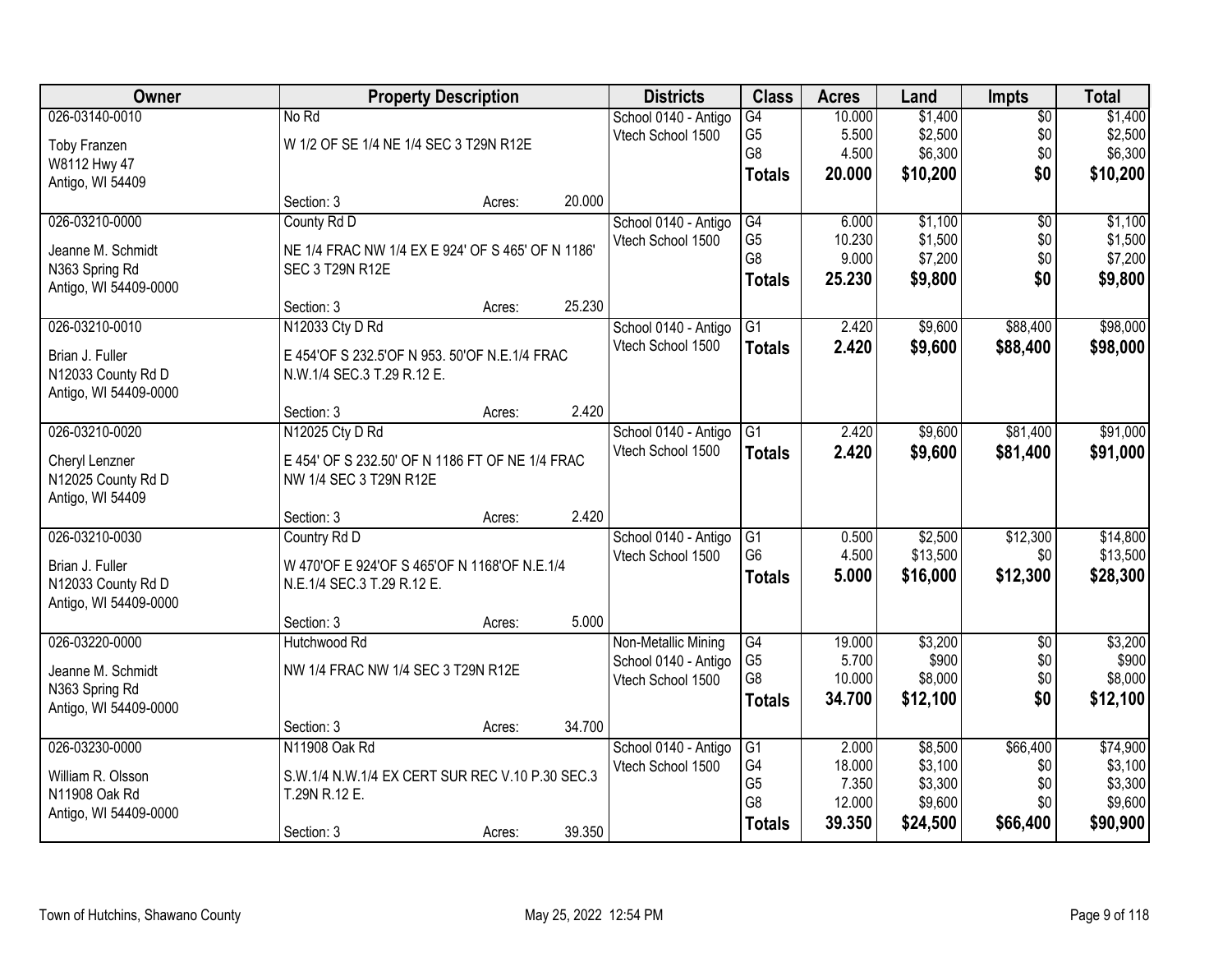| Owner | Property Description | Districts | Class | Acres | Land | Impts | Total |
|---|---|---|---|---|---|---|---|
| 026-03140-0010<br>Toby Franzen<br>W8112 Hwy 47<br>Antigo, WI 54409 | No Rd<br>W 1/2 OF SE 1/4 NE 1/4 SEC 3 T29N R12E<br>Section: 3 Acres: 20.000 | School 0140 - Antigo<br>Vtech School 1500 | G4<br>G5<br>G8<br>**Totals** | 10.000<br>5.500<br>4.500<br>**20.000** | $1,400<br>$2,500<br>$6,300<br>**$10,200** | $0<br>$0<br>$0<br>**$0** | $1,400<br>$2,500<br>$6,300<br>**$10,200** |
| 026-03210-0000<br>Jeanne M. Schmidt<br>N363 Spring Rd<br>Antigo, WI 54409-0000 | County Rd D<br>NE 1/4 FRAC NW 1/4 EX E 924' OF S 465' OF N 1186' SEC 3 T29N R12E<br>Section: 3 Acres: 25.230 | School 0140 - Antigo<br>Vtech School 1500 | G4<br>G5<br>G8<br>**Totals** | 6.000<br>10.230<br>9.000<br>**25.230** | $1,100<br>$1,500<br>$7,200<br>**$9,800** | $0<br>$0<br>$0<br>**$0** | $1,100<br>$1,500<br>$7,200<br>**$9,800** |
| 026-03210-0010<br>Brian J. Fuller<br>N12033 County Rd D<br>Antigo, WI 54409-0000 | N12033 Cty D Rd<br>E 454'OF S 232.5'OF N 953. 50'OF N.E.1/4 FRAC N.W.1/4 SEC.3 T.29 R.12 E.<br>Section: 3 Acres: 2.420 | School 0140 - Antigo<br>Vtech School 1500 | G1<br>**Totals** | 2.420<br>**2.420** | $9,600<br>**$9,600** | $88,400<br>**$88,400** | $98,000<br>**$98,000** |
| 026-03210-0020<br>Cheryl Lenzner<br>N12025 County Rd D<br>Antigo, WI 54409 | N12025 Cty D Rd<br>E 454' OF S 232.50' OF N 1186 FT OF NE 1/4 FRAC NW 1/4 SEC 3 T29N R12E<br>Section: 3 Acres: 2.420 | School 0140 - Antigo<br>Vtech School 1500 | G1<br>**Totals** | 2.420<br>**2.420** | $9,600<br>**$9,600** | $81,400<br>**$81,400** | $91,000<br>**$91,000** |
| 026-03210-0030<br>Brian J. Fuller<br>N12033 County Rd D<br>Antigo, WI 54409-0000 | Country Rd D<br>W 470'OF E 924'OF S 465'OF N 1168'OF N.E.1/4 N.E.1/4 SEC.3 T.29 R.12 E.<br>Section: 3 Acres: 5.000 | School 0140 - Antigo<br>Vtech School 1500 | G1<br>G6<br>**Totals** | 0.500<br>4.500<br>**5.000** | $2,500<br>$13,500<br>**$16,000** | $12,300<br>$0<br>**$12,300** | $14,800<br>$13,500<br>**$28,300** |
| 026-03220-0000<br>Jeanne M. Schmidt<br>N363 Spring Rd<br>Antigo, WI 54409-0000 | Hutchwood Rd<br>NW 1/4 FRAC NW 1/4 SEC 3 T29N R12E<br>Section: 3 Acres: 34.700 | Non-Metallic Mining<br>School 0140 - Antigo<br>Vtech School 1500 | G4<br>G5<br>G8<br>**Totals** | 19.000<br>5.700<br>10.000<br>**34.700** | $3,200<br>$900<br>$8,000<br>**$12,100** | $0<br>$0<br>$0<br>**$0** | $3,200<br>$900<br>$8,000<br>**$12,100** |
| 026-03230-0000<br>William R. Olsson<br>N11908 Oak Rd<br>Antigo, WI 54409-0000 | N11908 Oak Rd<br>S.W.1/4 N.W.1/4 EX CERT SUR REC V.10 P.30 SEC.3 T.29N R.12 E.<br>Section: 3 Acres: 39.350 | School 0140 - Antigo<br>Vtech School 1500 | G1<br>G4<br>G5<br>G8<br>**Totals** | 2.000<br>18.000<br>7.350<br>12.000<br>**39.350** | $8,500<br>$3,100<br>$3,300<br>$9,600<br>**$24,500** | $66,400<br>$0<br>$0<br>$0<br>**$66,400** | $74,900<br>$3,100<br>$3,300<br>$9,600<br>**$90,900** |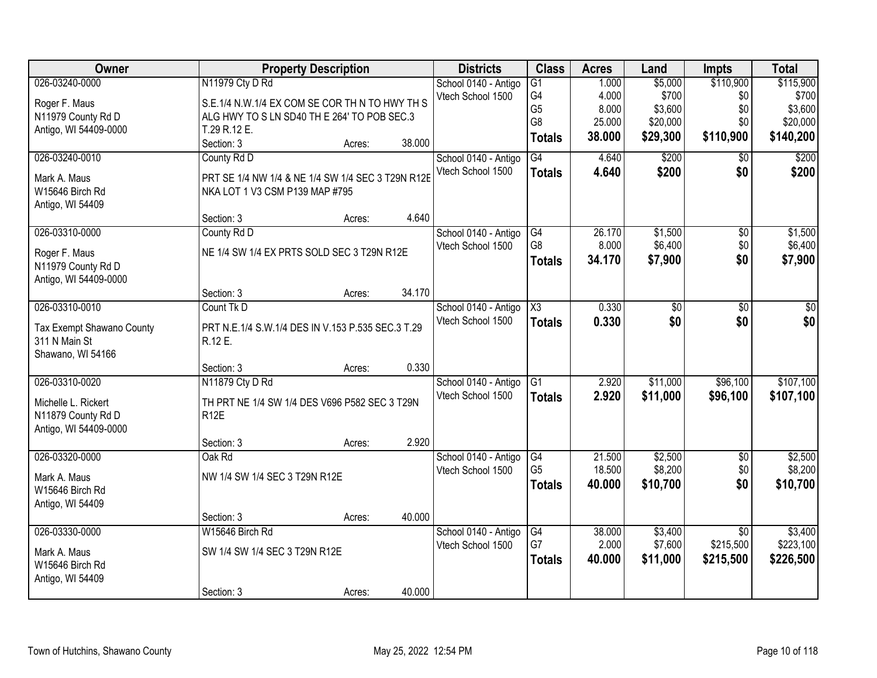| Owner | Property Description | | | Districts | Class | Acres | Land | Impts | Total |
|---|---|---|---|---|---|---|---|---|---|
| 026-03240-0000 | N11979 Cty D Rd | | | School 0140 - Antigo | G1 | 1.000 | $5,000 | $110,900 | $115,900 |
| Roger F. Maus | S.E.1/4 N.W.1/4 EX COM SE COR TH N TO HWY TH S | | | Vtech School 1500 | G4 | 4.000 | $700 | $0 | $700 |
| N11979 County Rd D | ALG HWY TO S LN SD40 TH E 264' TO POB SEC.3 | | | | G5 | 8.000 | $3,600 | $0 | $3,600 |
| Antigo, WI 54409-0000 | T.29 R.12 E. | | | | G8 | 25.000 | $20,000 | $0 | $20,000 |
| | Section: 3 | Acres: | 38.000 | | **Totals** | **38.000** | **$29,300** | **$110,900** | **$140,200** |
| 026-03240-0010 | County Rd D | | | School 0140 - Antigo | G4 | 4.640 | $200 | $0 | $200 |
| Mark A. Maus | PRT SE 1/4 NW 1/4 & NE 1/4 SW 1/4 SEC 3 T29N R12E | | | Vtech School 1500 | **Totals** | **4.640** | **$200** | **$0** | **$200** |
| W15646 Birch Rd | NKA LOT 1 V3 CSM P139 MAP #795 | | | | | | | | |
| Antigo, WI 54409 | | | | | | | | | |
| | Section: 3 | Acres: | 4.640 | | | | | | |
| 026-03310-0000 | County Rd D | | | School 0140 - Antigo | G4 | 26.170 | $1,500 | $0 | $1,500 |
| Roger F. Maus | NE 1/4 SW 1/4 EX PRTS SOLD SEC 3 T29N R12E | | | Vtech School 1500 | G8 | 8.000 | $6,400 | $0 | $6,400 |
| N11979 County Rd D | | | | | **Totals** | **34.170** | **$7,900** | **$0** | **$7,900** |
| Antigo, WI 54409-0000 | | | | | | | | | |
| | Section: 3 | Acres: | 34.170 | | | | | | |
| 026-03310-0010 | Count Tk D | | | School 0140 - Antigo | X3 | 0.330 | $0 | $0 | $0 |
| Tax Exempt Shawano County | PRT N.E.1/4 S.W.1/4 DES IN V.153 P.535 SEC.3 T.29 | | | Vtech School 1500 | **Totals** | **0.330** | **$0** | **$0** | **$0** |
| 311 N Main St | R.12 E. | | | | | | | | |
| Shawano, WI 54166 | | | | | | | | | |
| | Section: 3 | Acres: | 0.330 | | | | | | |
| 026-03310-0020 | N11879 Cty D Rd | | | School 0140 - Antigo | G1 | 2.920 | $11,000 | $96,100 | $107,100 |
| Michelle L. Rickert | TH PRT NE 1/4 SW 1/4 DES V696 P582 SEC 3 T29N | | | Vtech School 1500 | **Totals** | **2.920** | **$11,000** | **$96,100** | **$107,100** |
| N11879 County Rd D | R12E | | | | | | | | |
| Antigo, WI 54409-0000 | | | | | | | | | |
| | Section: 3 | Acres: | 2.920 | | | | | | |
| 026-03320-0000 | Oak Rd | | | School 0140 - Antigo | G4 | 21.500 | $2,500 | $0 | $2,500 |
| Mark A. Maus | NW 1/4 SW 1/4 SEC 3 T29N R12E | | | Vtech School 1500 | G5 | 18.500 | $8,200 | $0 | $8,200 |
| W15646 Birch Rd | | | | | **Totals** | **40.000** | **$10,700** | **$0** | **$10,700** |
| Antigo, WI 54409 | | | | | | | | | |
| | Section: 3 | Acres: | 40.000 | | | | | | |
| 026-03330-0000 | W15646 Birch Rd | | | School 0140 - Antigo | G4 | 38.000 | $3,400 | $0 | $3,400 |
| Mark A. Maus | SW 1/4 SW 1/4 SEC 3 T29N R12E | | | Vtech School 1500 | G7 | 2.000 | $7,600 | $215,500 | $223,100 |
| W15646 Birch Rd | | | | | **Totals** | **40.000** | **$11,000** | **$215,500** | **$226,500** |
| Antigo, WI 54409 | | | | | | | | | |
| | Section: 3 | Acres: | 40.000 | | | | | | |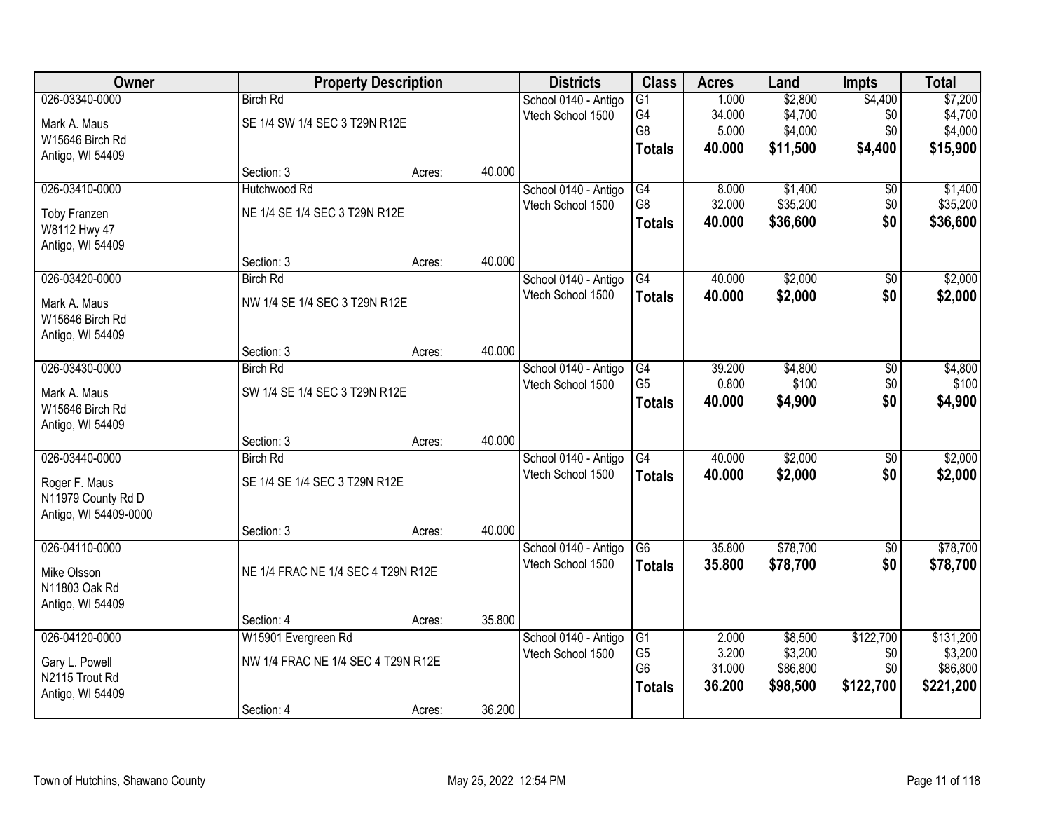| Owner | Property Description | | | Districts | Class | Acres | Land | Impts | Total |
|---|---|---|---|---|---|---|---|---|---|
| 026-03340-0000 | Birch Rd | | | School 0140 - Antigo | G1 | 1.000 | $2,800 | $4,400 | $7,200 |
| Mark A. Maus | SE 1/4 SW 1/4 SEC 3 T29N R12E | | | Vtech School 1500 | G4 | 34.000 | $4,700 | $0 | $4,700 |
| W15646 Birch Rd | | | | | G8 | 5.000 | $4,000 | $0 | $4,000 |
| Antigo, WI 54409 | | | | | **Totals** | **40.000** | **$11,500** | **$4,400** | **$15,900** |
| | Section: 3 | Acres: | 40.000 | | | | | | |
| 026-03410-0000 | Hutchwood Rd | | | School 0140 - Antigo | G4 | 8.000 | $1,400 | $0 | $1,400 |
| Toby Franzen | NE 1/4 SE 1/4 SEC 3 T29N R12E | | | Vtech School 1500 | G8 | 32.000 | $35,200 | $0 | $35,200 |
| W8112 Hwy 47 | | | | | **Totals** | **40.000** | **$36,600** | **$0** | **$36,600** |
| Antigo, WI 54409 | | | | | | | | | |
| | Section: 3 | Acres: | 40.000 | | | | | | |
| 026-03420-0000 | Birch Rd | | | School 0140 - Antigo | G4 | 40.000 | $2,000 | $0 | $2,000 |
| Mark A. Maus | NW 1/4 SE 1/4 SEC 3 T29N R12E | | | Vtech School 1500 | **Totals** | **40.000** | **$2,000** | **$0** | **$2,000** |
| W15646 Birch Rd | | | | | | | | | |
| Antigo, WI 54409 | | | | | | | | | |
| | Section: 3 | Acres: | 40.000 | | | | | | |
| 026-03430-0000 | Birch Rd | | | School 0140 - Antigo | G4 | 39.200 | $4,800 | $0 | $4,800 |
| Mark A. Maus | SW 1/4 SE 1/4 SEC 3 T29N R12E | | | Vtech School 1500 | G5 | 0.800 | $100 | $0 | $100 |
| W15646 Birch Rd | | | | | **Totals** | **40.000** | **$4,900** | **$0** | **$4,900** |
| Antigo, WI 54409 | | | | | | | | | |
| | Section: 3 | Acres: | 40.000 | | | | | | |
| 026-03440-0000 | Birch Rd | | | School 0140 - Antigo | G4 | 40.000 | $2,000 | $0 | $2,000 |
| Roger F. Maus | SE 1/4 SE 1/4 SEC 3 T29N R12E | | | Vtech School 1500 | **Totals** | **40.000** | **$2,000** | **$0** | **$2,000** |
| N11979 County Rd D | | | | | | | | | |
| Antigo, WI 54409-0000 | | | | | | | | | |
| | Section: 3 | Acres: | 40.000 | | | | | | |
| 026-04110-0000 | | | | School 0140 - Antigo | G6 | 35.800 | $78,700 | $0 | $78,700 |
| Mike Olsson | NE 1/4 FRAC NE 1/4 SEC 4 T29N R12E | | | Vtech School 1500 | **Totals** | **35.800** | **$78,700** | **$0** | **$78,700** |
| N11803 Oak Rd | | | | | | | | | |
| Antigo, WI 54409 | | | | | | | | | |
| | Section: 4 | Acres: | 35.800 | | | | | | |
| 026-04120-0000 | W15901 Evergreen Rd | | | School 0140 - Antigo | G1 | 2.000 | $8,500 | $122,700 | $131,200 |
| Gary L. Powell | NW 1/4 FRAC NE 1/4 SEC 4 T29N R12E | | | Vtech School 1500 | G5 | 3.200 | $3,200 | $0 | $3,200 |
| N2115 Trout Rd | | | | | G6 | 31.000 | $86,800 | $0 | $86,800 |
| Antigo, WI 54409 | | | | | **Totals** | **36.200** | **$98,500** | **$122,700** | **$221,200** |
| | Section: 4 | Acres: | 36.200 | | | | | | |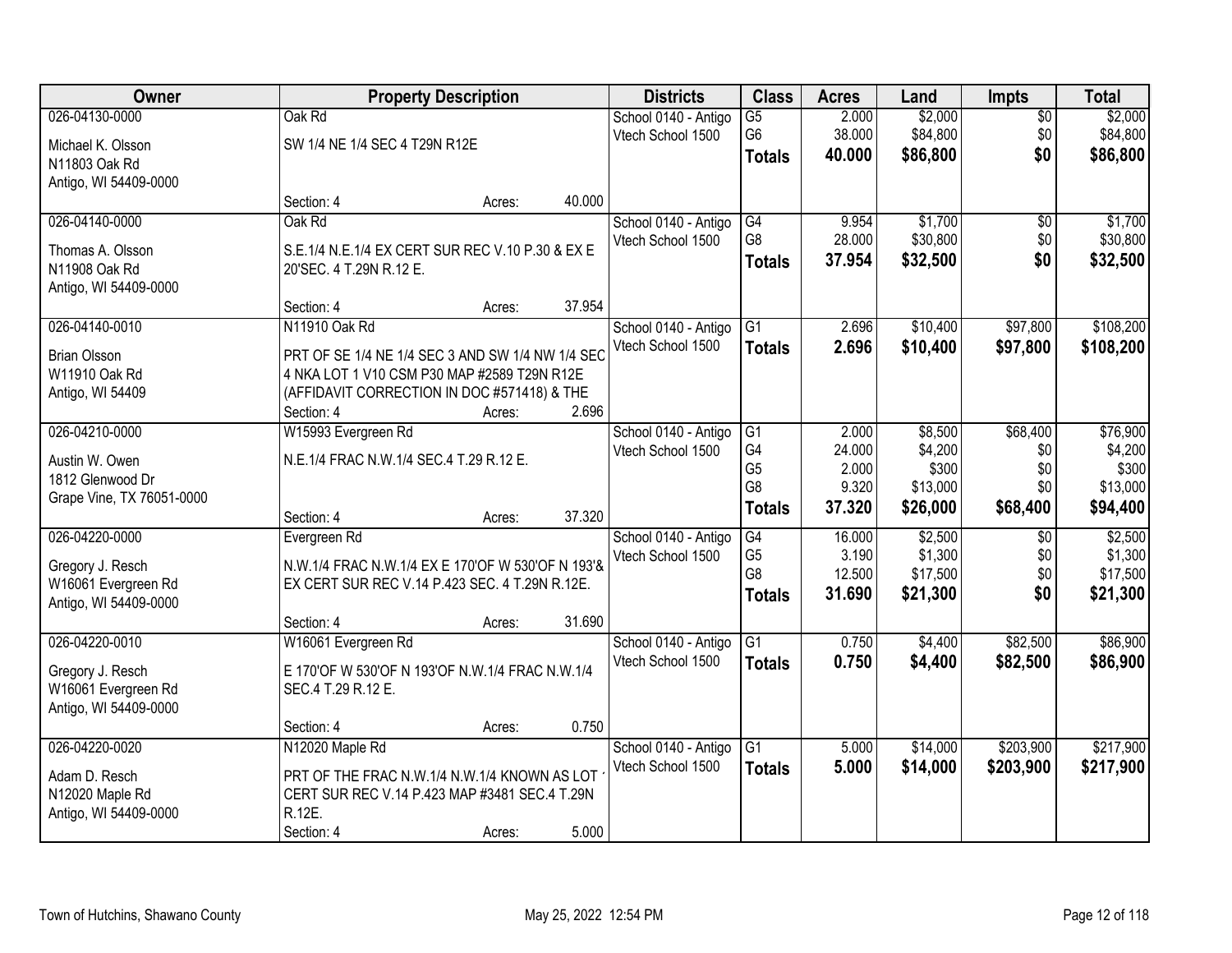| Owner | Property Description | Districts | Class | Acres | Land | Impts | Total |
|---|---|---|---|---|---|---|---|
| 026-04130-0000<br>Michael K. Olsson<br>N11803 Oak Rd<br>Antigo, WI 54409-0000 | Oak Rd<br>SW 1/4 NE 1/4 SEC 4 T29N R12E<br>Section: 4 Acres: 40.000 | School 0140 - Antigo<br>Vtech School 1500 | G5<br>G6<br>**Totals** | 2.000<br>38.000<br>**40.000** | $2,000<br>$84,800<br>**$86,800** | $0<br>$0<br>**$0** | $2,000<br>$84,800<br>**$86,800** |
| 026-04140-0000<br>Thomas A. Olsson<br>N11908 Oak Rd<br>Antigo, WI 54409-0000 | Oak Rd<br>S.E.1/4 N.E.1/4 EX CERT SUR REC V.10 P.30 & EX E 20'SEC. 4 T.29N R.12 E.<br>Section: 4 Acres: 37.954 | School 0140 - Antigo<br>Vtech School 1500 | G4<br>G8<br>**Totals** | 9.954<br>28.000<br>**37.954** | $1,700<br>$30,800<br>**$32,500** | $0<br>$0<br>**$0** | $1,700<br>$30,800<br>**$32,500** |
| 026-04140-0010<br>Brian Olsson<br>W11910 Oak Rd<br>Antigo, WI 54409 | N11910 Oak Rd<br>PRT OF SE 1/4 NE 1/4 SEC 3 AND SW 1/4 NW 1/4 SEC 4 NKA LOT 1 V10 CSM P30 MAP #2589 T29N R12E (AFFIDAVIT CORRECTION IN DOC #571418) & THE<br>Section: 4 Acres: 2.696 | School 0140 - Antigo<br>Vtech School 1500 | G1<br>**Totals** | 2.696<br>**2.696** | $10,400<br>**$10,400** | $97,800<br>**$97,800** | $108,200<br>**$108,200** |
| 026-04210-0000<br>Austin W. Owen<br>1812 Glenwood Dr<br>Grape Vine, TX 76051-0000 | W15993 Evergreen Rd<br>N.E.1/4 FRAC N.W.1/4 SEC.4 T.29 R.12 E.<br>Section: 4 Acres: 37.320 | School 0140 - Antigo<br>Vtech School 1500 | G1<br>G4<br>G5<br>G8<br>**Totals** | 2.000<br>24.000<br>2.000<br>9.320<br>**37.320** | $8,500<br>$4,200<br>$300<br>$13,000<br>**$26,000** | $68,400<br>$0<br>$0<br>$0<br>**$68,400** | $76,900<br>$4,200<br>$300<br>$13,000<br>**$94,400** |
| 026-04220-0000<br>Gregory J. Resch<br>W16061 Evergreen Rd<br>Antigo, WI 54409-0000 | Evergreen Rd<br>N.W.1/4 FRAC N.W.1/4 EX E 170'OF W 530'OF N 193'& EX CERT SUR REC V.14 P.423 SEC. 4 T.29N R.12E.<br>Section: 4 Acres: 31.690 | School 0140 - Antigo<br>Vtech School 1500 | G4<br>G5<br>G8<br>**Totals** | 16.000<br>3.190<br>12.500<br>**31.690** | $2,500<br>$1,300<br>$17,500<br>**$21,300** | $0<br>$0<br>$0<br>**$0** | $2,500<br>$1,300<br>$17,500<br>**$21,300** |
| 026-04220-0010<br>Gregory J. Resch<br>W16061 Evergreen Rd<br>Antigo, WI 54409-0000 | W16061 Evergreen Rd<br>E 170'OF W 530'OF N 193'OF N.W.1/4 FRAC N.W.1/4 SEC.4 T.29 R.12 E.<br>Section: 4 Acres: 0.750 | School 0140 - Antigo<br>Vtech School 1500 | G1<br>**Totals** | 0.750<br>**0.750** | $4,400<br>**$4,400** | $82,500<br>**$82,500** | $86,900<br>**$86,900** |
| 026-04220-0020<br>Adam D. Resch<br>N12020 Maple Rd<br>Antigo, WI 54409-0000 | N12020 Maple Rd<br>PRT OF THE FRAC N.W.1/4 N.W.1/4 KNOWN AS LOT CERT SUR REC V.14 P.423 MAP #3481 SEC.4 T.29N R.12E.<br>Section: 4 Acres: 5.000 | School 0140 - Antigo<br>Vtech School 1500 | G1<br>**Totals** | 5.000<br>**5.000** | $14,000<br>**$14,000** | $203,900<br>**$203,900** | $217,900<br>**$217,900** |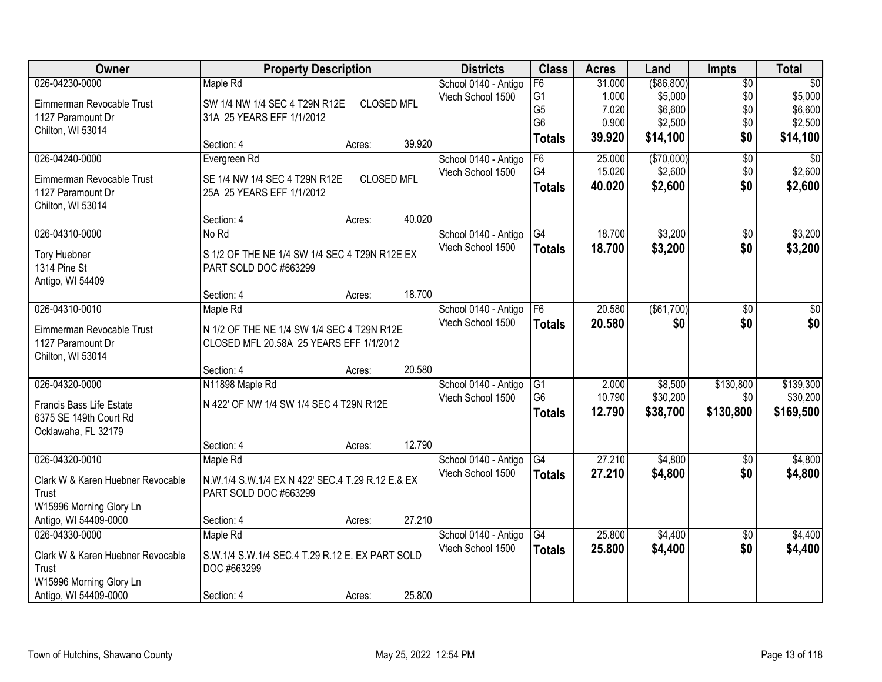| Owner | Property Description | Districts | Class | Acres | Land | Impts | Total |
|---|---|---|---|---|---|---|---|
| 026-04230-0000<br>Eimmerman Revocable Trust<br>1127 Paramount Dr<br>Chilton, WI 53014 | Maple Rd<br>SW 1/4 NW 1/4 SEC 4 T29N R12E CLOSED MFL 31A 25 YEARS EFF 1/1/2012<br>Section: 4 Acres: 39.920 | School 0140 - Antigo<br>Vtech School 1500 | F6<br>G1<br>G5<br>G6<br>**Totals** | 31.000<br>1.000<br>7.020<br>0.900<br>**39.920** | ($86,800)<br>$5,000<br>$6,600<br>$2,500<br>**$14,100** | $0<br>$0<br>$0<br>$0<br>**$0** | $0<br>$5,000<br>$6,600<br>$2,500<br>**$14,100** |
| 026-04240-0000<br>Eimmerman Revocable Trust<br>1127 Paramount Dr<br>Chilton, WI 53014 | Evergreen Rd<br>SE 1/4 NW 1/4 SEC 4 T29N R12E CLOSED MFL 25A 25 YEARS EFF 1/1/2012<br>Section: 4 Acres: 40.020 | School 0140 - Antigo<br>Vtech School 1500 | F6<br>G4<br>**Totals** | 25.000<br>15.020<br>**40.020** | ($70,000)<br>$2,600<br>**$2,600** | $0<br>$0<br>**$0** | $0<br>$2,600<br>**$2,600** |
| 026-04310-0000<br>Tory Huebner<br>1314 Pine St<br>Antigo, WI 54409 | No Rd<br>S 1/2 OF THE NE 1/4 SW 1/4 SEC 4 T29N R12E EX PART SOLD DOC #663299<br>Section: 4 Acres: 18.700 | School 0140 - Antigo<br>Vtech School 1500 | G4<br>**Totals** | 18.700<br>**18.700** | $3,200<br>**$3,200** | $0<br>**$0** | $3,200<br>**$3,200** |
| 026-04310-0010<br>Eimmerman Revocable Trust<br>1127 Paramount Dr<br>Chilton, WI 53014 | Maple Rd<br>N 1/2 OF THE NE 1/4 SW 1/4 SEC 4 T29N R12E CLOSED MFL 20.58A 25 YEARS EFF 1/1/2012<br>Section: 4 Acres: 20.580 | School 0140 - Antigo<br>Vtech School 1500 | F6<br>**Totals** | 20.580<br>**20.580** | ($61,700)<br>**$0** | $0<br>**$0** | $0<br>**$0** |
| 026-04320-0000<br>Francis Bass Life Estate<br>6375 SE 149th Court Rd<br>Ocklawaha, FL 32179 | N11898 Maple Rd<br>N 422' OF NW 1/4 SW 1/4 SEC 4 T29N R12E<br>Section: 4 Acres: 12.790 | School 0140 - Antigo<br>Vtech School 1500 | G1<br>G6<br>**Totals** | 2.000<br>10.790<br>**12.790** | $8,500<br>$30,200<br>**$38,700** | $130,800<br>$0<br>**$130,800** | $139,300<br>$30,200<br>**$169,500** |
| 026-04320-0010<br>Clark W & Karen Huebner Revocable Trust<br>W15996 Morning Glory Ln<br>Antigo, WI 54409-0000 | Maple Rd<br>N.W.1/4 S.W.1/4 EX N 422' SEC.4 T.29 R.12 E.& EX PART SOLD DOC #663299<br>Section: 4 Acres: 27.210 | School 0140 - Antigo<br>Vtech School 1500 | G4<br>**Totals** | 27.210<br>**27.210** | $4,800<br>**$4,800** | $0<br>**$0** | $4,800<br>**$4,800** |
| 026-04330-0000<br>Clark W & Karen Huebner Revocable Trust<br>W15996 Morning Glory Ln<br>Antigo, WI 54409-0000 | Maple Rd<br>S.W.1/4 S.W.1/4 SEC.4 T.29 R.12 E. EX PART SOLD DOC #663299<br>Section: 4 Acres: 25.800 | School 0140 - Antigo<br>Vtech School 1500 | G4<br>**Totals** | 25.800<br>**25.800** | $4,400<br>**$4,400** | $0<br>**$0** | $4,400<br>**$4,400** |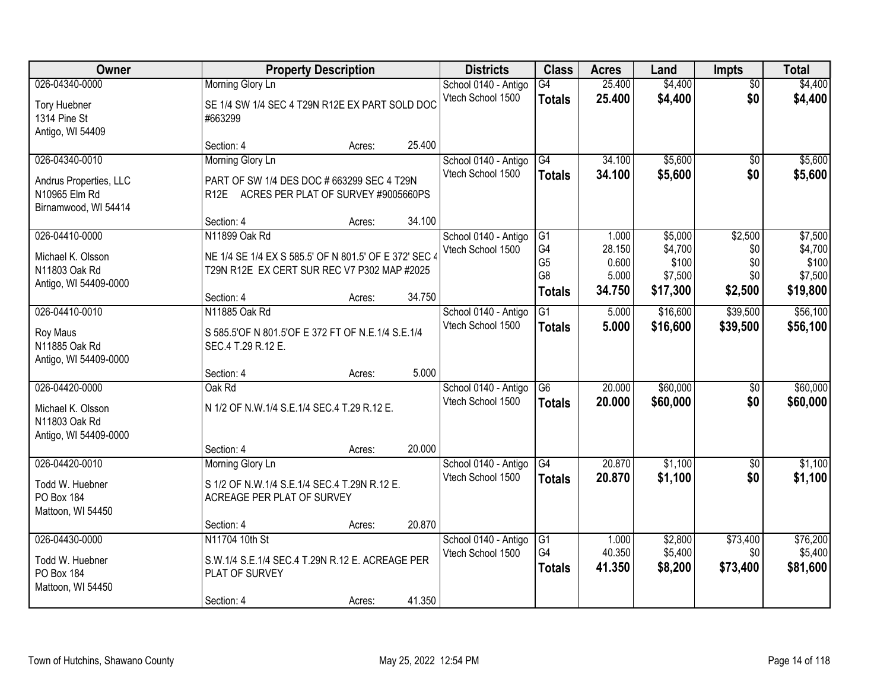| Owner | Property Description | Districts | Class | Acres | Land | Impts | Total |
|---|---|---|---|---|---|---|---|
| 026-04340-0000<br>Tory Huebner<br>1314 Pine St<br>Antigo, WI 54409 | Morning Glory Ln<br>SE 1/4 SW 1/4 SEC 4 T29N R12E EX PART SOLD DOC #663299<br>Section: 4 Acres: 25.400 | School 0140 - Antigo<br>Vtech School 1500 | G4<br>**Totals** | 25.400<br>**25.400** | $4,400<br>**$4,400** | $0<br>**$0** | $4,400<br>**$4,400** |
| 026-04340-0010<br>Andrus Properties, LLC<br>N10965 Elm Rd<br>Birnamwood, WI 54414 | Morning Glory Ln<br>PART OF SW 1/4 DES DOC # 663299 SEC 4 T29N R12E ACRES PER PLAT OF SURVEY #9005660PS<br>Section: 4 Acres: 34.100 | School 0140 - Antigo<br>Vtech School 1500 | G4<br>**Totals** | 34.100<br>**34.100** | $5,600<br>**$5,600** | $0<br>**$0** | $5,600<br>**$5,600** |
| 026-04410-0000<br>Michael K. Olsson<br>N11803 Oak Rd<br>Antigo, WI 54409-0000 | N11899 Oak Rd<br>NE 1/4 SE 1/4 EX S 585.5' OF N 801.5' OF E 372' SEC 4 T29N R12E EX CERT SUR REC V7 P302 MAP #2025<br>Section: 4 Acres: 34.750 | School 0140 - Antigo<br>Vtech School 1500 | G1<br>G4<br>G5<br>G8<br>**Totals** | 1.000<br>28.150<br>0.600<br>5.000<br>**34.750** | $5,000<br>$4,700<br>$100<br>$7,500<br>**$17,300** | $2,500<br>$0<br>$0<br>$0<br>**$2,500** | $7,500<br>$4,700<br>$100<br>$7,500<br>**$19,800** |
| 026-04410-0010<br>Roy Maus<br>N11885 Oak Rd<br>Antigo, WI 54409-0000 | N11885 Oak Rd<br>S 585.5'OF N 801.5'OF E 372 FT OF N.E.1/4 S.E.1/4 SEC.4 T.29 R.12 E.<br>Section: 4 Acres: 5.000 | School 0140 - Antigo<br>Vtech School 1500 | G1<br>**Totals** | 5.000<br>**5.000** | $16,600<br>**$16,600** | $39,500<br>**$39,500** | $56,100<br>**$56,100** |
| 026-04420-0000<br>Michael K. Olsson<br>N11803 Oak Rd<br>Antigo, WI 54409-0000 | Oak Rd<br>N 1/2 OF N.W.1/4 S.E.1/4 SEC.4 T.29 R.12 E.<br>Section: 4 Acres: 20.000 | School 0140 - Antigo<br>Vtech School 1500 | G6<br>**Totals** | 20.000<br>**20.000** | $60,000<br>**$60,000** | $0<br>**$0** | $60,000<br>**$60,000** |
| 026-04420-0010<br>Todd W. Huebner<br>PO Box 184<br>Mattoon, WI 54450 | Morning Glory Ln<br>S 1/2 OF N.W.1/4 S.E.1/4 SEC.4 T.29N R.12 E. ACREAGE PER PLAT OF SURVEY<br>Section: 4 Acres: 20.870 | School 0140 - Antigo<br>Vtech School 1500 | G4<br>**Totals** | 20.870<br>**20.870** | $1,100<br>**$1,100** | $0<br>**$0** | $1,100<br>**$1,100** |
| 026-04430-0000<br>Todd W. Huebner<br>PO Box 184<br>Mattoon, WI 54450 | N11704 10th St<br>S.W.1/4 S.E.1/4 SEC.4 T.29N R.12 E. ACREAGE PER PLAT OF SURVEY<br>Section: 4 Acres: 41.350 | School 0140 - Antigo<br>Vtech School 1500 | G1<br>G4<br>**Totals** | 1.000<br>40.350<br>**41.350** | $2,800<br>$5,400<br>**$8,200** | $73,400<br>$0<br>**$73,400** | $76,200<br>$5,400<br>**$81,600** |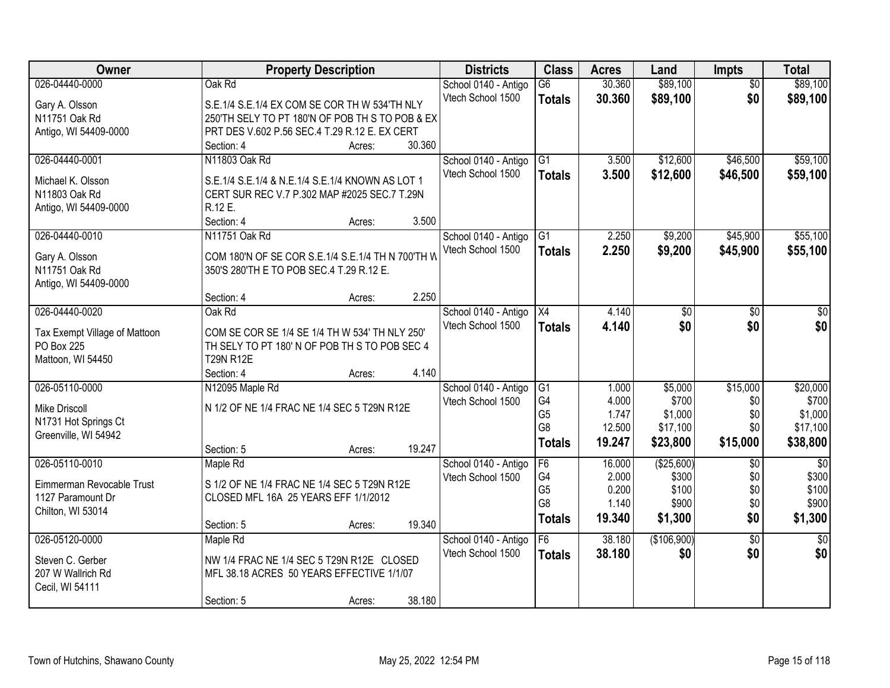| Owner | Property Description | Districts | Class | Acres | Land | Impts | Total |
|---|---|---|---|---|---|---|---|
| 026-04440-0000<br>Gary A. Olsson<br>N11751 Oak Rd<br>Antigo, WI 54409-0000 | Oak Rd<br>S.E.1/4 S.E.1/4 EX COM SE COR TH W 534'TH NLY 250'TH SELY TO PT 180'N OF POB TH S TO POB & EX PRT DES V.602 P.56 SEC.4 T.29 R.12 E. EX CERT<br>Section: 4 Acres: 30.360 | School 0140 - Antigo<br>Vtech School 1500 | G6<br>**Totals** | 30.360<br>**30.360** | $89,100<br>**$89,100** | $0<br>**$0** | $89,100<br>**$89,100** |
| 026-04440-0001<br>Michael K. Olsson<br>N11803 Oak Rd<br>Antigo, WI 54409-0000 | N11803 Oak Rd<br>S.E.1/4 S.E.1/4 & N.E.1/4 S.E.1/4 KNOWN AS LOT 1 CERT SUR REC V.7 P.302 MAP #2025 SEC.7 T.29N R.12 E.<br>Section: 4 Acres: 3.500 | School 0140 - Antigo<br>Vtech School 1500 | G1<br>**Totals** | 3.500<br>**3.500** | $12,600<br>**$12,600** | $46,500<br>**$46,500** | $59,100<br>**$59,100** |
| 026-04440-0010<br>Gary A. Olsson<br>N11751 Oak Rd<br>Antigo, WI 54409-0000 | N11751 Oak Rd<br>COM 180'N OF SE COR S.E.1/4 S.E.1/4 TH N 700'TH W 350'S 280'TH E TO POB SEC.4 T.29 R.12 E.<br>Section: 4 Acres: 2.250 | School 0140 - Antigo<br>Vtech School 1500 | G1<br>**Totals** | 2.250<br>**2.250** | $9,200<br>**$9,200** | $45,900<br>**$45,900** | $55,100<br>**$55,100** |
| 026-04440-0020<br>Tax Exempt Village of Mattoon<br>PO Box 225<br>Mattoon, WI 54450 | Oak Rd<br>COM SE COR SE 1/4 SE 1/4 TH W 534' TH NLY 250' TH SELY TO PT 180' N OF POB TH S TO POB SEC 4 T29N R12E<br>Section: 4 Acres: 4.140 | School 0140 - Antigo<br>Vtech School 1500 | X4<br>**Totals** | 4.140<br>**4.140** | $0<br>**$0** | $0<br>**$0** | $0<br>**$0** |
| 026-05110-0000<br>Mike Driscoll<br>N1731 Hot Springs Ct<br>Greenville, WI 54942 | N12095 Maple Rd<br>N 1/2 OF NE 1/4 FRAC NE 1/4 SEC 5 T29N R12E<br>Section: 5 Acres: 19.247 | School 0140 - Antigo<br>Vtech School 1500 | G1<br>G4<br>G5<br>G8<br>**Totals** | 1.000<br>4.000<br>1.747<br>12.500<br>**19.247** | $5,000<br>$700<br>$1,000<br>$17,100<br>**$23,800** | $15,000<br>$0<br>$0<br>$0<br>**$15,000** | $20,000<br>$700<br>$1,000<br>$17,100<br>**$38,800** |
| 026-05110-0010<br>Eimmerman Revocable Trust<br>1127 Paramount Dr<br>Chilton, WI 53014 | Maple Rd<br>S 1/2 OF NE 1/4 FRAC NE 1/4 SEC 5 T29N R12E CLOSED MFL 16A 25 YEARS EFF 1/1/2012<br>Section: 5 Acres: 19.340 | School 0140 - Antigo<br>Vtech School 1500 | F6<br>G4<br>G5<br>G8<br>**Totals** | 16.000<br>2.000<br>0.200<br>1.140<br>**19.340** | ($25,600)<br>$300<br>$100<br>$900<br>**$1,300** | $0<br>$0<br>$0<br>$0<br>**$0** | $0<br>$300<br>$100<br>$900<br>**$1,300** |
| 026-05120-0000<br>Steven C. Gerber<br>207 W Wallrich Rd<br>Cecil, WI 54111 | Maple Rd<br>NW 1/4 FRAC NE 1/4 SEC 5 T29N R12E CLOSED MFL 38.18 ACRES 50 YEARS EFFECTIVE 1/1/07<br>Section: 5 Acres: 38.180 | School 0140 - Antigo<br>Vtech School 1500 | F6<br>**Totals** | 38.180<br>**38.180** | ($106,900)<br>**$0** | $0<br>**$0** | $0<br>**$0** |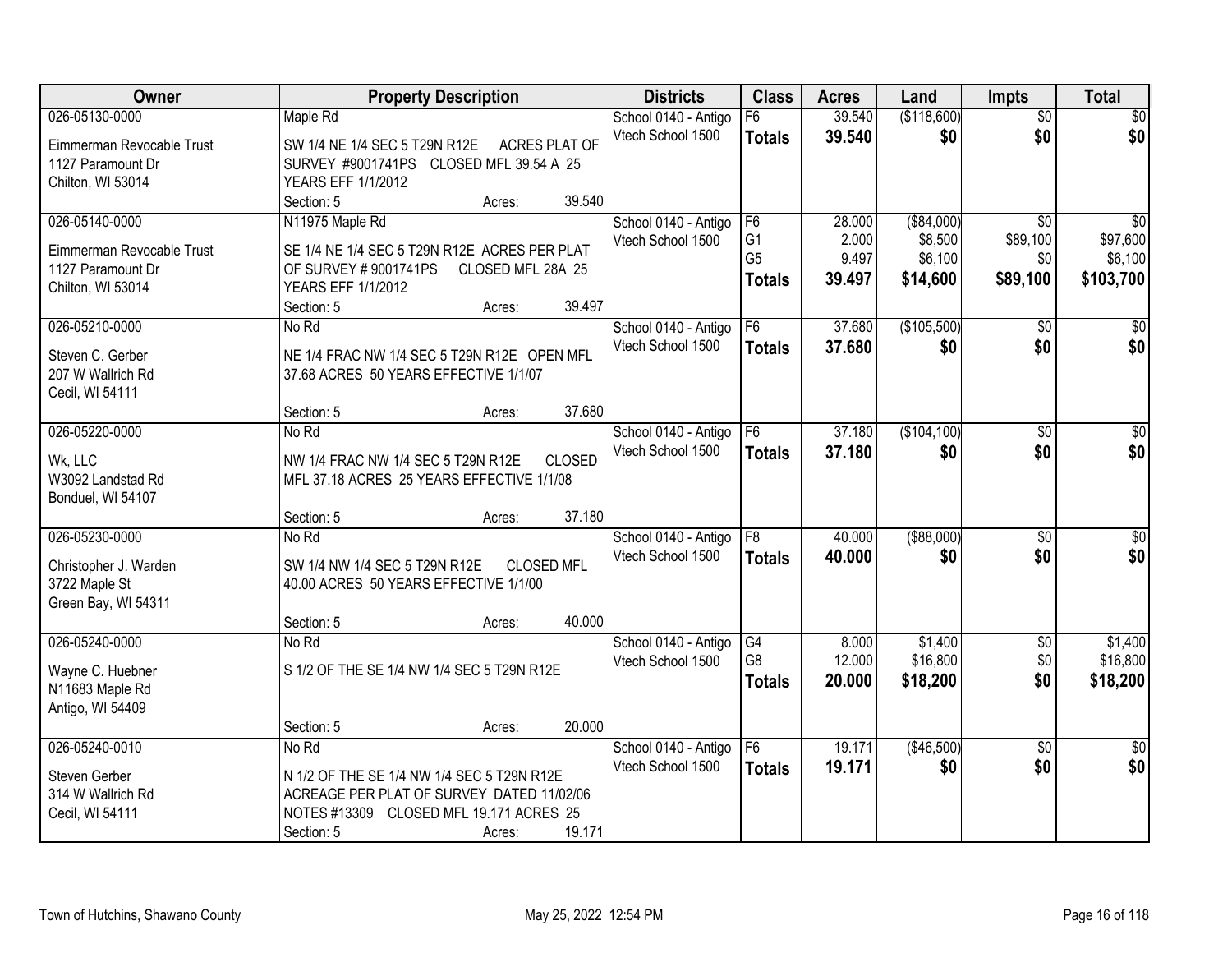| Owner | Property Description | Districts | Class | Acres | Land | Impts | Total |
|---|---|---|---|---|---|---|---|
| 026-05130-0000<br>Eimmerman Revocable Trust<br>1127 Paramount Dr<br>Chilton, WI 53014 | Maple Rd<br>SW 1/4 NE 1/4 SEC 5 T29N R12E ACRES PLAT OF SURVEY #9001741PS CLOSED MFL 39.54 A 25 YEARS EFF 1/1/2012<br>Section: 5 Acres: 39.540 | School 0140 - Antigo<br>Vtech School 1500 | F6<br>**Totals** | 39.540<br>**39.540** | ($118,600)<br>**$0** | $0<br>**$0** | $0<br>**$0** |
| 026-05140-0000<br>Eimmerman Revocable Trust<br>1127 Paramount Dr<br>Chilton, WI 53014 | N11975 Maple Rd<br>SE 1/4 NE 1/4 SEC 5 T29N R12E ACRES PER PLAT OF SURVEY # 9001741PS CLOSED MFL 28A 25 YEARS EFF 1/1/2012<br>Section: 5 Acres: 39.497 | School 0140 - Antigo<br>Vtech School 1500 | F6<br>G1<br>G5<br>**Totals** | 28.000<br>2.000<br>9.497<br>**39.497** | ($84,000)<br>$8,500<br>$6,100<br>**$14,600** | $0<br>$89,100<br>$0<br>**$89,100** | $0<br>$97,600<br>$6,100<br>**$103,700** |
| 026-05210-0000<br>Steven C. Gerber<br>207 W Wallrich Rd<br>Cecil, WI 54111 | No Rd<br>NE 1/4 FRAC NW 1/4 SEC 5 T29N R12E OPEN MFL 37.68 ACRES 50 YEARS EFFECTIVE 1/1/07<br>Section: 5 Acres: 37.680 | School 0140 - Antigo<br>Vtech School 1500 | F6<br>**Totals** | 37.680<br>**37.680** | ($105,500)<br>**$0** | $0<br>**$0** | $0<br>**$0** |
| 026-05220-0000<br>Wk, LLC<br>W3092 Landstad Rd<br>Bonduel, WI 54107 | No Rd<br>NW 1/4 FRAC NW 1/4 SEC 5 T29N R12E CLOSED MFL 37.18 ACRES 25 YEARS EFFECTIVE 1/1/08<br>Section: 5 Acres: 37.180 | School 0140 - Antigo<br>Vtech School 1500 | F6<br>**Totals** | 37.180<br>**37.180** | ($104,100)<br>**$0** | $0<br>**$0** | $0<br>**$0** |
| 026-05230-0000<br>Christopher J. Warden<br>3722 Maple St<br>Green Bay, WI 54311 | No Rd<br>SW 1/4 NW 1/4 SEC 5 T29N R12E CLOSED MFL 40.00 ACRES 50 YEARS EFFECTIVE 1/1/00<br>Section: 5 Acres: 40.000 | School 0140 - Antigo<br>Vtech School 1500 | F8<br>**Totals** | 40.000<br>**40.000** | ($88,000)<br>**$0** | $0<br>**$0** | $0<br>**$0** |
| 026-05240-0000<br>Wayne C. Huebner<br>N11683 Maple Rd<br>Antigo, WI 54409 | No Rd<br>S 1/2 OF THE SE 1/4 NW 1/4 SEC 5 T29N R12E<br>Section: 5 Acres: 20.000 | School 0140 - Antigo<br>Vtech School 1500 | G4<br>G8<br>**Totals** | 8.000<br>12.000<br>**20.000** | $1,400<br>$16,800<br>**$18,200** | $0<br>$0<br>**$0** | $1,400<br>$16,800<br>**$18,200** |
| 026-05240-0010<br>Steven Gerber<br>314 W Wallrich Rd<br>Cecil, WI 54111 | No Rd<br>N 1/2 OF THE SE 1/4 NW 1/4 SEC 5 T29N R12E ACREAGE PER PLAT OF SURVEY DATED 11/02/06 NOTES #13309 CLOSED MFL 19.171 ACRES 25<br>Section: 5 Acres: 19.171 | School 0140 - Antigo<br>Vtech School 1500 | F6<br>**Totals** | 19.171<br>**19.171** | ($46,500)<br>**$0** | $0<br>**$0** | $0<br>**$0** |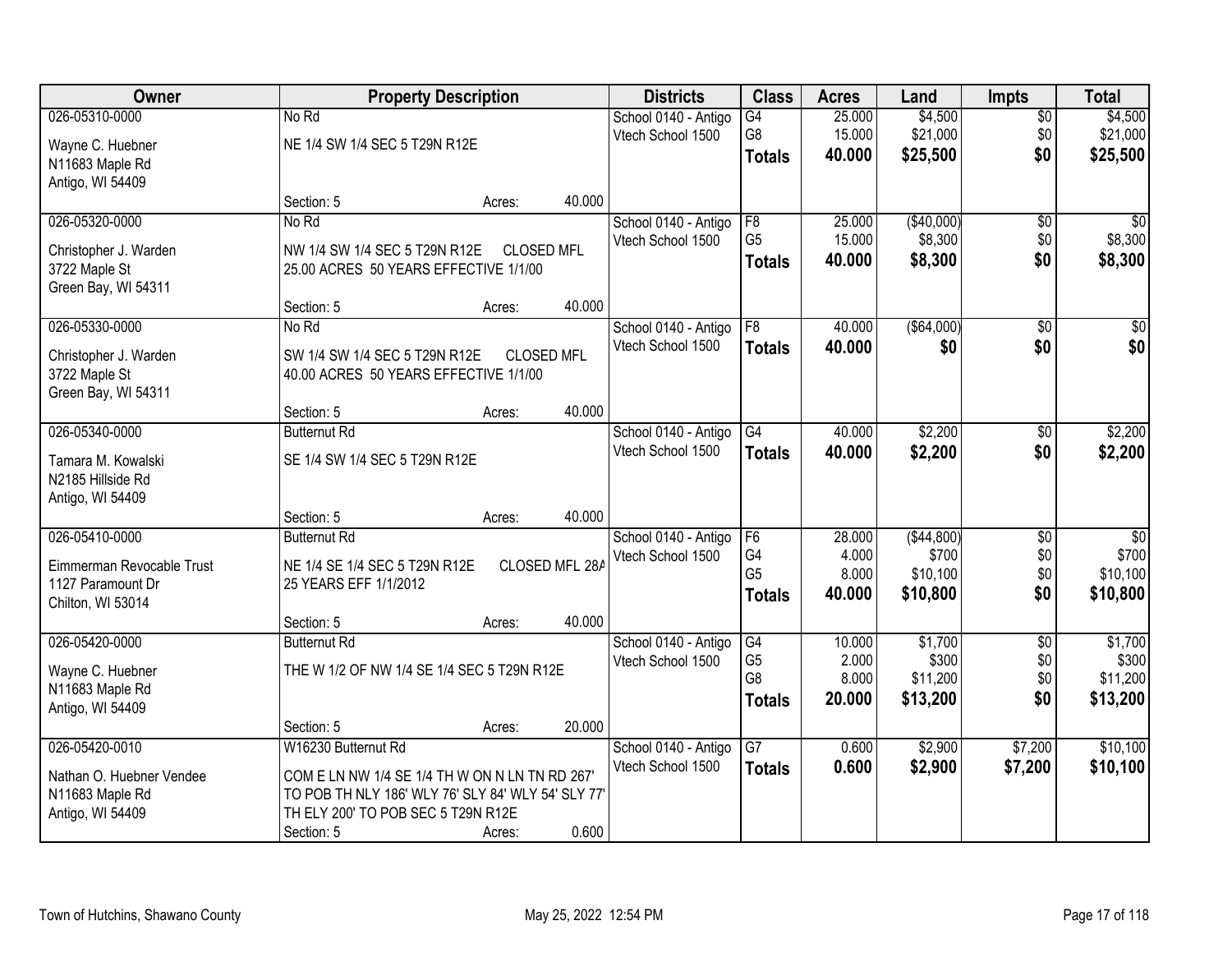| Owner | Property Description | Districts | Class | Acres | Land | Impts | Total |
|---|---|---|---|---|---|---|---|
| 026-05310-0000<br>Wayne C. Huebner<br>N11683 Maple Rd<br>Antigo, WI 54409 | No Rd<br>NE 1/4 SW 1/4 SEC 5 T29N R12E<br>Section: 5 Acres: 40.000 | School 0140 - Antigo<br>Vtech School 1500 | G4<br>G8<br>**Totals** | 25.000<br>15.000<br>**40.000** | $4,500<br>$21,000<br>**$25,500** | $0<br>$0<br>**$0** | $4,500<br>$21,000<br>**$25,500** |
| 026-05320-0000<br>Christopher J. Warden<br>3722 Maple St<br>Green Bay, WI 54311 | No Rd<br>NW 1/4 SW 1/4 SEC 5 T29N R12E CLOSED MFL 25.00 ACRES 50 YEARS EFFECTIVE 1/1/00<br>Section: 5 Acres: 40.000 | School 0140 - Antigo<br>Vtech School 1500 | F8<br>G5<br>**Totals** | 25.000<br>15.000<br>**40.000** | ($40,000)<br>$8,300<br>**$8,300** | $0<br>$0<br>**$0** | $0<br>$8,300<br>**$8,300** |
| 026-05330-0000<br>Christopher J. Warden<br>3722 Maple St<br>Green Bay, WI 54311 | No Rd<br>SW 1/4 SW 1/4 SEC 5 T29N R12E CLOSED MFL 40.00 ACRES 50 YEARS EFFECTIVE 1/1/00<br>Section: 5 Acres: 40.000 | School 0140 - Antigo<br>Vtech School 1500 | F8<br>**Totals** | 40.000<br>**40.000** | ($64,000)<br>**$0** | $0<br>**$0** | $0<br>**$0** |
| 026-05340-0000<br>Tamara M. Kowalski<br>N2185 Hillside Rd<br>Antigo, WI 54409 | Butternut Rd<br>SE 1/4 SW 1/4 SEC 5 T29N R12E<br>Section: 5 Acres: 40.000 | School 0140 - Antigo<br>Vtech School 1500 | G4<br>**Totals** | 40.000<br>**40.000** | $2,200<br>**$2,200** | $0<br>**$0** | $2,200<br>**$2,200** |
| 026-05410-0000<br>Eimmerman Revocable Trust<br>1127 Paramount Dr<br>Chilton, WI 53014 | Butternut Rd<br>NE 1/4 SE 1/4 SEC 5 T29N R12E CLOSED MFL 28A 25 YEARS EFF 1/1/2012<br>Section: 5 Acres: 40.000 | School 0140 - Antigo<br>Vtech School 1500 | F6<br>G4<br>G5<br>**Totals** | 28.000<br>4.000<br>8.000<br>**40.000** | ($44,800)<br>$700<br>$10,100<br>**$10,800** | $0<br>$0<br>$0<br>**$0** | $0<br>$700<br>$10,100<br>**$10,800** |
| 026-05420-0000<br>Wayne C. Huebner<br>N11683 Maple Rd<br>Antigo, WI 54409 | Butternut Rd<br>THE W 1/2 OF NW 1/4 SE 1/4 SEC 5 T29N R12E<br>Section: 5 Acres: 20.000 | School 0140 - Antigo<br>Vtech School 1500 | G4<br>G5<br>G8<br>**Totals** | 10.000<br>2.000<br>8.000<br>**20.000** | $1,700<br>$300<br>$11,200<br>**$13,200** | $0<br>$0<br>$0<br>**$0** | $1,700<br>$300<br>$11,200<br>**$13,200** |
| 026-05420-0010<br>Nathan O. Huebner Vendee<br>N11683 Maple Rd<br>Antigo, WI 54409 | W16230 Butternut Rd<br>COM E LN NW 1/4 SE 1/4 TH W ON N LN TN RD 267' TO POB TH NLY 186' WLY 76' SLY 84' WLY 54' SLY 77' TH ELY 200' TO POB SEC 5 T29N R12E<br>Section: 5 Acres: 0.600 | School 0140 - Antigo<br>Vtech School 1500 | G7<br>**Totals** | 0.600<br>**0.600** | $2,900<br>**$2,900** | $7,200<br>**$7,200** | $10,100<br>**$10,100** |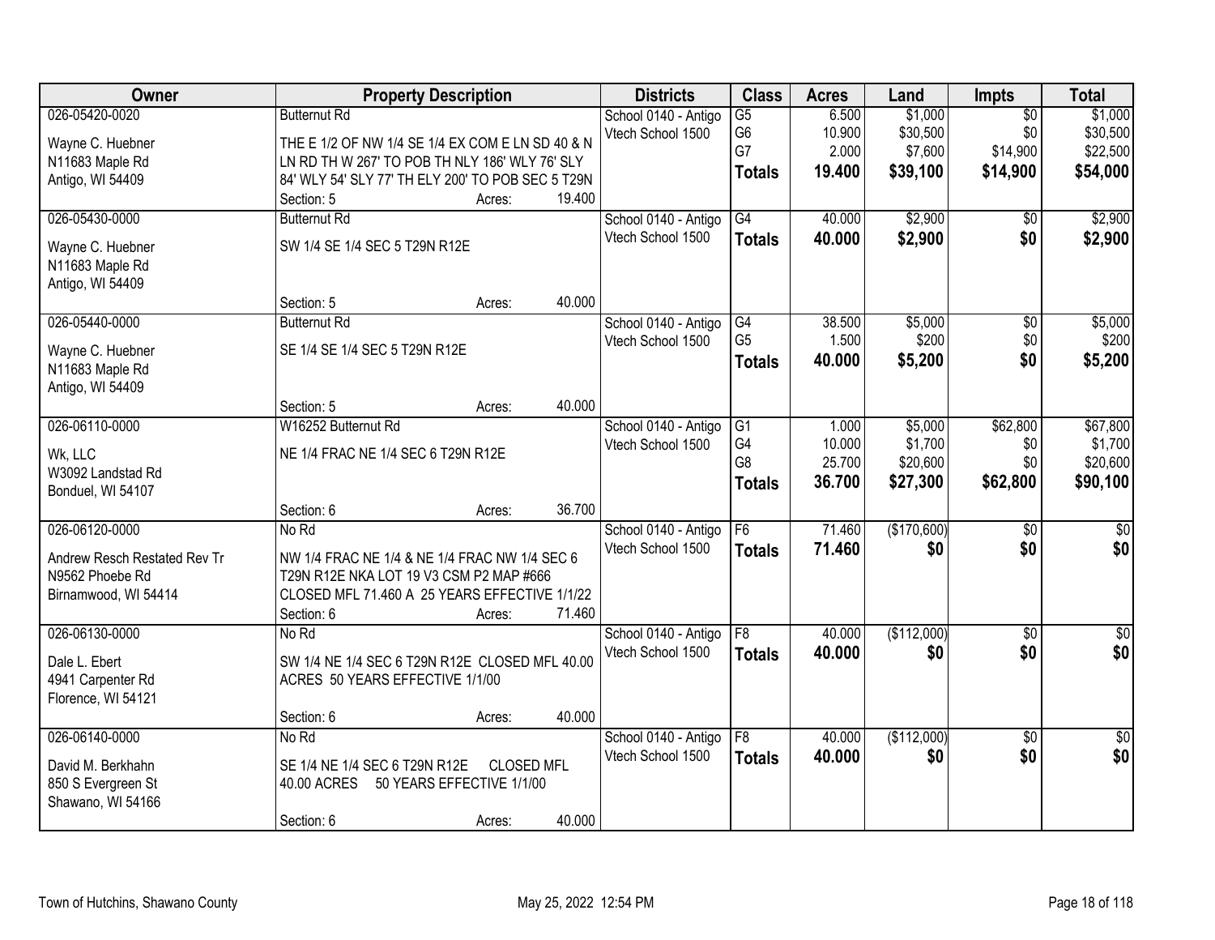| Owner | Property Description | Districts | Class | Acres | Land | Impts | Total |
|---|---|---|---|---|---|---|---|
| 026-05420-0020<br>Wayne C. Huebner<br>N11683 Maple Rd<br>Antigo, WI 54409 | Butternut Rd<br>THE E 1/2 OF NW 1/4 SE 1/4 EX COM E LN SD 40 & N LN RD TH W 267' TO POB TH NLY 186' WLY 76' SLY 84' WLY 54' SLY 77' TH ELY 200' TO POB SEC 5 T29N<br>Section: 5 Acres: 19.400 | School 0140 - Antigo<br>Vtech School 1500 | G5<br>G6<br>G7<br>**Totals** | 6.500<br>10.900<br>2.000<br>**19.400** | $1,000<br>$30,500<br>$7,600<br>**$39,100** | $0<br>$0<br>$14,900<br>**$14,900** | $1,000<br>$30,500<br>$22,500<br>**$54,000** |
| 026-05430-0000<br>Wayne C. Huebner<br>N11683 Maple Rd<br>Antigo, WI 54409 | Butternut Rd<br>SW 1/4 SE 1/4 SEC 5 T29N R12E<br>Section: 5 Acres: 40.000 | School 0140 - Antigo<br>Vtech School 1500 | G4<br>**Totals** | 40.000<br>**40.000** | $2,900<br>**$2,900** | $0<br>**$0** | $2,900<br>**$2,900** |
| 026-05440-0000<br>Wayne C. Huebner<br>N11683 Maple Rd<br>Antigo, WI 54409 | Butternut Rd<br>SE 1/4 SE 1/4 SEC 5 T29N R12E<br>Section: 5 Acres: 40.000 | School 0140 - Antigo<br>Vtech School 1500 | G4<br>G5<br>**Totals** | 38.500<br>1.500<br>**40.000** | $5,000<br>$200<br>**$5,200** | $0<br>$0<br>**$0** | $5,000<br>$200<br>**$5,200** |
| 026-06110-0000<br>Wk, LLC<br>W3092 Landstad Rd<br>Bonduel, WI 54107 | W16252 Butternut Rd<br>NE 1/4 FRAC NE 1/4 SEC 6 T29N R12E<br>Section: 6 Acres: 36.700 | School 0140 - Antigo<br>Vtech School 1500 | G1<br>G4<br>G8<br>**Totals** | 1.000<br>10.000<br>25.700<br>**36.700** | $5,000<br>$1,700<br>$20,600<br>**$27,300** | $62,800<br>$0<br>$0<br>**$62,800** | $67,800<br>$1,700<br>$20,600<br>**$90,100** |
| 026-06120-0000<br>Andrew Resch Restated Rev Tr<br>N9562 Phoebe Rd<br>Birnamwood, WI 54414 | No Rd<br>NW 1/4 FRAC NE 1/4 & NE 1/4 FRAC NW 1/4 SEC 6 T29N R12E NKA LOT 19 V3 CSM P2 MAP #666 CLOSED MFL 71.460 A 25 YEARS EFFECTIVE 1/1/22<br>Section: 6 Acres: 71.460 | School 0140 - Antigo<br>Vtech School 1500 | F6<br>**Totals** | 71.460<br>**71.460** | ($170,600)<br>**$0** | $0<br>**$0** | $0<br>**$0** |
| 026-06130-0000<br>Dale L. Ebert<br>4941 Carpenter Rd<br>Florence, WI 54121 | No Rd<br>SW 1/4 NE 1/4 SEC 6 T29N R12E CLOSED MFL 40.00 ACRES 50 YEARS EFFECTIVE 1/1/00<br>Section: 6 Acres: 40.000 | School 0140 - Antigo<br>Vtech School 1500 | F8<br>**Totals** | 40.000<br>**40.000** | ($112,000)<br>**$0** | $0<br>**$0** | $0<br>**$0** |
| 026-06140-0000<br>David M. Berkhahn<br>850 S Evergreen St<br>Shawano, WI 54166 | No Rd<br>SE 1/4 NE 1/4 SEC 6 T29N R12E CLOSED MFL 40.00 ACRES 50 YEARS EFFECTIVE 1/1/00<br>Section: 6 Acres: 40.000 | School 0140 - Antigo<br>Vtech School 1500 | F8<br>**Totals** | 40.000<br>**40.000** | ($112,000)<br>**$0** | $0<br>**$0** | $0<br>**$0** |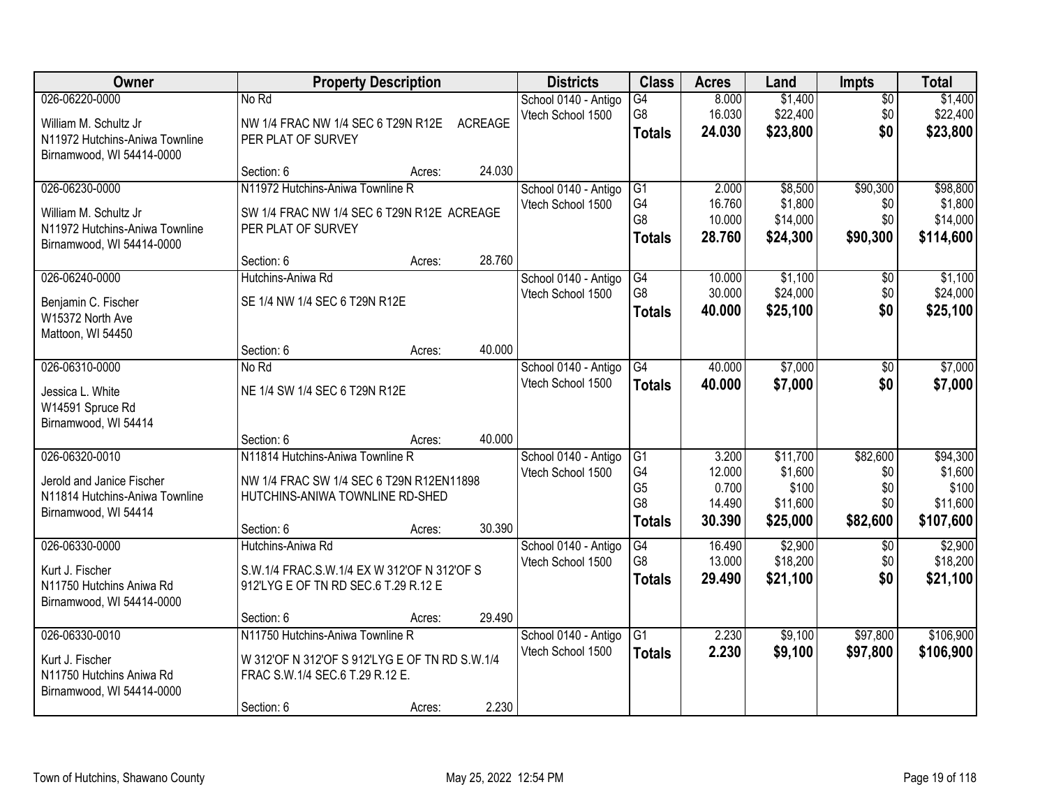| Owner | Property Description | | | Districts | Class | Acres | Land | Impts | Total |
|---|---|---|---|---|---|---|---|---|---|
| 026-06220-0000<br>William M. Schultz Jr<br>N11972 Hutchins-Aniwa Townline<br>Birnamwood, WI 54414-0000 | No Rd<br>NW 1/4 FRAC NW 1/4 SEC 6 T29N R12E ACREAGE PER PLAT OF SURVEY<br>Section: 6 | Acres: | 24.030 | School 0140 - Antigo<br>Vtech School 1500 | G4<br>G8<br>**Totals** | 8.000<br>16.030<br>**24.030** | $1,400<br>$22,400<br>**$23,800** | $0<br>$0<br>**$0** | $1,400<br>$22,400<br>**$23,800** |
| 026-06230-0000<br>William M. Schultz Jr<br>N11972 Hutchins-Aniwa Townline<br>Birnamwood, WI 54414-0000 | N11972 Hutchins-Aniwa Townline R<br>SW 1/4 FRAC NW 1/4 SEC 6 T29N R12E ACREAGE PER PLAT OF SURVEY<br>Section: 6 | Acres: | 28.760 | School 0140 - Antigo<br>Vtech School 1500 | G1<br>G4<br>G8<br>**Totals** | 2.000<br>16.760<br>10.000<br>**28.760** | $8,500<br>$1,800<br>$14,000<br>**$24,300** | $90,300<br>$0<br>$0<br>**$90,300** | $98,800<br>$1,800<br>$14,000<br>**$114,600** |
| 026-06240-0000<br>Benjamin C. Fischer<br>W15372 North Ave<br>Mattoon, WI 54450 | Hutchins-Aniwa Rd<br>SE 1/4 NW 1/4 SEC 6 T29N R12E<br>Section: 6 | Acres: | 40.000 | School 0140 - Antigo<br>Vtech School 1500 | G4<br>G8<br>**Totals** | 10.000<br>30.000<br>**40.000** | $1,100<br>$24,000<br>**$25,100** | $0<br>$0<br>**$0** | $1,100<br>$24,000<br>**$25,100** |
| 026-06310-0000<br>Jessica L. White<br>W14591 Spruce Rd<br>Birnamwood, WI 54414 | No Rd<br>NE 1/4 SW 1/4 SEC 6 T29N R12E<br>Section: 6 | Acres: | 40.000 | School 0140 - Antigo<br>Vtech School 1500 | G4<br>**Totals** | 40.000<br>**40.000** | $7,000<br>**$7,000** | $0<br>**$0** | $7,000<br>**$7,000** |
| 026-06320-0010<br>Jerold and Janice Fischer<br>N11814 Hutchins-Aniwa Townline<br>Birnamwood, WI 54414 | N11814 Hutchins-Aniwa Townline R<br>NW 1/4 FRAC SW 1/4 SEC 6 T29N R12EN11898 HUTCHINS-ANIWA TOWNLINE RD-SHED<br>Section: 6 | Acres: | 30.390 | School 0140 - Antigo<br>Vtech School 1500 | G1<br>G4<br>G5<br>G8<br>**Totals** | 3.200<br>12.000<br>0.700<br>14.490<br>**30.390** | $11,700<br>$1,600<br>$100<br>$11,600<br>**$25,000** | $82,600<br>$0<br>$0<br>$0<br>**$82,600** | $94,300<br>$1,600<br>$100<br>$11,600<br>**$107,600** |
| 026-06330-0000<br>Kurt J. Fischer<br>N11750 Hutchins Aniwa Rd<br>Birnamwood, WI 54414-0000 | Hutchins-Aniwa Rd<br>S.W.1/4 FRAC.S.W.1/4 EX W 312'OF N 312'OF S 912'LYG E OF TN RD SEC.6 T.29 R.12 E<br>Section: 6 | Acres: | 29.490 | School 0140 - Antigo<br>Vtech School 1500 | G4<br>G8<br>**Totals** | 16.490<br>13.000<br>**29.490** | $2,900<br>$18,200<br>**$21,100** | $0<br>$0<br>**$0** | $2,900<br>$18,200<br>**$21,100** |
| 026-06330-0010<br>Kurt J. Fischer<br>N11750 Hutchins Aniwa Rd<br>Birnamwood, WI 54414-0000 | N11750 Hutchins-Aniwa Townline R<br>W 312'OF N 312'OF S 912'LYG E OF TN RD S.W.1/4 FRAC S.W.1/4 SEC.6 T.29 R.12 E.<br>Section: 6 | Acres: | 2.230 | School 0140 - Antigo<br>Vtech School 1500 | G1<br>**Totals** | 2.230<br>**2.230** | $9,100<br>**$9,100** | $97,800<br>**$97,800** | $106,900<br>**$106,900** |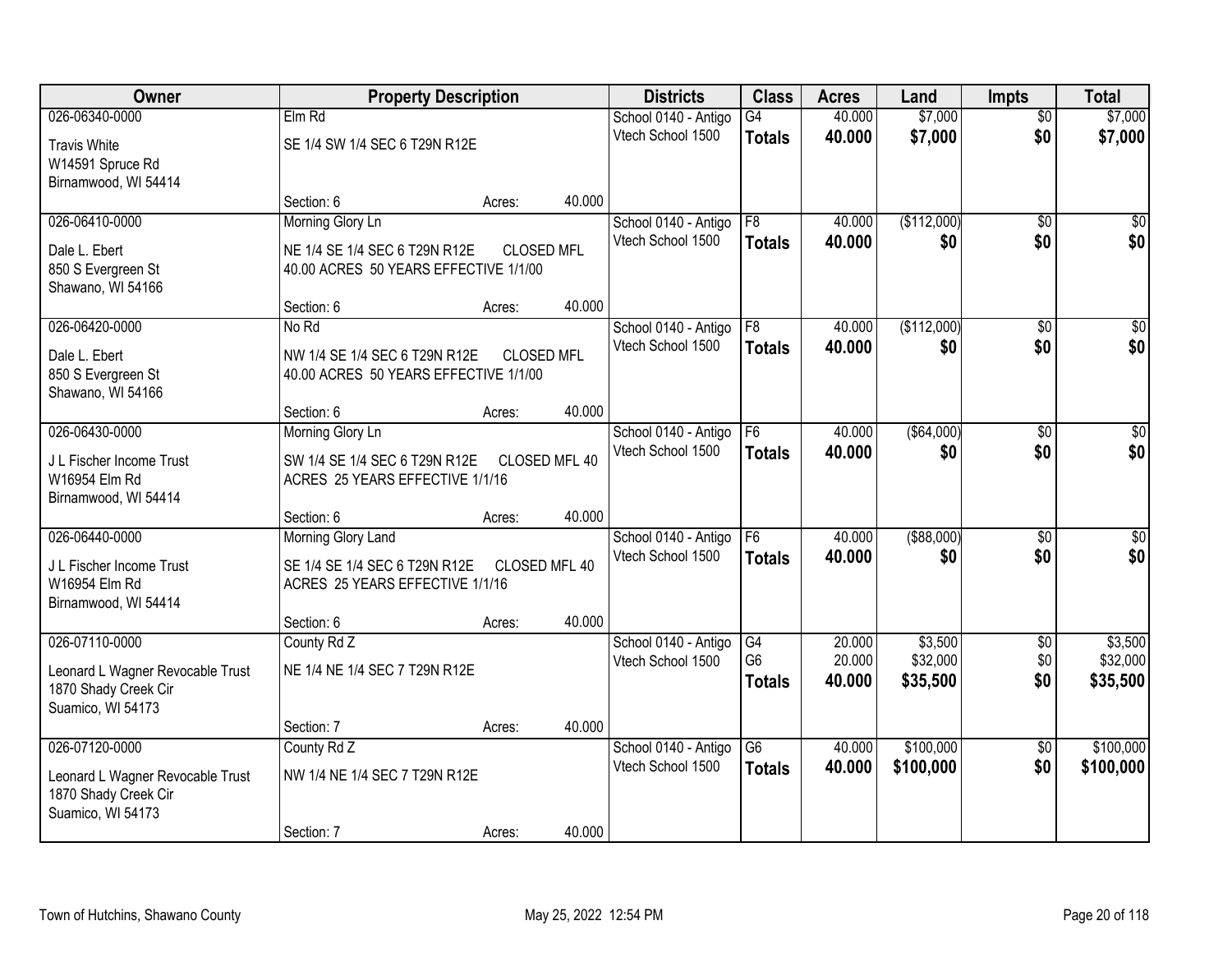| Owner | Property Description | Districts | Class | Acres | Land | Impts | Total |
|---|---|---|---|---|---|---|---|
| 026-06340-0000<br>Travis White<br>W14591 Spruce Rd<br>Birnamwood, WI 54414 | Elm Rd<br>SE 1/4 SW 1/4 SEC 6 T29N R12E<br>Section: 6 Acres: 40.000 | School 0140 - Antigo<br>Vtech School 1500 | G4<br>**Totals** | 40.000<br>**40.000** | $7,000<br>**$7,000** | $0<br>**$0** | $7,000<br>**$7,000** |
| 026-06410-0000<br>Dale L. Ebert<br>850 S Evergreen St<br>Shawano, WI 54166 | Morning Glory Ln<br>NE 1/4 SE 1/4 SEC 6 T29N R12E CLOSED MFL 40.00 ACRES 50 YEARS EFFECTIVE 1/1/00<br>Section: 6 Acres: 40.000 | School 0140 - Antigo<br>Vtech School 1500 | F8<br>**Totals** | 40.000<br>**40.000** | ($112,000)<br>**$0** | $0<br>**$0** | $0<br>**$0** |
| 026-06420-0000<br>Dale L. Ebert<br>850 S Evergreen St<br>Shawano, WI 54166 | No Rd<br>NW 1/4 SE 1/4 SEC 6 T29N R12E CLOSED MFL 40.00 ACRES 50 YEARS EFFECTIVE 1/1/00<br>Section: 6 Acres: 40.000 | School 0140 - Antigo<br>Vtech School 1500 | F8<br>**Totals** | 40.000<br>**40.000** | ($112,000)<br>**$0** | $0<br>**$0** | $0<br>**$0** |
| 026-06430-0000<br>J L Fischer Income Trust<br>W16954 Elm Rd<br>Birnamwood, WI 54414 | Morning Glory Ln<br>SW 1/4 SE 1/4 SEC 6 T29N R12E CLOSED MFL 40 ACRES 25 YEARS EFFECTIVE 1/1/16<br>Section: 6 Acres: 40.000 | School 0140 - Antigo<br>Vtech School 1500 | F6<br>**Totals** | 40.000<br>**40.000** | ($64,000)<br>**$0** | $0<br>**$0** | $0<br>**$0** |
| 026-06440-0000<br>J L Fischer Income Trust<br>W16954 Elm Rd<br>Birnamwood, WI 54414 | Morning Glory Land<br>SE 1/4 SE 1/4 SEC 6 T29N R12E CLOSED MFL 40 ACRES 25 YEARS EFFECTIVE 1/1/16<br>Section: 6 Acres: 40.000 | School 0140 - Antigo<br>Vtech School 1500 | F6<br>**Totals** | 40.000<br>**40.000** | ($88,000)<br>**$0** | $0<br>**$0** | $0<br>**$0** |
| 026-07110-0000<br>Leonard L Wagner Revocable Trust<br>1870 Shady Creek Cir<br>Suamico, WI 54173 | County Rd Z<br>NE 1/4 NE 1/4 SEC 7 T29N R12E<br>Section: 7 Acres: 40.000 | School 0140 - Antigo<br>Vtech School 1500 | G4<br>G6<br>**Totals** | 20.000<br>20.000<br>**40.000** | $3,500<br>$32,000<br>**$35,500** | $0<br>$0<br>**$0** | $3,500<br>$32,000<br>**$35,500** |
| 026-07120-0000<br>Leonard L Wagner Revocable Trust<br>1870 Shady Creek Cir<br>Suamico, WI 54173 | County Rd Z<br>NW 1/4 NE 1/4 SEC 7 T29N R12E<br>Section: 7 Acres: 40.000 | School 0140 - Antigo<br>Vtech School 1500 | G6<br>**Totals** | 40.000<br>**40.000** | $100,000<br>**$100,000** | $0<br>**$0** | $100,000<br>**$100,000** |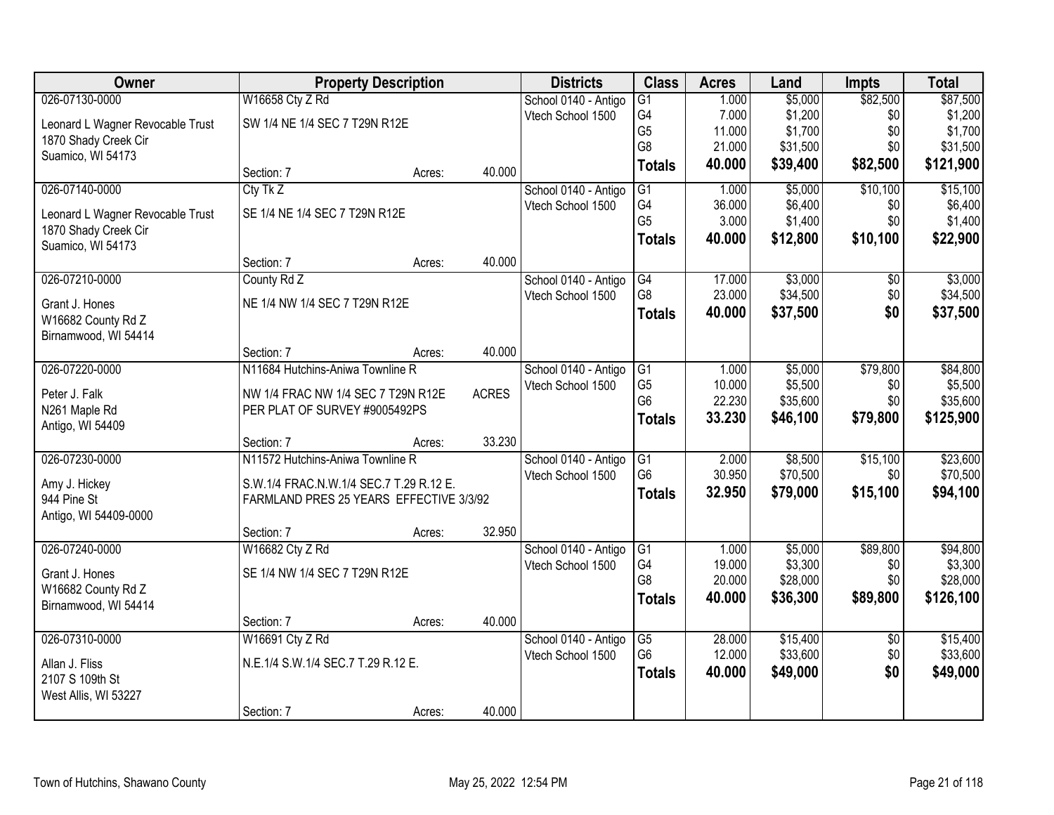| Owner | Property Description | | | Districts | Class | Acres | Land | Impts | Total |
|---|---|---|---|---|---|---|---|---|---|
| 026-07130-0000 | W16658 Cty Z Rd | | | School 0140 - Antigo | G1 | 1.000 | $5,000 | $82,500 | $87,500 |
| Leonard L Wagner Revocable Trust | SW 1/4 NE 1/4 SEC 7 T29N R12E | | | Vtech School 1500 | G4 | 7.000 | $1,200 | $0 | $1,200 |
| 1870 Shady Creek Cir | | | | | G5 | 11.000 | $1,700 | $0 | $1,700 |
| Suamico, WI 54173 | | | | | G8 | 21.000 | $31,500 | $0 | $31,500 |
| | Section: 7 | Acres: | 40.000 | | **Totals** | **40.000** | **$39,400** | **$82,500** | **$121,900** |
| 026-07140-0000 | Cty Tk Z | | | School 0140 - Antigo | G1 | 1.000 | $5,000 | $10,100 | $15,100 |
| Leonard L Wagner Revocable Trust | SE 1/4 NE 1/4 SEC 7 T29N R12E | | | Vtech School 1500 | G4 | 36.000 | $6,400 | $0 | $6,400 |
| 1870 Shady Creek Cir | | | | | G5 | 3.000 | $1,400 | $0 | $1,400 |
| Suamico, WI 54173 | | | | | **Totals** | **40.000** | **$12,800** | **$10,100** | **$22,900** |
| | Section: 7 | Acres: | 40.000 | | | | | | |
| 026-07210-0000 | County Rd Z | | | School 0140 - Antigo | G4 | 17.000 | $3,000 | $0 | $3,000 |
| Grant J. Hones | NE 1/4 NW 1/4 SEC 7 T29N R12E | | | Vtech School 1500 | G8 | 23.000 | $34,500 | $0 | $34,500 |
| W16682 County Rd Z | | | | | **Totals** | **40.000** | **$37,500** | **$0** | **$37,500** |
| Birnamwood, WI 54414 | | | | | | | | | |
| | Section: 7 | Acres: | 40.000 | | | | | | |
| 026-07220-0000 | N11684 Hutchins-Aniwa Townline R | | | School 0140 - Antigo | G1 | 1.000 | $5,000 | $79,800 | $84,800 |
| Peter J. Falk | NW 1/4 FRAC NW 1/4 SEC 7 T29N R12E | | ACRES | Vtech School 1500 | G5 | 10.000 | $5,500 | $0 | $5,500 |
| N261 Maple Rd | PER PLAT OF SURVEY #9005492PS | | | | G6 | 22.230 | $35,600 | $0 | $35,600 |
| Antigo, WI 54409 | | | | | **Totals** | **33.230** | **$46,100** | **$79,800** | **$125,900** |
| | Section: 7 | Acres: | 33.230 | | | | | | |
| 026-07230-0000 | N11572 Hutchins-Aniwa Townline R | | | School 0140 - Antigo | G1 | 2.000 | $8,500 | $15,100 | $23,600 |
| Amy J. Hickey | S.W.1/4 FRAC.N.W.1/4 SEC.7 T.29 R.12 E. | | | Vtech School 1500 | G6 | 30.950 | $70,500 | $0 | $70,500 |
| 944 Pine St | FARMLAND PRES 25 YEARS EFFECTIVE 3/3/92 | | | | **Totals** | **32.950** | **$79,000** | **$15,100** | **$94,100** |
| Antigo, WI 54409-0000 | | | | | | | | | |
| | Section: 7 | Acres: | 32.950 | | | | | | |
| 026-07240-0000 | W16682 Cty Z Rd | | | School 0140 - Antigo | G1 | 1.000 | $5,000 | $89,800 | $94,800 |
| Grant J. Hones | SE 1/4 NW 1/4 SEC 7 T29N R12E | | | Vtech School 1500 | G4 | 19.000 | $3,300 | $0 | $3,300 |
| W16682 County Rd Z | | | | | G8 | 20.000 | $28,000 | $0 | $28,000 |
| Birnamwood, WI 54414 | | | | | **Totals** | **40.000** | **$36,300** | **$89,800** | **$126,100** |
| | Section: 7 | Acres: | 40.000 | | | | | | |
| 026-07310-0000 | W16691 Cty Z Rd | | | School 0140 - Antigo | G5 | 28.000 | $15,400 | $0 | $15,400 |
| Allan J. Fliss | N.E.1/4 S.W.1/4 SEC.7 T.29 R.12 E. | | | Vtech School 1500 | G6 | 12.000 | $33,600 | $0 | $33,600 |
| 2107 S 109th St | | | | | **Totals** | **40.000** | **$49,000** | **$0** | **$49,000** |
| West Allis, WI 53227 | | | | | | | | | |
| | Section: 7 | Acres: | 40.000 | | | | | | |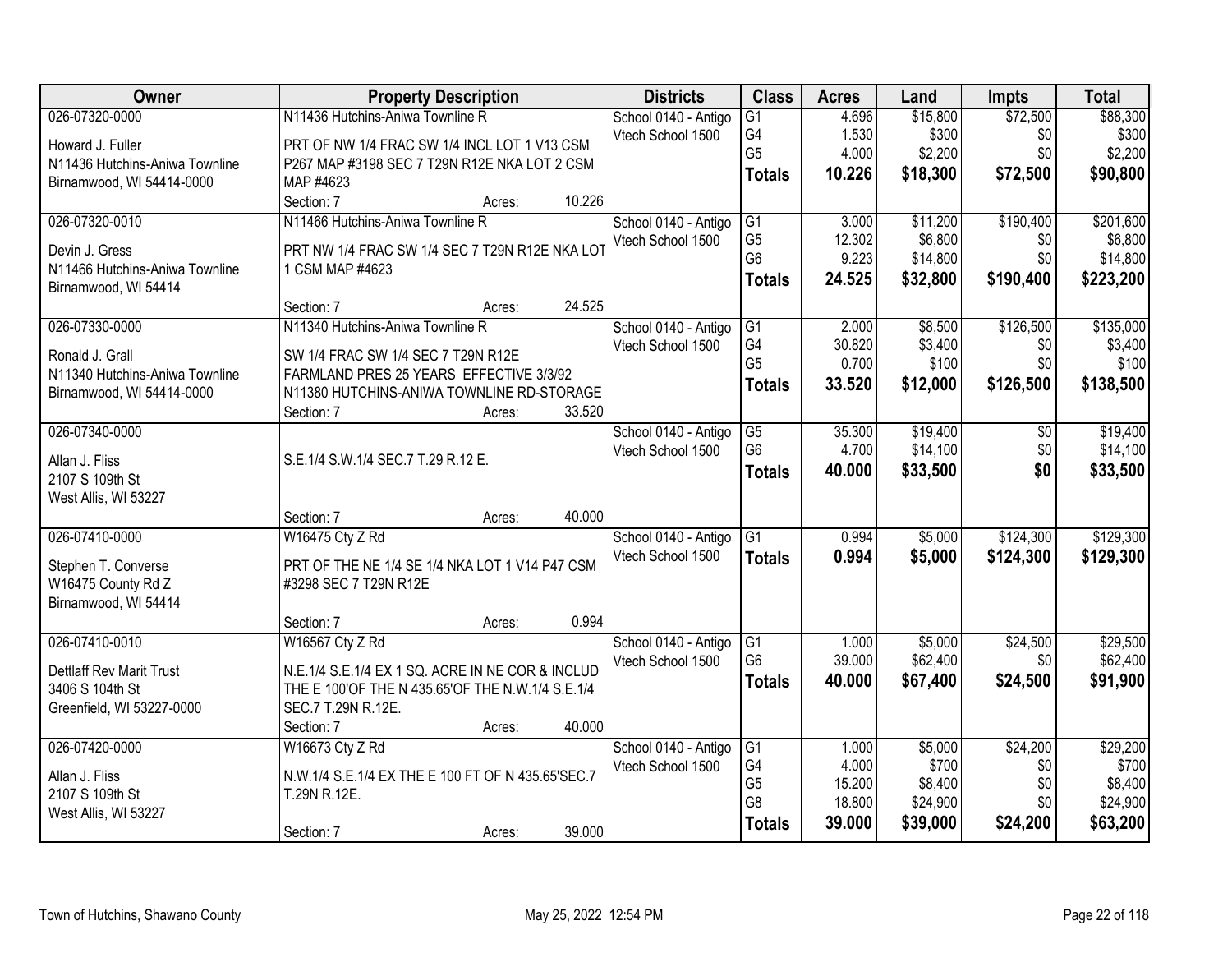| Owner | Property Description | Districts | Class | Acres | Land | Impts | Total |
|---|---|---|---|---|---|---|---|
| 026-07320-0000<br>Howard J. Fuller<br>N11436 Hutchins-Aniwa Townline<br>Birnamwood, WI 54414-0000 | N11436 Hutchins-Aniwa Townline R<br>PRT OF NW 1/4 FRAC SW 1/4 INCL LOT 1 V13 CSM P267 MAP #3198 SEC 7 T29N R12E NKA LOT 2 CSM MAP #4623<br>Section: 7 Acres: 10.226 | School 0140 - Antigo<br>Vtech School 1500 | G1<br>G4<br>G5<br>**Totals** | 4.696<br>1.530<br>4.000<br>**10.226** | $15,800<br>$300<br>$2,200<br>**$18,300** | $72,500<br>$0<br>$0<br>**$72,500** | $88,300<br>$300<br>$2,200<br>**$90,800** |
| 026-07320-0010<br>Devin J. Gress<br>N11466 Hutchins-Aniwa Townline<br>Birnamwood, WI 54414 | N11466 Hutchins-Aniwa Townline R<br>PRT NW 1/4 FRAC SW 1/4 SEC 7 T29N R12E NKA LOT 1 CSM MAP #4623<br>Section: 7 Acres: 24.525 | School 0140 - Antigo<br>Vtech School 1500 | G1<br>G5<br>G6<br>**Totals** | 3.000<br>12.302<br>9.223<br>**24.525** | $11,200<br>$6,800<br>$14,800<br>**$32,800** | $190,400<br>$0<br>$0<br>**$190,400** | $201,600<br>$6,800<br>$14,800<br>**$223,200** |
| 026-07330-0000<br>Ronald J. Grall<br>N11340 Hutchins-Aniwa Townline<br>Birnamwood, WI 54414-0000 | N11340 Hutchins-Aniwa Townline R<br>SW 1/4 FRAC SW 1/4 SEC 7 T29N R12E FARMLAND PRES 25 YEARS EFFECTIVE 3/3/92 N11380 HUTCHINS-ANIWA TOWNLINE RD-STORAGE<br>Section: 7 Acres: 33.520 | School 0140 - Antigo<br>Vtech School 1500 | G1<br>G4<br>G5<br>**Totals** | 2.000<br>30.820<br>0.700<br>**33.520** | $8,500<br>$3,400<br>$100<br>**$12,000** | $126,500<br>$0<br>$0<br>**$126,500** | $135,000<br>$3,400<br>$100<br>**$138,500** |
| 026-07340-0000<br>Allan J. Fliss<br>2107 S 109th St<br>West Allis, WI 53227 | S.E.1/4 S.W.1/4 SEC.7 T.29 R.12 E.<br>Section: 7 Acres: 40.000 | School 0140 - Antigo<br>Vtech School 1500 | G5<br>G6<br>**Totals** | 35.300<br>4.700<br>**40.000** | $19,400<br>$14,100<br>**$33,500** | $0<br>$0<br>**$0** | $19,400<br>$14,100<br>**$33,500** |
| 026-07410-0000<br>Stephen T. Converse<br>W16475 County Rd Z<br>Birnamwood, WI 54414 | W16475 Cty Z Rd<br>PRT OF THE NE 1/4 SE 1/4 NKA LOT 1 V14 P47 CSM #3298 SEC 7 T29N R12E<br>Section: 7 Acres: 0.994 | School 0140 - Antigo<br>Vtech School 1500 | G1<br>**Totals** | 0.994<br>**0.994** | $5,000<br>**$5,000** | $124,300<br>**$124,300** | $129,300<br>**$129,300** |
| 026-07410-0010<br>Dettlaff Rev Marit Trust<br>3406 S 104th St<br>Greenfield, WI 53227-0000 | W16567 Cty Z Rd<br>N.E.1/4 S.E.1/4 EX 1 SQ. ACRE IN NE COR & INCLUD THE E 100'OF THE N 435.65'OF THE N.W.1/4 S.E.1/4 SEC.7 T.29N R.12E.<br>Section: 7 Acres: 40.000 | School 0140 - Antigo<br>Vtech School 1500 | G1<br>G6<br>**Totals** | 1.000<br>39.000<br>**40.000** | $5,000<br>$62,400<br>**$67,400** | $24,500<br>$0<br>**$24,500** | $29,500<br>$62,400<br>**$91,900** |
| 026-07420-0000<br>Allan J. Fliss<br>2107 S 109th St<br>West Allis, WI 53227 | W16673 Cty Z Rd<br>N.W.1/4 S.E.1/4 EX THE E 100 FT OF N 435.65'SEC.7 T.29N R.12E.<br>Section: 7 Acres: 39.000 | School 0140 - Antigo<br>Vtech School 1500 | G1<br>G4<br>G5<br>G8<br>**Totals** | 1.000<br>4.000<br>15.200<br>18.800<br>**39.000** | $5,000<br>$700<br>$8,400<br>$24,900<br>**$39,000** | $24,200<br>$0<br>$0<br>$0<br>**$24,200** | $29,200<br>$700<br>$8,400<br>$24,900<br>**$63,200** |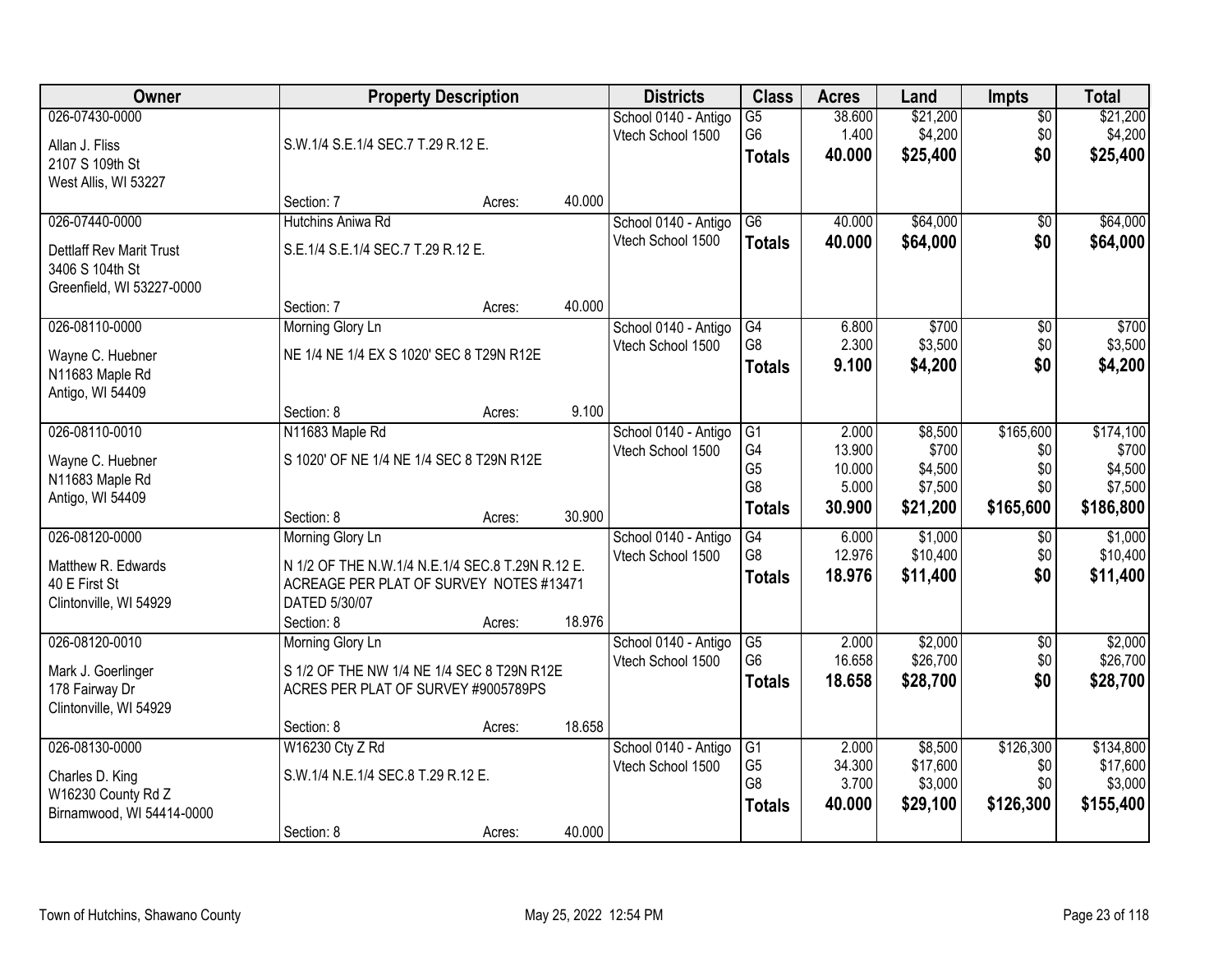| Owner | Property Description | Districts | Class | Acres | Land | Impts | Total |
|---|---|---|---|---|---|---|---|
| 026-07430-0000<br><br>Allan J. Fliss<br>2107 S 109th St<br>West Allis, WI 53227 | <br><br>S.W.1/4 S.E.1/4 SEC.7 T.29 R.12 E.<br><br><br>Section: 7 Acres: 40.000 | School 0140 - Antigo<br>Vtech School 1500 | G5<br>G6<br>**Totals** | 38.600<br>1.400<br>**40.000** | $21,200<br>$4,200<br>**$25,400** | $0<br>$0<br>**$0** | $21,200<br>$4,200<br>**$25,400** |
| 026-07440-0000<br><br>Dettlaff Rev Marit Trust<br>3406 S 104th St<br>Greenfield, WI 53227-0000 | Hutchins Aniwa Rd<br><br>S.E.1/4 S.E.1/4 SEC.7 T.29 R.12 E.<br><br><br>Section: 7 Acres: 40.000 | School 0140 - Antigo<br>Vtech School 1500 | G6<br>**Totals** | 40.000<br>**40.000** | $64,000<br>**$64,000** | $0<br>**$0** | $64,000<br>**$64,000** |
| 026-08110-0000<br><br>Wayne C. Huebner<br>N11683 Maple Rd<br>Antigo, WI 54409 | Morning Glory Ln<br><br>NE 1/4 NE 1/4 EX S 1020' SEC 8 T29N R12E<br><br><br>Section: 8 Acres: 9.100 | School 0140 - Antigo<br>Vtech School 1500 | G4<br>G8<br>**Totals** | 6.800<br>2.300<br>**9.100** | $700<br>$3,500<br>**$4,200** | $0<br>$0<br>**$0** | $700<br>$3,500<br>**$4,200** |
| 026-08110-0010<br><br>Wayne C. Huebner<br>N11683 Maple Rd<br>Antigo, WI 54409 | N11683 Maple Rd<br><br>S 1020' OF NE 1/4 NE 1/4 SEC 8 T29N R12E<br><br><br>Section: 8 Acres: 30.900 | School 0140 - Antigo<br>Vtech School 1500 | G1<br>G4<br>G5<br>G8<br>**Totals** | 2.000<br>13.900<br>10.000<br>5.000<br>**30.900** | $8,500<br>$700<br>$4,500<br>$7,500<br>**$21,200** | $165,600<br>$0<br>$0<br>$0<br>**$165,600** | $174,100<br>$700<br>$4,500<br>$7,500<br>**$186,800** |
| 026-08120-0000<br><br>Matthew R. Edwards<br>40 E First St<br>Clintonville, WI 54929 | Morning Glory Ln<br><br>N 1/2 OF THE N.W.1/4 N.E.1/4 SEC.8 T.29N R.12 E.<br>ACREAGE PER PLAT OF SURVEY NOTES #13471<br>DATED 5/30/07<br>Section: 8 Acres: 18.976 | School 0140 - Antigo<br>Vtech School 1500 | G4<br>G8<br>**Totals** | 6.000<br>12.976<br>**18.976** | $1,000<br>$10,400<br>**$11,400** | $0<br>$0<br>**$0** | $1,000<br>$10,400<br>**$11,400** |
| 026-08120-0010<br><br>Mark J. Goerlinger<br>178 Fairway Dr<br>Clintonville, WI 54929 | Morning Glory Ln<br><br>S 1/2 OF THE NW 1/4 NE 1/4 SEC 8 T29N R12E<br>ACRES PER PLAT OF SURVEY #9005789PS<br><br>Section: 8 Acres: 18.658 | School 0140 - Antigo<br>Vtech School 1500 | G5<br>G6<br>**Totals** | 2.000<br>16.658<br>**18.658** | $2,000<br>$26,700<br>**$28,700** | $0<br>$0<br>**$0** | $2,000<br>$26,700<br>**$28,700** |
| 026-08130-0000<br><br>Charles D. King<br>W16230 County Rd Z<br>Birnamwood, WI 54414-0000 | W16230 Cty Z Rd<br><br>S.W.1/4 N.E.1/4 SEC.8 T.29 R.12 E.<br><br><br>Section: 8 Acres: 40.000 | School 0140 - Antigo<br>Vtech School 1500 | G1<br>G5<br>G8<br>**Totals** | 2.000<br>34.300<br>3.700<br>**40.000** | $8,500<br>$17,600<br>$3,000<br>**$29,100** | $126,300<br>$0<br>$0<br>**$126,300** | $134,800<br>$17,600<br>$3,000<br>**$155,400** |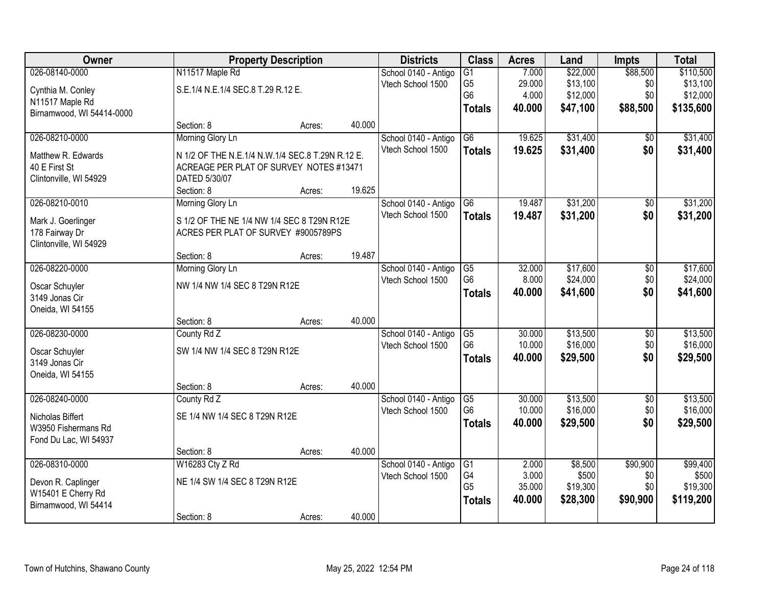| Owner | Property Description | | | Districts | Class | Acres | Land | Impts | Total |
|---|---|---|---|---|---|---|---|---|---|
| 026-08140-0000 | N11517 Maple Rd | | | School 0140 - Antigo | G1 | 7.000 | $22,000 | $88,500 | $110,500 |
| Cynthia M. Conley | S.E.1/4 N.E.1/4 SEC.8 T.29 R.12 E. | | | Vtech School 1500 | G5 | 29.000 | $13,100 | $0 | $13,100 |
| N11517 Maple Rd | | | | | G6 | 4.000 | $12,000 | $0 | $12,000 |
| Birnamwood, WI 54414-0000 | | | | | **Totals** | **40.000** | **$47,100** | **$88,500** | **$135,600** |
| | Section: 8 | Acres: | 40.000 | | | | | | |
| 026-08210-0000 | Morning Glory Ln | | | School 0140 - Antigo | G6 | 19.625 | $31,400 | $0 | $31,400 |
| Matthew R. Edwards | N 1/2 OF THE N.E.1/4 N.W.1/4 SEC.8 T.29N R.12 E. | | | Vtech School 1500 | **Totals** | **19.625** | **$31,400** | **$0** | **$31,400** |
| 40 E First St | ACREAGE PER PLAT OF SURVEY NOTES #13471 | | | | | | | | |
| Clintonville, WI 54929 | DATED 5/30/07 | | | | | | | | |
| | Section: 8 | Acres: | 19.625 | | | | | | |
| 026-08210-0010 | Morning Glory Ln | | | School 0140 - Antigo | G6 | 19.487 | $31,200 | $0 | $31,200 |
| Mark J. Goerlinger | S 1/2 OF THE NE 1/4 NW 1/4 SEC 8 T29N R12E | | | Vtech School 1500 | **Totals** | **19.487** | **$31,200** | **$0** | **$31,200** |
| 178 Fairway Dr | ACRES PER PLAT OF SURVEY #9005789PS | | | | | | | | |
| Clintonville, WI 54929 | | | | | | | | | |
| | Section: 8 | Acres: | 19.487 | | | | | | |
| 026-08220-0000 | Morning Glory Ln | | | School 0140 - Antigo | G5 | 32.000 | $17,600 | $0 | $17,600 |
| Oscar Schuyler | NW 1/4 NW 1/4 SEC 8 T29N R12E | | | Vtech School 1500 | G6 | 8.000 | $24,000 | $0 | $24,000 |
| 3149 Jonas Cir | | | | | **Totals** | **40.000** | **$41,600** | **$0** | **$41,600** |
| Oneida, WI 54155 | | | | | | | | | |
| | Section: 8 | Acres: | 40.000 | | | | | | |
| 026-08230-0000 | County Rd Z | | | School 0140 - Antigo | G5 | 30.000 | $13,500 | $0 | $13,500 |
| Oscar Schuyler | SW 1/4 NW 1/4 SEC 8 T29N R12E | | | Vtech School 1500 | G6 | 10.000 | $16,000 | $0 | $16,000 |
| 3149 Jonas Cir | | | | | **Totals** | **40.000** | **$29,500** | **$0** | **$29,500** |
| Oneida, WI 54155 | | | | | | | | | |
| | Section: 8 | Acres: | 40.000 | | | | | | |
| 026-08240-0000 | County Rd Z | | | School 0140 - Antigo | G5 | 30.000 | $13,500 | $0 | $13,500 |
| Nicholas Biffert | SE 1/4 NW 1/4 SEC 8 T29N R12E | | | Vtech School 1500 | G6 | 10.000 | $16,000 | $0 | $16,000 |
| W3950 Fishermans Rd | | | | | **Totals** | **40.000** | **$29,500** | **$0** | **$29,500** |
| Fond Du Lac, WI 54937 | | | | | | | | | |
| | Section: 8 | Acres: | 40.000 | | | | | | |
| 026-08310-0000 | W16283 Cty Z Rd | | | School 0140 - Antigo | G1 | 2.000 | $8,500 | $90,900 | $99,400 |
| Devon R. Caplinger | NE 1/4 SW 1/4 SEC 8 T29N R12E | | | Vtech School 1500 | G4 | 3.000 | $500 | $0 | $500 |
| W15401 E Cherry Rd | | | | | G5 | 35.000 | $19,300 | $0 | $19,300 |
| Birnamwood, WI 54414 | | | | | **Totals** | **40.000** | **$28,300** | **$90,900** | **$119,200** |
| | Section: 8 | Acres: | 40.000 | | | | | | |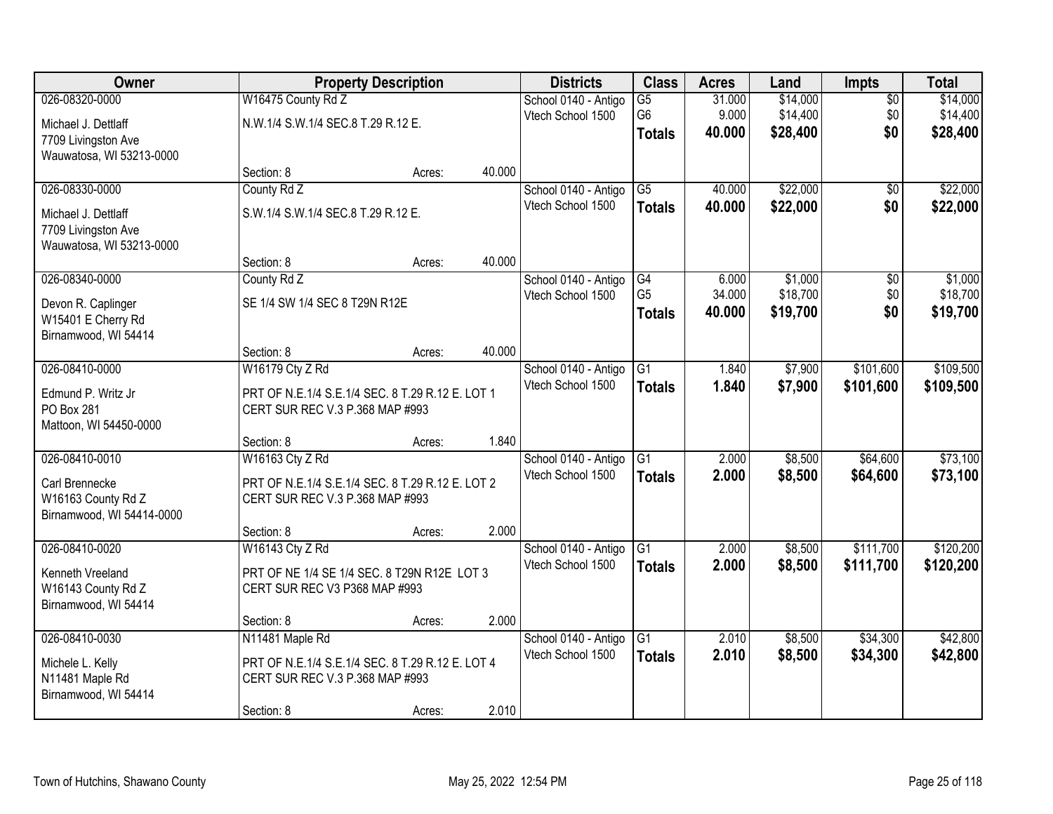| Owner | Property Description | | | Districts | Class | Acres | Land | Impts | Total |
|---|---|---|---|---|---|---|---|---|---|
| 026-08320-0000 | W16475 County Rd Z | | | School 0140 - Antigo | G5 | 31.000 | $14,000 | $0 | $14,000 |
| Michael J. Dettlaff | N.W.1/4 S.W.1/4 SEC.8 T.29 R.12 E. | | | Vtech School 1500 | G6 | 9.000 | $14,400 | $0 | $14,400 |
| 7709 Livingston Ave | | | | | **Totals** | **40.000** | **$28,400** | **$0** | **$28,400** |
| Wauwatosa, WI 53213-0000 | | | | | | | | | |
| | Section: 8 | Acres: | 40.000 | | | | | | |
| 026-08330-0000 | County Rd Z | | | School 0140 - Antigo | G5 | 40.000 | $22,000 | $0 | $22,000 |
| Michael J. Dettlaff | S.W.1/4 S.W.1/4 SEC.8 T.29 R.12 E. | | | Vtech School 1500 | **Totals** | **40.000** | **$22,000** | **$0** | **$22,000** |
| 7709 Livingston Ave | | | | | | | | | |
| Wauwatosa, WI 53213-0000 | | | | | | | | | |
| | Section: 8 | Acres: | 40.000 | | | | | | |
| 026-08340-0000 | County Rd Z | | | School 0140 - Antigo | G4 | 6.000 | $1,000 | $0 | $1,000 |
| Devon R. Caplinger | SE 1/4 SW 1/4 SEC 8 T29N R12E | | | Vtech School 1500 | G5 | 34.000 | $18,700 | $0 | $18,700 |
| W15401 E Cherry Rd | | | | | **Totals** | **40.000** | **$19,700** | **$0** | **$19,700** |
| Birnamwood, WI 54414 | | | | | | | | | |
| | Section: 8 | Acres: | 40.000 | | | | | | |
| 026-08410-0000 | W16179 Cty Z Rd | | | School 0140 - Antigo | G1 | 1.840 | $7,900 | $101,600 | $109,500 |
| Edmund P. Writz Jr | PRT OF N.E.1/4 S.E.1/4 SEC. 8 T.29 R.12 E. LOT 1 | | | Vtech School 1500 | **Totals** | **1.840** | **$7,900** | **$101,600** | **$109,500** |
| PO Box 281 | CERT SUR REC V.3 P.368 MAP #993 | | | | | | | | |
| Mattoon, WI 54450-0000 | | | | | | | | | |
| | Section: 8 | Acres: | 1.840 | | | | | | |
| 026-08410-0010 | W16163 Cty Z Rd | | | School 0140 - Antigo | G1 | 2.000 | $8,500 | $64,600 | $73,100 |
| Carl Brennecke | PRT OF N.E.1/4 S.E.1/4 SEC. 8 T.29 R.12 E. LOT 2 | | | Vtech School 1500 | **Totals** | **2.000** | **$8,500** | **$64,600** | **$73,100** |
| W16163 County Rd Z | CERT SUR REC V.3 P.368 MAP #993 | | | | | | | | |
| Birnamwood, WI 54414-0000 | | | | | | | | | |
| | Section: 8 | Acres: | 2.000 | | | | | | |
| 026-08410-0020 | W16143 Cty Z Rd | | | School 0140 - Antigo | G1 | 2.000 | $8,500 | $111,700 | $120,200 |
| Kenneth Vreeland | PRT OF NE 1/4 SE 1/4 SEC. 8 T29N R12E LOT 3 | | | Vtech School 1500 | **Totals** | **2.000** | **$8,500** | **$111,700** | **$120,200** |
| W16143 County Rd Z | CERT SUR REC V3 P368 MAP #993 | | | | | | | | |
| Birnamwood, WI 54414 | | | | | | | | | |
| | Section: 8 | Acres: | 2.000 | | | | | | |
| 026-08410-0030 | N11481 Maple Rd | | | School 0140 - Antigo | G1 | 2.010 | $8,500 | $34,300 | $42,800 |
| Michele L. Kelly | PRT OF N.E.1/4 S.E.1/4 SEC. 8 T.29 R.12 E. LOT 4 | | | Vtech School 1500 | **Totals** | **2.010** | **$8,500** | **$34,300** | **$42,800** |
| N11481 Maple Rd | CERT SUR REC V.3 P.368 MAP #993 | | | | | | | | |
| Birnamwood, WI 54414 | | | | | | | | | |
| | Section: 8 | Acres: | 2.010 | | | | | | |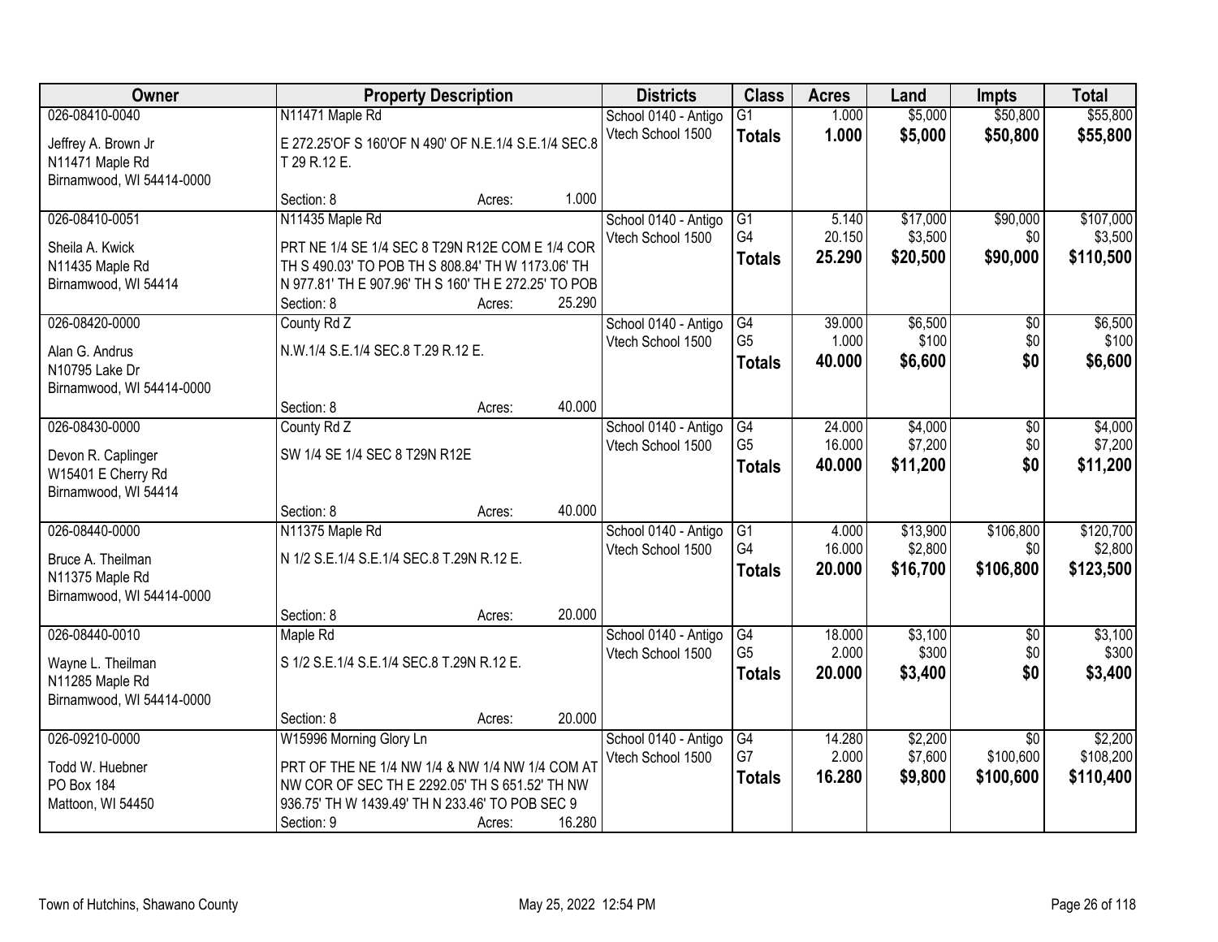| Owner | Property Description | Districts | Class | Acres | Land | Impts | Total |
|---|---|---|---|---|---|---|---|
| 026-08410-0040<br>Jeffrey A. Brown Jr<br>N11471 Maple Rd<br>Birnamwood, WI 54414-0000 | N11471 Maple Rd<br>E 272.25'OF S 160'OF N 490' OF N.E.1/4 S.E.1/4 SEC.8 T 29 R.12 E.<br>Section: 8 Acres: 1.000 | School 0140 - Antigo<br>Vtech School 1500 | G1<br>**Totals** | 1.000<br>**1.000** | $5,000<br>**$5,000** | $50,800<br>**$50,800** | $55,800<br>**$55,800** |
| 026-08410-0051<br>Sheila A. Kwick<br>N11435 Maple Rd<br>Birnamwood, WI 54414 | N11435 Maple Rd<br>PRT NE 1/4 SE 1/4 SEC 8 T29N R12E COM E 1/4 COR TH S 490.03' TO POB TH S 808.84' TH W 1173.06' TH N 977.81' TH E 907.96' TH S 160' TH E 272.25' TO POB<br>Section: 8 Acres: 25.290 | School 0140 - Antigo<br>Vtech School 1500 | G1<br>G4<br>**Totals** | 5.140<br>20.150<br>**25.290** | $17,000<br>$3,500<br>**$20,500** | $90,000<br>$0<br>**$90,000** | $107,000<br>$3,500<br>**$110,500** |
| 026-08420-0000<br>Alan G. Andrus<br>N10795 Lake Dr<br>Birnamwood, WI 54414-0000 | County Rd Z<br>N.W.1/4 S.E.1/4 SEC.8 T.29 R.12 E.<br>Section: 8 Acres: 40.000 | School 0140 - Antigo<br>Vtech School 1500 | G4<br>G5<br>**Totals** | 39.000<br>1.000<br>**40.000** | $6,500<br>$100<br>**$6,600** | $0<br>$0<br>**$0** | $6,500<br>$100<br>**$6,600** |
| 026-08430-0000<br>Devon R. Caplinger<br>W15401 E Cherry Rd<br>Birnamwood, WI 54414 | County Rd Z<br>SW 1/4 SE 1/4 SEC 8 T29N R12E<br>Section: 8 Acres: 40.000 | School 0140 - Antigo<br>Vtech School 1500 | G4<br>G5<br>**Totals** | 24.000<br>16.000<br>**40.000** | $4,000<br>$7,200<br>**$11,200** | $0<br>$0<br>**$0** | $4,000<br>$7,200<br>**$11,200** |
| 026-08440-0000<br>Bruce A. Theilman<br>N11375 Maple Rd<br>Birnamwood, WI 54414-0000 | N11375 Maple Rd<br>N 1/2 S.E.1/4 S.E.1/4 SEC.8 T.29N R.12 E.<br>Section: 8 Acres: 20.000 | School 0140 - Antigo<br>Vtech School 1500 | G1<br>G4<br>**Totals** | 4.000<br>16.000<br>**20.000** | $13,900<br>$2,800<br>**$16,700** | $106,800<br>$0<br>**$106,800** | $120,700<br>$2,800<br>**$123,500** |
| 026-08440-0010<br>Wayne L. Theilman<br>N11285 Maple Rd<br>Birnamwood, WI 54414-0000 | Maple Rd<br>S 1/2 S.E.1/4 S.E.1/4 SEC.8 T.29N R.12 E.<br>Section: 8 Acres: 20.000 | School 0140 - Antigo<br>Vtech School 1500 | G4<br>G5<br>**Totals** | 18.000<br>2.000<br>**20.000** | $3,100<br>$300<br>**$3,400** | $0<br>$0<br>**$0** | $3,100<br>$300<br>**$3,400** |
| 026-09210-0000<br>Todd W. Huebner<br>PO Box 184<br>Mattoon, WI 54450 | W15996 Morning Glory Ln<br>PRT OF THE NE 1/4 NW 1/4 & NW 1/4 NW 1/4 COM AT NW COR OF SEC TH E 2292.05' TH S 651.52' TH NW 936.75' TH W 1439.49' TH N 233.46' TO POB SEC 9<br>Section: 9 Acres: 16.280 | School 0140 - Antigo<br>Vtech School 1500 | G4<br>G7<br>**Totals** | 14.280<br>2.000<br>**16.280** | $2,200<br>$7,600<br>**$9,800** | $0<br>$100,600<br>**$100,600** | $2,200<br>$108,200<br>**$110,400** |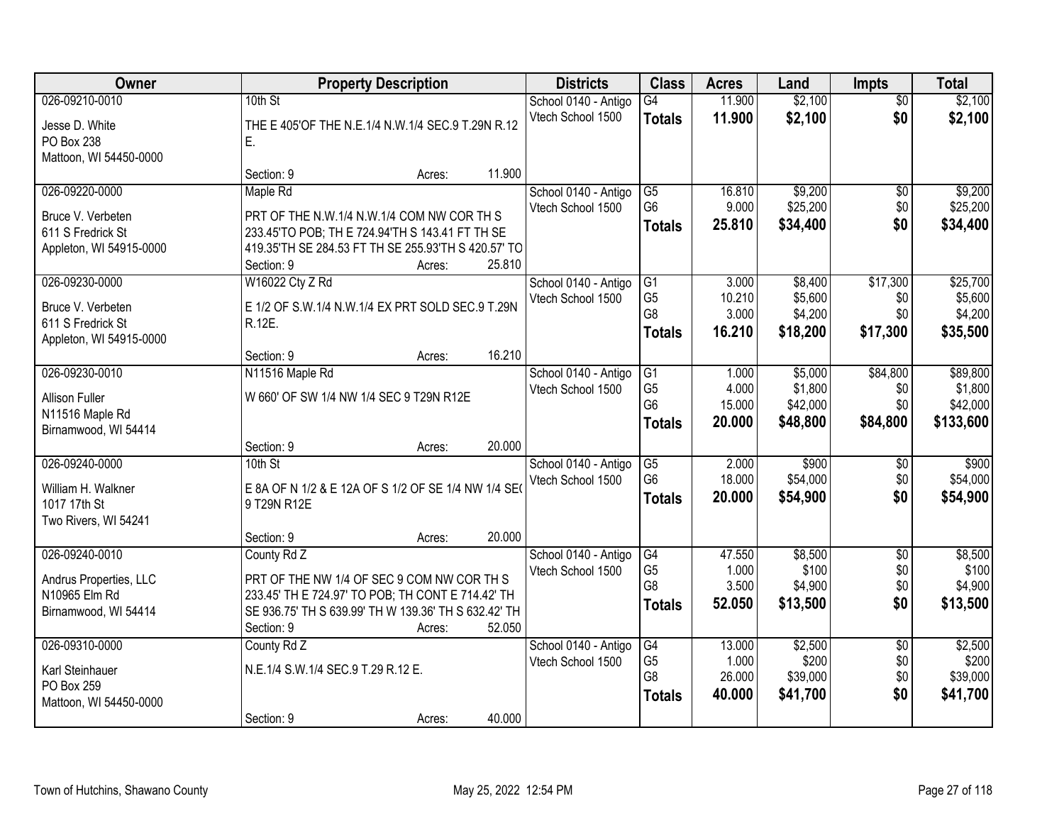| Owner | Property Description | Districts | Class | Acres | Land | Impts | Total |
|---|---|---|---|---|---|---|---|
| 026-09210-0010<br>Jesse D. White<br>PO Box 238<br>Mattoon, WI 54450-0000 | 10th St<br>THE E 405'OF THE N.E.1/4 N.W.1/4 SEC.9 T.29N R.12 E.<br>Section: 9 Acres: 11.900 | School 0140 - Antigo<br>Vtech School 1500 | G4<br>**Totals** | 11.900<br>**11.900** | $2,100<br>**$2,100** | $0<br>**$0** | $2,100<br>**$2,100** |
| 026-09220-0000<br>Bruce V. Verbeten<br>611 S Fredrick St<br>Appleton, WI 54915-0000 | Maple Rd<br>PRT OF THE N.W.1/4 N.W.1/4 COM NW COR TH S 233.45'TO POB; TH E 724.94'TH S 143.41 FT TH SE 419.35'TH SE 284.53 FT TH SE 255.93'TH S 420.57' TO<br>Section: 9 Acres: 25.810 | School 0140 - Antigo<br>Vtech School 1500 | G5<br>G6<br>**Totals** | 16.810<br>9.000<br>**25.810** | $9,200<br>$25,200<br>**$34,400** | $0<br>$0<br>**$0** | $9,200<br>$25,200<br>**$34,400** |
| 026-09230-0000<br>Bruce V. Verbeten<br>611 S Fredrick St<br>Appleton, WI 54915-0000 | W16022 Cty Z Rd<br>E 1/2 OF S.W.1/4 N.W.1/4 EX PRT SOLD SEC.9 T.29N R.12E.<br>Section: 9 Acres: 16.210 | School 0140 - Antigo<br>Vtech School 1500 | G1<br>G5<br>G8<br>**Totals** | 3.000<br>10.210<br>3.000<br>**16.210** | $8,400<br>$5,600<br>$4,200<br>**$18,200** | $17,300<br>$0<br>$0<br>**$17,300** | $25,700<br>$5,600<br>$4,200<br>**$35,500** |
| 026-09230-0010<br>Allison Fuller<br>N11516 Maple Rd<br>Birnamwood, WI 54414 | N11516 Maple Rd<br>W 660' OF SW 1/4 NW 1/4 SEC 9 T29N R12E<br>Section: 9 Acres: 20.000 | School 0140 - Antigo<br>Vtech School 1500 | G1<br>G5<br>G6<br>**Totals** | 1.000<br>4.000<br>15.000<br>**20.000** | $5,000<br>$1,800<br>$42,000<br>**$48,800** | $84,800<br>$0<br>$0<br>**$84,800** | $89,800<br>$1,800<br>$42,000<br>**$133,600** |
| 026-09240-0000<br>William H. Walkner<br>1017 17th St<br>Two Rivers, WI 54241 | 10th St<br>E 8A OF N 1/2 & E 12A OF S 1/2 OF SE 1/4 NW 1/4 SE( 9 T29N R12E<br>Section: 9 Acres: 20.000 | School 0140 - Antigo<br>Vtech School 1500 | G5<br>G6<br>**Totals** | 2.000<br>18.000<br>**20.000** | $900<br>$54,000<br>**$54,900** | $0<br>$0<br>**$0** | $900<br>$54,000<br>**$54,900** |
| 026-09240-0010<br>Andrus Properties, LLC<br>N10965 Elm Rd<br>Birnamwood, WI 54414 | County Rd Z<br>PRT OF THE NW 1/4 OF SEC 9 COM NW COR TH S 233.45' TH E 724.97' TO POB; TH CONT E 714.42' TH SE 936.75' TH S 639.99' TH W 139.36' TH S 632.42' TH<br>Section: 9 Acres: 52.050 | School 0140 - Antigo<br>Vtech School 1500 | G4<br>G5<br>G8<br>**Totals** | 47.550<br>1.000<br>3.500<br>**52.050** | $8,500<br>$100<br>$4,900<br>**$13,500** | $0<br>$0<br>$0<br>**$0** | $8,500<br>$100<br>$4,900<br>**$13,500** |
| 026-09310-0000<br>Karl Steinhauer<br>PO Box 259<br>Mattoon, WI 54450-0000 | County Rd Z<br>N.E.1/4 S.W.1/4 SEC.9 T.29 R.12 E.<br>Section: 9 Acres: 40.000 | School 0140 - Antigo<br>Vtech School 1500 | G4<br>G5<br>G8<br>**Totals** | 13.000<br>1.000<br>26.000<br>**40.000** | $2,500<br>$200<br>$39,000<br>**$41,700** | $0<br>$0<br>$0<br>**$0** | $2,500<br>$200<br>$39,000<br>**$41,700** |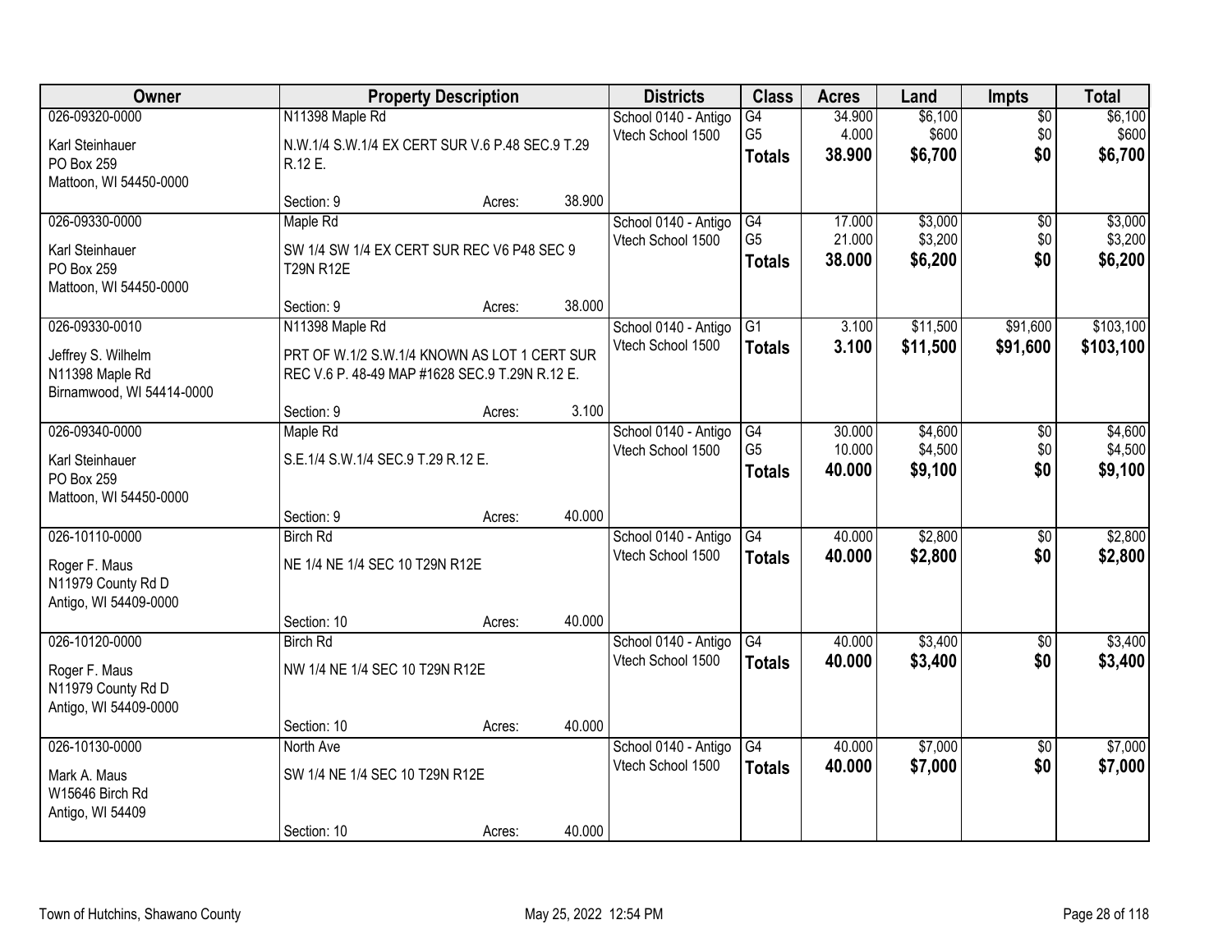| Owner | Property Description | Districts | Class | Acres | Land | Impts | Total |
|---|---|---|---|---|---|---|---|
| 026-09320-0000<br>Karl Steinhauer<br>PO Box 259<br>Mattoon, WI 54450-0000 | N11398 Maple Rd<br>N.W.1/4 S.W.1/4 EX CERT SUR V.6 P.48 SEC.9 T.29 R.12 E.<br>Section: 9 Acres: 38.900 | School 0140 - Antigo<br>Vtech School 1500 | G4<br>G5<br>**Totals** | 34.900<br>4.000<br>**38.900** | $6,100<br>$600<br>**$6,700** | $0<br>$0<br>**$0** | $6,100<br>$600<br>**$6,700** |
| 026-09330-0000<br>Karl Steinhauer<br>PO Box 259<br>Mattoon, WI 54450-0000 | Maple Rd<br>SW 1/4 SW 1/4 EX CERT SUR REC V6 P48 SEC 9 T29N R12E<br>Section: 9 Acres: 38.000 | School 0140 - Antigo<br>Vtech School 1500 | G4<br>G5<br>**Totals** | 17.000<br>21.000<br>**38.000** | $3,000<br>$3,200<br>**$6,200** | $0<br>$0<br>**$0** | $3,000<br>$3,200<br>**$6,200** |
| 026-09330-0010<br>Jeffrey S. Wilhelm<br>N11398 Maple Rd<br>Birnamwood, WI 54414-0000 | N11398 Maple Rd<br>PRT OF W.1/2 S.W.1/4 KNOWN AS LOT 1 CERT SUR REC V.6 P. 48-49 MAP #1628 SEC.9 T.29N R.12 E.<br>Section: 9 Acres: 3.100 | School 0140 - Antigo<br>Vtech School 1500 | G1<br>**Totals** | 3.100<br>**3.100** | $11,500<br>**$11,500** | $91,600<br>**$91,600** | $103,100<br>**$103,100** |
| 026-09340-0000<br>Karl Steinhauer<br>PO Box 259<br>Mattoon, WI 54450-0000 | Maple Rd<br>S.E.1/4 S.W.1/4 SEC.9 T.29 R.12 E.<br>Section: 9 Acres: 40.000 | School 0140 - Antigo<br>Vtech School 1500 | G4<br>G5<br>**Totals** | 30.000<br>10.000<br>**40.000** | $4,600<br>$4,500<br>**$9,100** | $0<br>$0<br>**$0** | $4,600<br>$4,500<br>**$9,100** |
| 026-10110-0000<br>Roger F. Maus<br>N11979 County Rd D<br>Antigo, WI 54409-0000 | Birch Rd<br>NE 1/4 NE 1/4 SEC 10 T29N R12E<br>Section: 10 Acres: 40.000 | School 0140 - Antigo<br>Vtech School 1500 | G4<br>**Totals** | 40.000<br>**40.000** | $2,800<br>**$2,800** | $0<br>**$0** | $2,800<br>**$2,800** |
| 026-10120-0000<br>Roger F. Maus<br>N11979 County Rd D<br>Antigo, WI 54409-0000 | Birch Rd<br>NW 1/4 NE 1/4 SEC 10 T29N R12E<br>Section: 10 Acres: 40.000 | School 0140 - Antigo<br>Vtech School 1500 | G4<br>**Totals** | 40.000<br>**40.000** | $3,400<br>**$3,400** | $0<br>**$0** | $3,400<br>**$3,400** |
| 026-10130-0000<br>Mark A. Maus<br>W15646 Birch Rd<br>Antigo, WI 54409 | North Ave<br>SW 1/4 NE 1/4 SEC 10 T29N R12E<br>Section: 10 Acres: 40.000 | School 0140 - Antigo<br>Vtech School 1500 | G4<br>**Totals** | 40.000<br>**40.000** | $7,000<br>**$7,000** | $0<br>**$0** | $7,000<br>**$7,000** |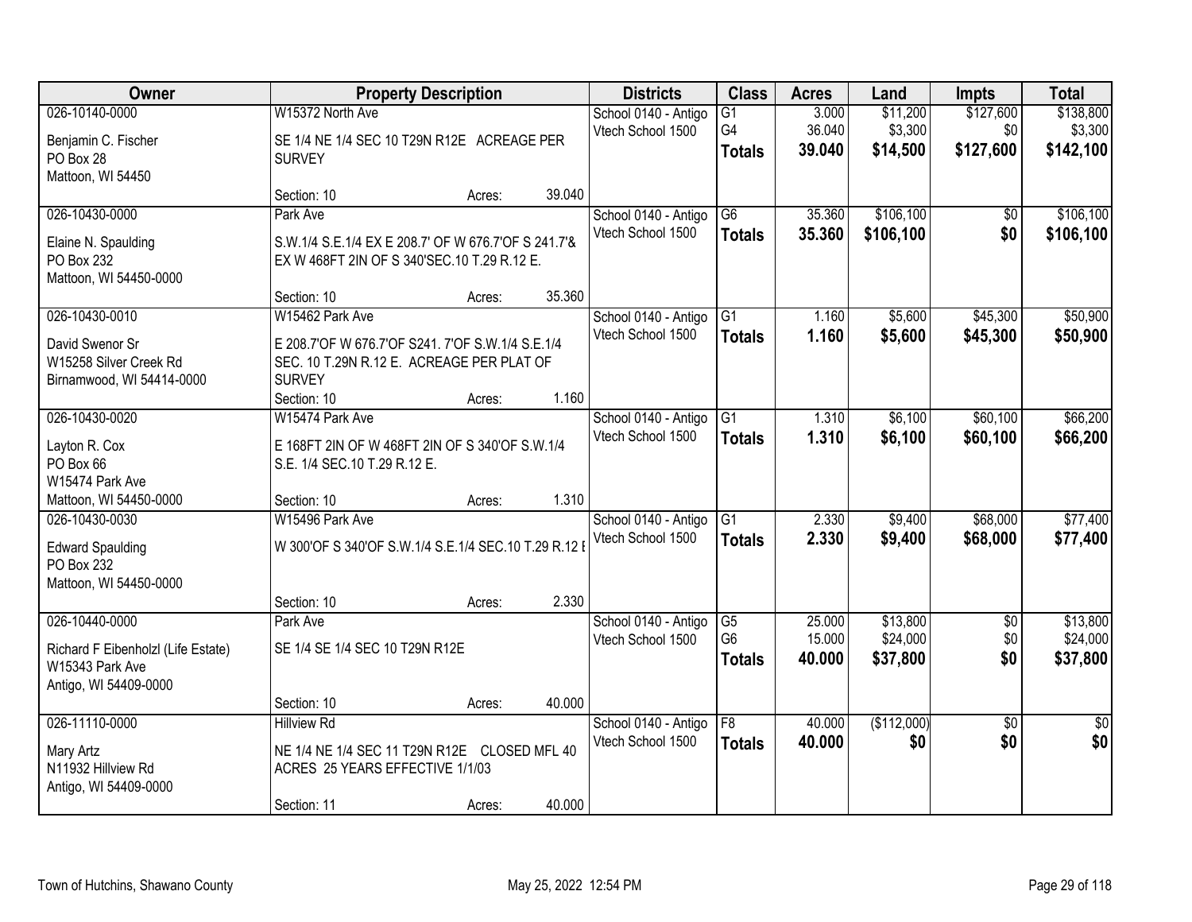| Owner | Property Description | | | Districts | Class | Acres | Land | Impts | Total |
|---|---|---|---|---|---|---|---|---|---|
| 026-10140-0000 | W15372 North Ave | | | School 0140 - Antigo | G1 | 3.000 | $11,200 | $127,600 | $138,800 |
| Benjamin C. Fischer<br>PO Box 28<br>Mattoon, WI 54450 | SE 1/4 NE 1/4 SEC 10 T29N R12E ACREAGE PER SURVEY | | | Vtech School 1500 | G4 | 36.040 | $3,300 | $0 | $3,300 |
| | | | | | **Totals** | **39.040** | **$14,500** | **$127,600** | **$142,100** |
| | Section: 10 | Acres: | 39.040 | | | | | | |
| 026-10430-0000 | Park Ave | | | School 0140 - Antigo | G6 | 35.360 | $106,100 | $0 | $106,100 |
| Elaine N. Spaulding<br>PO Box 232<br>Mattoon, WI 54450-0000 | S.W.1/4 S.E.1/4 EX E 208.7' OF W 676.7'OF S 241.7'& EX W 468FT 2IN OF S 340'SEC.10 T.29 R.12 E. | | | Vtech School 1500 | **Totals** | **35.360** | **$106,100** | **$0** | **$106,100** |
| | Section: 10 | Acres: | 35.360 | | | | | | |
| 026-10430-0010 | W15462 Park Ave | | | School 0140 - Antigo | G1 | 1.160 | $5,600 | $45,300 | $50,900 |
| David Swenor Sr<br>W15258 Silver Creek Rd<br>Birnamwood, WI 54414-0000 | E 208.7'OF W 676.7'OF S241. 7'OF S.W.1/4 S.E.1/4 SEC. 10 T.29N R.12 E. ACREAGE PER PLAT OF SURVEY | | | Vtech School 1500 | **Totals** | **1.160** | **$5,600** | **$45,300** | **$50,900** |
| | Section: 10 | Acres: | 1.160 | | | | | | |
| 026-10430-0020 | W15474 Park Ave | | | School 0140 - Antigo | G1 | 1.310 | $6,100 | $60,100 | $66,200 |
| Layton R. Cox<br>PO Box 66<br>W15474 Park Ave<br>Mattoon, WI 54450-0000 | E 168FT 2IN OF W 468FT 2IN OF S 340'OF S.W.1/4 S.E. 1/4 SEC.10 T.29 R.12 E. | | | Vtech School 1500 | **Totals** | **1.310** | **$6,100** | **$60,100** | **$66,200** |
| | Section: 10 | Acres: | 1.310 | | | | | | |
| 026-10430-0030 | W15496 Park Ave | | | School 0140 - Antigo | G1 | 2.330 | $9,400 | $68,000 | $77,400 |
| Edward Spaulding<br>PO Box 232<br>Mattoon, WI 54450-0000 | W 300'OF S 340'OF S.W.1/4 S.E.1/4 SEC.10 T.29 R.12 E | | | Vtech School 1500 | **Totals** | **2.330** | **$9,400** | **$68,000** | **$77,400** |
| | Section: 10 | Acres: | 2.330 | | | | | | |
| 026-10440-0000 | Park Ave | | | School 0140 - Antigo | G5 | 25.000 | $13,800 | $0 | $13,800 |
| Richard F Eibenholzl (Life Estate)<br>W15343 Park Ave<br>Antigo, WI 54409-0000 | SE 1/4 SE 1/4 SEC 10 T29N R12E | | | Vtech School 1500 | G6 | 15.000 | $24,000 | $0 | $24,000 |
| | | | | | **Totals** | **40.000** | **$37,800** | **$0** | **$37,800** |
| | Section: 10 | Acres: | 40.000 | | | | | | |
| 026-11110-0000 | Hillview Rd | | | School 0140 - Antigo | F8 | 40.000 | ($112,000) | $0 | $0 |
| Mary Artz<br>N11932 Hillview Rd<br>Antigo, WI 54409-0000 | NE 1/4 NE 1/4 SEC 11 T29N R12E CLOSED MFL 40 ACRES 25 YEARS EFFECTIVE 1/1/03 | | | Vtech School 1500 | **Totals** | **40.000** | **$0** | **$0** | **$0** |
| | Section: 11 | Acres: | 40.000 | | | | | | |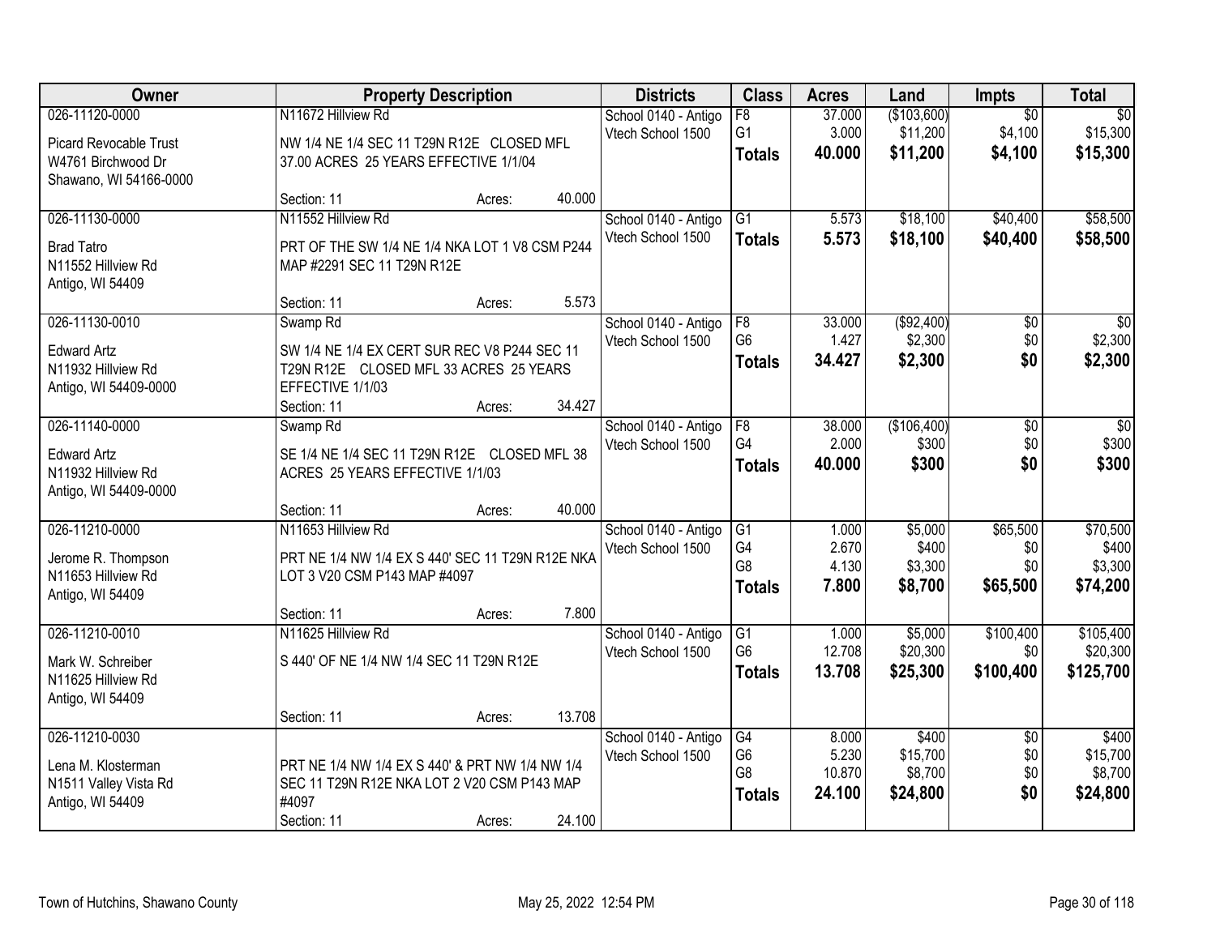| Owner | Property Description | Districts | Class | Acres | Land | Impts | Total |
|---|---|---|---|---|---|---|---|
| 026-11120-0000<br>Picard Revocable Trust<br>W4761 Birchwood Dr<br>Shawano, WI 54166-0000 | N11672 Hillview Rd<br>NW 1/4 NE 1/4 SEC 11 T29N R12E CLOSED MFL 37.00 ACRES 25 YEARS EFFECTIVE 1/1/04<br>Section: 11 Acres: 40.000 | School 0140 - Antigo<br>Vtech School 1500 | F8<br>G1<br>**Totals** | 37.000<br>3.000<br>**40.000** | ($103,600)<br>$11,200<br>**$11,200** | $0<br>$4,100<br>**$4,100** | $0<br>$15,300<br>**$15,300** |
| 026-11130-0000<br>Brad Tatro<br>N11552 Hillview Rd<br>Antigo, WI 54409 | N11552 Hillview Rd<br>PRT OF THE SW 1/4 NE 1/4 NKA LOT 1 V8 CSM P244 MAP #2291 SEC 11 T29N R12E<br>Section: 11 Acres: 5.573 | School 0140 - Antigo<br>Vtech School 1500 | G1<br>**Totals** | 5.573<br>**5.573** | $18,100<br>**$18,100** | $40,400<br>**$40,400** | $58,500<br>**$58,500** |
| 026-11130-0010<br>Edward Artz<br>N11932 Hillview Rd<br>Antigo, WI 54409-0000 | Swamp Rd<br>SW 1/4 NE 1/4 EX CERT SUR REC V8 P244 SEC 11 T29N R12E CLOSED MFL 33 ACRES 25 YEARS EFFECTIVE 1/1/03<br>Section: 11 Acres: 34.427 | School 0140 - Antigo<br>Vtech School 1500 | F8<br>G6<br>**Totals** | 33.000<br>1.427<br>**34.427** | ($92,400)<br>$2,300<br>**$2,300** | $0<br>$0<br>**$0** | $0<br>$2,300<br>**$2,300** |
| 026-11140-0000<br>Edward Artz<br>N11932 Hillview Rd<br>Antigo, WI 54409-0000 | Swamp Rd<br>SE 1/4 NE 1/4 SEC 11 T29N R12E CLOSED MFL 38 ACRES 25 YEARS EFFECTIVE 1/1/03<br>Section: 11 Acres: 40.000 | School 0140 - Antigo<br>Vtech School 1500 | F8<br>G4<br>**Totals** | 38.000<br>2.000<br>**40.000** | ($106,400)<br>$300<br>**$300** | $0<br>$0<br>**$0** | $0<br>$300<br>**$300** |
| 026-11210-0000<br>Jerome R. Thompson<br>N11653 Hillview Rd<br>Antigo, WI 54409 | N11653 Hillview Rd<br>PRT NE 1/4 NW 1/4 EX S 440' SEC 11 T29N R12E NKA LOT 3 V20 CSM P143 MAP #4097<br>Section: 11 Acres: 7.800 | School 0140 - Antigo<br>Vtech School 1500 | G1<br>G4<br>G8<br>**Totals** | 1.000<br>2.670<br>4.130<br>**7.800** | $5,000<br>$400<br>$3,300<br>**$8,700** | $65,500<br>$0<br>$0<br>**$65,500** | $70,500<br>$400<br>$3,300<br>**$74,200** |
| 026-11210-0010<br>Mark W. Schreiber<br>N11625 Hillview Rd<br>Antigo, WI 54409 | N11625 Hillview Rd<br>S 440' OF NE 1/4 NW 1/4 SEC 11 T29N R12E<br>Section: 11 Acres: 13.708 | School 0140 - Antigo<br>Vtech School 1500 | G1<br>G6<br>**Totals** | 1.000<br>12.708<br>**13.708** | $5,000<br>$20,300<br>**$25,300** | $100,400<br>$0<br>**$100,400** | $105,400<br>$20,300<br>**$125,700** |
| 026-11210-0030<br>Lena M. Klosterman<br>N1511 Valley Vista Rd<br>Antigo, WI 54409 | PRT NE 1/4 NW 1/4 EX S 440' & PRT NW 1/4 NW 1/4 SEC 11 T29N R12E NKA LOT 2 V20 CSM P143 MAP #4097<br>Section: 11 Acres: 24.100 | School 0140 - Antigo<br>Vtech School 1500 | G4<br>G6<br>G8<br>**Totals** | 8.000<br>5.230<br>10.870<br>**24.100** | $400<br>$15,700<br>$8,700<br>**$24,800** | $0<br>$0<br>$0<br>**$0** | $400<br>$15,700<br>$8,700<br>**$24,800** |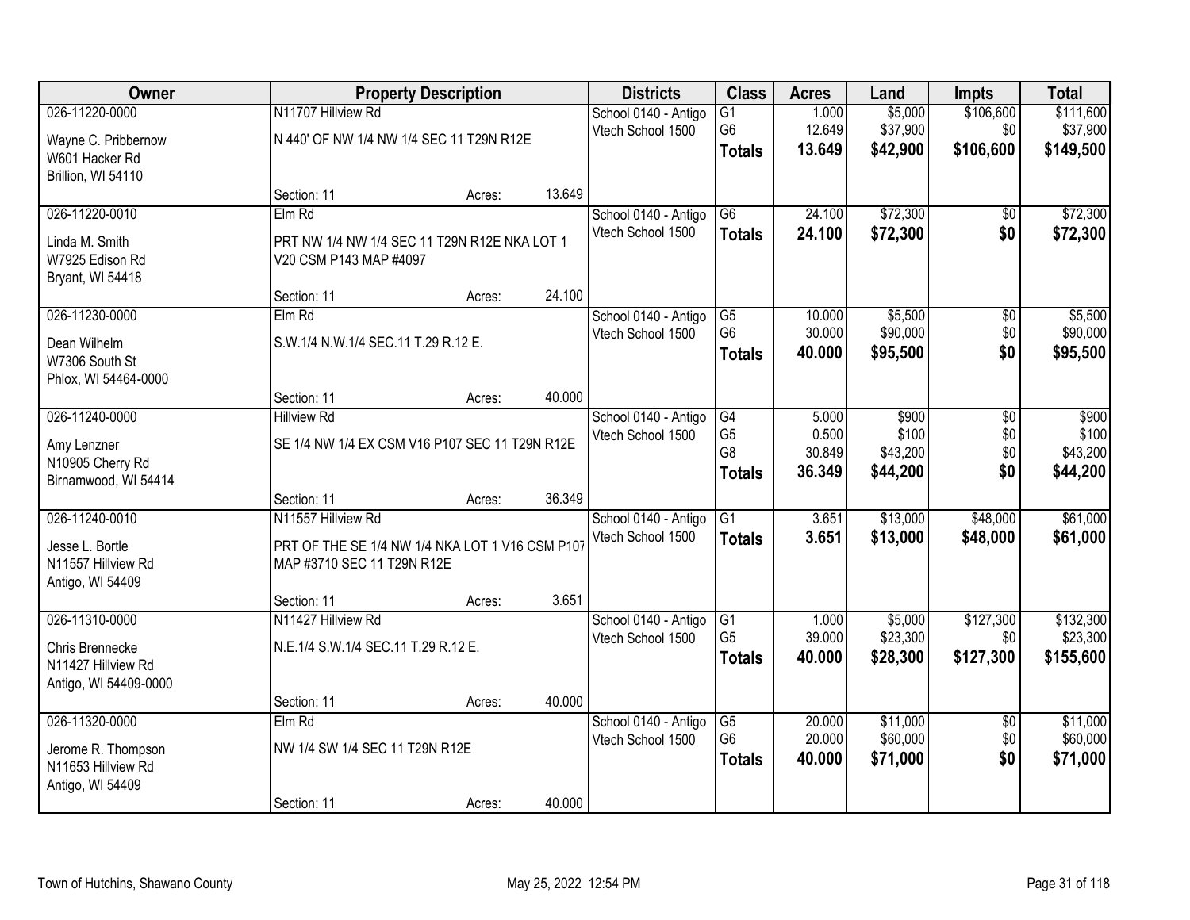| Owner | Property Description | | | Districts | Class | Acres | Land | Impts | Total |
|---|---|---|---|---|---|---|---|---|---|
| 026-11220-0000 | N11707 Hillview Rd | | | School 0140 - Antigo | G1 | 1.000 | $5,000 | $106,600 | $111,600 |
| Wayne C. Pribbernow | N 440' OF NW 1/4 NW 1/4 SEC 11 T29N R12E | | | Vtech School 1500 | G6 | 12.649 | $37,900 | $0 | $37,900 |
| W601 Hacker Rd | | | | | **Totals** | **13.649** | **$42,900** | **$106,600** | **$149,500** |
| Brillion, WI 54110 | | | | | | | | | |
| | Section: 11 | Acres: | 13.649 | | | | | | |
| 026-11220-0010 | Elm Rd | | | School 0140 - Antigo | G6 | 24.100 | $72,300 | $0 | $72,300 |
| Linda M. Smith | PRT NW 1/4 NW 1/4 SEC 11 T29N R12E NKA LOT 1 V20 CSM P143 MAP #4097 | | | Vtech School 1500 | **Totals** | **24.100** | **$72,300** | **$0** | **$72,300** |
| W7925 Edison Rd | | | | | | | | | |
| Bryant, WI 54418 | | | | | | | | | |
| | Section: 11 | Acres: | 24.100 | | | | | | |
| 026-11230-0000 | Elm Rd | | | School 0140 - Antigo | G5 | 10.000 | $5,500 | $0 | $5,500 |
| Dean Wilhelm | S.W.1/4 N.W.1/4 SEC.11 T.29 R.12 E. | | | Vtech School 1500 | G6 | 30.000 | $90,000 | $0 | $90,000 |
| W7306 South St | | | | | **Totals** | **40.000** | **$95,500** | **$0** | **$95,500** |
| Phlox, WI 54464-0000 | | | | | | | | | |
| | Section: 11 | Acres: | 40.000 | | | | | | |
| 026-11240-0000 | Hillview Rd | | | School 0140 - Antigo | G4 | 5.000 | $900 | $0 | $900 |
| Amy Lenzner | SE 1/4 NW 1/4 EX CSM V16 P107 SEC 11 T29N R12E | | | Vtech School 1500 | G5 | 0.500 | $100 | $0 | $100 |
| N10905 Cherry Rd | | | | | G8 | 30.849 | $43,200 | $0 | $43,200 |
| Birnamwood, WI 54414 | | | | | **Totals** | **36.349** | **$44,200** | **$0** | **$44,200** |
| | Section: 11 | Acres: | 36.349 | | | | | | |
| 026-11240-0010 | N11557 Hillview Rd | | | School 0140 - Antigo | G1 | 3.651 | $13,000 | $48,000 | $61,000 |
| Jesse L. Bortle | PRT OF THE SE 1/4 NW 1/4 NKA LOT 1 V16 CSM P107 MAP #3710 SEC 11 T29N R12E | | | Vtech School 1500 | **Totals** | **3.651** | **$13,000** | **$48,000** | **$61,000** |
| N11557 Hillview Rd | | | | | | | | | |
| Antigo, WI 54409 | | | | | | | | | |
| | Section: 11 | Acres: | 3.651 | | | | | | |
| 026-11310-0000 | N11427 Hillview Rd | | | School 0140 - Antigo | G1 | 1.000 | $5,000 | $127,300 | $132,300 |
| Chris Brennecke | N.E.1/4 S.W.1/4 SEC.11 T.29 R.12 E. | | | Vtech School 1500 | G5 | 39.000 | $23,300 | $0 | $23,300 |
| N11427 Hillview Rd | | | | | **Totals** | **40.000** | **$28,300** | **$127,300** | **$155,600** |
| Antigo, WI 54409-0000 | | | | | | | | | |
| | Section: 11 | Acres: | 40.000 | | | | | | |
| 026-11320-0000 | Elm Rd | | | School 0140 - Antigo | G5 | 20.000 | $11,000 | $0 | $11,000 |
| Jerome R. Thompson | NW 1/4 SW 1/4 SEC 11 T29N R12E | | | Vtech School 1500 | G6 | 20.000 | $60,000 | $0 | $60,000 |
| N11653 Hillview Rd | | | | | **Totals** | **40.000** | **$71,000** | **$0** | **$71,000** |
| Antigo, WI 54409 | | | | | | | | | |
| | Section: 11 | Acres: | 40.000 | | | | | | |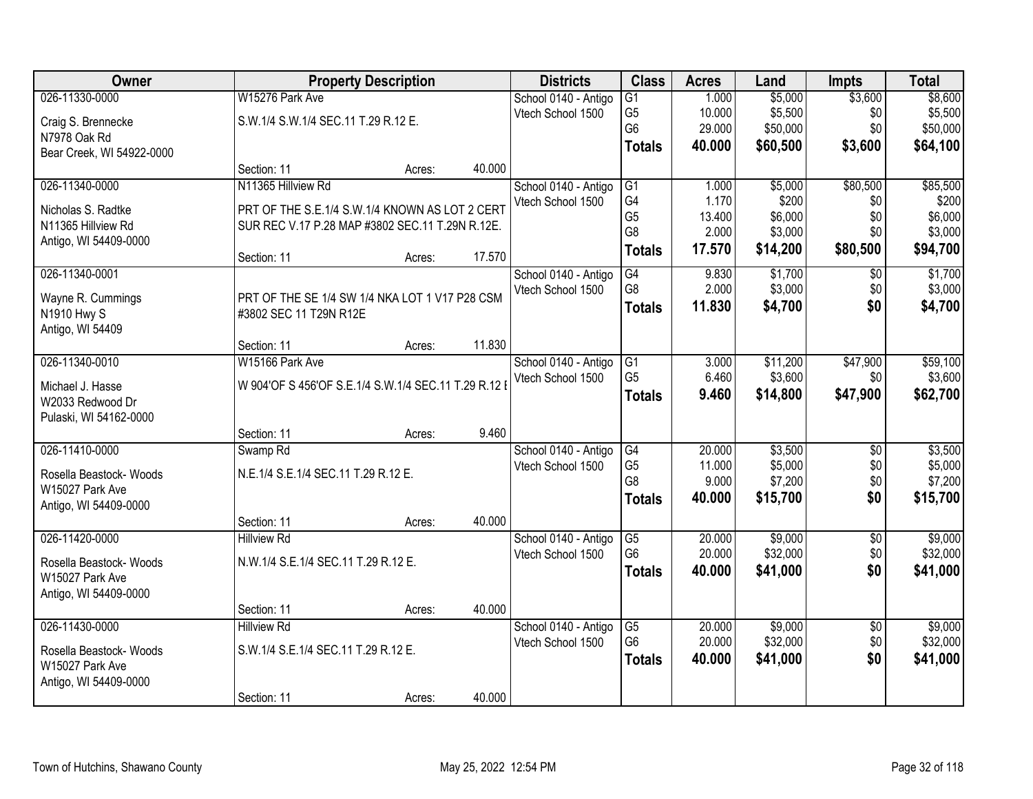| Owner | Property Description | | | Districts | Class | Acres | Land | Impts | Total |
|---|---|---|---|---|---|---|---|---|---|
| 026-11330-0000 | W15276 Park Ave | | | School 0140 - Antigo | G1 | 1.000 | $5,000 | $3,600 | $8,600 |
| Craig S. Brennecke | S.W.1/4 S.W.1/4 SEC.11 T.29 R.12 E. | | | Vtech School 1500 | G5 | 10.000 | $5,500 | $0 | $5,500 |
| N7978 Oak Rd | | | | | G6 | 29.000 | $50,000 | $0 | $50,000 |
| Bear Creek, WI 54922-0000 | | | | | **Totals** | **40.000** | **$60,500** | **$3,600** | **$64,100** |
| | Section: 11 | Acres: | 40.000 | | | | | | |
| 026-11340-0000 | N11365 Hillview Rd | | | School 0140 - Antigo | G1 | 1.000 | $5,000 | $80,500 | $85,500 |
| Nicholas S. Radtke | PRT OF THE S.E.1/4 S.W.1/4 KNOWN AS LOT 2 CERT | | | Vtech School 1500 | G4 | 1.170 | $200 | $0 | $200 |
| N11365 Hillview Rd | SUR REC V.17 P.28 MAP #3802 SEC.11 T.29N R.12E. | | | | G5 | 13.400 | $6,000 | $0 | $6,000 |
| Antigo, WI 54409-0000 | | | | | G8 | 2.000 | $3,000 | $0 | $3,000 |
| | Section: 11 | Acres: | 17.570 | | **Totals** | **17.570** | **$14,200** | **$80,500** | **$94,700** |
| 026-11340-0001 | | | | School 0140 - Antigo | G4 | 9.830 | $1,700 | $0 | $1,700 |
| Wayne R. Cummings | PRT OF THE SE 1/4 SW 1/4 NKA LOT 1 V17 P28 CSM | | | Vtech School 1500 | G8 | 2.000 | $3,000 | $0 | $3,000 |
| N1910 Hwy S | #3802 SEC 11 T29N R12E | | | | **Totals** | **11.830** | **$4,700** | **$0** | **$4,700** |
| Antigo, WI 54409 | | | | | | | | | |
| | Section: 11 | Acres: | 11.830 | | | | | | |
| 026-11340-0010 | W15166 Park Ave | | | School 0140 - Antigo | G1 | 3.000 | $11,200 | $47,900 | $59,100 |
| Michael J. Hasse | W 904'OF S 456'OF S.E.1/4 S.W.1/4 SEC.11 T.29 R.12 E | | | Vtech School 1500 | G5 | 6.460 | $3,600 | $0 | $3,600 |
| W2033 Redwood Dr | | | | | **Totals** | **9.460** | **$14,800** | **$47,900** | **$62,700** |
| Pulaski, WI 54162-0000 | | | | | | | | | |
| | Section: 11 | Acres: | 9.460 | | | | | | |
| 026-11410-0000 | Swamp Rd | | | School 0140 - Antigo | G4 | 20.000 | $3,500 | $0 | $3,500 |
| Rosella Beastock- Woods | N.E.1/4 S.E.1/4 SEC.11 T.29 R.12 E. | | | Vtech School 1500 | G5 | 11.000 | $5,000 | $0 | $5,000 |
| W15027 Park Ave | | | | | G8 | 9.000 | $7,200 | $0 | $7,200 |
| Antigo, WI 54409-0000 | | | | | **Totals** | **40.000** | **$15,700** | **$0** | **$15,700** |
| | Section: 11 | Acres: | 40.000 | | | | | | |
| 026-11420-0000 | Hillview Rd | | | School 0140 - Antigo | G5 | 20.000 | $9,000 | $0 | $9,000 |
| Rosella Beastock- Woods | N.W.1/4 S.E.1/4 SEC.11 T.29 R.12 E. | | | Vtech School 1500 | G6 | 20.000 | $32,000 | $0 | $32,000 |
| W15027 Park Ave | | | | | **Totals** | **40.000** | **$41,000** | **$0** | **$41,000** |
| Antigo, WI 54409-0000 | | | | | | | | | |
| | Section: 11 | Acres: | 40.000 | | | | | | |
| 026-11430-0000 | Hillview Rd | | | School 0140 - Antigo | G5 | 20.000 | $9,000 | $0 | $9,000 |
| Rosella Beastock- Woods | S.W.1/4 S.E.1/4 SEC.11 T.29 R.12 E. | | | Vtech School 1500 | G6 | 20.000 | $32,000 | $0 | $32,000 |
| W15027 Park Ave | | | | | **Totals** | **40.000** | **$41,000** | **$0** | **$41,000** |
| Antigo, WI 54409-0000 | | | | | | | | | |
| | Section: 11 | Acres: | 40.000 | | | | | | |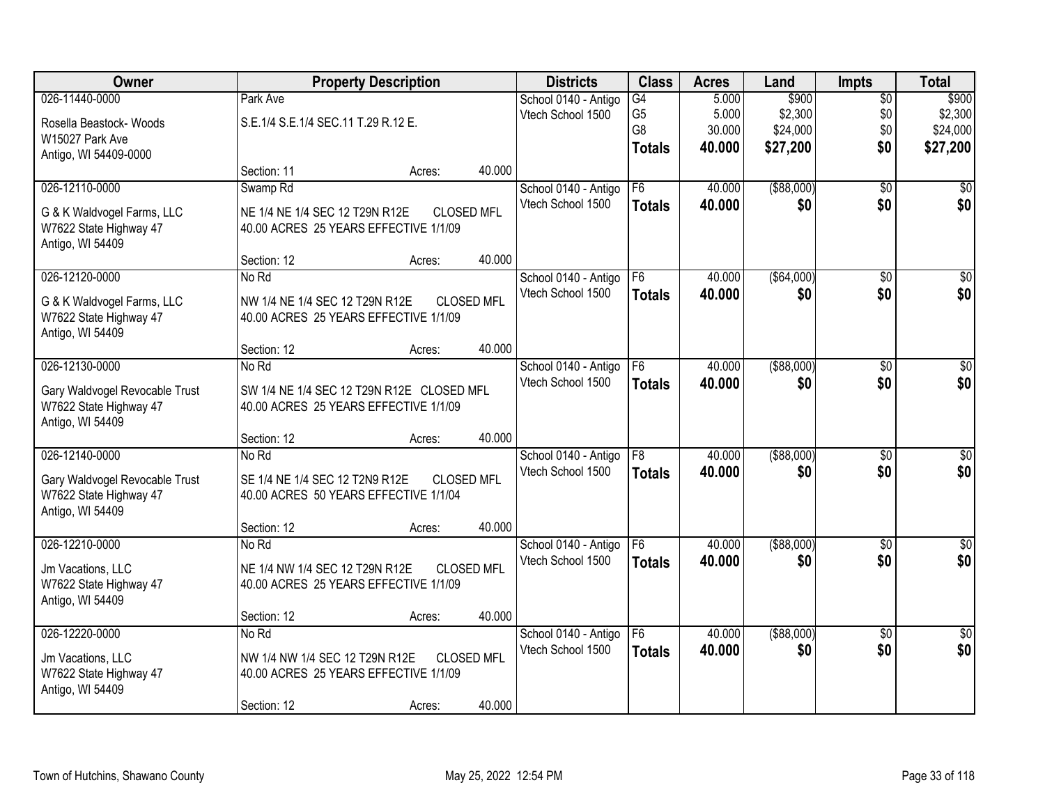| Owner | Property Description | Districts | Class | Acres | Land | Impts | Total |
|---|---|---|---|---|---|---|---|
| 026-11440-0000<br>Rosella Beastock- Woods<br>W15027 Park Ave<br>Antigo, WI 54409-0000 | Park Ave<br>S.E.1/4 S.E.1/4 SEC.11 T.29 R.12 E.<br>Section: 11 Acres: 40.000 | School 0140 - Antigo<br>Vtech School 1500 | G4<br>G5<br>G8<br>**Totals** | 5.000<br>5.000<br>30.000<br>**40.000** | $900<br>$2,300<br>$24,000<br>**$27,200** | $0<br>$0<br>$0<br>**$0** | $900<br>$2,300<br>$24,000<br>**$27,200** |
| 026-12110-0000<br>G & K Waldvogel Farms, LLC<br>W7622 State Highway 47<br>Antigo, WI 54409 | Swamp Rd<br>NE 1/4 NE 1/4 SEC 12 T29N R12E CLOSED MFL<br>40.00 ACRES 25 YEARS EFFECTIVE 1/1/09<br>Section: 12 Acres: 40.000 | School 0140 - Antigo<br>Vtech School 1500 | F6<br>**Totals** | 40.000<br>**40.000** | ($88,000)<br>**$0** | $0<br>**$0** | $0<br>**$0** |
| 026-12120-0000<br>G & K Waldvogel Farms, LLC<br>W7622 State Highway 47<br>Antigo, WI 54409 | No Rd<br>NW 1/4 NE 1/4 SEC 12 T29N R12E CLOSED MFL<br>40.00 ACRES 25 YEARS EFFECTIVE 1/1/09<br>Section: 12 Acres: 40.000 | School 0140 - Antigo<br>Vtech School 1500 | F6<br>**Totals** | 40.000<br>**40.000** | ($64,000)<br>**$0** | $0<br>**$0** | $0<br>**$0** |
| 026-12130-0000<br>Gary Waldvogel Revocable Trust<br>W7622 State Highway 47<br>Antigo, WI 54409 | No Rd<br>SW 1/4 NE 1/4 SEC 12 T29N R12E CLOSED MFL<br>40.00 ACRES 25 YEARS EFFECTIVE 1/1/09<br>Section: 12 Acres: 40.000 | School 0140 - Antigo<br>Vtech School 1500 | F6<br>**Totals** | 40.000<br>**40.000** | ($88,000)<br>**$0** | $0<br>**$0** | $0<br>**$0** |
| 026-12140-0000<br>Gary Waldvogel Revocable Trust<br>W7622 State Highway 47<br>Antigo, WI 54409 | No Rd<br>SE 1/4 NE 1/4 SEC 12 T2N9 R12E CLOSED MFL<br>40.00 ACRES 50 YEARS EFFECTIVE 1/1/04<br>Section: 12 Acres: 40.000 | School 0140 - Antigo<br>Vtech School 1500 | F8<br>**Totals** | 40.000<br>**40.000** | ($88,000)<br>**$0** | $0<br>**$0** | $0<br>**$0** |
| 026-12210-0000<br>Jm Vacations, LLC<br>W7622 State Highway 47<br>Antigo, WI 54409 | No Rd<br>NE 1/4 NW 1/4 SEC 12 T29N R12E CLOSED MFL<br>40.00 ACRES 25 YEARS EFFECTIVE 1/1/09<br>Section: 12 Acres: 40.000 | School 0140 - Antigo<br>Vtech School 1500 | F6<br>**Totals** | 40.000<br>**40.000** | ($88,000)<br>**$0** | $0<br>**$0** | $0<br>**$0** |
| 026-12220-0000<br>Jm Vacations, LLC<br>W7622 State Highway 47<br>Antigo, WI 54409 | No Rd<br>NW 1/4 NW 1/4 SEC 12 T29N R12E CLOSED MFL<br>40.00 ACRES 25 YEARS EFFECTIVE 1/1/09<br>Section: 12 Acres: 40.000 | School 0140 - Antigo<br>Vtech School 1500 | F6<br>**Totals** | 40.000<br>**40.000** | ($88,000)<br>**$0** | $0<br>**$0** | $0<br>**$0** |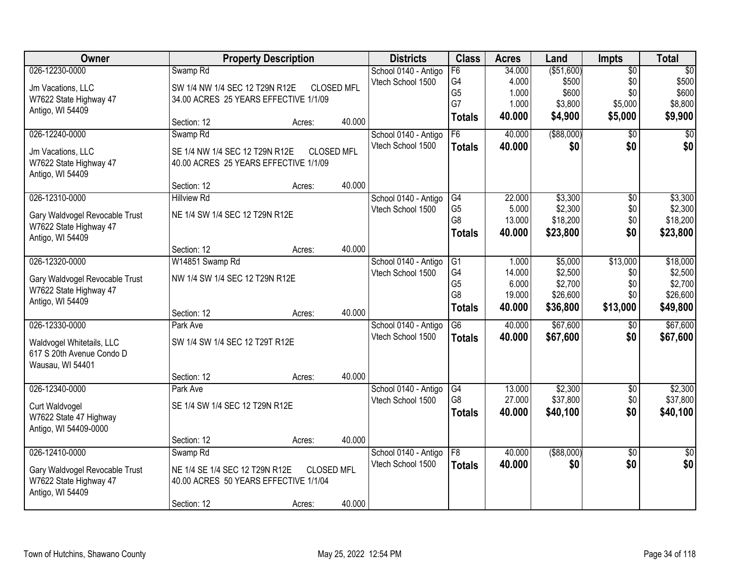| Owner | Property Description | Districts | Class | Acres | Land | Impts | Total |
|---|---|---|---|---|---|---|---|
| 026-12230-0000<br>Jm Vacations, LLC<br>W7622 State Highway 47<br>Antigo, WI 54409 | Swamp Rd<br>SW 1/4 NW 1/4 SEC 12 T29N R12E CLOSED MFL<br>34.00 ACRES 25 YEARS EFFECTIVE 1/1/09<br>Section: 12 Acres: 40.000 | School 0140 - Antigo<br>Vtech School 1500 | F6<br>G4<br>G5<br>G7<br>**Totals** | 34.000<br>4.000<br>1.000<br>1.000<br>**40.000** | ($51,600)<br>$500<br>$600<br>$3,800<br>**$4,900** | $0<br>$0<br>$0<br>$5,000<br>**$5,000** | $0<br>$500<br>$600<br>$8,800<br>**$9,900** |
| 026-12240-0000<br>Jm Vacations, LLC<br>W7622 State Highway 47<br>Antigo, WI 54409 | Swamp Rd<br>SE 1/4 NW 1/4 SEC 12 T29N R12E CLOSED MFL<br>40.00 ACRES 25 YEARS EFFECTIVE 1/1/09<br>Section: 12 Acres: 40.000 | School 0140 - Antigo<br>Vtech School 1500 | F6<br>**Totals** | 40.000<br>**40.000** | ($88,000)<br>**$0** | $0<br>**$0** | $0<br>**$0** |
| 026-12310-0000<br>Gary Waldvogel Revocable Trust<br>W7622 State Highway 47<br>Antigo, WI 54409 | Hillview Rd<br>NE 1/4 SW 1/4 SEC 12 T29N R12E<br>Section: 12 Acres: 40.000 | School 0140 - Antigo<br>Vtech School 1500 | G4<br>G5<br>G8<br>**Totals** | 22.000<br>5.000<br>13.000<br>**40.000** | $3,300<br>$2,300<br>$18,200<br>**$23,800** | $0<br>$0<br>$0<br>**$0** | $3,300<br>$2,300<br>$18,200<br>**$23,800** |
| 026-12320-0000<br>Gary Waldvogel Revocable Trust<br>W7622 State Highway 47<br>Antigo, WI 54409 | W14851 Swamp Rd<br>NW 1/4 SW 1/4 SEC 12 T29N R12E<br>Section: 12 Acres: 40.000 | School 0140 - Antigo<br>Vtech School 1500 | G1<br>G4<br>G5<br>G8<br>**Totals** | 1.000<br>14.000<br>6.000<br>19.000<br>**40.000** | $5,000<br>$2,500<br>$2,700<br>$26,600<br>**$36,800** | $13,000<br>$0<br>$0<br>$0<br>**$13,000** | $18,000<br>$2,500<br>$2,700<br>$26,600<br>**$49,800** |
| 026-12330-0000<br>Waldvogel Whitetails, LLC<br>617 S 20th Avenue Condo D<br>Wausau, WI 54401 | Park Ave<br>SW 1/4 SW 1/4 SEC 12 T29T R12E<br>Section: 12 Acres: 40.000 | School 0140 - Antigo<br>Vtech School 1500 | G6<br>**Totals** | 40.000<br>**40.000** | $67,600<br>**$67,600** | $0<br>**$0** | $67,600<br>**$67,600** |
| 026-12340-0000<br>Curt Waldvogel<br>W7622 State 47 Highway<br>Antigo, WI 54409-0000 | Park Ave<br>SE 1/4 SW 1/4 SEC 12 T29N R12E<br>Section: 12 Acres: 40.000 | School 0140 - Antigo<br>Vtech School 1500 | G4<br>G8<br>**Totals** | 13.000<br>27.000<br>**40.000** | $2,300<br>$37,800<br>**$40,100** | $0<br>$0<br>**$0** | $2,300<br>$37,800<br>**$40,100** |
| 026-12410-0000<br>Gary Waldvogel Revocable Trust<br>W7622 State Highway 47<br>Antigo, WI 54409 | Swamp Rd<br>NE 1/4 SE 1/4 SEC 12 T29N R12E CLOSED MFL<br>40.00 ACRES 50 YEARS EFFECTIVE 1/1/04<br>Section: 12 Acres: 40.000 | School 0140 - Antigo<br>Vtech School 1500 | F8<br>**Totals** | 40.000<br>**40.000** | ($88,000)<br>**$0** | $0<br>**$0** | $0<br>**$0** |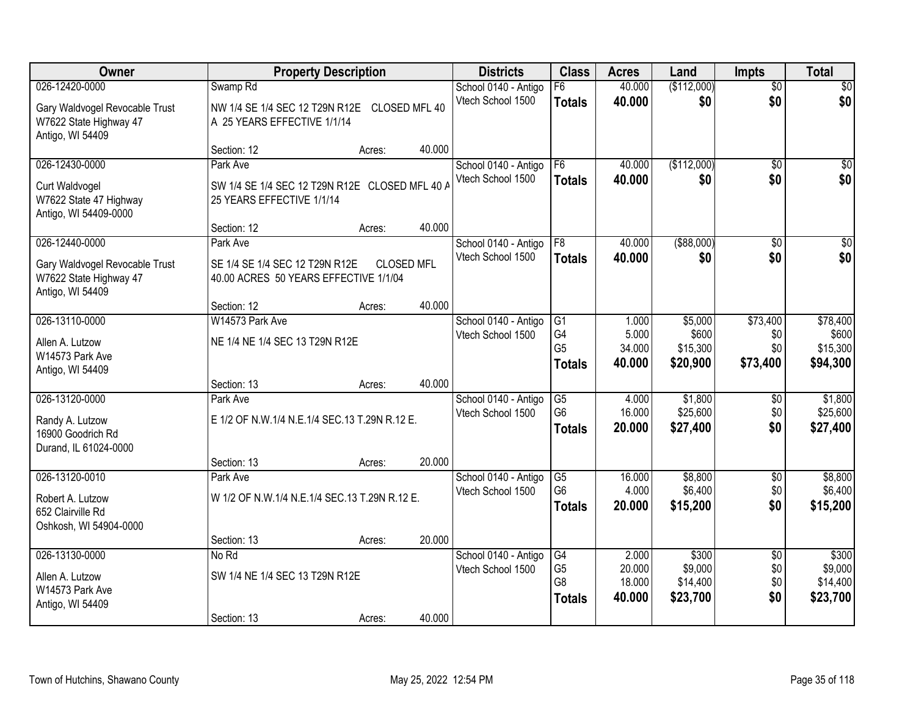| Owner | Property Description | | Districts | Class | Acres | Land | Impts | Total |
|---|---|---|---|---|---|---|---|---|
| 026-12420-0000 | Swamp Rd | | School 0140 - Antigo | F6 | 40.000 | ($112,000) | $0 | $0 |
| Gary Waldvogel Revocable Trust<br>W7622 State Highway 47<br>Antigo, WI 54409 | NW 1/4 SE 1/4 SEC 12 T29N R12E CLOSED MFL 40 A 25 YEARS EFFECTIVE 1/1/14 | | Vtech School 1500 | **Totals** | **40.000** | **$0** | **$0** | **$0** |
| | Section: 12 | Acres: 40.000 | | | | | | |
| 026-12430-0000 | Park Ave | | School 0140 - Antigo | F6 | 40.000 | ($112,000) | $0 | $0 |
| Curt Waldvogel<br>W7622 State 47 Highway<br>Antigo, WI 54409-0000 | SW 1/4 SE 1/4 SEC 12 T29N R12E CLOSED MFL 40 A 25 YEARS EFFECTIVE 1/1/14 | | Vtech School 1500 | **Totals** | **40.000** | **$0** | **$0** | **$0** |
| | Section: 12 | Acres: 40.000 | | | | | | |
| 026-12440-0000 | Park Ave | | School 0140 - Antigo | F8 | 40.000 | ($88,000) | $0 | $0 |
| Gary Waldvogel Revocable Trust<br>W7622 State Highway 47<br>Antigo, WI 54409 | SE 1/4 SE 1/4 SEC 12 T29N R12E CLOSED MFL 40.00 ACRES 50 YEARS EFFECTIVE 1/1/04 | | Vtech School 1500 | **Totals** | **40.000** | **$0** | **$0** | **$0** |
| | Section: 12 | Acres: 40.000 | | | | | | |
| 026-13110-0000 | W14573 Park Ave | | School 0140 - Antigo | G1 | 1.000 | $5,000 | $73,400 | $78,400 |
| Allen A. Lutzow<br>W14573 Park Ave<br>Antigo, WI 54409 | NE 1/4 NE 1/4 SEC 13 T29N R12E | | Vtech School 1500 | G4 | 5.000 | $600 | $0 | $600 |
| | | | | G5 | 34.000 | $15,300 | $0 | $15,300 |
| | | | | **Totals** | **40.000** | **$20,900** | **$73,400** | **$94,300** |
| | Section: 13 | Acres: 40.000 | | | | | | |
| 026-13120-0000 | Park Ave | | School 0140 - Antigo | G5 | 4.000 | $1,800 | $0 | $1,800 |
| Randy A. Lutzow<br>16900 Goodrich Rd<br>Durand, IL 61024-0000 | E 1/2 OF N.W.1/4 N.E.1/4 SEC.13 T.29N R.12 E. | | Vtech School 1500 | G6 | 16.000 | $25,600 | $0 | $25,600 |
| | | | | **Totals** | **20.000** | **$27,400** | **$0** | **$27,400** |
| | Section: 13 | Acres: 20.000 | | | | | | |
| 026-13120-0010 | Park Ave | | School 0140 - Antigo | G5 | 16.000 | $8,800 | $0 | $8,800 |
| Robert A. Lutzow<br>652 Clairville Rd<br>Oshkosh, WI 54904-0000 | W 1/2 OF N.W.1/4 N.E.1/4 SEC.13 T.29N R.12 E. | | Vtech School 1500 | G6 | 4.000 | $6,400 | $0 | $6,400 |
| | | | | **Totals** | **20.000** | **$15,200** | **$0** | **$15,200** |
| | Section: 13 | Acres: 20.000 | | | | | | |
| 026-13130-0000 | No Rd | | School 0140 - Antigo | G4 | 2.000 | $300 | $0 | $300 |
| Allen A. Lutzow<br>W14573 Park Ave<br>Antigo, WI 54409 | SW 1/4 NE 1/4 SEC 13 T29N R12E | | Vtech School 1500 | G5 | 20.000 | $9,000 | $0 | $9,000 |
| | | | | G8 | 18.000 | $14,400 | $0 | $14,400 |
| | | | | **Totals** | **40.000** | **$23,700** | **$0** | **$23,700** |
| | Section: 13 | Acres: 40.000 | | | | | | |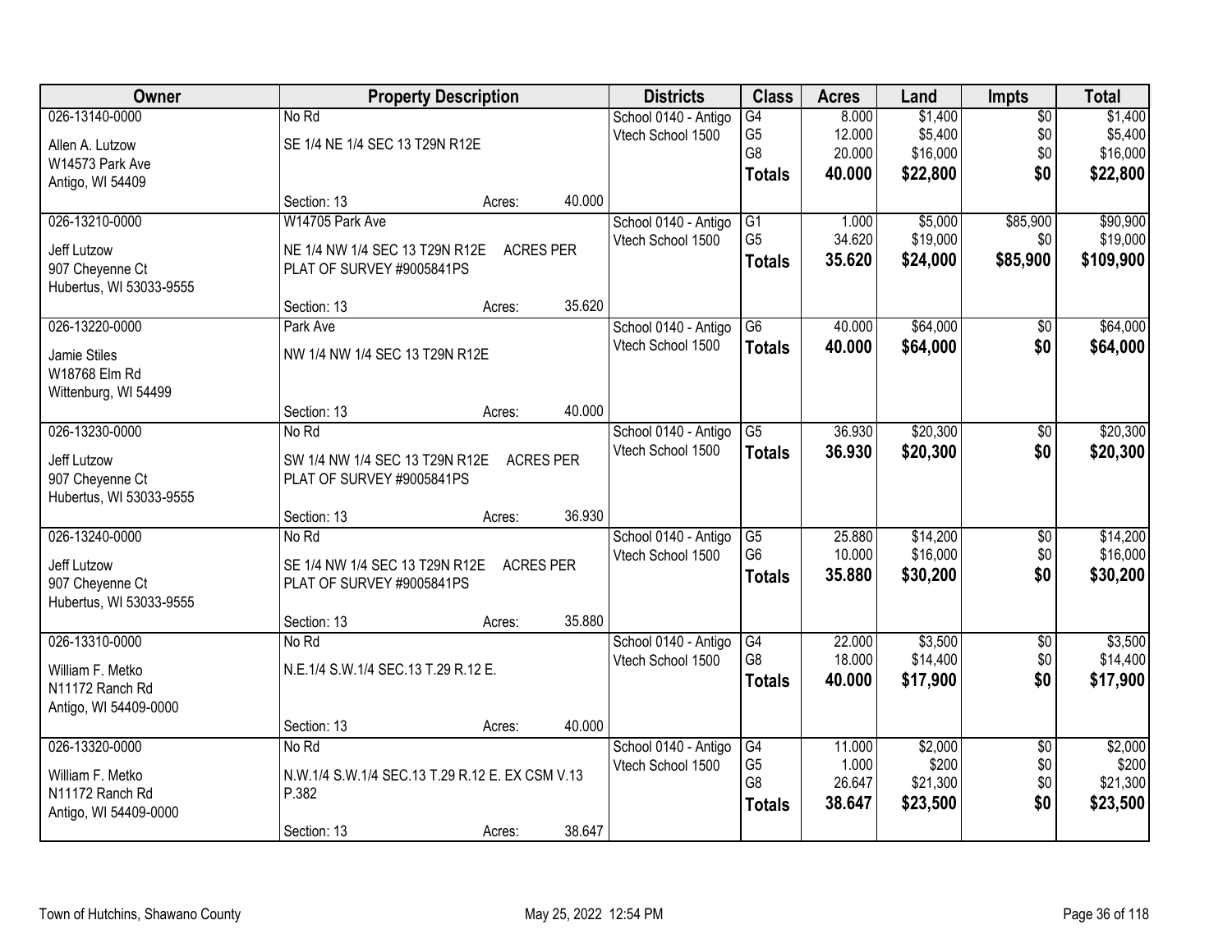| Owner | Property Description | Districts | Class | Acres | Land | Impts | Total |
|---|---|---|---|---|---|---|---|
| 026-13140-0000<br>Allen A. Lutzow<br>W14573 Park Ave<br>Antigo, WI 54409 | No Rd<br>SE 1/4 NE 1/4 SEC 13 T29N R12E<br>Section: 13 Acres: 40.000 | School 0140 - Antigo<br>Vtech School 1500 | G4<br>G5<br>G8<br>**Totals** | 8.000<br>12.000<br>20.000<br>**40.000** | $1,400<br>$5,400<br>$16,000<br>**$22,800** | $0<br>$0<br>$0<br>**$0** | $1,400<br>$5,400<br>$16,000<br>**$22,800** |
| 026-13210-0000<br>Jeff Lutzow<br>907 Cheyenne Ct<br>Hubertus, WI 53033-9555 | W14705 Park Ave<br>NE 1/4 NW 1/4 SEC 13 T29N R12E ACRES PER PLAT OF SURVEY #9005841PS<br>Section: 13 Acres: 35.620 | School 0140 - Antigo<br>Vtech School 1500 | G1<br>G5<br>**Totals** | 1.000<br>34.620<br>**35.620** | $5,000<br>$19,000<br>**$24,000** | $85,900<br>$0<br>**$85,900** | $90,900<br>$19,000<br>**$109,900** |
| 026-13220-0000<br>Jamie Stiles<br>W18768 Elm Rd<br>Wittenburg, WI 54499 | Park Ave<br>NW 1/4 NW 1/4 SEC 13 T29N R12E<br>Section: 13 Acres: 40.000 | School 0140 - Antigo<br>Vtech School 1500 | G6<br>**Totals** | 40.000<br>**40.000** | $64,000<br>**$64,000** | $0<br>**$0** | $64,000<br>**$64,000** |
| 026-13230-0000<br>Jeff Lutzow<br>907 Cheyenne Ct<br>Hubertus, WI 53033-9555 | No Rd<br>SW 1/4 NW 1/4 SEC 13 T29N R12E ACRES PER PLAT OF SURVEY #9005841PS<br>Section: 13 Acres: 36.930 | School 0140 - Antigo<br>Vtech School 1500 | G5<br>**Totals** | 36.930<br>**36.930** | $20,300<br>**$20,300** | $0<br>**$0** | $20,300<br>**$20,300** |
| 026-13240-0000<br>Jeff Lutzow<br>907 Cheyenne Ct<br>Hubertus, WI 53033-9555 | No Rd<br>SE 1/4 NW 1/4 SEC 13 T29N R12E ACRES PER PLAT OF SURVEY #9005841PS<br>Section: 13 Acres: 35.880 | School 0140 - Antigo<br>Vtech School 1500 | G5<br>G6<br>**Totals** | 25.880<br>10.000<br>**35.880** | $14,200<br>$16,000<br>**$30,200** | $0<br>$0<br>**$0** | $14,200<br>$16,000<br>**$30,200** |
| 026-13310-0000<br>William F. Metko<br>N11172 Ranch Rd<br>Antigo, WI 54409-0000 | No Rd<br>N.E.1/4 S.W.1/4 SEC.13 T.29 R.12 E.<br>Section: 13 Acres: 40.000 | School 0140 - Antigo<br>Vtech School 1500 | G4<br>G8<br>**Totals** | 22.000<br>18.000<br>**40.000** | $3,500<br>$14,400<br>**$17,900** | $0<br>$0<br>**$0** | $3,500<br>$14,400<br>**$17,900** |
| 026-13320-0000<br>William F. Metko<br>N11172 Ranch Rd<br>Antigo, WI 54409-0000 | No Rd<br>N.W.1/4 S.W.1/4 SEC.13 T.29 R.12 E. EX CSM V.13 P.382<br>Section: 13 Acres: 38.647 | School 0140 - Antigo<br>Vtech School 1500 | G4<br>G5<br>G8<br>**Totals** | 11.000<br>1.000<br>26.647<br>**38.647** | $2,000<br>$200<br>$21,300<br>**$23,500** | $0<br>$0<br>$0<br>**$0** | $2,000<br>$200<br>$21,300<br>**$23,500** |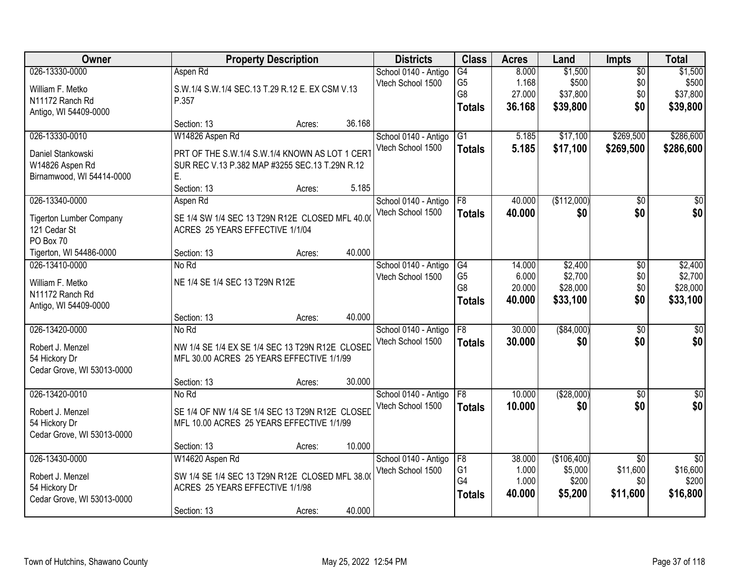| Owner | Property Description | Districts | Class | Acres | Land | Impts | Total |
|---|---|---|---|---|---|---|---|
| 026-13330-0000<br>William F. Metko<br>N11172 Ranch Rd<br>Antigo, WI 54409-0000 | Aspen Rd<br>S.W.1/4 S.W.1/4 SEC.13 T.29 R.12 E. EX CSM V.13 P.357<br>Section: 13 Acres: 36.168 | School 0140 - Antigo<br>Vtech School 1500 | G4<br>G5<br>G8<br>**Totals** | 8.000<br>1.168<br>27.000<br>**36.168** | $1,500<br>$500<br>$37,800<br>**$39,800** | $0<br>$0<br>$0<br>**$0** | $1,500<br>$500<br>$37,800<br>**$39,800** |
| 026-13330-0010<br>Daniel Stankowski<br>W14826 Aspen Rd<br>Birnamwood, WI 54414-0000 | W14826 Aspen Rd<br>PRT OF THE S.W.1/4 S.W.1/4 KNOWN AS LOT 1 CERT SUR REC V.13 P.382 MAP #3255 SEC.13 T.29N R.12 E.<br>Section: 13 Acres: 5.185 | School 0140 - Antigo<br>Vtech School 1500 | G1<br>**Totals** | 5.185<br>**5.185** | $17,100<br>**$17,100** | $269,500<br>**$269,500** | $286,600<br>**$286,600** |
| 026-13340-0000<br>Tigerton Lumber Company<br>121 Cedar St<br>PO Box 70<br>Tigerton, WI 54486-0000 | Aspen Rd<br>SE 1/4 SW 1/4 SEC 13 T29N R12E CLOSED MFL 40.00 ACRES 25 YEARS EFFECTIVE 1/1/04<br>Section: 13 Acres: 40.000 | School 0140 - Antigo<br>Vtech School 1500 | F8<br>**Totals** | 40.000<br>**40.000** | ($112,000)<br>**$0** | $0<br>**$0** | $0<br>**$0** |
| 026-13410-0000<br>William F. Metko<br>N11172 Ranch Rd<br>Antigo, WI 54409-0000 | No Rd<br>NE 1/4 SE 1/4 SEC 13 T29N R12E<br>Section: 13 Acres: 40.000 | School 0140 - Antigo<br>Vtech School 1500 | G4<br>G5<br>G8<br>**Totals** | 14.000<br>6.000<br>20.000<br>**40.000** | $2,400<br>$2,700<br>$28,000<br>**$33,100** | $0<br>$0<br>$0<br>**$0** | $2,400<br>$2,700<br>$28,000<br>**$33,100** |
| 026-13420-0000<br>Robert J. Menzel<br>54 Hickory Dr<br>Cedar Grove, WI 53013-0000 | No Rd<br>NW 1/4 SE 1/4 EX SE 1/4 SEC 13 T29N R12E CLOSED MFL 30.00 ACRES 25 YEARS EFFECTIVE 1/1/99<br>Section: 13 Acres: 30.000 | School 0140 - Antigo<br>Vtech School 1500 | F8<br>**Totals** | 30.000<br>**30.000** | ($84,000)<br>**$0** | $0<br>**$0** | $0<br>**$0** |
| 026-13420-0010<br>Robert J. Menzel<br>54 Hickory Dr<br>Cedar Grove, WI 53013-0000 | No Rd<br>SE 1/4 OF NW 1/4 SE 1/4 SEC 13 T29N R12E CLOSED MFL 10.00 ACRES 25 YEARS EFFECTIVE 1/1/99<br>Section: 13 Acres: 10.000 | School 0140 - Antigo<br>Vtech School 1500 | F8<br>**Totals** | 10.000<br>**10.000** | ($28,000)<br>**$0** | $0<br>**$0** | $0<br>**$0** |
| 026-13430-0000<br>Robert J. Menzel<br>54 Hickory Dr<br>Cedar Grove, WI 53013-0000 | W14620 Aspen Rd<br>SW 1/4 SE 1/4 SEC 13 T29N R12E CLOSED MFL 38.00 ACRES 25 YEARS EFFECTIVE 1/1/98<br>Section: 13 Acres: 40.000 | School 0140 - Antigo<br>Vtech School 1500 | F8<br>G1<br>G4<br>**Totals** | 38.000<br>1.000<br>1.000<br>**40.000** | ($106,400)<br>$5,000<br>$200<br>**$5,200** | $0<br>$11,600<br>$0<br>**$11,600** | $0<br>$16,600<br>$200<br>**$16,800** |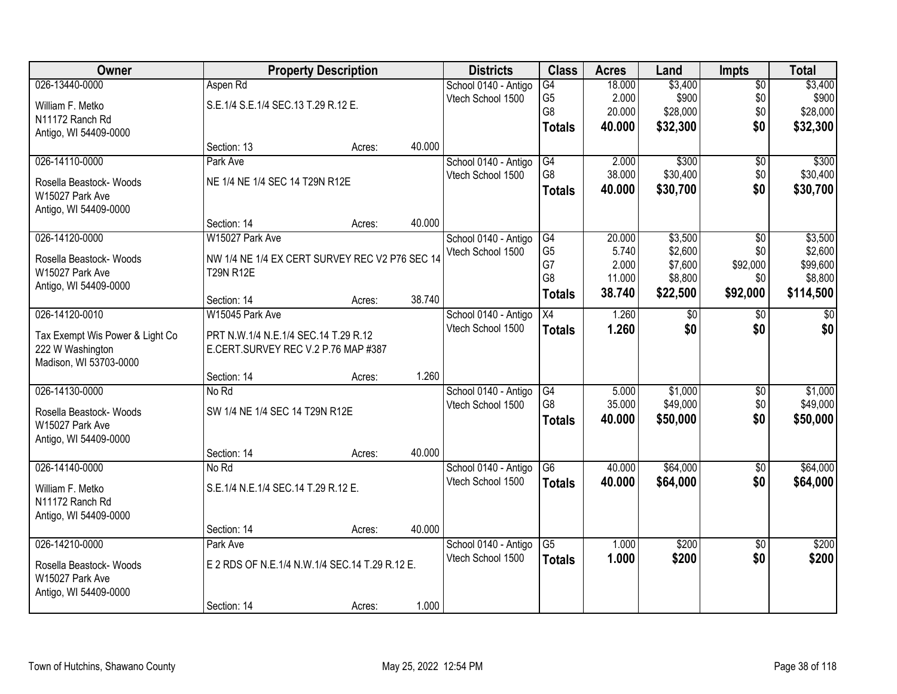| Owner | Property Description | | | Districts | Class | Acres | Land | Impts | Total |
|---|---|---|---|---|---|---|---|---|---|
| 026-13440-0000<br>William F. Metko<br>N11172 Ranch Rd<br>Antigo, WI 54409-0000 | Aspen Rd<br>S.E.1/4 S.E.1/4 SEC.13 T.29 R.12 E. | | | School 0140 - Antigo<br>Vtech School 1500 | G4<br>G5<br>G8<br>**Totals** | 18.000<br>2.000<br>20.000<br>**40.000** | $3,400<br>$900<br>$28,000<br>**$32,300** | $0<br>$0<br>$0<br>**$0** | $3,400<br>$900<br>$28,000<br>**$32,300** |
| | Section: 13 | Acres: | 40.000 | | | | | | |
| 026-14110-0000<br>Rosella Beastock- Woods<br>W15027 Park Ave<br>Antigo, WI 54409-0000 | Park Ave<br>NE 1/4 NE 1/4 SEC 14 T29N R12E | | | School 0140 - Antigo<br>Vtech School 1500 | G4<br>G8<br>**Totals** | 2.000<br>38.000<br>**40.000** | $300<br>$30,400<br>**$30,700** | $0<br>$0<br>**$0** | $300<br>$30,400<br>**$30,700** |
| | Section: 14 | Acres: | 40.000 | | | | | | |
| 026-14120-0000<br>Rosella Beastock- Woods<br>W15027 Park Ave<br>Antigo, WI 54409-0000 | W15027 Park Ave<br>NW 1/4 NE 1/4 EX CERT SURVEY REC V2 P76 SEC 14 T29N R12E | | | School 0140 - Antigo<br>Vtech School 1500 | G4<br>G5<br>G7<br>G8<br>**Totals** | 20.000<br>5.740<br>2.000<br>11.000<br>**38.740** | $3,500<br>$2,600<br>$7,600<br>$8,800<br>**$22,500** | $0<br>$0<br>$92,000<br>$0<br>**$92,000** | $3,500<br>$2,600<br>$99,600<br>$8,800<br>**$114,500** |
| | Section: 14 | Acres: | 38.740 | | | | | | |
| 026-14120-0010<br>Tax Exempt Wis Power & Light Co<br>222 W Washington<br>Madison, WI 53703-0000 | W15045 Park Ave<br>PRT N.W.1/4 N.E.1/4 SEC.14 T.29 R.12 E.CERT.SURVEY REC V.2 P.76 MAP #387 | | | School 0140 - Antigo<br>Vtech School 1500 | X4<br>**Totals** | 1.260<br>**1.260** | $0<br>**$0** | $0<br>**$0** | $0<br>**$0** |
| | Section: 14 | Acres: | 1.260 | | | | | | |
| 026-14130-0000<br>Rosella Beastock- Woods<br>W15027 Park Ave<br>Antigo, WI 54409-0000 | No Rd<br>SW 1/4 NE 1/4 SEC 14 T29N R12E | | | School 0140 - Antigo<br>Vtech School 1500 | G4<br>G8<br>**Totals** | 5.000<br>35.000<br>**40.000** | $1,000<br>$49,000<br>**$50,000** | $0<br>$0<br>**$0** | $1,000<br>$49,000<br>**$50,000** |
| | Section: 14 | Acres: | 40.000 | | | | | | |
| 026-14140-0000<br>William F. Metko<br>N11172 Ranch Rd<br>Antigo, WI 54409-0000 | No Rd<br>S.E.1/4 N.E.1/4 SEC.14 T.29 R.12 E. | | | School 0140 - Antigo<br>Vtech School 1500 | G6<br>**Totals** | 40.000<br>**40.000** | $64,000<br>**$64,000** | $0<br>**$0** | $64,000<br>**$64,000** |
| | Section: 14 | Acres: | 40.000 | | | | | | |
| 026-14210-0000<br>Rosella Beastock- Woods<br>W15027 Park Ave<br>Antigo, WI 54409-0000 | Park Ave<br>E 2 RDS OF N.E.1/4 N.W.1/4 SEC.14 T.29 R.12 E. | | | School 0140 - Antigo<br>Vtech School 1500 | G5<br>**Totals** | 1.000<br>**1.000** | $200<br>**$200** | $0<br>**$0** | $200<br>**$200** |
| | Section: 14 | Acres: | 1.000 | | | | | | |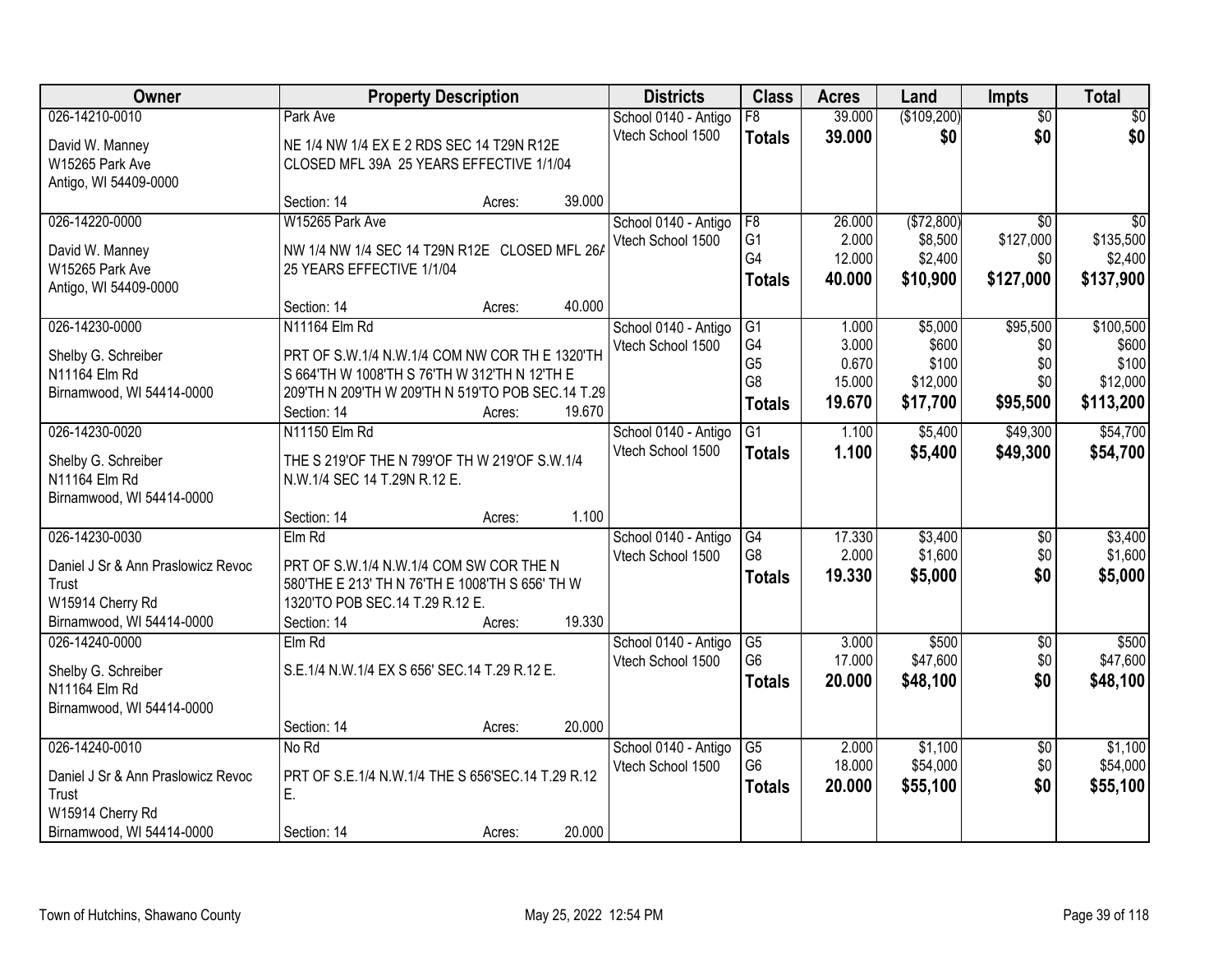| Owner | Property Description | Districts | Class | Acres | Land | Impts | Total |
|---|---|---|---|---|---|---|---|
| 026-14210-0010<br>David W. Manney<br>W15265 Park Ave<br>Antigo, WI 54409-0000 | Park Ave<br>NE 1/4 NW 1/4 EX E 2 RDS SEC 14 T29N R12E CLOSED MFL 39A 25 YEARS EFFECTIVE 1/1/04<br>Section: 14 Acres: 39.000 | School 0140 - Antigo<br>Vtech School 1500 | F8<br>**Totals** | 39.000<br>**39.000** | ($109,200)<br>**$0** | $0<br>**$0** | $0<br>**$0** |
| 026-14220-0000<br>David W. Manney<br>W15265 Park Ave<br>Antigo, WI 54409-0000 | W15265 Park Ave<br>NW 1/4 NW 1/4 SEC 14 T29N R12E CLOSED MFL 26A 25 YEARS EFFECTIVE 1/1/04<br>Section: 14 Acres: 40.000 | School 0140 - Antigo<br>Vtech School 1500 | F8<br>G1<br>G4<br>**Totals** | 26.000<br>2.000<br>12.000<br>**40.000** | ($72,800)<br>$8,500<br>$2,400<br>**$10,900** | $0<br>$127,000<br>$0<br>**$127,000** | $0<br>$135,500<br>$2,400<br>**$137,900** |
| 026-14230-0000<br>Shelby G. Schreiber<br>N11164 Elm Rd<br>Birnamwood, WI 54414-0000 | N11164 Elm Rd<br>PRT OF S.W.1/4 N.W.1/4 COM NW COR TH E 1320'TH S 664'TH W 1008'TH S 76'TH W 312'TH N 12'TH E 209'TH N 209'TH W 209'TH N 519'TO POB SEC.14 T.29<br>Section: 14 Acres: 19.670 | School 0140 - Antigo<br>Vtech School 1500 | G1<br>G4<br>G5<br>G8<br>**Totals** | 1.000<br>3.000<br>0.670<br>15.000<br>**19.670** | $5,000<br>$600<br>$100<br>$12,000<br>**$17,700** | $95,500<br>$0<br>$0<br>$0<br>**$95,500** | $100,500<br>$600<br>$100<br>$12,000<br>**$113,200** |
| 026-14230-0020<br>Shelby G. Schreiber<br>N11164 Elm Rd<br>Birnamwood, WI 54414-0000 | N11150 Elm Rd<br>THE S 219'OF THE N 799'OF TH W 219'OF S.W.1/4 N.W.1/4 SEC 14 T.29N R.12 E.<br>Section: 14 Acres: 1.100 | School 0140 - Antigo<br>Vtech School 1500 | G1<br>**Totals** | 1.100<br>**1.100** | $5,400<br>**$5,400** | $49,300<br>**$49,300** | $54,700<br>**$54,700** |
| 026-14230-0030<br>Daniel J Sr & Ann Praslowicz Revoc Trust<br>W15914 Cherry Rd<br>Birnamwood, WI 54414-0000 | Elm Rd<br>PRT OF S.W.1/4 N.W.1/4 COM SW COR THE N 580'THE E 213' TH N 76'TH E 1008'TH S 656' TH W 1320'TO POB SEC.14 T.29 R.12 E.<br>Section: 14 Acres: 19.330 | School 0140 - Antigo<br>Vtech School 1500 | G4<br>G8<br>**Totals** | 17.330<br>2.000<br>**19.330** | $3,400<br>$1,600<br>**$5,000** | $0<br>$0<br>**$0** | $3,400<br>$1,600<br>**$5,000** |
| 026-14240-0000<br>Shelby G. Schreiber<br>N11164 Elm Rd<br>Birnamwood, WI 54414-0000 | Elm Rd<br>S.E.1/4 N.W.1/4 EX S 656' SEC.14 T.29 R.12 E.<br>Section: 14 Acres: 20.000 | School 0140 - Antigo<br>Vtech School 1500 | G5<br>G6<br>**Totals** | 3.000<br>17.000<br>**20.000** | $500<br>$47,600<br>**$48,100** | $0<br>$0<br>**$0** | $500<br>$47,600<br>**$48,100** |
| 026-14240-0010<br>Daniel J Sr & Ann Praslowicz Revoc Trust<br>W15914 Cherry Rd<br>Birnamwood, WI 54414-0000 | No Rd<br>PRT OF S.E.1/4 N.W.1/4 THE S 656'SEC.14 T.29 R.12 E.<br>Section: 14 Acres: 20.000 | School 0140 - Antigo<br>Vtech School 1500 | G5<br>G6<br>**Totals** | 2.000<br>18.000<br>**20.000** | $1,100<br>$54,000<br>**$55,100** | $0<br>$0<br>**$0** | $1,100<br>$54,000<br>**$55,100** |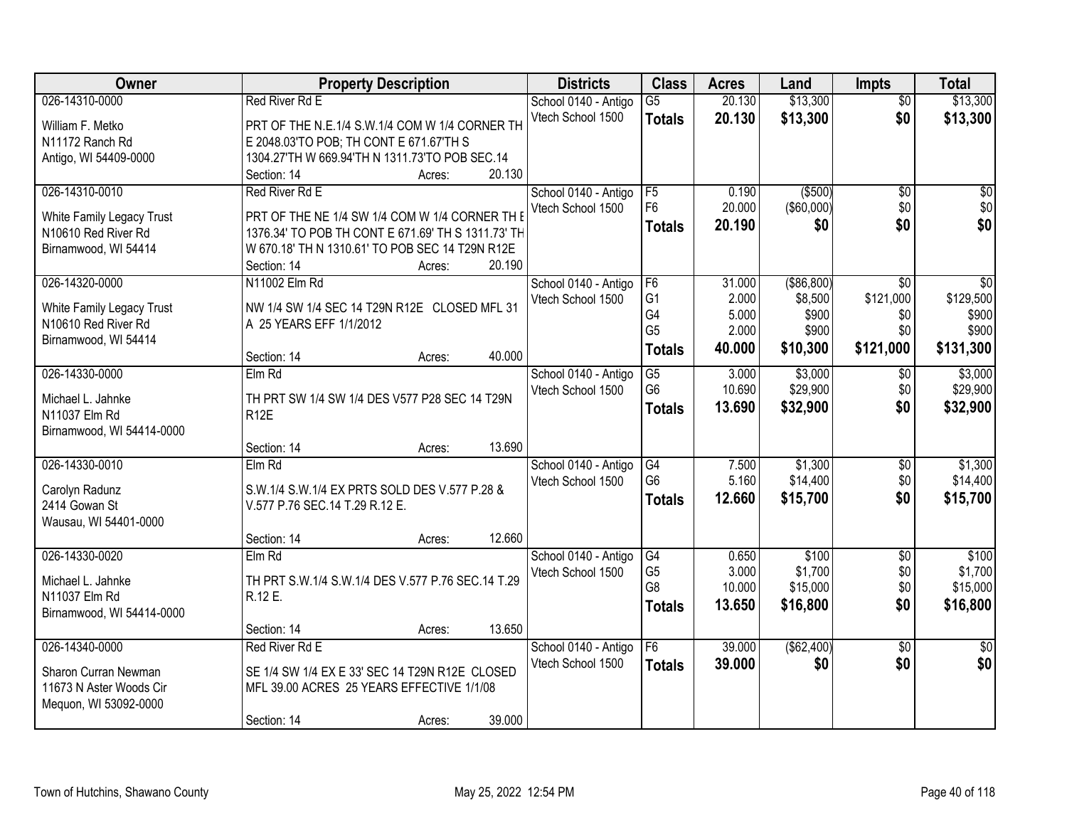| Owner | Property Description | Districts | Class | Acres | Land | Impts | Total |
|---|---|---|---|---|---|---|---|
| 026-14310-0000<br>William F. Metko<br>N11172 Ranch Rd<br>Antigo, WI 54409-0000 | Red River Rd E<br>PRT OF THE N.E.1/4 S.W.1/4 COM W 1/4 CORNER TH E 2048.03'TO POB; TH CONT E 671.67'TH S 1304.27'TH W 669.94'TH N 1311.73'TO POB SEC.14<br>Section: 14 Acres: 20.130 | School 0140 - Antigo<br>Vtech School 1500 | G5<br>**Totals** | 20.130<br>**20.130** | \$13,300<br>**\$13,300** | \$0<br>**\$0** | \$13,300<br>**\$13,300** |
| 026-14310-0010<br>White Family Legacy Trust<br>N10610 Red River Rd<br>Birnamwood, WI 54414 | Red River Rd E<br>PRT OF THE NE 1/4 SW 1/4 COM W 1/4 CORNER TH E 1376.34' TO POB TH CONT E 671.69' TH S 1311.73' TH W 670.18' TH N 1310.61' TO POB SEC 14 T29N R12E<br>Section: 14 Acres: 20.190 | School 0140 - Antigo<br>Vtech School 1500 | F5<br>F6<br>**Totals** | 0.190<br>20.000<br>**20.190** | (\$500)<br>(\$60,000)<br>**\$0** | \$0<br>\$0<br>**\$0** | \$0<br>\$0<br>**\$0** |
| 026-14320-0000<br>White Family Legacy Trust<br>N10610 Red River Rd<br>Birnamwood, WI 54414 | N11002 Elm Rd<br>NW 1/4 SW 1/4 SEC 14 T29N R12E CLOSED MFL 31 A 25 YEARS EFF 1/1/2012<br>Section: 14 Acres: 40.000 | School 0140 - Antigo<br>Vtech School 1500 | F6<br>G1<br>G4<br>G5<br>**Totals** | 31.000<br>2.000<br>5.000<br>2.000<br>**40.000** | (\$86,800)<br>\$8,500<br>\$900<br>\$900<br>**\$10,300** | \$0<br>\$121,000<br>\$0<br>\$0<br>**\$121,000** | \$0<br>\$129,500<br>\$900<br>\$900<br>**\$131,300** |
| 026-14330-0000<br>Michael L. Jahnke<br>N11037 Elm Rd<br>Birnamwood, WI 54414-0000 | Elm Rd<br>TH PRT SW 1/4 SW 1/4 DES V577 P28 SEC 14 T29N R12E<br>Section: 14 Acres: 13.690 | School 0140 - Antigo<br>Vtech School 1500 | G5<br>G6<br>**Totals** | 3.000<br>10.690<br>**13.690** | \$3,000<br>\$29,900<br>**\$32,900** | \$0<br>\$0<br>**\$0** | \$3,000<br>\$29,900<br>**\$32,900** |
| 026-14330-0010<br>Carolyn Radunz<br>2414 Gowan St<br>Wausau, WI 54401-0000 | Elm Rd<br>S.W.1/4 S.W.1/4 EX PRTS SOLD DES V.577 P.28 & V.577 P.76 SEC.14 T.29 R.12 E.<br>Section: 14 Acres: 12.660 | School 0140 - Antigo<br>Vtech School 1500 | G4<br>G6<br>**Totals** | 7.500<br>5.160<br>**12.660** | \$1,300<br>\$14,400<br>**\$15,700** | \$0<br>\$0<br>**\$0** | \$1,300<br>\$14,400<br>**\$15,700** |
| 026-14330-0020<br>Michael L. Jahnke<br>N11037 Elm Rd<br>Birnamwood, WI 54414-0000 | Elm Rd<br>TH PRT S.W.1/4 S.W.1/4 DES V.577 P.76 SEC.14 T.29 R.12 E.<br>Section: 14 Acres: 13.650 | School 0140 - Antigo<br>Vtech School 1500 | G4<br>G5<br>G8<br>**Totals** | 0.650<br>3.000<br>10.000<br>**13.650** | \$100<br>\$1,700<br>\$15,000<br>**\$16,800** | \$0<br>\$0<br>\$0<br>**\$0** | \$100<br>\$1,700<br>\$15,000<br>**\$16,800** |
| 026-14340-0000<br>Sharon Curran Newman<br>11673 N Aster Woods Cir<br>Mequon, WI 53092-0000 | Red River Rd E<br>SE 1/4 SW 1/4 EX E 33' SEC 14 T29N R12E CLOSED MFL 39.00 ACRES 25 YEARS EFFECTIVE 1/1/08<br>Section: 14 Acres: 39.000 | School 0140 - Antigo<br>Vtech School 1500 | F6<br>**Totals** | 39.000<br>**39.000** | (\$62,400)<br>**\$0** | \$0<br>**\$0** | \$0<br>**\$0** |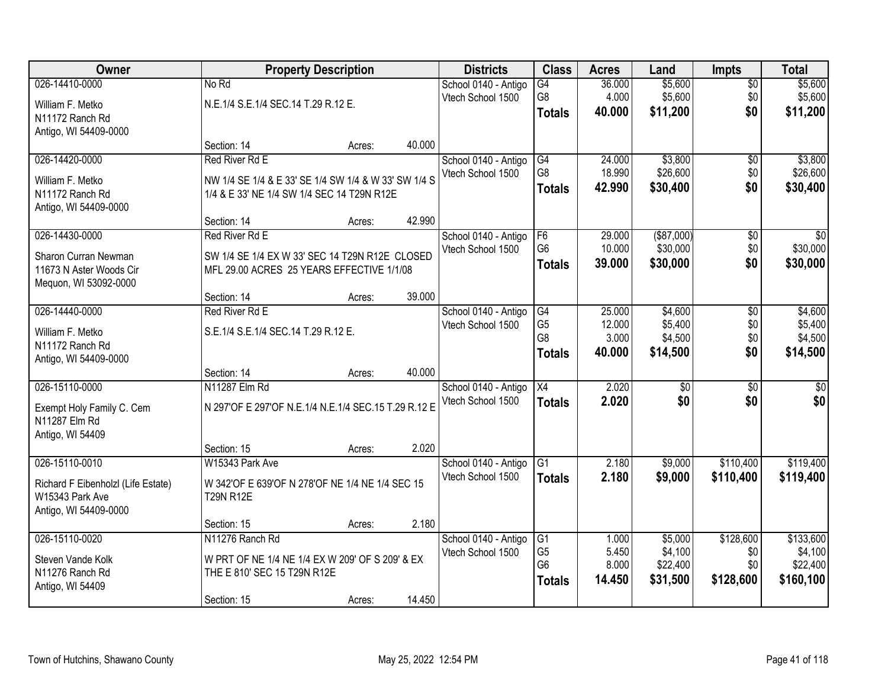| Owner | Property Description | | Districts | Class | Acres | Land | Impts | Total |
|---|---|---|---|---|---|---|---|---|
| 026-14410-0000 | No Rd | | School 0140 - Antigo | G4 | 36.000 | $5,600 | $0 | $5,600 |
| William F. Metko<br>N11172 Ranch Rd<br>Antigo, WI 54409-0000 | N.E.1/4 S.E.1/4 SEC.14 T.29 R.12 E. | | Vtech School 1500 | G8 | 4.000 | $5,600 | $0 | $5,600 |
| | | | | **Totals** | **40.000** | **$11,200** | **$0** | **$11,200** |
| | Section: 14 | Acres: 40.000 | | | | | | |
| 026-14420-0000 | Red River Rd E | | School 0140 - Antigo | G4 | 24.000 | $3,800 | $0 | $3,800 |
| William F. Metko<br>N11172 Ranch Rd<br>Antigo, WI 54409-0000 | NW 1/4 SE 1/4 & E 33' SE 1/4 SW 1/4 & W 33' SW 1/4 S 1/4 & E 33' NE 1/4 SW 1/4 SEC 14 T29N R12E | | Vtech School 1500 | G8 | 18.990 | $26,600 | $0 | $26,600 |
| | | | | **Totals** | **42.990** | **$30,400** | **$0** | **$30,400** |
| | Section: 14 | Acres: 42.990 | | | | | | |
| 026-14430-0000 | Red River Rd E | | School 0140 - Antigo | F6 | 29.000 | ($87,000) | $0 | $0 |
| Sharon Curran Newman<br>11673 N Aster Woods Cir<br>Mequon, WI 53092-0000 | SW 1/4 SE 1/4 EX W 33' SEC 14 T29N R12E CLOSED MFL 29.00 ACRES 25 YEARS EFFECTIVE 1/1/08 | | Vtech School 1500 | G6 | 10.000 | $30,000 | $0 | $30,000 |
| | | | | **Totals** | **39.000** | **$30,000** | **$0** | **$30,000** |
| | Section: 14 | Acres: 39.000 | | | | | | |
| 026-14440-0000 | Red River Rd E | | School 0140 - Antigo | G4 | 25.000 | $4,600 | $0 | $4,600 |
| William F. Metko<br>N11172 Ranch Rd<br>Antigo, WI 54409-0000 | S.E.1/4 S.E.1/4 SEC.14 T.29 R.12 E. | | Vtech School 1500 | G5 | 12.000 | $5,400 | $0 | $5,400 |
| | | | | G8 | 3.000 | $4,500 | $0 | $4,500 |
| | | | | **Totals** | **40.000** | **$14,500** | **$0** | **$14,500** |
| | Section: 14 | Acres: 40.000 | | | | | | |
| 026-15110-0000 | N11287 Elm Rd | | School 0140 - Antigo | X4 | 2.020 | $0 | $0 | $0 |
| Exempt Holy Family C. Cem<br>N11287 Elm Rd<br>Antigo, WI 54409 | N 297'OF E 297'OF N.E.1/4 N.E.1/4 SEC.15 T.29 R.12 E | | Vtech School 1500 | **Totals** | **2.020** | **$0** | **$0** | **$0** |
| | Section: 15 | Acres: 2.020 | | | | | | |
| 026-15110-0010 | W15343 Park Ave | | School 0140 - Antigo | G1 | 2.180 | $9,000 | $110,400 | $119,400 |
| Richard F Eibenholzl (Life Estate)<br>W15343 Park Ave<br>Antigo, WI 54409-0000 | W 342'OF E 639'OF N 278'OF NE 1/4 NE 1/4 SEC 15 T29N R12E | | Vtech School 1500 | **Totals** | **2.180** | **$9,000** | **$110,400** | **$119,400** |
| | Section: 15 | Acres: 2.180 | | | | | | |
| 026-15110-0020 | N11276 Ranch Rd | | School 0140 - Antigo | G1 | 1.000 | $5,000 | $128,600 | $133,600 |
| Steven Vande Kolk<br>N11276 Ranch Rd<br>Antigo, WI 54409 | W PRT OF NE 1/4 NE 1/4 EX W 209' OF S 209' & EX THE E 810' SEC 15 T29N R12E | | Vtech School 1500 | G5 | 5.450 | $4,100 | $0 | $4,100 |
| | | | | G6 | 8.000 | $22,400 | $0 | $22,400 |
| | | | | **Totals** | **14.450** | **$31,500** | **$128,600** | **$160,100** |
| | Section: 15 | Acres: 14.450 | | | | | | |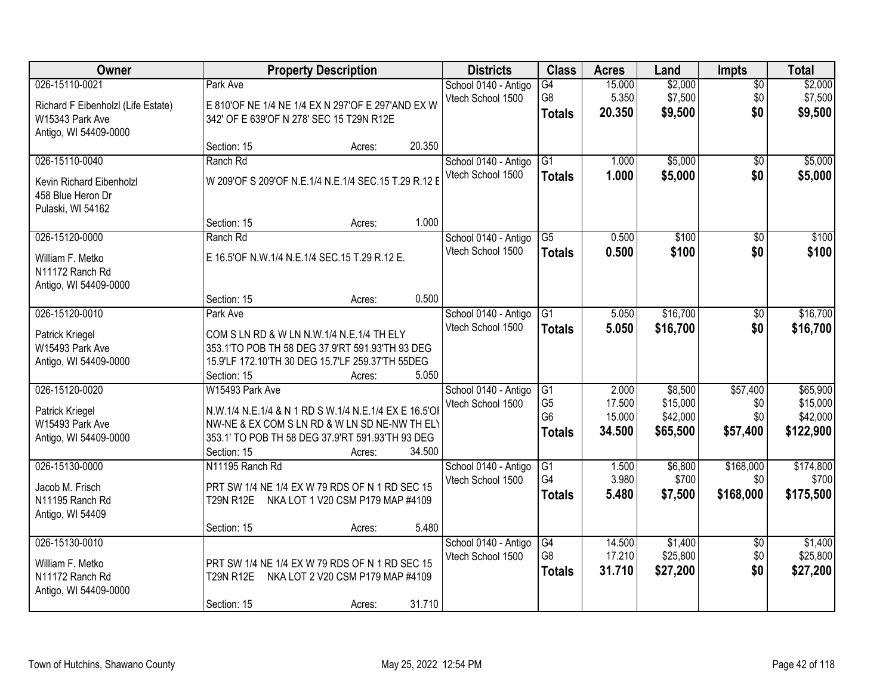| Owner | Property Description | | | Districts | Class | Acres | Land | Impts | Total |
|---|---|---|---|---|---|---|---|---|---|
| 026-15110-0021 | Park Ave | | | School 0140 - Antigo | G4 | 15.000 | $2,000 | $0 | $2,000 |
| Richard F Eibenholzl (Life Estate) | E 810'OF NE 1/4 NE 1/4 EX N 297'OF E 297'AND EX W | | | Vtech School 1500 | G8 | 5.350 | $7,500 | $0 | $7,500 |
| W15343 Park Ave | 342' OF E 639'OF N 278' SEC 15 T29N R12E | | | | **Totals** | **20.350** | **$9,500** | **$0** | **$9,500** |
| Antigo, WI 54409-0000 | | | | | | | | | |
| | Section: 15 | Acres: | 20.350 | | | | | | |
| 026-15110-0040 | Ranch Rd | | | School 0140 - Antigo | G1 | 1.000 | $5,000 | $0 | $5,000 |
| Kevin Richard Eibenholzl | W 209'OF S 209'OF N.E.1/4 N.E.1/4 SEC.15 T.29 R.12 E | | | Vtech School 1500 | **Totals** | **1.000** | **$5,000** | **$0** | **$5,000** |
| 458 Blue Heron Dr | | | | | | | | | |
| Pulaski, WI 54162 | | | | | | | | | |
| | Section: 15 | Acres: | 1.000 | | | | | | |
| 026-15120-0000 | Ranch Rd | | | School 0140 - Antigo | G5 | 0.500 | $100 | $0 | $100 |
| William F. Metko | E 16.5'OF N.W.1/4 N.E.1/4 SEC.15 T.29 R.12 E. | | | Vtech School 1500 | **Totals** | **0.500** | **$100** | **$0** | **$100** |
| N11172 Ranch Rd | | | | | | | | | |
| Antigo, WI 54409-0000 | | | | | | | | | |
| | Section: 15 | Acres: | 0.500 | | | | | | |
| 026-15120-0010 | Park Ave | | | School 0140 - Antigo | G1 | 5.050 | $16,700 | $0 | $16,700 |
| Patrick Kriegel | COM S LN RD & W LN N.W.1/4 N.E.1/4 TH ELY | | | Vtech School 1500 | **Totals** | **5.050** | **$16,700** | **$0** | **$16,700** |
| W15493 Park Ave | 353.1'TO POB TH 58 DEG 37.9'RT 591.93'TH 93 DEG | | | | | | | | |
| Antigo, WI 54409-0000 | 15.9'LF 172.10'TH 30 DEG 15.7'LF 259.37'TH 55DEG | | | | | | | | |
| | Section: 15 | Acres: | 5.050 | | | | | | |
| 026-15120-0020 | W15493 Park Ave | | | School 0140 - Antigo | G1 | 2.000 | $8,500 | $57,400 | $65,900 |
| Patrick Kriegel | N.W.1/4 N.E.1/4 & N 1 RD S W.1/4 N.E.1/4 EX E 16.5'OF | | | Vtech School 1500 | G5 | 17.500 | $15,000 | $0 | $15,000 |
| W15493 Park Ave | NW-NE & EX COM S LN RD & W LN SD NE-NW TH ELY | | | | G6 | 15.000 | $42,000 | $0 | $42,000 |
| Antigo, WI 54409-0000 | 353.1' TO POB TH 58 DEG 37.9'RT 591.93'TH 93 DEG | | | | **Totals** | **34.500** | **$65,500** | **$57,400** | **$122,900** |
| | Section: 15 | Acres: | 34.500 | | | | | | |
| 026-15130-0000 | N11195 Ranch Rd | | | School 0140 - Antigo | G1 | 1.500 | $6,800 | $168,000 | $174,800 |
| Jacob M. Frisch | PRT SW 1/4 NE 1/4 EX W 79 RDS OF N 1 RD SEC 15 | | | Vtech School 1500 | G4 | 3.980 | $700 | $0 | $700 |
| N11195 Ranch Rd | T29N R12E NKA LOT 1 V20 CSM P179 MAP #4109 | | | | **Totals** | **5.480** | **$7,500** | **$168,000** | **$175,500** |
| Antigo, WI 54409 | | | | | | | | | |
| | Section: 15 | Acres: | 5.480 | | | | | | |
| 026-15130-0010 | | | | School 0140 - Antigo | G4 | 14.500 | $1,400 | $0 | $1,400 |
| William F. Metko | PRT SW 1/4 NE 1/4 EX W 79 RDS OF N 1 RD SEC 15 | | | Vtech School 1500 | G8 | 17.210 | $25,800 | $0 | $25,800 |
| N11172 Ranch Rd | T29N R12E NKA LOT 2 V20 CSM P179 MAP #4109 | | | | **Totals** | **31.710** | **$27,200** | **$0** | **$27,200** |
| Antigo, WI 54409-0000 | | | | | | | | | |
| | Section: 15 | Acres: | 31.710 | | | | | | |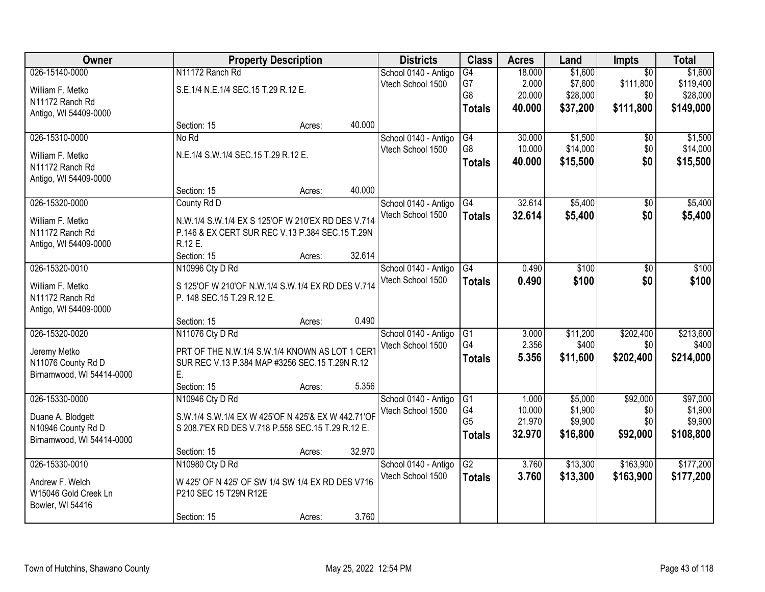| Owner | Property Description | | | Districts | Class | Acres | Land | Impts | Total |
|---|---|---|---|---|---|---|---|---|---|
| 026-15140-0000 | N11172 Ranch Rd | | | School 0140 - Antigo | G4 | 18.000 | $1,600 | $0 | $1,600 |
| William F. Metko | S.E.1/4 N.E.1/4 SEC.15 T.29 R.12 E. | | | Vtech School 1500 | G7 | 2.000 | $7,600 | $111,800 | $119,400 |
| N11172 Ranch Rd | | | | | G8 | 20.000 | $28,000 | $0 | $28,000 |
| Antigo, WI 54409-0000 | | | | | **Totals** | **40.000** | **$37,200** | **$111,800** | **$149,000** |
| | Section: 15 | Acres: | 40.000 | | | | | | |
| 026-15310-0000 | No Rd | | | School 0140 - Antigo | G4 | 30.000 | $1,500 | $0 | $1,500 |
| William F. Metko | N.E.1/4 S.W.1/4 SEC.15 T.29 R.12 E. | | | Vtech School 1500 | G8 | 10.000 | $14,000 | $0 | $14,000 |
| N11172 Ranch Rd | | | | | **Totals** | **40.000** | **$15,500** | **$0** | **$15,500** |
| Antigo, WI 54409-0000 | | | | | | | | | |
| | Section: 15 | Acres: | 40.000 | | | | | | |
| 026-15320-0000 | County Rd D | | | School 0140 - Antigo | G4 | 32.614 | $5,400 | $0 | $5,400 |
| William F. Metko | N.W.1/4 S.W.1/4 EX S 125'OF W 210'EX RD DES V.714 P.146 & EX CERT SUR REC V.13 P.384 SEC.15 T.29N R.12 E. | | | Vtech School 1500 | **Totals** | **32.614** | **$5,400** | **$0** | **$5,400** |
| N11172 Ranch Rd | | | | | | | | | |
| Antigo, WI 54409-0000 | | | | | | | | | |
| | Section: 15 | Acres: | 32.614 | | | | | | |
| 026-15320-0010 | N10996 Cty D Rd | | | School 0140 - Antigo | G4 | 0.490 | $100 | $0 | $100 |
| William F. Metko | S 125'OF W 210'OF N.W.1/4 S.W.1/4 EX RD DES V.714 P. 148 SEC.15 T.29 R.12 E. | | | Vtech School 1500 | **Totals** | **0.490** | **$100** | **$0** | **$100** |
| N11172 Ranch Rd | | | | | | | | | |
| Antigo, WI 54409-0000 | | | | | | | | | |
| | Section: 15 | Acres: | 0.490 | | | | | | |
| 026-15320-0020 | N11076 Cty D Rd | | | School 0140 - Antigo | G1 | 3.000 | $11,200 | $202,400 | $213,600 |
| Jeremy Metko | PRT OF THE N.W.1/4 S.W.1/4 KNOWN AS LOT 1 CERT SUR REC V.13 P.384 MAP #3256 SEC.15 T.29N R.12 E. | | | Vtech School 1500 | G4 | 2.356 | $400 | $0 | $400 |
| N11076 County Rd D | | | | | **Totals** | **5.356** | **$11,600** | **$202,400** | **$214,000** |
| Birnamwood, WI 54414-0000 | | | | | | | | | |
| | Section: 15 | Acres: | 5.356 | | | | | | |
| 026-15330-0000 | N10946 Cty D Rd | | | School 0140 - Antigo | G1 | 1.000 | $5,000 | $92,000 | $97,000 |
| Duane A. Blodgett | S.W.1/4 S.W.1/4 EX W 425'OF N 425'& EX W 442.71'OF S 208.7'EX RD DES V.718 P.558 SEC.15 T.29 R.12 E. | | | Vtech School 1500 | G4 | 10.000 | $1,900 | $0 | $1,900 |
| N10946 County Rd D | | | | | G5 | 21.970 | $9,900 | $0 | $9,900 |
| Birnamwood, WI 54414-0000 | | | | | **Totals** | **32.970** | **$16,800** | **$92,000** | **$108,800** |
| | Section: 15 | Acres: | 32.970 | | | | | | |
| 026-15330-0010 | N10980 Cty D Rd | | | School 0140 - Antigo | G2 | 3.760 | $13,300 | $163,900 | $177,200 |
| Andrew F. Welch | W 425' OF N 425' OF SW 1/4 SW 1/4 EX RD DES V716 P210 SEC 15 T29N R12E | | | Vtech School 1500 | **Totals** | **3.760** | **$13,300** | **$163,900** | **$177,200** |
| W15046 Gold Creek Ln | | | | | | | | | |
| Bowler, WI 54416 | | | | | | | | | |
| | Section: 15 | Acres: | 3.760 | | | | | | |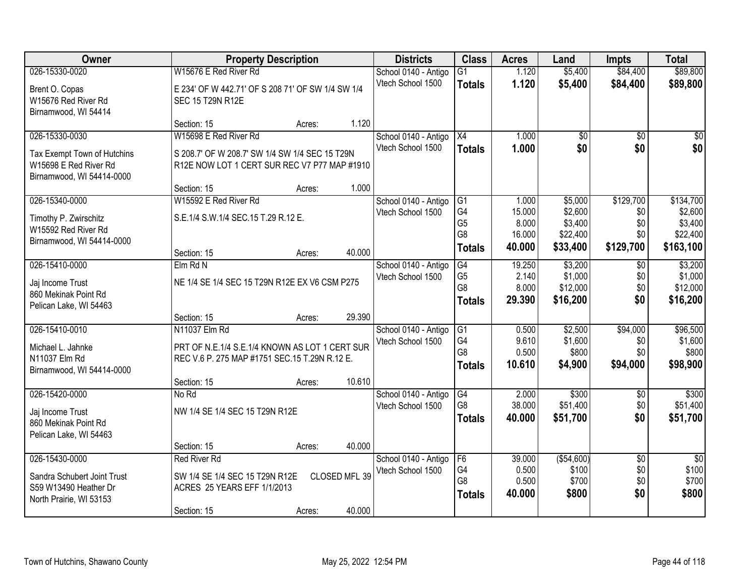| Owner | Property Description | | | Districts | Class | Acres | Land | Impts | Total |
|---|---|---|---|---|---|---|---|---|---|
| 026-15330-0020 | W15676 E Red River Rd | | | School 0140 - Antigo | G1 | 1.120 | $5,400 | $84,400 | $89,800 |
| Brent O. Copas<br>W15676 Red River Rd<br>Birnamwood, WI 54414 | E 234' OF W 442.71' OF S 208 71' OF SW 1/4 SW 1/4 SEC 15 T29N R12E | | | Vtech School 1500 | **Totals** | **1.120** | **$5,400** | **$84,400** | **$89,800** |
| | Section: 15 | Acres: | 1.120 | | | | | | |
| 026-15330-0030 | W15698 E Red River Rd | | | School 0140 - Antigo | X4 | 1.000 | $0 | $0 | $0 |
| Tax Exempt Town of Hutchins<br>W15698 E Red River Rd<br>Birnamwood, WI 54414-0000 | S 208.7' OF W 208.7' SW 1/4 SW 1/4 SEC 15 T29N R12E NOW LOT 1 CERT SUR REC V7 P77 MAP #1910 | | | Vtech School 1500 | **Totals** | **1.000** | **$0** | **$0** | **$0** |
| | Section: 15 | Acres: | 1.000 | | | | | | |
| 026-15340-0000 | W15592 E Red River Rd | | | School 0140 - Antigo | G1 | 1.000 | $5,000 | $129,700 | $134,700 |
| Timothy P. Zwirschitz<br>W15592 Red River Rd<br>Birnamwood, WI 54414-0000 | S.E.1/4 S.W.1/4 SEC.15 T.29 R.12 E. | | | Vtech School 1500 | G4 | 15.000 | $2,600 | $0 | $2,600 |
| | | | | | G5 | 8.000 | $3,400 | $0 | $3,400 |
| | | | | | G8 | 16.000 | $22,400 | $0 | $22,400 |
| | Section: 15 | Acres: | 40.000 | | **Totals** | **40.000** | **$33,400** | **$129,700** | **$163,100** |
| 026-15410-0000 | Elm Rd N | | | School 0140 - Antigo | G4 | 19.250 | $3,200 | $0 | $3,200 |
| Jaj Income Trust<br>860 Mekinak Point Rd<br>Pelican Lake, WI 54463 | NE 1/4 SE 1/4 SEC 15 T29N R12E EX V6 CSM P275 | | | Vtech School 1500 | G5 | 2.140 | $1,000 | $0 | $1,000 |
| | | | | | G8 | 8.000 | $12,000 | $0 | $12,000 |
| | | | | | **Totals** | **29.390** | **$16,200** | **$0** | **$16,200** |
| | Section: 15 | Acres: | 29.390 | | | | | | |
| 026-15410-0010 | N11037 Elm Rd | | | School 0140 - Antigo | G1 | 0.500 | $2,500 | $94,000 | $96,500 |
| Michael L. Jahnke<br>N11037 Elm Rd<br>Birnamwood, WI 54414-0000 | PRT OF N.E.1/4 S.E.1/4 KNOWN AS LOT 1 CERT SUR REC V.6 P. 275 MAP #1751 SEC.15 T.29N R.12 E. | | | Vtech School 1500 | G4 | 9.610 | $1,600 | $0 | $1,600 |
| | | | | | G8 | 0.500 | $800 | $0 | $800 |
| | | | | | **Totals** | **10.610** | **$4,900** | **$94,000** | **$98,900** |
| | Section: 15 | Acres: | 10.610 | | | | | | |
| 026-15420-0000 | No Rd | | | School 0140 - Antigo | G4 | 2.000 | $300 | $0 | $300 |
| Jaj Income Trust<br>860 Mekinak Point Rd<br>Pelican Lake, WI 54463 | NW 1/4 SE 1/4 SEC 15 T29N R12E | | | Vtech School 1500 | G8 | 38.000 | $51,400 | $0 | $51,400 |
| | | | | | **Totals** | **40.000** | **$51,700** | **$0** | **$51,700** |
| | Section: 15 | Acres: | 40.000 | | | | | | |
| 026-15430-0000 | Red River Rd | | | School 0140 - Antigo | F6 | 39.000 | ($54,600) | $0 | $0 |
| Sandra Schubert Joint Trust<br>S59 W13490 Heather Dr<br>North Prairie, WI 53153 | SW 1/4 SE 1/4 SEC 15 T29N R12E CLOSED MFL 39 ACRES 25 YEARS EFF 1/1/2013 | | | Vtech School 1500 | G4 | 0.500 | $100 | $0 | $100 |
| | | | | | G8 | 0.500 | $700 | $0 | $700 |
| | | | | | **Totals** | **40.000** | **$800** | **$0** | **$800** |
| | Section: 15 | Acres: | 40.000 | | | | | | |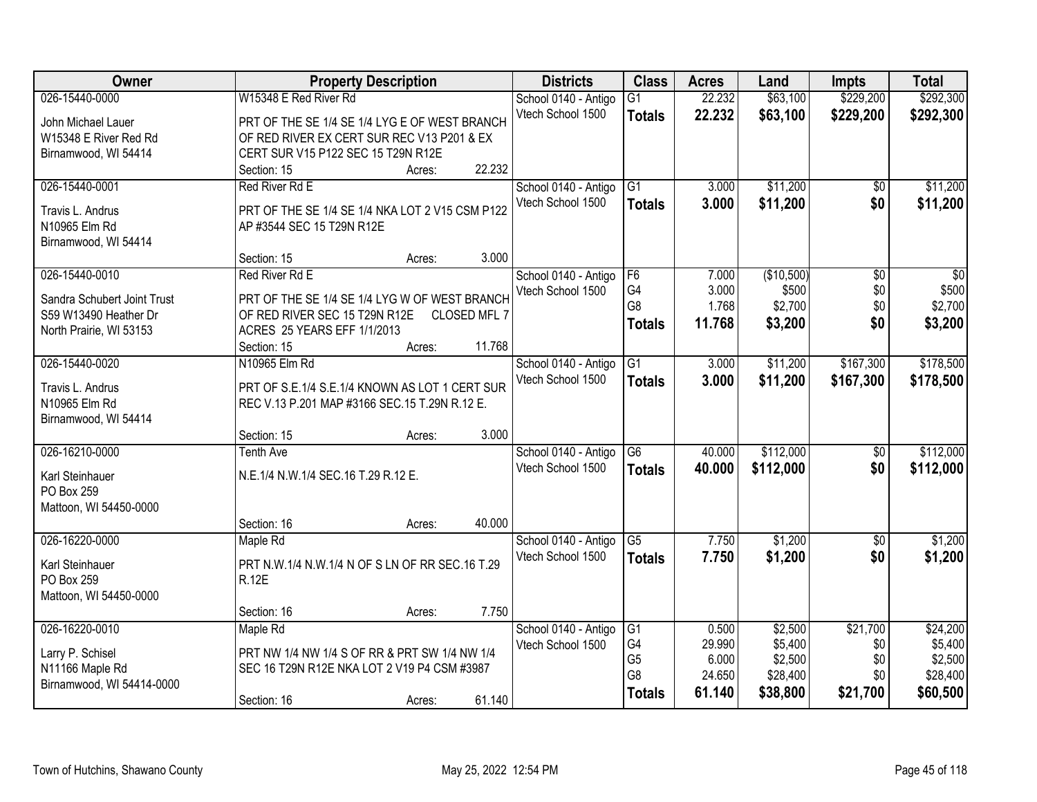| Owner | Property Description | Districts | Class | Acres | Land | Impts | Total |
|---|---|---|---|---|---|---|---|
| 026-15440-0000 | W15348 E Red River Rd | School 0140 - Antigo | G1 | 22.232 | $63,100 | $229,200 | $292,300 |
| John Michael Lauer<br>W15348 E River Red Rd<br>Birnamwood, WI 54414 | PRT OF THE SE 1/4 SE 1/4 LYG E OF WEST BRANCH OF RED RIVER EX CERT SUR REC V13 P201 & EX CERT SUR V15 P122 SEC 15 T29N R12E<br>Section: 15 Acres: 22.232 | Vtech School 1500 | **Totals** | **22.232** | **$63,100** | **$229,200** | **$292,300** |
| 026-15440-0001 | Red River Rd E | School 0140 - Antigo | G1 | 3.000 | $11,200 | $0 | $11,200 |
| Travis L. Andrus<br>N10965 Elm Rd<br>Birnamwood, WI 54414 | PRT OF THE SE 1/4 SE 1/4 NKA LOT 2 V15 CSM P122 AP #3544 SEC 15 T29N R12E<br>Section: 15 Acres: 3.000 | Vtech School 1500 | **Totals** | **3.000** | **$11,200** | **$0** | **$11,200** |
| 026-15440-0010 | Red River Rd E | School 0140 - Antigo | F6 | 7.000 | ($10,500) | $0 | $0 |
| Sandra Schubert Joint Trust<br>S59 W13490 Heather Dr<br>North Prairie, WI 53153 | PRT OF THE SE 1/4 SE 1/4 LYG W OF WEST BRANCH OF RED RIVER SEC 15 T29N R12E CLOSED MFL 7 ACRES 25 YEARS EFF 1/1/2013<br>Section: 15 Acres: 11.768 | Vtech School 1500 | G4 | 3.000 | $500 | $0 | $500 |
| | | | G8 | 1.768 | $2,700 | $0 | $2,700 |
| | | | **Totals** | **11.768** | **$3,200** | **$0** | **$3,200** |
| 026-15440-0020 | N10965 Elm Rd | School 0140 - Antigo | G1 | 3.000 | $11,200 | $167,300 | $178,500 |
| Travis L. Andrus<br>N10965 Elm Rd<br>Birnamwood, WI 54414 | PRT OF S.E.1/4 S.E.1/4 KNOWN AS LOT 1 CERT SUR REC V.13 P.201 MAP #3166 SEC.15 T.29N R.12 E.<br>Section: 15 Acres: 3.000 | Vtech School 1500 | **Totals** | **3.000** | **$11,200** | **$167,300** | **$178,500** |
| 026-16210-0000 | Tenth Ave | School 0140 - Antigo | G6 | 40.000 | $112,000 | $0 | $112,000 |
| Karl Steinhauer<br>PO Box 259<br>Mattoon, WI 54450-0000 | N.E.1/4 N.W.1/4 SEC.16 T.29 R.12 E.<br>Section: 16 Acres: 40.000 | Vtech School 1500 | **Totals** | **40.000** | **$112,000** | **$0** | **$112,000** |
| 026-16220-0000 | Maple Rd | School 0140 - Antigo | G5 | 7.750 | $1,200 | $0 | $1,200 |
| Karl Steinhauer<br>PO Box 259<br>Mattoon, WI 54450-0000 | PRT N.W.1/4 N.W.1/4 N OF S LN OF RR SEC.16 T.29 R.12E<br>Section: 16 Acres: 7.750 | Vtech School 1500 | **Totals** | **7.750** | **$1,200** | **$0** | **$1,200** |
| 026-16220-0010 | Maple Rd | School 0140 - Antigo | G1 | 0.500 | $2,500 | $21,700 | $24,200 |
| Larry P. Schisel<br>N11166 Maple Rd<br>Birnamwood, WI 54414-0000 | PRT NW 1/4 NW 1/4 S OF RR & PRT SW 1/4 NW 1/4 SEC 16 T29N R12E NKA LOT 2 V19 P4 CSM #3987<br>Section: 16 Acres: 61.140 | Vtech School 1500 | G4 | 29.990 | $5,400 | $0 | $5,400 |
| | | | G5 | 6.000 | $2,500 | $0 | $2,500 |
| | | | G8 | 24.650 | $28,400 | $0 | $28,400 |
| | | | **Totals** | **61.140** | **$38,800** | **$21,700** | **$60,500** |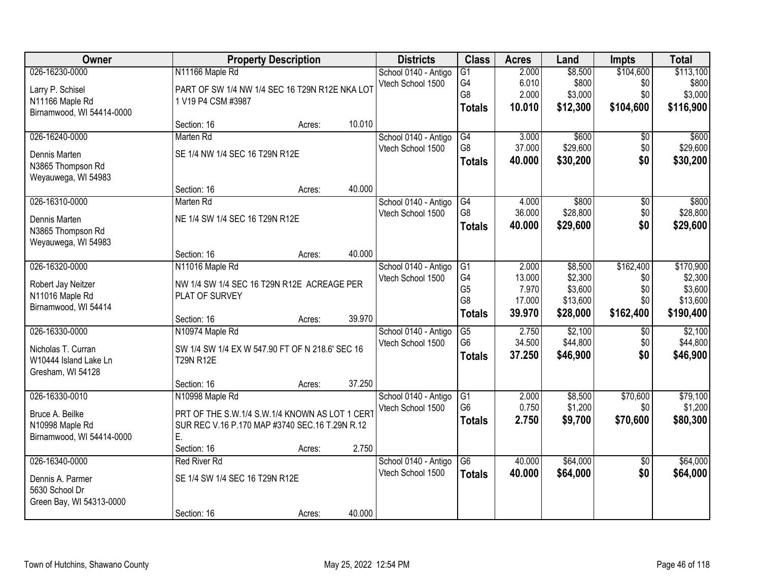| Owner | Property Description | Districts | Class | Acres | Land | Impts | Total |
|---|---|---|---|---|---|---|---|
| 026-16230-0000<br>Larry P. Schisel<br>N11166 Maple Rd<br>Birnamwood, WI 54414-0000 | N11166 Maple Rd<br>PART OF SW 1/4 NW 1/4 SEC 16 T29N R12E NKA LOT 1 V19 P4 CSM #3987<br>Section: 16 Acres: 10.010 | School 0140 - Antigo<br>Vtech School 1500 | G1<br>G4<br>G8<br>**Totals** | 2.000<br>6.010<br>2.000<br>**10.010** | $8,500<br>$800<br>$3,000<br>**$12,300** | $104,600<br>$0<br>$0<br>**$104,600** | $113,100<br>$800<br>$3,000<br>**$116,900** |
| 026-16240-0000<br>Dennis Marten<br>N3865 Thompson Rd<br>Weyauwega, WI 54983 | Marten Rd<br>SE 1/4 NW 1/4 SEC 16 T29N R12E<br>Section: 16 Acres: 40.000 | School 0140 - Antigo<br>Vtech School 1500 | G4<br>G8<br>**Totals** | 3.000<br>37.000<br>**40.000** | $600<br>$29,600<br>**$30,200** | $0<br>$0<br>**$0** | $600<br>$29,600<br>**$30,200** |
| 026-16310-0000<br>Dennis Marten<br>N3865 Thompson Rd<br>Weyauwega, WI 54983 | Marten Rd<br>NE 1/4 SW 1/4 SEC 16 T29N R12E<br>Section: 16 Acres: 40.000 | School 0140 - Antigo<br>Vtech School 1500 | G4<br>G8<br>**Totals** | 4.000<br>36.000<br>**40.000** | $800<br>$28,800<br>**$29,600** | $0<br>$0<br>**$0** | $800<br>$28,800<br>**$29,600** |
| 026-16320-0000<br>Robert Jay Neitzer<br>N11016 Maple Rd<br>Birnamwood, WI 54414 | N11016 Maple Rd<br>NW 1/4 SW 1/4 SEC 16 T29N R12E ACREAGE PER PLAT OF SURVEY<br>Section: 16 Acres: 39.970 | School 0140 - Antigo<br>Vtech School 1500 | G1<br>G4<br>G5<br>G8<br>**Totals** | 2.000<br>13.000<br>7.970<br>17.000<br>**39.970** | $8,500<br>$2,300<br>$3,600<br>$13,600<br>**$28,000** | $162,400<br>$0<br>$0<br>$0<br>**$162,400** | $170,900<br>$2,300<br>$3,600<br>$13,600<br>**$190,400** |
| 026-16330-0000<br>Nicholas T. Curran<br>W10444 Island Lake Ln<br>Gresham, WI 54128 | N10974 Maple Rd<br>SW 1/4 SW 1/4 EX W 547.90 FT OF N 218.6' SEC 16 T29N R12E<br>Section: 16 Acres: 37.250 | School 0140 - Antigo<br>Vtech School 1500 | G5<br>G6<br>**Totals** | 2.750<br>34.500<br>**37.250** | $2,100<br>$44,800<br>**$46,900** | $0<br>$0<br>**$0** | $2,100<br>$44,800<br>**$46,900** |
| 026-16330-0010<br>Bruce A. Beilke<br>N10998 Maple Rd<br>Birnamwood, WI 54414-0000 | N10998 Maple Rd<br>PRT OF THE S.W.1/4 S.W.1/4 KNOWN AS LOT 1 CERT SUR REC V.16 P.170 MAP #3740 SEC.16 T.29N R.12 E.<br>Section: 16 Acres: 2.750 | School 0140 - Antigo<br>Vtech School 1500 | G1<br>G6<br>**Totals** | 2.000<br>0.750<br>**2.750** | $8,500<br>$1,200<br>**$9,700** | $70,600<br>$0<br>**$70,600** | $79,100<br>$1,200<br>**$80,300** |
| 026-16340-0000<br>Dennis A. Parmer<br>5630 School Dr<br>Green Bay, WI 54313-0000 | Red River Rd<br>SE 1/4 SW 1/4 SEC 16 T29N R12E<br>Section: 16 Acres: 40.000 | School 0140 - Antigo<br>Vtech School 1500 | G6<br>**Totals** | 40.000<br>**40.000** | $64,000<br>**$64,000** | $0<br>**$0** | $64,000<br>**$64,000** |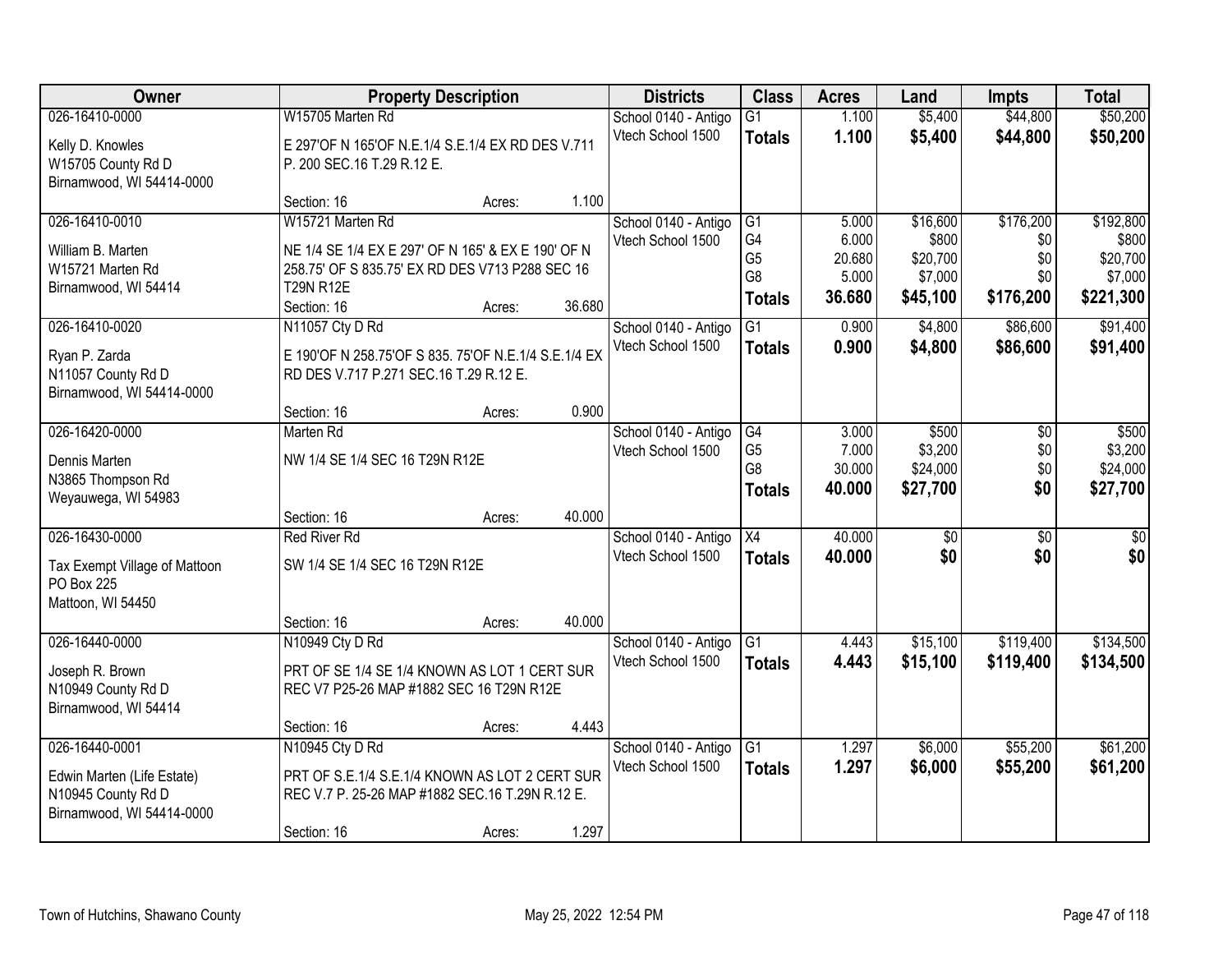| Owner | Property Description | | | Districts | Class | Acres | Land | Impts | Total |
|---|---|---|---|---|---|---|---|---|---|
| 026-16410-0000<br><br>Kelly D. Knowles<br>W15705 County Rd D<br>Birnamwood, WI 54414-0000 | W15705 Marten Rd<br><br>E 297'OF N 165'OF N.E.1/4 S.E.1/4 EX RD DES V.711 P. 200 SEC.16 T.29 R.12 E.<br><br>Section: 16 | Acres: | 1.100 | School 0140 - Antigo<br>Vtech School 1500 | G1<br>**Totals** | 1.100<br>**1.100** | $5,400<br>**$5,400** | $44,800<br>**$44,800** | $50,200<br>**$50,200** |
| 026-16410-0010<br><br>William B. Marten<br>W15721 Marten Rd<br>Birnamwood, WI 54414 | W15721 Marten Rd<br><br>NE 1/4 SE 1/4 EX E 297' OF N 165' & EX E 190' OF N 258.75' OF S 835.75' EX RD DES V713 P288 SEC 16 T29N R12E<br>Section: 16 | Acres: | 36.680 | School 0140 - Antigo<br>Vtech School 1500 | G1<br>G4<br>G5<br>G8<br>**Totals** | 5.000<br>6.000<br>20.680<br>5.000<br>**36.680** | $16,600<br>$800<br>$20,700<br>$7,000<br>**$45,100** | $176,200<br>$0<br>$0<br>$0<br>**$176,200** | $192,800<br>$800<br>$20,700<br>$7,000<br>**$221,300** |
| 026-16410-0020<br><br>Ryan P. Zarda<br>N11057 County Rd D<br>Birnamwood, WI 54414-0000 | N11057 Cty D Rd<br><br>E 190'OF N 258.75'OF S 835. 75'OF N.E.1/4 S.E.1/4 EX RD DES V.717 P.271 SEC.16 T.29 R.12 E.<br><br>Section: 16 | Acres: | 0.900 | School 0140 - Antigo<br>Vtech School 1500 | G1<br>**Totals** | 0.900<br>**0.900** | $4,800<br>**$4,800** | $86,600<br>**$86,600** | $91,400<br>**$91,400** |
| 026-16420-0000<br><br>Dennis Marten<br>N3865 Thompson Rd<br>Weyauwega, WI 54983 | Marten Rd<br><br>NW 1/4 SE 1/4 SEC 16 T29N R12E<br><br>Section: 16 | Acres: | 40.000 | School 0140 - Antigo<br>Vtech School 1500 | G4<br>G5<br>G8<br>**Totals** | 3.000<br>7.000<br>30.000<br>**40.000** | $500<br>$3,200<br>$24,000<br>**$27,700** | $0<br>$0<br>$0<br>**$0** | $500<br>$3,200<br>$24,000<br>**$27,700** |
| 026-16430-0000<br><br>Tax Exempt Village of Mattoon<br>PO Box 225<br>Mattoon, WI 54450 | Red River Rd<br><br>SW 1/4 SE 1/4 SEC 16 T29N R12E<br><br>Section: 16 | Acres: | 40.000 | School 0140 - Antigo<br>Vtech School 1500 | X4<br>**Totals** | 40.000<br>**40.000** | $0<br>**$0** | $0<br>**$0** | $0<br>**$0** |
| 026-16440-0000<br><br>Joseph R. Brown<br>N10949 County Rd D<br>Birnamwood, WI 54414 | N10949 Cty D Rd<br><br>PRT OF SE 1/4 SE 1/4 KNOWN AS LOT 1 CERT SUR REC V7 P25-26 MAP #1882 SEC 16 T29N R12E<br><br>Section: 16 | Acres: | 4.443 | School 0140 - Antigo<br>Vtech School 1500 | G1<br>**Totals** | 4.443<br>**4.443** | $15,100<br>**$15,100** | $119,400<br>**$119,400** | $134,500<br>**$134,500** |
| 026-16440-0001<br><br>Edwin Marten (Life Estate)<br>N10945 County Rd D<br>Birnamwood, WI 54414-0000 | N10945 Cty D Rd<br><br>PRT OF S.E.1/4 S.E.1/4 KNOWN AS LOT 2 CERT SUR REC V.7 P. 25-26 MAP #1882 SEC.16 T.29N R.12 E.<br><br>Section: 16 | Acres: | 1.297 | School 0140 - Antigo<br>Vtech School 1500 | G1<br>**Totals** | 1.297<br>**1.297** | $6,000<br>**$6,000** | $55,200<br>**$55,200** | $61,200<br>**$61,200** |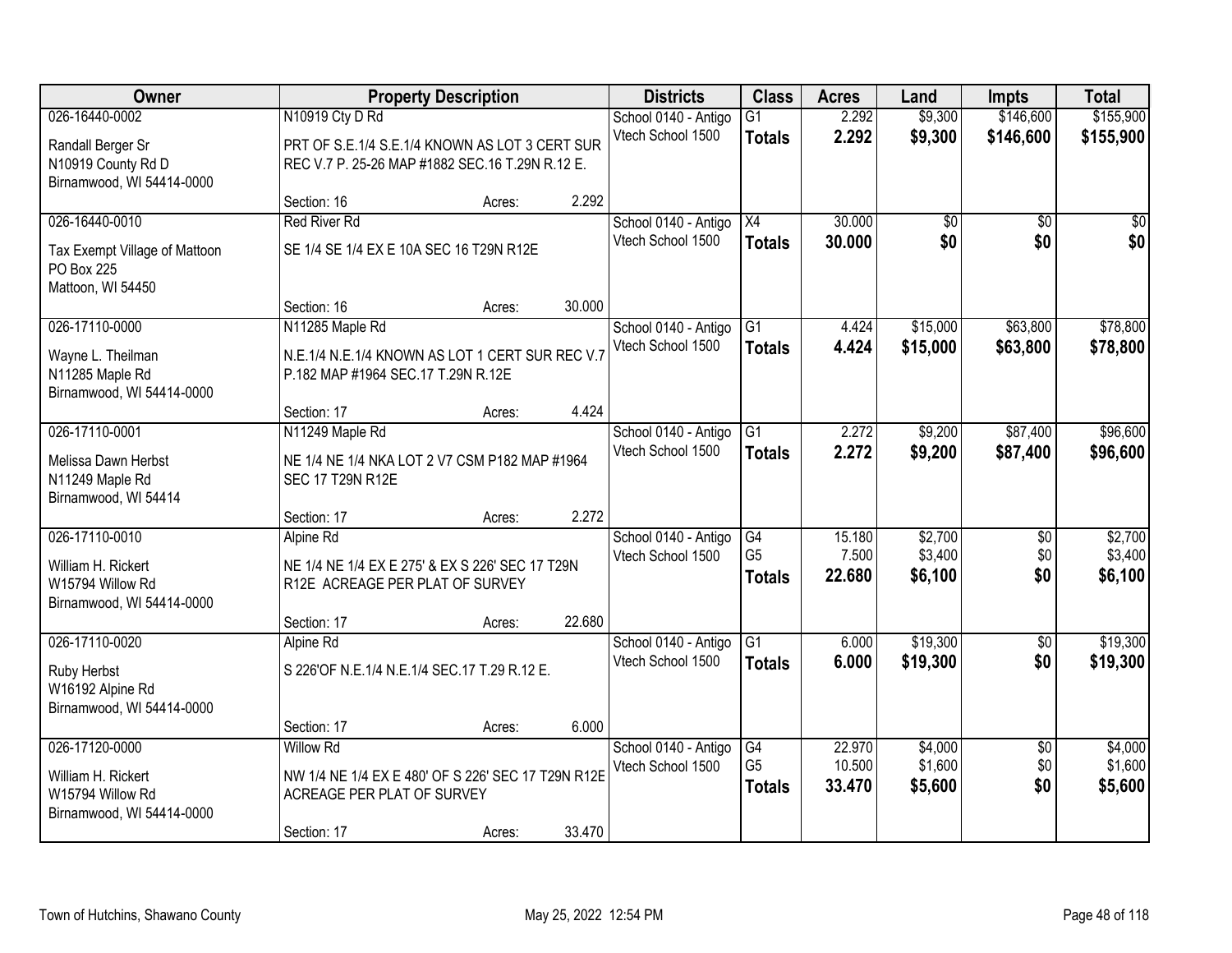| Owner | Property Description | Districts | Class | Acres | Land | Impts | Total |
|---|---|---|---|---|---|---|---|
| 026-16440-0002<br>Randall Berger Sr<br>N10919 County Rd D<br>Birnamwood, WI 54414-0000 | N10919 Cty D Rd<br>PRT OF S.E.1/4 S.E.1/4 KNOWN AS LOT 3 CERT SUR REC V.7 P. 25-26 MAP #1882 SEC.16 T.29N R.12 E.<br>Section: 16 Acres: 2.292 | School 0140 - Antigo<br>Vtech School 1500 | G1<br>**Totals** | 2.292<br>**2.292** | $9,300<br>**$9,300** | $146,600<br>**$146,600** | $155,900<br>**$155,900** |
| 026-16440-0010<br>Tax Exempt Village of Mattoon<br>PO Box 225<br>Mattoon, WI 54450 | Red River Rd<br>SE 1/4 SE 1/4 EX E 10A SEC 16 T29N R12E<br>Section: 16 Acres: 30.000 | School 0140 - Antigo<br>Vtech School 1500 | X4<br>**Totals** | 30.000<br>**30.000** | $0<br>**$0** | $0<br>**$0** | $0<br>**$0** |
| 026-17110-0000<br>Wayne L. Theilman<br>N11285 Maple Rd<br>Birnamwood, WI 54414-0000 | N11285 Maple Rd<br>N.E.1/4 N.E.1/4 KNOWN AS LOT 1 CERT SUR REC V.7 P.182 MAP #1964 SEC.17 T.29N R.12E<br>Section: 17 Acres: 4.424 | School 0140 - Antigo<br>Vtech School 1500 | G1<br>**Totals** | 4.424<br>**4.424** | $15,000<br>**$15,000** | $63,800<br>**$63,800** | $78,800<br>**$78,800** |
| 026-17110-0001<br>Melissa Dawn Herbst<br>N11249 Maple Rd<br>Birnamwood, WI 54414 | N11249 Maple Rd<br>NE 1/4 NE 1/4 NKA LOT 2 V7 CSM P182 MAP #1964 SEC 17 T29N R12E<br>Section: 17 Acres: 2.272 | School 0140 - Antigo<br>Vtech School 1500 | G1<br>**Totals** | 2.272<br>**2.272** | $9,200<br>**$9,200** | $87,400<br>**$87,400** | $96,600<br>**$96,600** |
| 026-17110-0010<br>William H. Rickert<br>W15794 Willow Rd<br>Birnamwood, WI 54414-0000 | Alpine Rd<br>NE 1/4 NE 1/4 EX E 275' & EX S 226' SEC 17 T29N R12E ACREAGE PER PLAT OF SURVEY<br>Section: 17 Acres: 22.680 | School 0140 - Antigo<br>Vtech School 1500 | G4<br>G5<br>**Totals** | 15.180<br>7.500<br>**22.680** | $2,700<br>$3,400<br>**$6,100** | $0<br>$0<br>**$0** | $2,700<br>$3,400<br>**$6,100** |
| 026-17110-0020<br>Ruby Herbst<br>W16192 Alpine Rd<br>Birnamwood, WI 54414-0000 | Alpine Rd<br>S 226'OF N.E.1/4 N.E.1/4 SEC.17 T.29 R.12 E.<br>Section: 17 Acres: 6.000 | School 0140 - Antigo<br>Vtech School 1500 | G1<br>**Totals** | 6.000<br>**6.000** | $19,300<br>**$19,300** | $0<br>**$0** | $19,300<br>**$19,300** |
| 026-17120-0000<br>William H. Rickert<br>W15794 Willow Rd<br>Birnamwood, WI 54414-0000 | Willow Rd<br>NW 1/4 NE 1/4 EX E 480' OF S 226' SEC 17 T29N R12E ACREAGE PER PLAT OF SURVEY<br>Section: 17 Acres: 33.470 | School 0140 - Antigo<br>Vtech School 1500 | G4<br>G5<br>**Totals** | 22.970<br>10.500<br>**33.470** | $4,000<br>$1,600<br>**$5,600** | $0<br>$0<br>**$0** | $4,000<br>$1,600<br>**$5,600** |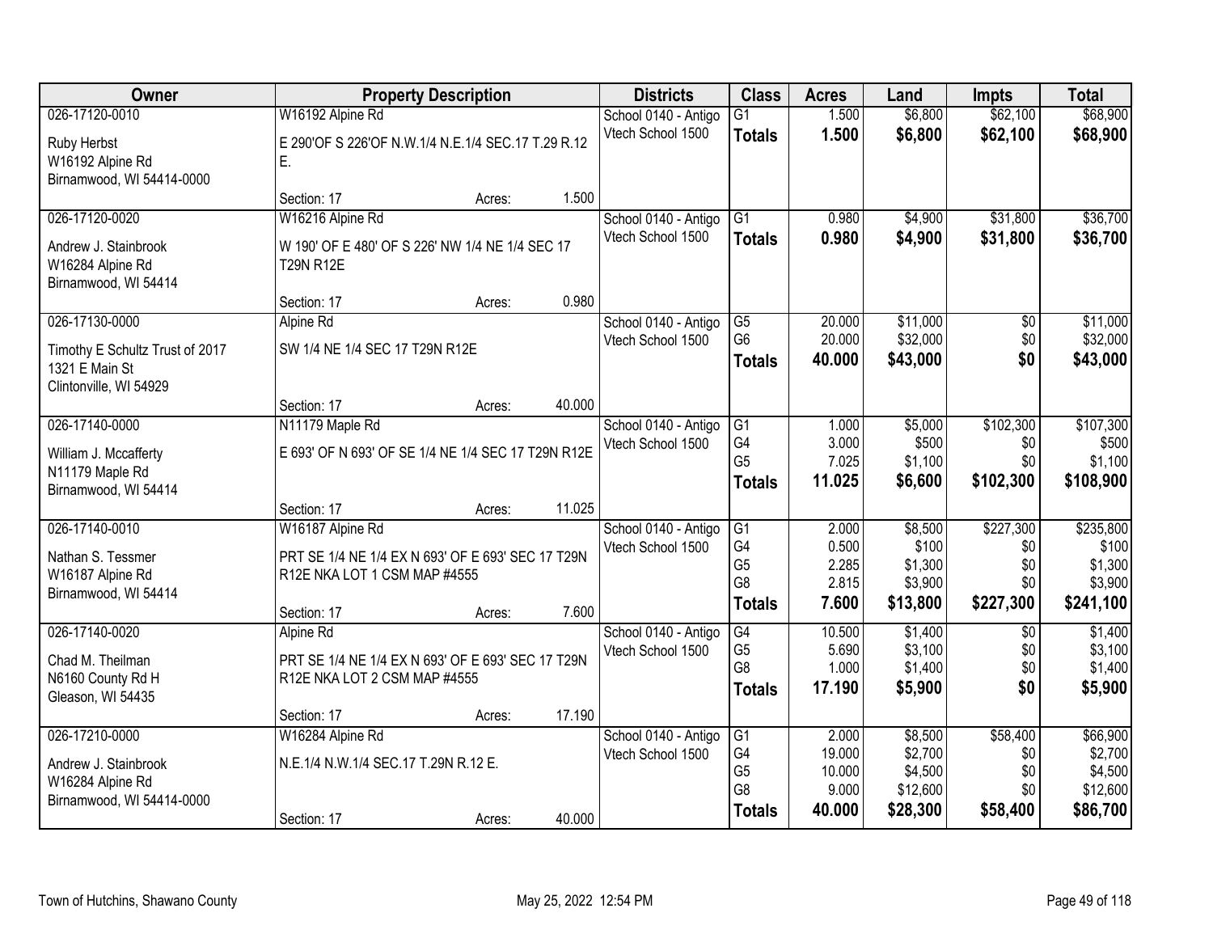| Owner | Property Description | | | Districts | Class | Acres | Land | Impts | Total |
|---|---|---|---|---|---|---|---|---|---|
| 026-17120-0010 | W16192 Alpine Rd | | | School 0140 - Antigo | G1 | 1.500 | $6,800 | $62,100 | $68,900 |
| Ruby Herbst<br>W16192 Alpine Rd<br>Birnamwood, WI 54414-0000 | E 290'OF S 226'OF N.W.1/4 N.E.1/4 SEC.17 T.29 R.12 E. | | | Vtech School 1500 | **Totals** | **1.500** | **$6,800** | **$62,100** | **$68,900** |
| | Section: 17 | Acres: | 1.500 | | | | | | |
| 026-17120-0020 | W16216 Alpine Rd | | | School 0140 - Antigo | G1 | 0.980 | $4,900 | $31,800 | $36,700 |
| Andrew J. Stainbrook<br>W16284 Alpine Rd<br>Birnamwood, WI 54414 | W 190' OF E 480' OF S 226' NW 1/4 NE 1/4 SEC 17 T29N R12E | | | Vtech School 1500 | **Totals** | **0.980** | **$4,900** | **$31,800** | **$36,700** |
| | Section: 17 | Acres: | 0.980 | | | | | | |
| 026-17130-0000 | Alpine Rd | | | School 0140 - Antigo | G5 | 20.000 | $11,000 | $0 | $11,000 |
| Timothy E Schultz Trust of 2017<br>1321 E Main St<br>Clintonville, WI 54929 | SW 1/4 NE 1/4 SEC 17 T29N R12E | | | Vtech School 1500 | G6 | 20.000 | $32,000 | $0 | $32,000 |
| | | | | | **Totals** | **40.000** | **$43,000** | **$0** | **$43,000** |
| | Section: 17 | Acres: | 40.000 | | | | | | |
| 026-17140-0000 | N11179 Maple Rd | | | School 0140 - Antigo | G1 | 1.000 | $5,000 | $102,300 | $107,300 |
| William J. Mccafferty<br>N11179 Maple Rd<br>Birnamwood, WI 54414 | E 693' OF N 693' OF SE 1/4 NE 1/4 SEC 17 T29N R12E | | | Vtech School 1500 | G4 | 3.000 | $500 | $0 | $500 |
| | | | | | G5 | 7.025 | $1,100 | $0 | $1,100 |
| | | | | | **Totals** | **11.025** | **$6,600** | **$102,300** | **$108,900** |
| | Section: 17 | Acres: | 11.025 | | | | | | |
| 026-17140-0010 | W16187 Alpine Rd | | | School 0140 - Antigo | G1 | 2.000 | $8,500 | $227,300 | $235,800 |
| Nathan S. Tessmer<br>W16187 Alpine Rd<br>Birnamwood, WI 54414 | PRT SE 1/4 NE 1/4 EX N 693' OF E 693' SEC 17 T29N R12E NKA LOT 1 CSM MAP #4555 | | | Vtech School 1500 | G4 | 0.500 | $100 | $0 | $100 |
| | | | | | G5 | 2.285 | $1,300 | $0 | $1,300 |
| | | | | | G8 | 2.815 | $3,900 | $0 | $3,900 |
| | | | | | **Totals** | **7.600** | **$13,800** | **$227,300** | **$241,100** |
| | Section: 17 | Acres: | 7.600 | | | | | | |
| 026-17140-0020 | Alpine Rd | | | School 0140 - Antigo | G4 | 10.500 | $1,400 | $0 | $1,400 |
| Chad M. Theilman<br>N6160 County Rd H<br>Gleason, WI 54435 | PRT SE 1/4 NE 1/4 EX N 693' OF E 693' SEC 17 T29N R12E NKA LOT 2 CSM MAP #4555 | | | Vtech School 1500 | G5 | 5.690 | $3,100 | $0 | $3,100 |
| | | | | | G8 | 1.000 | $1,400 | $0 | $1,400 |
| | | | | | **Totals** | **17.190** | **$5,900** | **$0** | **$5,900** |
| | Section: 17 | Acres: | 17.190 | | | | | | |
| 026-17210-0000 | W16284 Alpine Rd | | | School 0140 - Antigo | G1 | 2.000 | $8,500 | $58,400 | $66,900 |
| Andrew J. Stainbrook<br>W16284 Alpine Rd<br>Birnamwood, WI 54414-0000 | N.E.1/4 N.W.1/4 SEC.17 T.29N R.12 E. | | | Vtech School 1500 | G4 | 19.000 | $2,700 | $0 | $2,700 |
| | | | | | G5 | 10.000 | $4,500 | $0 | $4,500 |
| | | | | | G8 | 9.000 | $12,600 | $0 | $12,600 |
| | Section: 17 | Acres: | 40.000 | | **Totals** | **40.000** | **$28,300** | **$58,400** | **$86,700** |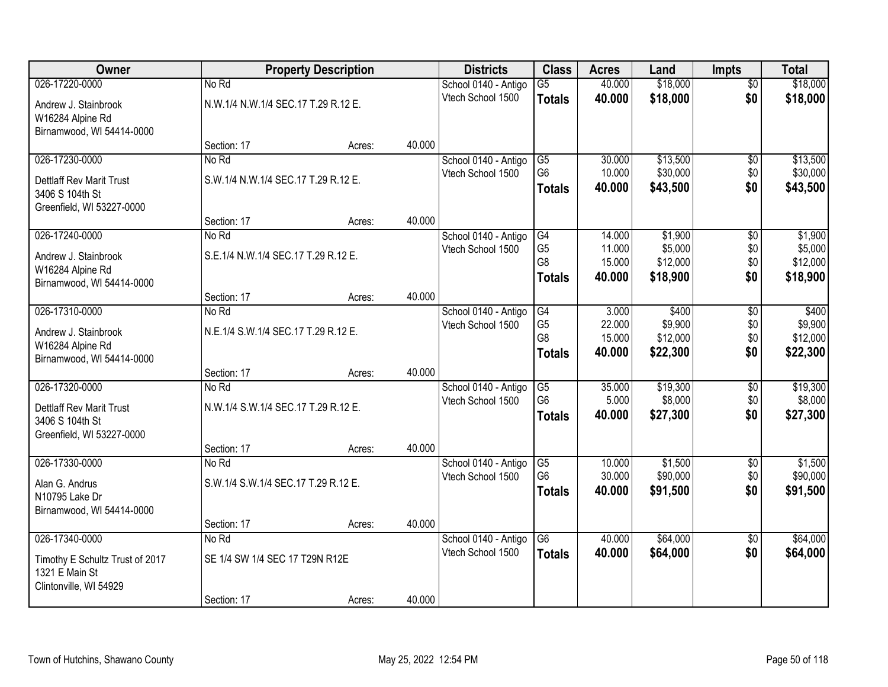| Owner | Property Description | | | Districts | Class | Acres | Land | Impts | Total |
|---|---|---|---|---|---|---|---|---|---|
| 026-17220-0000 | No Rd | | | School 0140 - Antigo | G5 | 40.000 | $18,000 | $0 | $18,000 |
| Andrew J. Stainbrook<br>W16284 Alpine Rd<br>Birnamwood, WI 54414-0000 | N.W.1/4 N.W.1/4 SEC.17 T.29 R.12 E. | | | Vtech School 1500 | **Totals** | **40.000** | **$18,000** | **$0** | **$18,000** |
| | Section: 17 | Acres: | 40.000 | | | | | | |
| 026-17230-0000 | No Rd | | | School 0140 - Antigo | G5 | 30.000 | $13,500 | $0 | $13,500 |
| Dettlaff Rev Marit Trust<br>3406 S 104th St<br>Greenfield, WI 53227-0000 | S.W.1/4 N.W.1/4 SEC.17 T.29 R.12 E. | | | Vtech School 1500 | G6 | 10.000 | $30,000 | $0 | $30,000 |
| | | | | | **Totals** | **40.000** | **$43,500** | **$0** | **$43,500** |
| | Section: 17 | Acres: | 40.000 | | | | | | |
| 026-17240-0000 | No Rd | | | School 0140 - Antigo | G4 | 14.000 | $1,900 | $0 | $1,900 |
| Andrew J. Stainbrook<br>W16284 Alpine Rd<br>Birnamwood, WI 54414-0000 | S.E.1/4 N.W.1/4 SEC.17 T.29 R.12 E. | | | Vtech School 1500 | G5 | 11.000 | $5,000 | $0 | $5,000 |
| | | | | | G8 | 15.000 | $12,000 | $0 | $12,000 |
| | | | | | **Totals** | **40.000** | **$18,900** | **$0** | **$18,900** |
| | Section: 17 | Acres: | 40.000 | | | | | | |
| 026-17310-0000 | No Rd | | | School 0140 - Antigo | G4 | 3.000 | $400 | $0 | $400 |
| Andrew J. Stainbrook<br>W16284 Alpine Rd<br>Birnamwood, WI 54414-0000 | N.E.1/4 S.W.1/4 SEC.17 T.29 R.12 E. | | | Vtech School 1500 | G5 | 22.000 | $9,900 | $0 | $9,900 |
| | | | | | G8 | 15.000 | $12,000 | $0 | $12,000 |
| | | | | | **Totals** | **40.000** | **$22,300** | **$0** | **$22,300** |
| | Section: 17 | Acres: | 40.000 | | | | | | |
| 026-17320-0000 | No Rd | | | School 0140 - Antigo | G5 | 35.000 | $19,300 | $0 | $19,300 |
| Dettlaff Rev Marit Trust<br>3406 S 104th St<br>Greenfield, WI 53227-0000 | N.W.1/4 S.W.1/4 SEC.17 T.29 R.12 E. | | | Vtech School 1500 | G6 | 5.000 | $8,000 | $0 | $8,000 |
| | | | | | **Totals** | **40.000** | **$27,300** | **$0** | **$27,300** |
| | Section: 17 | Acres: | 40.000 | | | | | | |
| 026-17330-0000 | No Rd | | | School 0140 - Antigo | G5 | 10.000 | $1,500 | $0 | $1,500 |
| Alan G. Andrus<br>N10795 Lake Dr<br>Birnamwood, WI 54414-0000 | S.W.1/4 S.W.1/4 SEC.17 T.29 R.12 E. | | | Vtech School 1500 | G6 | 30.000 | $90,000 | $0 | $90,000 |
| | | | | | **Totals** | **40.000** | **$91,500** | **$0** | **$91,500** |
| | Section: 17 | Acres: | 40.000 | | | | | | |
| 026-17340-0000 | No Rd | | | School 0140 - Antigo | G6 | 40.000 | $64,000 | $0 | $64,000 |
| Timothy E Schultz Trust of 2017<br>1321 E Main St<br>Clintonville, WI 54929 | SE 1/4 SW 1/4 SEC 17 T29N R12E | | | Vtech School 1500 | **Totals** | **40.000** | **$64,000** | **$0** | **$64,000** |
| | Section: 17 | Acres: | 40.000 | | | | | | |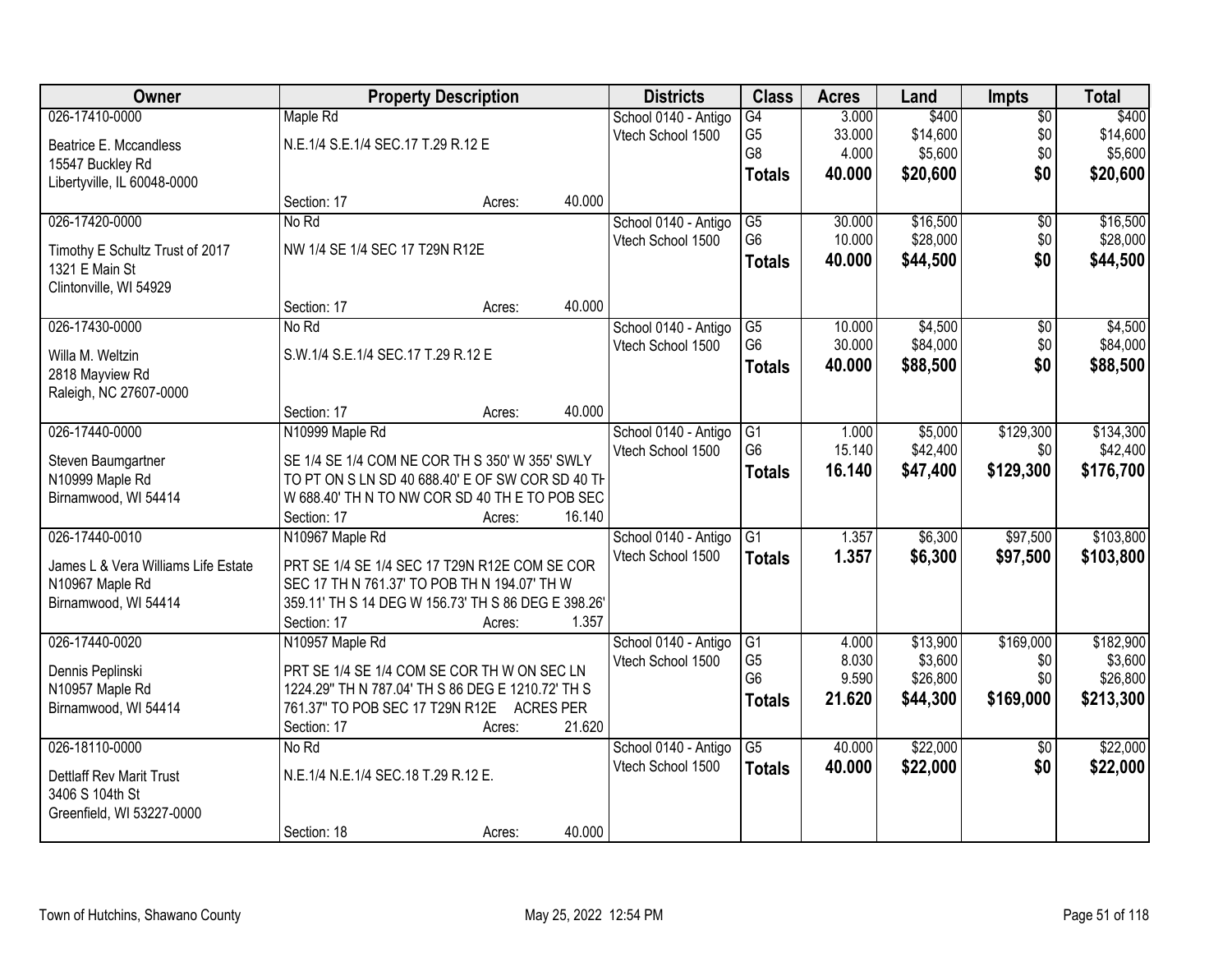| Owner | Property Description | Districts | Class | Acres | Land | Impts | Total |
|---|---|---|---|---|---|---|---|
| 026-17410-0000<br>Beatrice E. Mccandless<br>15547 Buckley Rd<br>Libertyville, IL 60048-0000 | Maple Rd<br>N.E.1/4 S.E.1/4 SEC.17 T.29 R.12 E<br>Section: 17 Acres: 40.000 | School 0140 - Antigo<br>Vtech School 1500 | G4<br>G5<br>G8<br>**Totals** | 3.000<br>33.000<br>4.000<br>**40.000** | $400<br>$14,600<br>$5,600<br>**$20,600** | $0<br>$0<br>$0<br>**$0** | $400<br>$14,600<br>$5,600<br>**$20,600** |
| 026-17420-0000<br>Timothy E Schultz Trust of 2017<br>1321 E Main St<br>Clintonville, WI 54929 | No Rd<br>NW 1/4 SE 1/4 SEC 17 T29N R12E<br>Section: 17 Acres: 40.000 | School 0140 - Antigo<br>Vtech School 1500 | G5<br>G6<br>**Totals** | 30.000<br>10.000<br>**40.000** | $16,500<br>$28,000<br>**$44,500** | $0<br>$0<br>**$0** | $16,500<br>$28,000<br>**$44,500** |
| 026-17430-0000<br>Willa M. Weltzin<br>2818 Mayview Rd<br>Raleigh, NC 27607-0000 | No Rd<br>S.W.1/4 S.E.1/4 SEC.17 T.29 R.12 E<br>Section: 17 Acres: 40.000 | School 0140 - Antigo<br>Vtech School 1500 | G5<br>G6<br>**Totals** | 10.000<br>30.000<br>**40.000** | $4,500<br>$84,000<br>**$88,500** | $0<br>$0<br>**$0** | $4,500<br>$84,000<br>**$88,500** |
| 026-17440-0000<br>Steven Baumgartner<br>N10999 Maple Rd<br>Birnamwood, WI 54414 | N10999 Maple Rd<br>SE 1/4 SE 1/4 COM NE COR TH S 350' W 355' SWLY TO PT ON S LN SD 40 688.40' E OF SW COR SD 40 TH W 688.40' TH N TO NW COR SD 40 TH E TO POB SEC<br>Section: 17 Acres: 16.140 | School 0140 - Antigo<br>Vtech School 1500 | G1<br>G6<br>**Totals** | 1.000<br>15.140<br>**16.140** | $5,000<br>$42,400<br>**$47,400** | $129,300<br>$0<br>**$129,300** | $134,300<br>$42,400<br>**$176,700** |
| 026-17440-0010<br>James L & Vera Williams Life Estate<br>N10967 Maple Rd<br>Birnamwood, WI 54414 | N10967 Maple Rd<br>PRT SE 1/4 SE 1/4 SEC 17 T29N R12E COM SE COR SEC 17 TH N 761.37' TO POB TH N 194.07' TH W 359.11' TH S 14 DEG W 156.73' TH S 86 DEG E 398.26'<br>Section: 17 Acres: 1.357 | School 0140 - Antigo<br>Vtech School 1500 | G1<br>**Totals** | 1.357<br>**1.357** | $6,300<br>**$6,300** | $97,500<br>**$97,500** | $103,800<br>**$103,800** |
| 026-17440-0020<br>Dennis Peplinski<br>N10957 Maple Rd<br>Birnamwood, WI 54414 | N10957 Maple Rd<br>PRT SE 1/4 SE 1/4 COM SE COR TH W ON SEC LN 1224.29" TH N 787.04' TH S 86 DEG E 1210.72' TH S 761.37" TO POB SEC 17 T29N R12E ACRES PER<br>Section: 17 Acres: 21.620 | School 0140 - Antigo<br>Vtech School 1500 | G1<br>G5<br>G6<br>**Totals** | 4.000<br>8.030<br>9.590<br>**21.620** | $13,900<br>$3,600<br>$26,800<br>**$44,300** | $169,000<br>$0<br>$0<br>**$169,000** | $182,900<br>$3,600<br>$26,800<br>**$213,300** |
| 026-18110-0000<br>Dettlaff Rev Marit Trust<br>3406 S 104th St<br>Greenfield, WI 53227-0000 | No Rd<br>N.E.1/4 N.E.1/4 SEC.18 T.29 R.12 E.<br>Section: 18 Acres: 40.000 | School 0140 - Antigo<br>Vtech School 1500 | G5<br>**Totals** | 40.000<br>**40.000** | $22,000<br>**$22,000** | $0<br>**$0** | $22,000<br>**$22,000** |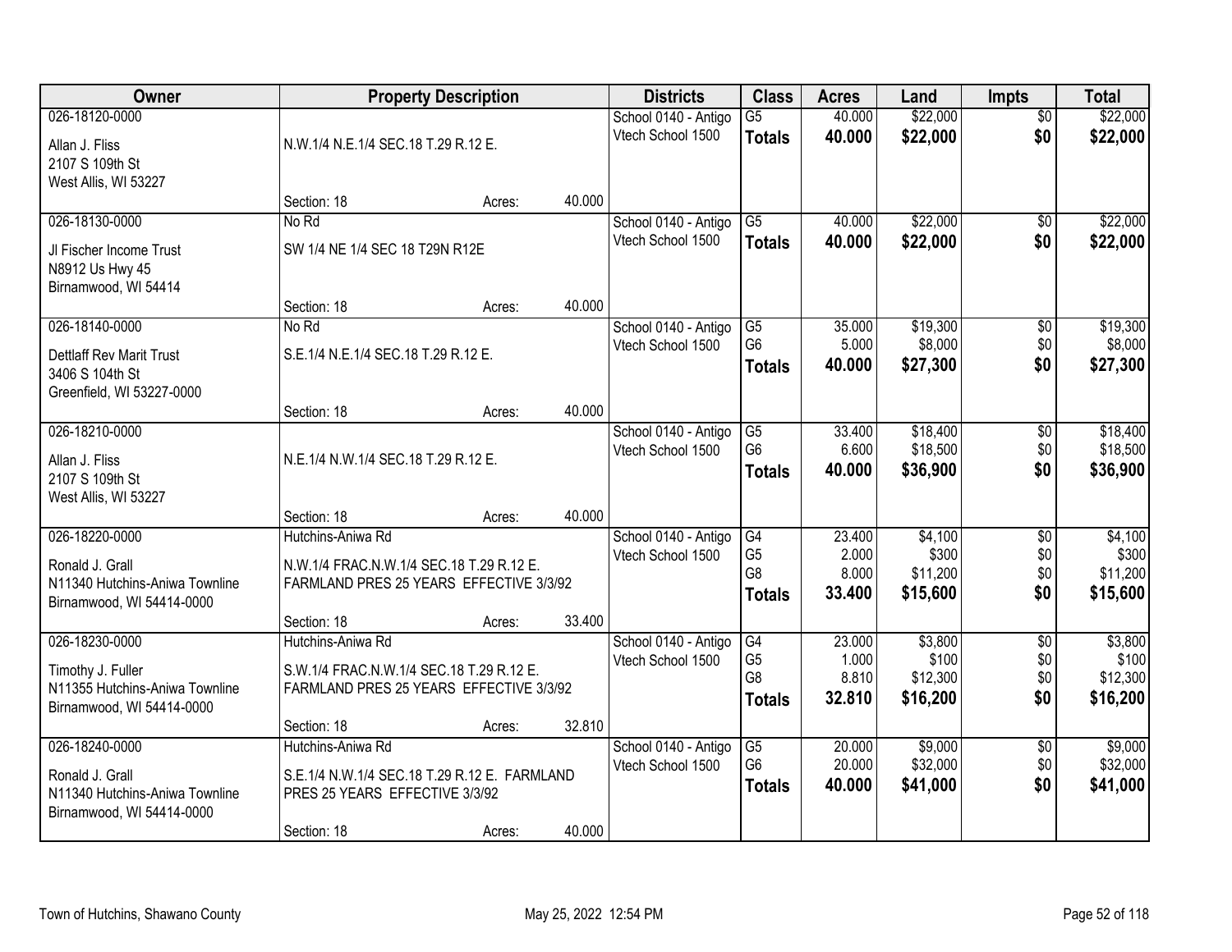| Owner | Property Description | | | Districts | Class | Acres | Land | Impts | Total |
|---|---|---|---|---|---|---|---|---|---|
| 026-18120-0000<br><br>Allan J. Fliss<br>2107 S 109th St<br>West Allis, WI 53227 | N.W.1/4 N.E.1/4 SEC.18 T.29 R.12 E.<br><br>Section: 18 | Acres: | 40.000 | School 0140 - Antigo<br>Vtech School 1500 | G5<br>**Totals** | 40.000<br>**40.000** | $22,000<br>**$22,000** | $0<br>**$0** | $22,000<br>**$22,000** |
| 026-18130-0000<br><br>Jl Fischer Income Trust<br>N8912 Us Hwy 45<br>Birnamwood, WI 54414 | No Rd<br>SW 1/4 NE 1/4 SEC 18 T29N R12E<br><br>Section: 18 | Acres: | 40.000 | School 0140 - Antigo<br>Vtech School 1500 | G5<br>**Totals** | 40.000<br>**40.000** | $22,000<br>**$22,000** | $0<br>**$0** | $22,000<br>**$22,000** |
| 026-18140-0000<br><br>Dettlaff Rev Marit Trust<br>3406 S 104th St<br>Greenfield, WI 53227-0000 | No Rd<br>S.E.1/4 N.E.1/4 SEC.18 T.29 R.12 E.<br><br>Section: 18 | Acres: | 40.000 | School 0140 - Antigo<br>Vtech School 1500 | G5<br>G6<br>**Totals** | 35.000<br>5.000<br>**40.000** | $19,300<br>$8,000<br>**$27,300** | $0<br>$0<br>**$0** | $19,300<br>$8,000<br>**$27,300** |
| 026-18210-0000<br><br>Allan J. Fliss<br>2107 S 109th St<br>West Allis, WI 53227 | N.E.1/4 N.W.1/4 SEC.18 T.29 R.12 E.<br><br>Section: 18 | Acres: | 40.000 | School 0140 - Antigo<br>Vtech School 1500 | G5<br>G6<br>**Totals** | 33.400<br>6.600<br>**40.000** | $18,400<br>$18,500<br>**$36,900** | $0<br>$0<br>**$0** | $18,400<br>$18,500<br>**$36,900** |
| 026-18220-0000<br><br>Ronald J. Grall<br>N11340 Hutchins-Aniwa Townline<br>Birnamwood, WI 54414-0000 | Hutchins-Aniwa Rd<br>N.W.1/4 FRAC.N.W.1/4 SEC.18 T.29 R.12 E.<br>FARMLAND PRES 25 YEARS EFFECTIVE 3/3/92<br><br>Section: 18 | Acres: | 33.400 | School 0140 - Antigo<br>Vtech School 1500 | G4<br>G5<br>G8<br>**Totals** | 23.400<br>2.000<br>8.000<br>**33.400** | $4,100<br>$300<br>$11,200<br>**$15,600** | $0<br>$0<br>$0<br>**$0** | $4,100<br>$300<br>$11,200<br>**$15,600** |
| 026-18230-0000<br><br>Timothy J. Fuller<br>N11355 Hutchins-Aniwa Townline<br>Birnamwood, WI 54414-0000 | Hutchins-Aniwa Rd<br>S.W.1/4 FRAC.N.W.1/4 SEC.18 T.29 R.12 E.<br>FARMLAND PRES 25 YEARS EFFECTIVE 3/3/92<br><br>Section: 18 | Acres: | 32.810 | School 0140 - Antigo<br>Vtech School 1500 | G4<br>G5<br>G8<br>**Totals** | 23.000<br>1.000<br>8.810<br>**32.810** | $3,800<br>$100<br>$12,300<br>**$16,200** | $0<br>$0<br>$0<br>**$0** | $3,800<br>$100<br>$12,300<br>**$16,200** |
| 026-18240-0000<br><br>Ronald J. Grall<br>N11340 Hutchins-Aniwa Townline<br>Birnamwood, WI 54414-0000 | Hutchins-Aniwa Rd<br>S.E.1/4 N.W.1/4 SEC.18 T.29 R.12 E. FARMLAND PRES 25 YEARS EFFECTIVE 3/3/92<br><br>Section: 18 | Acres: | 40.000 | School 0140 - Antigo<br>Vtech School 1500 | G5<br>G6<br>**Totals** | 20.000<br>20.000<br>**40.000** | $9,000<br>$32,000<br>**$41,000** | $0<br>$0<br>**$0** | $9,000<br>$32,000<br>**$41,000** |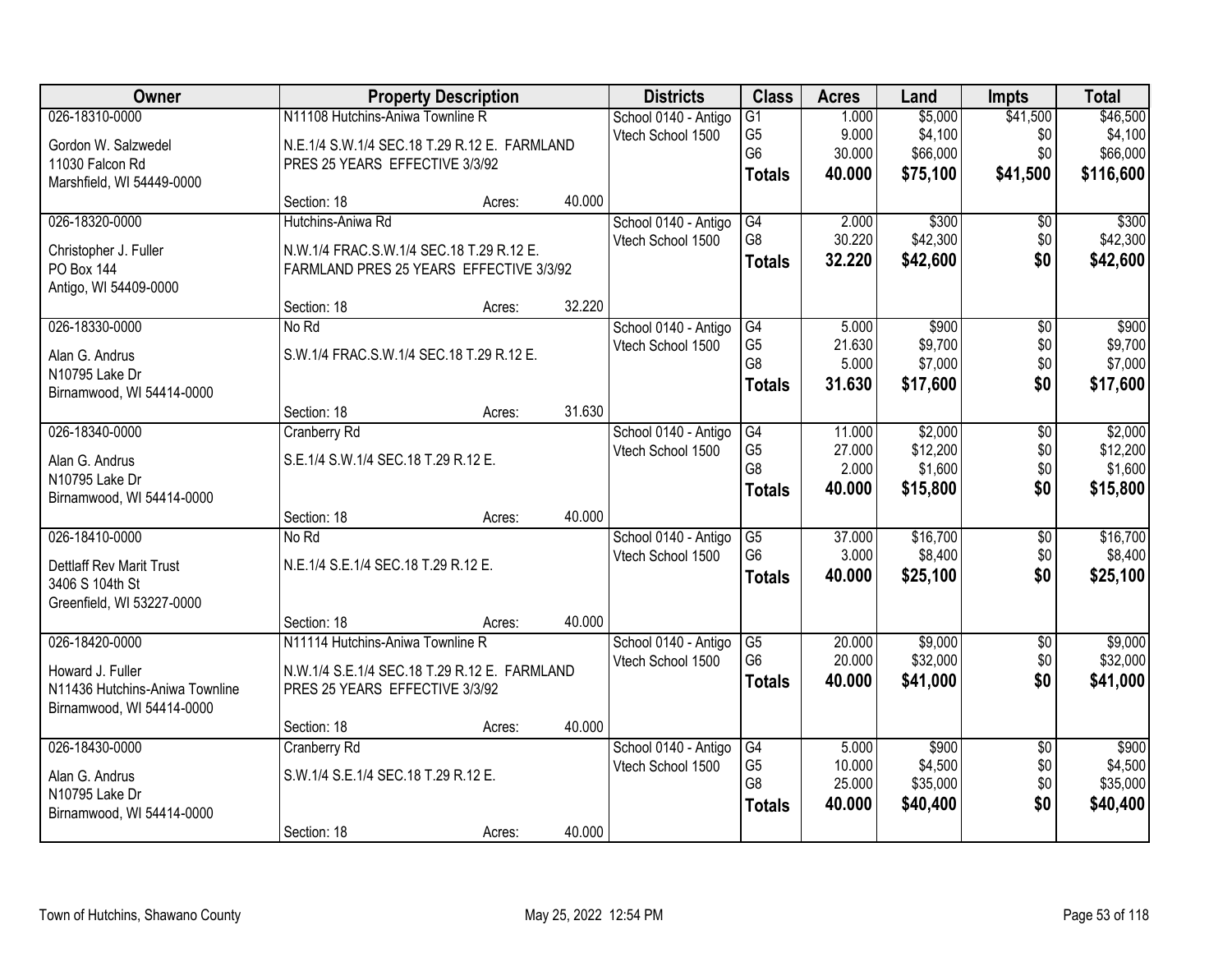| Owner | Property Description | | | Districts | Class | Acres | Land | Impts | Total |
|---|---|---|---|---|---|---|---|---|---|
| 026-18310-0000<br>Gordon W. Salzwedel<br>11030 Falcon Rd<br>Marshfield, WI 54449-0000 | N11108 Hutchins-Aniwa Townline R<br>N.E.1/4 S.W.1/4 SEC.18 T.29 R.12 E. FARMLAND PRES 25 YEARS EFFECTIVE 3/3/92<br>Section: 18 | Acres: | 40.000 | School 0140 - Antigo<br>Vtech School 1500 | G1<br>G5<br>G6<br>**Totals** | 1.000<br>9.000<br>30.000<br>**40.000** | $5,000<br>$4,100<br>$66,000<br>**$75,100** | $41,500<br>$0<br>$0<br>**$41,500** | $46,500<br>$4,100<br>$66,000<br>**$116,600** |
| 026-18320-0000<br>Christopher J. Fuller<br>PO Box 144<br>Antigo, WI 54409-0000 | Hutchins-Aniwa Rd<br>N.W.1/4 FRAC.S.W.1/4 SEC.18 T.29 R.12 E. FARMLAND PRES 25 YEARS EFFECTIVE 3/3/92<br>Section: 18 | Acres: | 32.220 | School 0140 - Antigo<br>Vtech School 1500 | G4<br>G8<br>**Totals** | 2.000<br>30.220<br>**32.220** | $300<br>$42,300<br>**$42,600** | $0<br>$0<br>**$0** | $300<br>$42,300<br>**$42,600** |
| 026-18330-0000<br>Alan G. Andrus<br>N10795 Lake Dr<br>Birnamwood, WI 54414-0000 | No Rd<br>S.W.1/4 FRAC.S.W.1/4 SEC.18 T.29 R.12 E.<br>Section: 18 | Acres: | 31.630 | School 0140 - Antigo<br>Vtech School 1500 | G4<br>G5<br>G8<br>**Totals** | 5.000<br>21.630<br>5.000<br>**31.630** | $900<br>$9,700<br>$7,000<br>**$17,600** | $0<br>$0<br>$0<br>**$0** | $900<br>$9,700<br>$7,000<br>**$17,600** |
| 026-18340-0000<br>Alan G. Andrus<br>N10795 Lake Dr<br>Birnamwood, WI 54414-0000 | Cranberry Rd<br>S.E.1/4 S.W.1/4 SEC.18 T.29 R.12 E.<br>Section: 18 | Acres: | 40.000 | School 0140 - Antigo<br>Vtech School 1500 | G4<br>G5<br>G8<br>**Totals** | 11.000<br>27.000<br>2.000<br>**40.000** | $2,000<br>$12,200<br>$1,600<br>**$15,800** | $0<br>$0<br>$0<br>**$0** | $2,000<br>$12,200<br>$1,600<br>**$15,800** |
| 026-18410-0000<br>Dettlaff Rev Marit Trust<br>3406 S 104th St<br>Greenfield, WI 53227-0000 | No Rd<br>N.E.1/4 S.E.1/4 SEC.18 T.29 R.12 E.<br>Section: 18 | Acres: | 40.000 | School 0140 - Antigo<br>Vtech School 1500 | G5<br>G6<br>**Totals** | 37.000<br>3.000<br>**40.000** | $16,700<br>$8,400<br>**$25,100** | $0<br>$0<br>**$0** | $16,700<br>$8,400<br>**$25,100** |
| 026-18420-0000<br>Howard J. Fuller<br>N11436 Hutchins-Aniwa Townline<br>Birnamwood, WI 54414-0000 | N11114 Hutchins-Aniwa Townline R<br>N.W.1/4 S.E.1/4 SEC.18 T.29 R.12 E. FARMLAND PRES 25 YEARS EFFECTIVE 3/3/92<br>Section: 18 | Acres: | 40.000 | School 0140 - Antigo<br>Vtech School 1500 | G5<br>G6<br>**Totals** | 20.000<br>20.000<br>**40.000** | $9,000<br>$32,000<br>**$41,000** | $0<br>$0<br>**$0** | $9,000<br>$32,000<br>**$41,000** |
| 026-18430-0000<br>Alan G. Andrus<br>N10795 Lake Dr<br>Birnamwood, WI 54414-0000 | Cranberry Rd<br>S.W.1/4 S.E.1/4 SEC.18 T.29 R.12 E.<br>Section: 18 | Acres: | 40.000 | School 0140 - Antigo<br>Vtech School 1500 | G4<br>G5<br>G8<br>**Totals** | 5.000<br>10.000<br>25.000<br>**40.000** | $900<br>$4,500<br>$35,000<br>**$40,400** | $0<br>$0<br>$0<br>**$0** | $900<br>$4,500<br>$35,000<br>**$40,400** |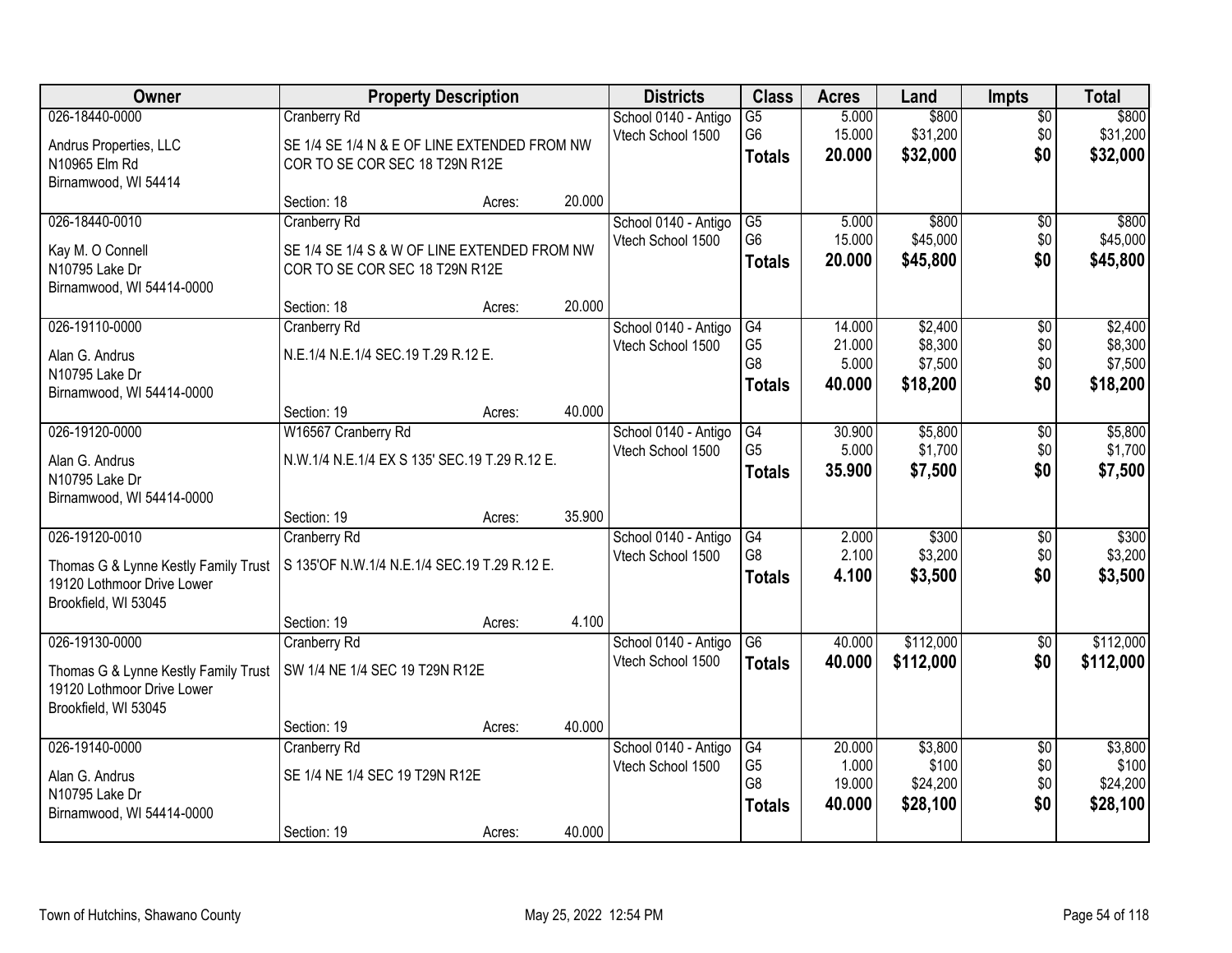| Owner | Property Description | | | Districts | Class | Acres | Land | Impts | Total |
|---|---|---|---|---|---|---|---|---|---|
| 026-18440-0000 | Cranberry Rd | | | School 0140 - Antigo | G5 | 5.000 | $800 | $0 | $800 |
| Andrus Properties, LLC | SE 1/4 SE 1/4 N & E OF LINE EXTENDED FROM NW COR TO SE COR SEC 18 T29N R12E | | | Vtech School 1500 | G6 | 15.000 | $31,200 | $0 | $31,200 |
| N10965 Elm Rd | | | | | **Totals** | **20.000** | **$32,000** | **$0** | **$32,000** |
| Birnamwood, WI 54414 | | | | | | | | | |
| | Section: 18 | Acres: | 20.000 | | | | | | |
| 026-18440-0010 | Cranberry Rd | | | School 0140 - Antigo | G5 | 5.000 | $800 | $0 | $800 |
| Kay M. O Connell | SE 1/4 SE 1/4 S & W OF LINE EXTENDED FROM NW COR TO SE COR SEC 18 T29N R12E | | | Vtech School 1500 | G6 | 15.000 | $45,000 | $0 | $45,000 |
| N10795 Lake Dr | | | | | **Totals** | **20.000** | **$45,800** | **$0** | **$45,800** |
| Birnamwood, WI 54414-0000 | | | | | | | | | |
| | Section: 18 | Acres: | 20.000 | | | | | | |
| 026-19110-0000 | Cranberry Rd | | | School 0140 - Antigo | G4 | 14.000 | $2,400 | $0 | $2,400 |
| Alan G. Andrus | N.E.1/4 N.E.1/4 SEC.19 T.29 R.12 E. | | | Vtech School 1500 | G5 | 21.000 | $8,300 | $0 | $8,300 |
| N10795 Lake Dr | | | | | G8 | 5.000 | $7,500 | $0 | $7,500 |
| Birnamwood, WI 54414-0000 | | | | | **Totals** | **40.000** | **$18,200** | **$0** | **$18,200** |
| | Section: 19 | Acres: | 40.000 | | | | | | |
| 026-19120-0000 | W16567 Cranberry Rd | | | School 0140 - Antigo | G4 | 30.900 | $5,800 | $0 | $5,800 |
| Alan G. Andrus | N.W.1/4 N.E.1/4 EX S 135' SEC.19 T.29 R.12 E. | | | Vtech School 1500 | G5 | 5.000 | $1,700 | $0 | $1,700 |
| N10795 Lake Dr | | | | | **Totals** | **35.900** | **$7,500** | **$0** | **$7,500** |
| Birnamwood, WI 54414-0000 | | | | | | | | | |
| | Section: 19 | Acres: | 35.900 | | | | | | |
| 026-19120-0010 | Cranberry Rd | | | School 0140 - Antigo | G4 | 2.000 | $300 | $0 | $300 |
| Thomas G & Lynne Kestly Family Trust | S 135'OF N.W.1/4 N.E.1/4 SEC.19 T.29 R.12 E. | | | Vtech School 1500 | G8 | 2.100 | $3,200 | $0 | $3,200 |
| 19120 Lothmoor Drive Lower | | | | | **Totals** | **4.100** | **$3,500** | **$0** | **$3,500** |
| Brookfield, WI 53045 | | | | | | | | | |
| | Section: 19 | Acres: | 4.100 | | | | | | |
| 026-19130-0000 | Cranberry Rd | | | School 0140 - Antigo | G6 | 40.000 | $112,000 | $0 | $112,000 |
| Thomas G & Lynne Kestly Family Trust | SW 1/4 NE 1/4 SEC 19 T29N R12E | | | Vtech School 1500 | **Totals** | **40.000** | **$112,000** | **$0** | **$112,000** |
| 19120 Lothmoor Drive Lower | | | | | | | | | |
| Brookfield, WI 53045 | | | | | | | | | |
| | Section: 19 | Acres: | 40.000 | | | | | | |
| 026-19140-0000 | Cranberry Rd | | | School 0140 - Antigo | G4 | 20.000 | $3,800 | $0 | $3,800 |
| Alan G. Andrus | SE 1/4 NE 1/4 SEC 19 T29N R12E | | | Vtech School 1500 | G5 | 1.000 | $100 | $0 | $100 |
| N10795 Lake Dr | | | | | G8 | 19.000 | $24,200 | $0 | $24,200 |
| Birnamwood, WI 54414-0000 | | | | | **Totals** | **40.000** | **$28,100** | **$0** | **$28,100** |
| | Section: 19 | Acres: | 40.000 | | | | | | |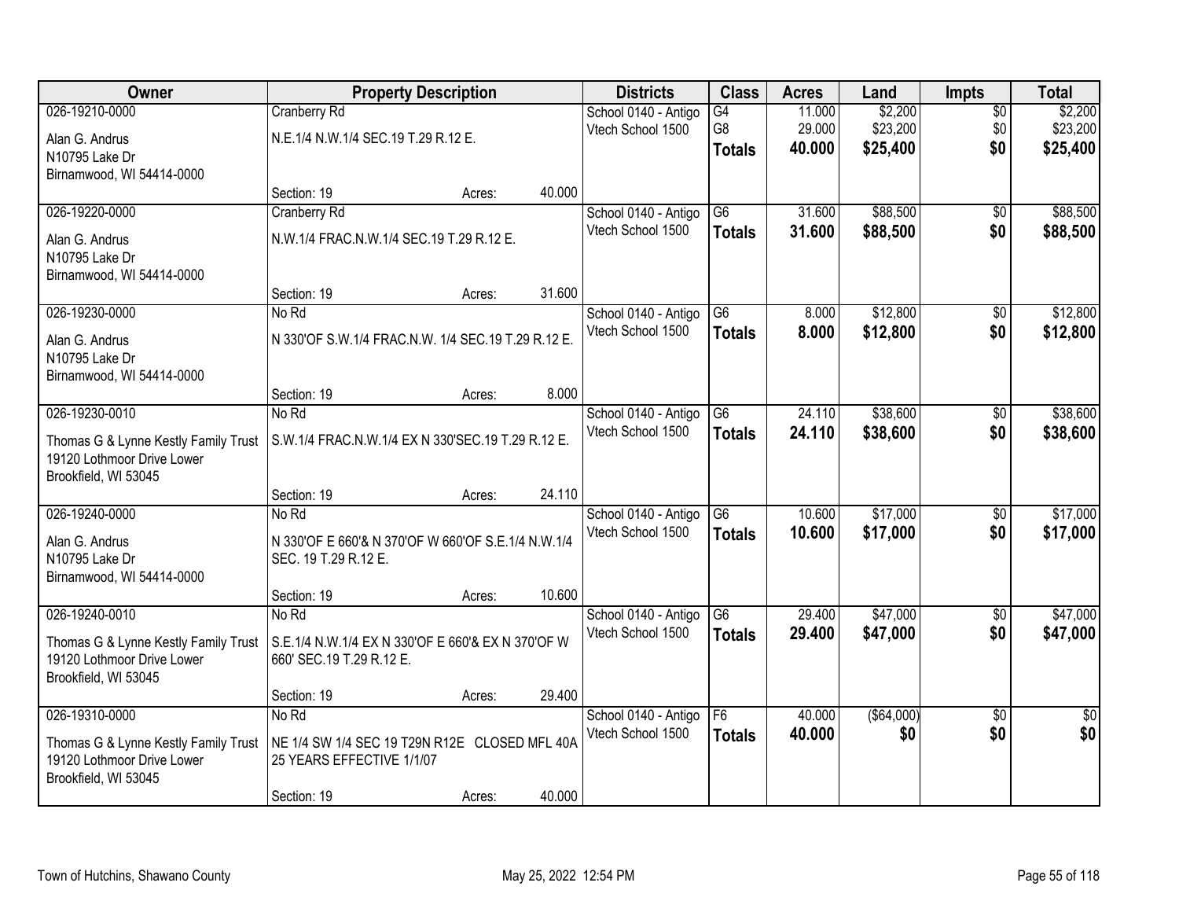| Owner | Property Description | | | Districts | Class | Acres | Land | Impts | Total |
|---|---|---|---|---|---|---|---|---|---|
| 026-19210-0000<br>Alan G. Andrus<br>N10795 Lake Dr<br>Birnamwood, WI 54414-0000 | Cranberry Rd<br>N.E.1/4 N.W.1/4 SEC.19 T.29 R.12 E.<br>Section: 19 | Acres: | 40.000 | School 0140 - Antigo<br>Vtech School 1500 | G4<br>G8<br>**Totals** | 11.000<br>29.000<br>**40.000** | $2,200<br>$23,200<br>**$25,400** | $0<br>$0<br>**$0** | $2,200<br>$23,200<br>**$25,400** |
| 026-19220-0000<br>Alan G. Andrus<br>N10795 Lake Dr<br>Birnamwood, WI 54414-0000 | Cranberry Rd<br>N.W.1/4 FRAC.N.W.1/4 SEC.19 T.29 R.12 E.<br>Section: 19 | Acres: | 31.600 | School 0140 - Antigo<br>Vtech School 1500 | G6<br>**Totals** | 31.600<br>**31.600** | $88,500<br>**$88,500** | $0<br>**$0** | $88,500<br>**$88,500** |
| 026-19230-0000<br>Alan G. Andrus<br>N10795 Lake Dr<br>Birnamwood, WI 54414-0000 | No Rd<br>N 330'OF S.W.1/4 FRAC.N.W. 1/4 SEC.19 T.29 R.12 E.<br>Section: 19 | Acres: | 8.000 | School 0140 - Antigo<br>Vtech School 1500 | G6<br>**Totals** | 8.000<br>**8.000** | $12,800<br>**$12,800** | $0<br>**$0** | $12,800<br>**$12,800** |
| 026-19230-0010<br>Thomas G & Lynne Kestly Family Trust<br>19120 Lothmoor Drive Lower<br>Brookfield, WI 53045 | No Rd<br>S.W.1/4 FRAC.N.W.1/4 EX N 330'SEC.19 T.29 R.12 E.<br>Section: 19 | Acres: | 24.110 | School 0140 - Antigo<br>Vtech School 1500 | G6<br>**Totals** | 24.110<br>**24.110** | $38,600<br>**$38,600** | $0<br>**$0** | $38,600<br>**$38,600** |
| 026-19240-0000<br>Alan G. Andrus<br>N10795 Lake Dr<br>Birnamwood, WI 54414-0000 | No Rd<br>N 330'OF E 660'& N 370'OF W 660'OF S.E.1/4 N.W.1/4 SEC. 19 T.29 R.12 E.<br>Section: 19 | Acres: | 10.600 | School 0140 - Antigo<br>Vtech School 1500 | G6<br>**Totals** | 10.600<br>**10.600** | $17,000<br>**$17,000** | $0<br>**$0** | $17,000<br>**$17,000** |
| 026-19240-0010<br>Thomas G & Lynne Kestly Family Trust<br>19120 Lothmoor Drive Lower<br>Brookfield, WI 53045 | No Rd<br>S.E.1/4 N.W.1/4 EX N 330'OF E 660'& EX N 370'OF W 660' SEC.19 T.29 R.12 E.<br>Section: 19 | Acres: | 29.400 | School 0140 - Antigo<br>Vtech School 1500 | G6<br>**Totals** | 29.400<br>**29.400** | $47,000<br>**$47,000** | $0<br>**$0** | $47,000<br>**$47,000** |
| 026-19310-0000<br>Thomas G & Lynne Kestly Family Trust<br>19120 Lothmoor Drive Lower<br>Brookfield, WI 53045 | No Rd<br>NE 1/4 SW 1/4 SEC 19 T29N R12E CLOSED MFL 40A 25 YEARS EFFECTIVE 1/1/07<br>Section: 19 | Acres: | 40.000 | School 0140 - Antigo<br>Vtech School 1500 | F6<br>**Totals** | 40.000<br>**40.000** | ($64,000)<br>**$0** | $0<br>**$0** | $0<br>**$0** |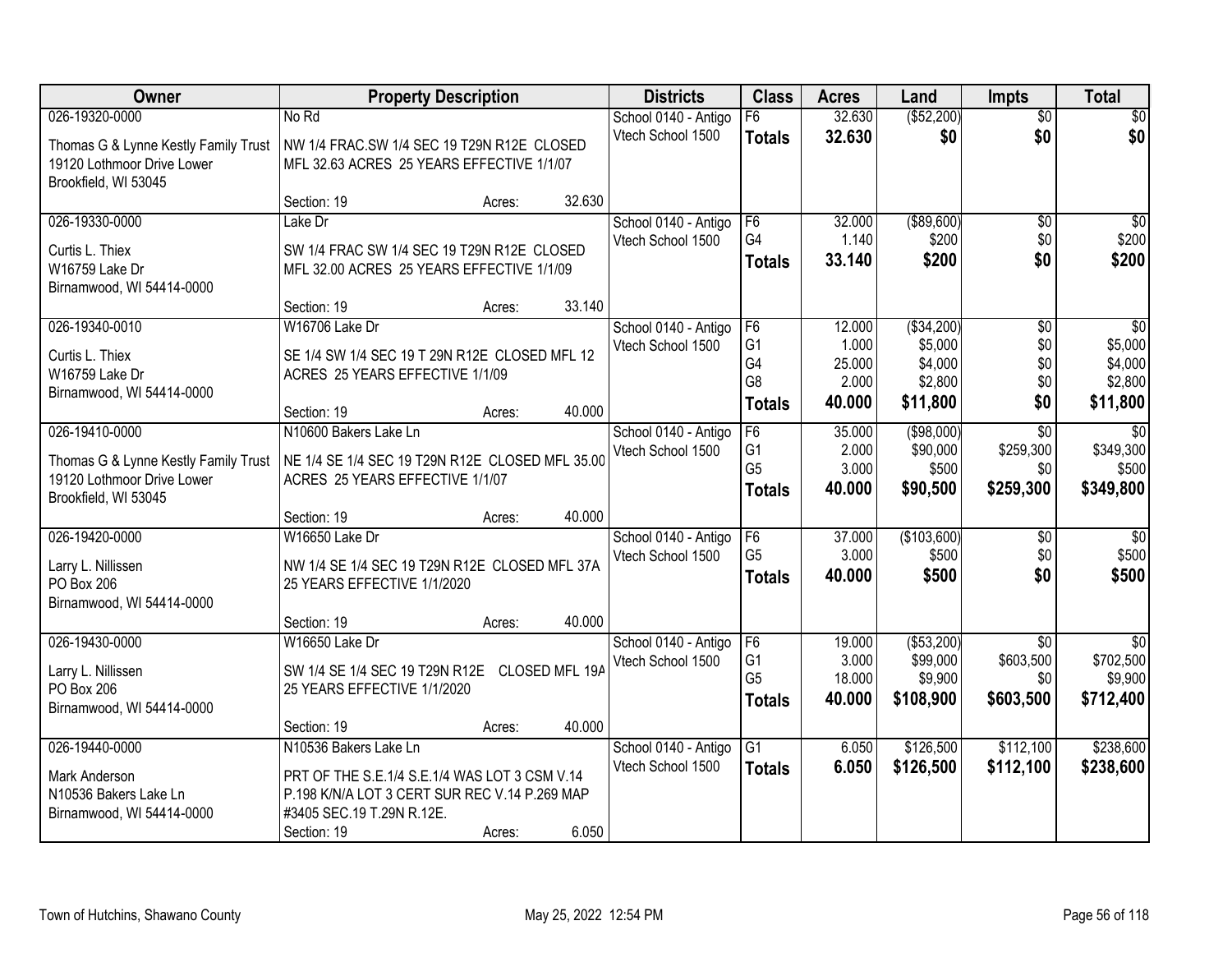| Owner | Property Description | Districts | Class | Acres | Land | Impts | Total |
|---|---|---|---|---|---|---|---|
| 026-19320-0000 | No Rd | School 0140 - Antigo | F6 | 32.630 | ($52,200) | $0 | $0 |
| Thomas G & Lynne Kestly Family Trust<br>19120 Lothmoor Drive Lower<br>Brookfield, WI 53045 | NW 1/4 FRAC.SW 1/4 SEC 19 T29N R12E CLOSED MFL 32.63 ACRES 25 YEARS EFFECTIVE 1/1/07 | Vtech School 1500 | **Totals** | **32.630** | **$0** | **$0** | **$0** |
| | Section: 19 Acres: 32.630 | | | | | | |
| 026-19330-0000 | Lake Dr | School 0140 - Antigo | F6 | 32.000 | ($89,600) | $0 | $0 |
| Curtis L. Thiex<br>W16759 Lake Dr<br>Birnamwood, WI 54414-0000 | SW 1/4 FRAC SW 1/4 SEC 19 T29N R12E CLOSED MFL 32.00 ACRES 25 YEARS EFFECTIVE 1/1/09 | Vtech School 1500 | G4 | 1.140 | $200 | $0 | $200 |
| | | | **Totals** | **33.140** | **$200** | **$0** | **$200** |
| | Section: 19 Acres: 33.140 | | | | | | |
| 026-19340-0010 | W16706 Lake Dr | School 0140 - Antigo | F6 | 12.000 | ($34,200) | $0 | $0 |
| Curtis L. Thiex<br>W16759 Lake Dr<br>Birnamwood, WI 54414-0000 | SE 1/4 SW 1/4 SEC 19 T 29N R12E CLOSED MFL 12 ACRES 25 YEARS EFFECTIVE 1/1/09 | Vtech School 1500 | G1 | 1.000 | $5,000 | $0 | $5,000 |
| | | | G4 | 25.000 | $4,000 | $0 | $4,000 |
| | | | G8 | 2.000 | $2,800 | $0 | $2,800 |
| | Section: 19 Acres: 40.000 | | **Totals** | **40.000** | **$11,800** | **$0** | **$11,800** |
| 026-19410-0000 | N10600 Bakers Lake Ln | School 0140 - Antigo | F6 | 35.000 | ($98,000) | $0 | $0 |
| Thomas G & Lynne Kestly Family Trust<br>19120 Lothmoor Drive Lower<br>Brookfield, WI 53045 | NE 1/4 SE 1/4 SEC 19 T29N R12E CLOSED MFL 35.00 ACRES 25 YEARS EFFECTIVE 1/1/07 | Vtech School 1500 | G1 | 2.000 | $90,000 | $259,300 | $349,300 |
| | | | G5 | 3.000 | $500 | $0 | $500 |
| | | | **Totals** | **40.000** | **$90,500** | **$259,300** | **$349,800** |
| | Section: 19 Acres: 40.000 | | | | | | |
| 026-19420-0000 | W16650 Lake Dr | School 0140 - Antigo | F6 | 37.000 | ($103,600) | $0 | $0 |
| Larry L. Nillissen<br>PO Box 206<br>Birnamwood, WI 54414-0000 | NW 1/4 SE 1/4 SEC 19 T29N R12E CLOSED MFL 37A 25 YEARS EFFECTIVE 1/1/2020 | Vtech School 1500 | G5 | 3.000 | $500 | $0 | $500 |
| | | | **Totals** | **40.000** | **$500** | **$0** | **$500** |
| | Section: 19 Acres: 40.000 | | | | | | |
| 026-19430-0000 | W16650 Lake Dr | School 0140 - Antigo | F6 | 19.000 | ($53,200) | $0 | $0 |
| Larry L. Nillissen<br>PO Box 206<br>Birnamwood, WI 54414-0000 | SW 1/4 SE 1/4 SEC 19 T29N R12E CLOSED MFL 19A 25 YEARS EFFECTIVE 1/1/2020 | Vtech School 1500 | G1 | 3.000 | $99,000 | $603,500 | $702,500 |
| | | | G5 | 18.000 | $9,900 | $0 | $9,900 |
| | | | **Totals** | **40.000** | **$108,900** | **$603,500** | **$712,400** |
| | Section: 19 Acres: 40.000 | | | | | | |
| 026-19440-0000 | N10536 Bakers Lake Ln | School 0140 - Antigo | G1 | 6.050 | $126,500 | $112,100 | $238,600 |
| Mark Anderson<br>N10536 Bakers Lake Ln<br>Birnamwood, WI 54414-0000 | PRT OF THE S.E.1/4 S.E.1/4 WAS LOT 3 CSM V.14 P.198 K/N/A LOT 3 CERT SUR REC V.14 P.269 MAP #3405 SEC.19 T.29N R.12E. | Vtech School 1500 | **Totals** | **6.050** | **$126,500** | **$112,100** | **$238,600** |
| | Section: 19 Acres: 6.050 | | | | | | |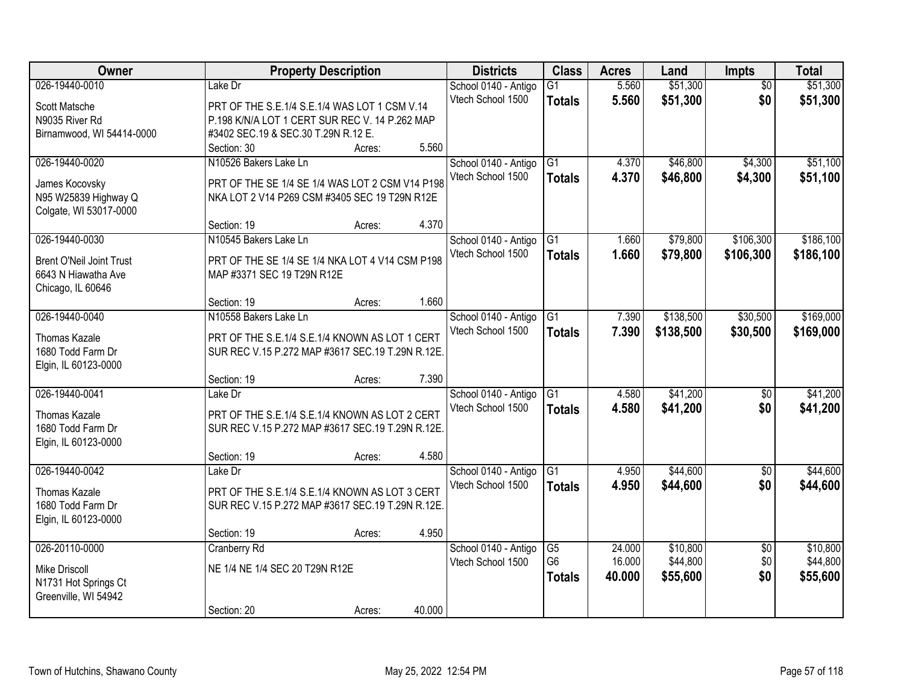| Owner | Property Description | Districts | Class | Acres | Land | Impts | Total |
|---|---|---|---|---|---|---|---|
| 026-19440-0010<br>Scott Matsche<br>N9035 River Rd<br>Birnamwood, WI 54414-0000 | Lake Dr<br>PRT OF THE S.E.1/4 S.E.1/4 WAS LOT 1 CSM V.14 P.198 K/N/A LOT 1 CERT SUR REC V. 14 P.262 MAP #3402 SEC.19 & SEC.30 T.29N R.12 E.<br>Section: 30 Acres: 5.560 | School 0140 - Antigo<br>Vtech School 1500 | G1<br>**Totals** | 5.560<br>**5.560** | $51,300<br>**$51,300** | $0<br>**$0** | $51,300<br>**$51,300** |
| 026-19440-0020<br>James Kocovsky<br>N95 W25839 Highway Q<br>Colgate, WI 53017-0000 | N10526 Bakers Lake Ln<br>PRT OF THE SE 1/4 SE 1/4 WAS LOT 2 CSM V14 P198 NKA LOT 2 V14 P269 CSM #3405 SEC 19 T29N R12E<br>Section: 19 Acres: 4.370 | School 0140 - Antigo<br>Vtech School 1500 | G1<br>**Totals** | 4.370<br>**4.370** | $46,800<br>**$46,800** | $4,300<br>**$4,300** | $51,100<br>**$51,100** |
| 026-19440-0030<br>Brent O'Neil Joint Trust<br>6643 N Hiawatha Ave<br>Chicago, IL 60646 | N10545 Bakers Lake Ln<br>PRT OF THE SE 1/4 SE 1/4 NKA LOT 4 V14 CSM P198 MAP #3371 SEC 19 T29N R12E<br>Section: 19 Acres: 1.660 | School 0140 - Antigo<br>Vtech School 1500 | G1<br>**Totals** | 1.660<br>**1.660** | $79,800<br>**$79,800** | $106,300<br>**$106,300** | $186,100<br>**$186,100** |
| 026-19440-0040<br>Thomas Kazale<br>1680 Todd Farm Dr<br>Elgin, IL 60123-0000 | N10558 Bakers Lake Ln<br>PRT OF THE S.E.1/4 S.E.1/4 KNOWN AS LOT 1 CERT SUR REC V.15 P.272 MAP #3617 SEC.19 T.29N R.12E.<br>Section: 19 Acres: 7.390 | School 0140 - Antigo<br>Vtech School 1500 | G1<br>**Totals** | 7.390<br>**7.390** | $138,500<br>**$138,500** | $30,500<br>**$30,500** | $169,000<br>**$169,000** |
| 026-19440-0041<br>Thomas Kazale<br>1680 Todd Farm Dr<br>Elgin, IL 60123-0000 | Lake Dr<br>PRT OF THE S.E.1/4 S.E.1/4 KNOWN AS LOT 2 CERT SUR REC V.15 P.272 MAP #3617 SEC.19 T.29N R.12E.<br>Section: 19 Acres: 4.580 | School 0140 - Antigo<br>Vtech School 1500 | G1<br>**Totals** | 4.580<br>**4.580** | $41,200<br>**$41,200** | $0<br>**$0** | $41,200<br>**$41,200** |
| 026-19440-0042<br>Thomas Kazale<br>1680 Todd Farm Dr<br>Elgin, IL 60123-0000 | Lake Dr<br>PRT OF THE S.E.1/4 S.E.1/4 KNOWN AS LOT 3 CERT SUR REC V.15 P.272 MAP #3617 SEC.19 T.29N R.12E.<br>Section: 19 Acres: 4.950 | School 0140 - Antigo<br>Vtech School 1500 | G1<br>**Totals** | 4.950<br>**4.950** | $44,600<br>**$44,600** | $0<br>**$0** | $44,600<br>**$44,600** |
| 026-20110-0000<br>Mike Driscoll<br>N1731 Hot Springs Ct<br>Greenville, WI 54942 | Cranberry Rd<br>NE 1/4 NE 1/4 SEC 20 T29N R12E<br>Section: 20 Acres: 40.000 | School 0140 - Antigo<br>Vtech School 1500 | G5<br>G6<br>**Totals** | 24.000<br>16.000<br>**40.000** | $10,800<br>$44,800<br>**$55,600** | $0<br>$0<br>**$0** | $10,800<br>$44,800<br>**$55,600** |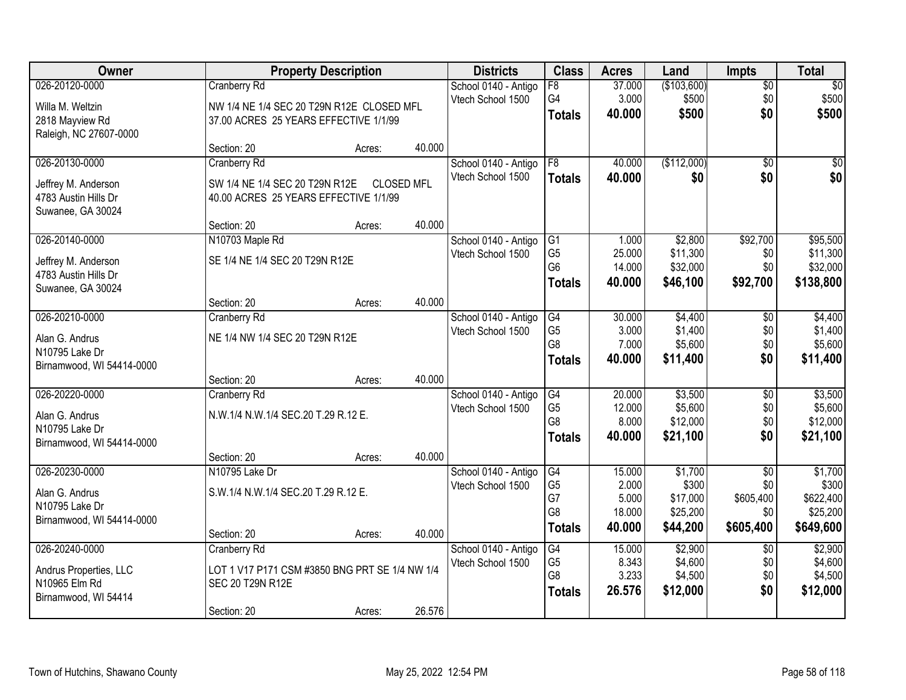| Owner | Property Description | Districts | Class | Acres | Land | Impts | Total |
|---|---|---|---|---|---|---|---|
| 026-20120-0000<br>Willa M. Weltzin<br>2818 Mayview Rd<br>Raleigh, NC 27607-0000 | Cranberry Rd<br>NW 1/4 NE 1/4 SEC 20 T29N R12E CLOSED MFL 37.00 ACRES 25 YEARS EFFECTIVE 1/1/99<br>Section: 20 Acres: 40.000 | School 0140 - Antigo<br>Vtech School 1500 | F8<br>G4<br>**Totals** | 37.000<br>3.000<br>**40.000** | ($103,600)<br>$500<br>**$500** | $0<br>$0<br>**$0** | $0<br>$500<br>**$500** |
| 026-20130-0000<br>Jeffrey M. Anderson<br>4783 Austin Hills Dr<br>Suwanee, GA 30024 | Cranberry Rd<br>SW 1/4 NE 1/4 SEC 20 T29N R12E CLOSED MFL 40.00 ACRES 25 YEARS EFFECTIVE 1/1/99<br>Section: 20 Acres: 40.000 | School 0140 - Antigo<br>Vtech School 1500 | F8<br>**Totals** | 40.000<br>**40.000** | ($112,000)<br>**$0** | $0<br>**$0** | $0<br>**$0** |
| 026-20140-0000<br>Jeffrey M. Anderson<br>4783 Austin Hills Dr<br>Suwanee, GA 30024 | N10703 Maple Rd<br>SE 1/4 NE 1/4 SEC 20 T29N R12E<br>Section: 20 Acres: 40.000 | School 0140 - Antigo<br>Vtech School 1500 | G1<br>G5<br>G6<br>**Totals** | 1.000<br>25.000<br>14.000<br>**40.000** | $2,800<br>$11,300<br>$32,000<br>**$46,100** | $92,700<br>$0<br>$0<br>**$92,700** | $95,500<br>$11,300<br>$32,000<br>**$138,800** |
| 026-20210-0000<br>Alan G. Andrus<br>N10795 Lake Dr<br>Birnamwood, WI 54414-0000 | Cranberry Rd<br>NE 1/4 NW 1/4 SEC 20 T29N R12E<br>Section: 20 Acres: 40.000 | School 0140 - Antigo<br>Vtech School 1500 | G4<br>G5<br>G8<br>**Totals** | 30.000<br>3.000<br>7.000<br>**40.000** | $4,400<br>$1,400<br>$5,600<br>**$11,400** | $0<br>$0<br>$0<br>**$0** | $4,400<br>$1,400<br>$5,600<br>**$11,400** |
| 026-20220-0000<br>Alan G. Andrus<br>N10795 Lake Dr<br>Birnamwood, WI 54414-0000 | Cranberry Rd<br>N.W.1/4 N.W.1/4 SEC.20 T.29 R.12 E.<br>Section: 20 Acres: 40.000 | School 0140 - Antigo<br>Vtech School 1500 | G4<br>G5<br>G8<br>**Totals** | 20.000<br>12.000<br>8.000<br>**40.000** | $3,500<br>$5,600<br>$12,000<br>**$21,100** | $0<br>$0<br>$0<br>**$0** | $3,500<br>$5,600<br>$12,000<br>**$21,100** |
| 026-20230-0000<br>Alan G. Andrus<br>N10795 Lake Dr<br>Birnamwood, WI 54414-0000 | N10795 Lake Dr<br>S.W.1/4 N.W.1/4 SEC.20 T.29 R.12 E.<br>Section: 20 Acres: 40.000 | School 0140 - Antigo<br>Vtech School 1500 | G4<br>G5<br>G7<br>G8<br>**Totals** | 15.000<br>2.000<br>5.000<br>18.000<br>**40.000** | $1,700<br>$300<br>$17,000<br>$25,200<br>**$44,200** | $0<br>$0<br>$605,400<br>$0<br>**$605,400** | $1,700<br>$300<br>$622,400<br>$25,200<br>**$649,600** |
| 026-20240-0000<br>Andrus Properties, LLC<br>N10965 Elm Rd<br>Birnamwood, WI 54414 | Cranberry Rd<br>LOT 1 V17 P171 CSM #3850 BNG PRT SE 1/4 NW 1/4 SEC 20 T29N R12E<br>Section: 20 Acres: 26.576 | School 0140 - Antigo<br>Vtech School 1500 | G4<br>G5<br>G8<br>**Totals** | 15.000<br>8.343<br>3.233<br>**26.576** | $2,900<br>$4,600<br>$4,500<br>**$12,000** | $0<br>$0<br>$0<br>**$0** | $2,900<br>$4,600<br>$4,500<br>**$12,000** |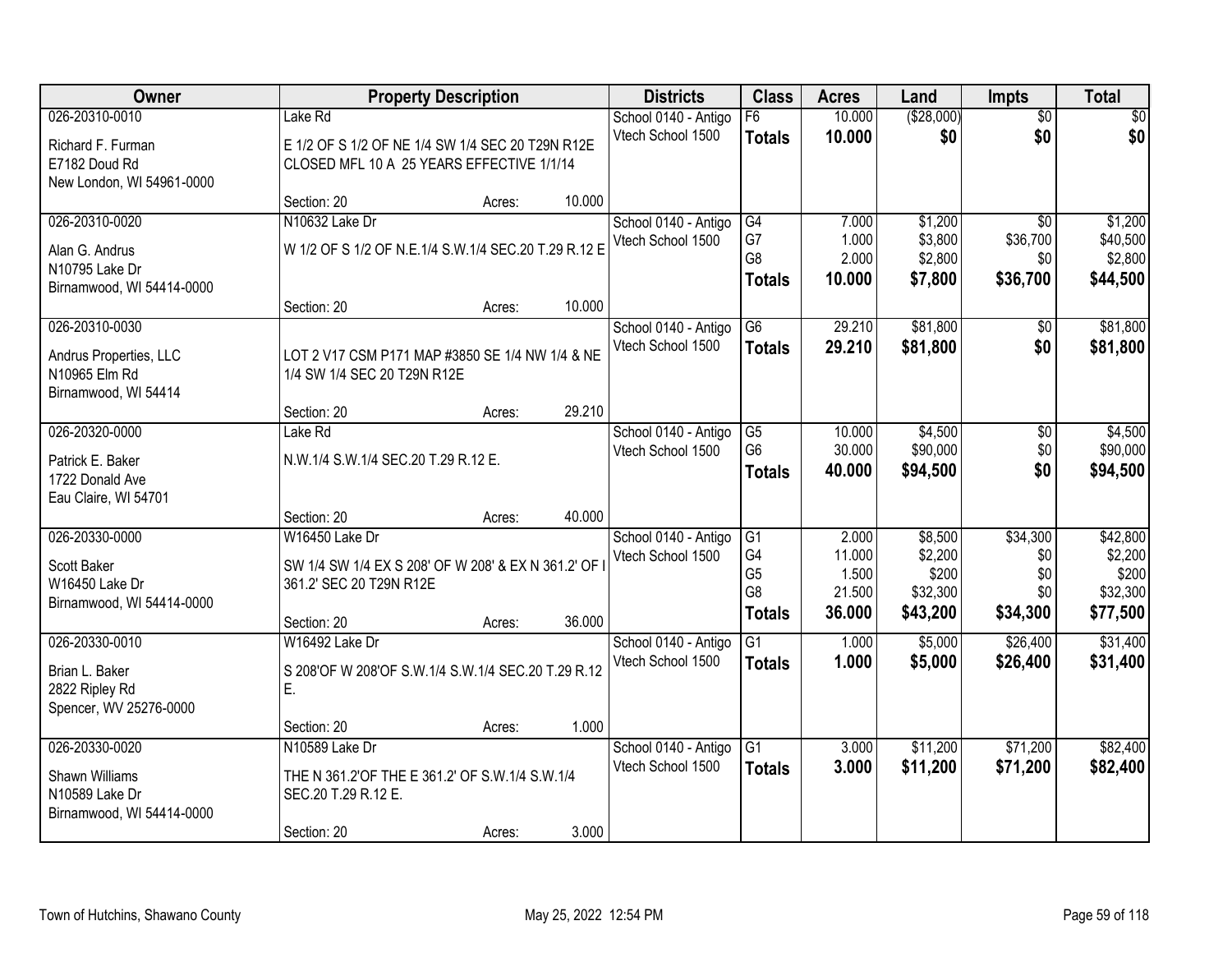| Owner | Property Description | | | Districts | Class | Acres | Land | Impts | Total |
|---|---|---|---|---|---|---|---|---|---|
| 026-20310-0010 | Lake Rd | | | School 0140 - Antigo | F6 | 10.000 | ($28,000) | $0 | $0 |
| Richard F. Furman<br>E7182 Doud Rd<br>New London, WI 54961-0000 | E 1/2 OF S 1/2 OF NE 1/4 SW 1/4 SEC 20 T29N R12E CLOSED MFL 10 A 25 YEARS EFFECTIVE 1/1/14 | | | Vtech School 1500 | **Totals** | **10.000** | **$0** | **$0** | **$0** |
| | Section: 20 | Acres: | 10.000 | | | | | | |
| 026-20310-0020 | N10632 Lake Dr | | | School 0140 - Antigo | G4 | 7.000 | $1,200 | $0 | $1,200 |
| Alan G. Andrus<br>N10795 Lake Dr<br>Birnamwood, WI 54414-0000 | W 1/2 OF S 1/2 OF N.E.1/4 S.W.1/4 SEC.20 T.29 R.12 E | | | Vtech School 1500 | G7 | 1.000 | $3,800 | $36,700 | $40,500 |
| | | | | | G8 | 2.000 | $2,800 | $0 | $2,800 |
| | | | | | **Totals** | **10.000** | **$7,800** | **$36,700** | **$44,500** |
| | Section: 20 | Acres: | 10.000 | | | | | | |
| 026-20310-0030 | | | | School 0140 - Antigo | G6 | 29.210 | $81,800 | $0 | $81,800 |
| Andrus Properties, LLC<br>N10965 Elm Rd<br>Birnamwood, WI 54414 | LOT 2 V17 CSM P171 MAP #3850 SE 1/4 NW 1/4 & NE 1/4 SW 1/4 SEC 20 T29N R12E | | | Vtech School 1500 | **Totals** | **29.210** | **$81,800** | **$0** | **$81,800** |
| | Section: 20 | Acres: | 29.210 | | | | | | |
| 026-20320-0000 | Lake Rd | | | School 0140 - Antigo | G5 | 10.000 | $4,500 | $0 | $4,500 |
| Patrick E. Baker<br>1722 Donald Ave<br>Eau Claire, WI 54701 | N.W.1/4 S.W.1/4 SEC.20 T.29 R.12 E. | | | Vtech School 1500 | G6 | 30.000 | $90,000 | $0 | $90,000 |
| | | | | | **Totals** | **40.000** | **$94,500** | **$0** | **$94,500** |
| | Section: 20 | Acres: | 40.000 | | | | | | |
| 026-20330-0000 | W16450 Lake Dr | | | School 0140 - Antigo | G1 | 2.000 | $8,500 | $34,300 | $42,800 |
| Scott Baker<br>W16450 Lake Dr<br>Birnamwood, WI 54414-0000 | SW 1/4 SW 1/4 EX S 208' OF W 208' & EX N 361.2' OF I 361.2' SEC 20 T29N R12E | | | Vtech School 1500 | G4 | 11.000 | $2,200 | $0 | $2,200 |
| | | | | | G5 | 1.500 | $200 | $0 | $200 |
| | | | | | G8 | 21.500 | $32,300 | $0 | $32,300 |
| | Section: 20 | Acres: | 36.000 | | **Totals** | **36.000** | **$43,200** | **$34,300** | **$77,500** |
| 026-20330-0010 | W16492 Lake Dr | | | School 0140 - Antigo | G1 | 1.000 | $5,000 | $26,400 | $31,400 |
| Brian L. Baker<br>2822 Ripley Rd<br>Spencer, WV 25276-0000 | S 208'OF W 208'OF S.W.1/4 S.W.1/4 SEC.20 T.29 R.12 E. | | | Vtech School 1500 | **Totals** | **1.000** | **$5,000** | **$26,400** | **$31,400** |
| | Section: 20 | Acres: | 1.000 | | | | | | |
| 026-20330-0020 | N10589 Lake Dr | | | School 0140 - Antigo | G1 | 3.000 | $11,200 | $71,200 | $82,400 |
| Shawn Williams<br>N10589 Lake Dr<br>Birnamwood, WI 54414-0000 | THE N 361.2'OF THE E 361.2' OF S.W.1/4 S.W.1/4 SEC.20 T.29 R.12 E. | | | Vtech School 1500 | **Totals** | **3.000** | **$11,200** | **$71,200** | **$82,400** |
| | Section: 20 | Acres: | 3.000 | | | | | | |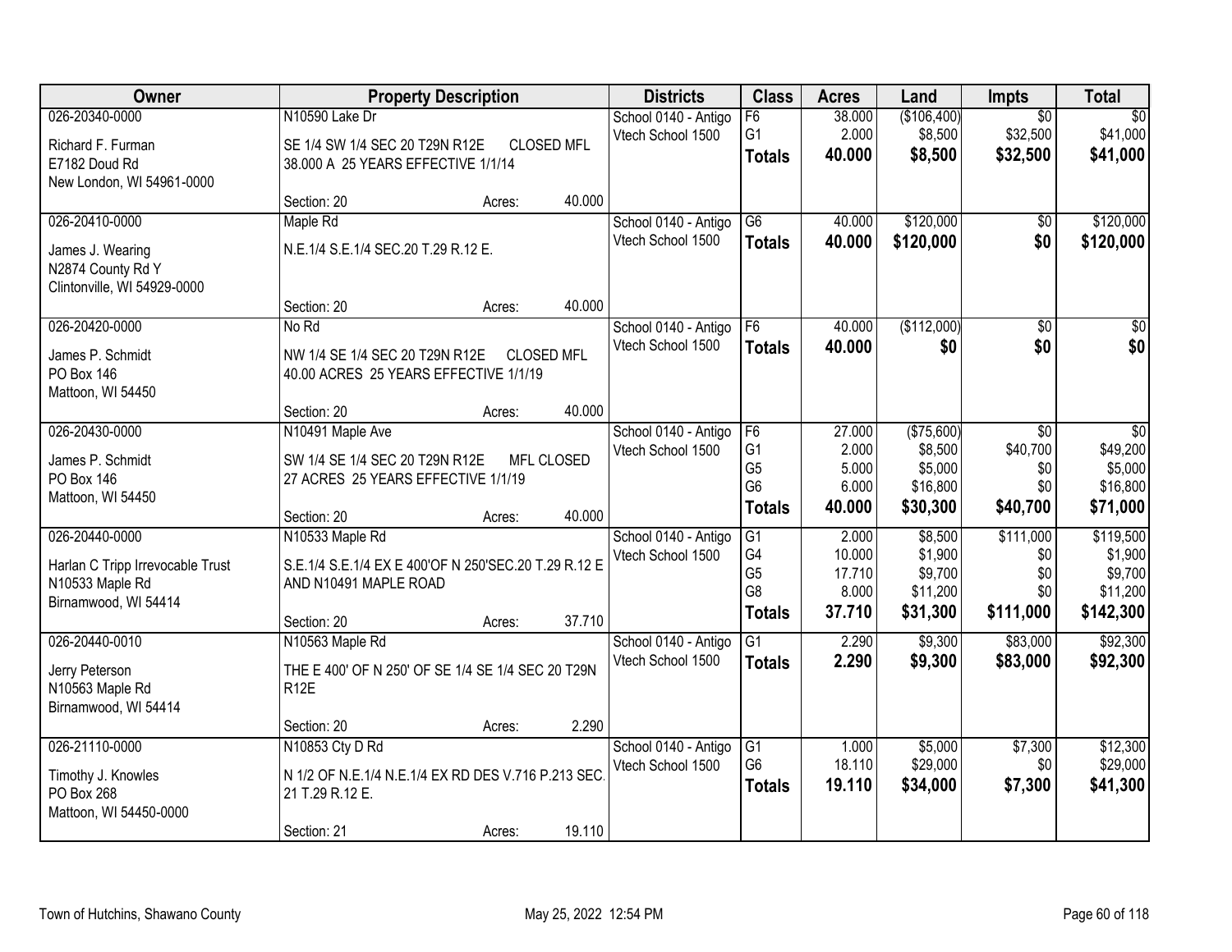| Owner | Property Description | Districts | Class | Acres | Land | Impts | Total |
|---|---|---|---|---|---|---|---|
| 026-20340-0000<br>Richard F. Furman<br>E7182 Doud Rd<br>New London, WI 54961-0000 | N10590 Lake Dr<br>SE 1/4 SW 1/4 SEC 20 T29N R12E CLOSED MFL<br>38.000 A 25 YEARS EFFECTIVE 1/1/14<br>Section: 20 Acres: 40.000 | School 0140 - Antigo<br>Vtech School 1500 | F6<br>G1<br>**Totals** | 38.000<br>2.000<br>**40.000** | ($106,400)<br>$8,500<br>**$8,500** | $0<br>$32,500<br>**$32,500** | $0<br>$41,000<br>**$41,000** |
| 026-20410-0000<br>James J. Wearing<br>N2874 County Rd Y<br>Clintonville, WI 54929-0000 | Maple Rd<br>N.E.1/4 S.E.1/4 SEC.20 T.29 R.12 E.<br>Section: 20 Acres: 40.000 | School 0140 - Antigo<br>Vtech School 1500 | G6<br>**Totals** | 40.000<br>**40.000** | $120,000<br>**$120,000** | $0<br>**$0** | $120,000<br>**$120,000** |
| 026-20420-0000<br>James P. Schmidt<br>PO Box 146<br>Mattoon, WI 54450 | No Rd<br>NW 1/4 SE 1/4 SEC 20 T29N R12E CLOSED MFL<br>40.00 ACRES 25 YEARS EFFECTIVE 1/1/19<br>Section: 20 Acres: 40.000 | School 0140 - Antigo<br>Vtech School 1500 | F6<br>**Totals** | 40.000<br>**40.000** | ($112,000)<br>**$0** | $0<br>**$0** | $0<br>**$0** |
| 026-20430-0000<br>James P. Schmidt<br>PO Box 146<br>Mattoon, WI 54450 | N10491 Maple Ave<br>SW 1/4 SE 1/4 SEC 20 T29N R12E MFL CLOSED<br>27 ACRES 25 YEARS EFFECTIVE 1/1/19<br>Section: 20 Acres: 40.000 | School 0140 - Antigo<br>Vtech School 1500 | F6<br>G1<br>G5<br>G6<br>**Totals** | 27.000<br>2.000<br>5.000<br>6.000<br>**40.000** | ($75,600)<br>$8,500<br>$5,000<br>$16,800<br>**$30,300** | $0<br>$40,700<br>$0<br>$0<br>**$40,700** | $0<br>$49,200<br>$5,000<br>$16,800<br>**$71,000** |
| 026-20440-0000<br>Harlan C Tripp Irrevocable Trust<br>N10533 Maple Rd<br>Birnamwood, WI 54414 | N10533 Maple Rd<br>S.E.1/4 S.E.1/4 EX E 400'OF N 250'SEC.20 T.29 R.12 E AND N10491 MAPLE ROAD<br>Section: 20 Acres: 37.710 | School 0140 - Antigo<br>Vtech School 1500 | G1<br>G4<br>G5<br>G8<br>**Totals** | 2.000<br>10.000<br>17.710<br>8.000<br>**37.710** | $8,500<br>$1,900<br>$9,700<br>$11,200<br>**$31,300** | $111,000<br>$0<br>$0<br>$0<br>**$111,000** | $119,500<br>$1,900<br>$9,700<br>$11,200<br>**$142,300** |
| 026-20440-0010<br>Jerry Peterson<br>N10563 Maple Rd<br>Birnamwood, WI 54414 | N10563 Maple Rd<br>THE E 400' OF N 250' OF SE 1/4 SE 1/4 SEC 20 T29N R12E<br>Section: 20 Acres: 2.290 | School 0140 - Antigo<br>Vtech School 1500 | G1<br>**Totals** | 2.290<br>**2.290** | $9,300<br>**$9,300** | $83,000<br>**$83,000** | $92,300<br>**$92,300** |
| 026-21110-0000<br>Timothy J. Knowles<br>PO Box 268<br>Mattoon, WI 54450-0000 | N10853 Cty D Rd<br>N 1/2 OF N.E.1/4 N.E.1/4 EX RD DES V.716 P.213 SEC. 21 T.29 R.12 E.<br>Section: 21 Acres: 19.110 | School 0140 - Antigo<br>Vtech School 1500 | G1<br>G6<br>**Totals** | 1.000<br>18.110<br>**19.110** | $5,000<br>$29,000<br>**$34,000** | $7,300<br>$0<br>**$7,300** | $12,300<br>$29,000<br>**$41,300** |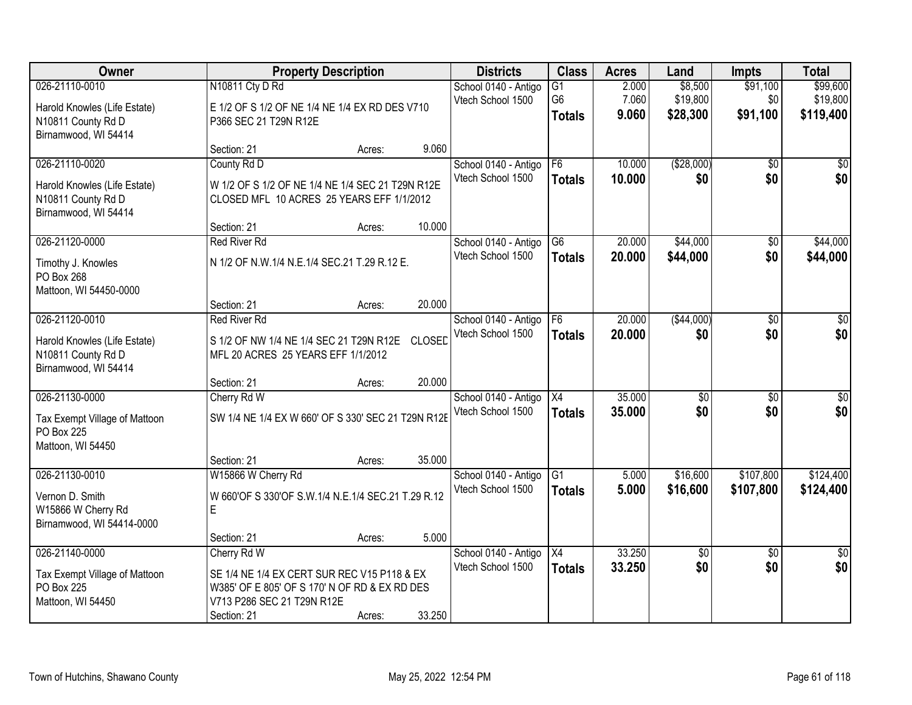| Owner | Property Description | | | Districts | Class | Acres | Land | Impts | Total |
|---|---|---|---|---|---|---|---|---|---|
| 026-21110-0010<br>Harold Knowles (Life Estate)<br>N10811 County Rd D<br>Birnamwood, WI 54414 | N10811 Cty D Rd<br>E 1/2 OF S 1/2 OF NE 1/4 NE 1/4 EX RD DES V710 P366 SEC 21 T29N R12E<br>Section: 21 | Acres: | 9.060 | School 0140 - Antigo<br>Vtech School 1500 | G1<br>G6<br>**Totals** | 2.000<br>7.060<br>**9.060** | $8,500<br>$19,800<br>**$28,300** | $91,100<br>$0<br>**$91,100** | $99,600<br>$19,800<br>**$119,400** |
| 026-21110-0020<br>Harold Knowles (Life Estate)<br>N10811 County Rd D<br>Birnamwood, WI 54414 | County Rd D<br>W 1/2 OF S 1/2 OF NE 1/4 NE 1/4 SEC 21 T29N R12E CLOSED MFL 10 ACRES 25 YEARS EFF 1/1/2012<br>Section: 21 | Acres: | 10.000 | School 0140 - Antigo<br>Vtech School 1500 | F6<br>**Totals** | 10.000<br>**10.000** | ($28,000)<br>**$0** | $0<br>**$0** | $0<br>**$0** |
| 026-21120-0000<br>Timothy J. Knowles<br>PO Box 268<br>Mattoon, WI 54450-0000 | Red River Rd<br>N 1/2 OF N.W.1/4 N.E.1/4 SEC.21 T.29 R.12 E.<br>Section: 21 | Acres: | 20.000 | School 0140 - Antigo<br>Vtech School 1500 | G6<br>**Totals** | 20.000<br>**20.000** | $44,000<br>**$44,000** | $0<br>**$0** | $44,000<br>**$44,000** |
| 026-21120-0010<br>Harold Knowles (Life Estate)<br>N10811 County Rd D<br>Birnamwood, WI 54414 | Red River Rd<br>S 1/2 OF NW 1/4 NE 1/4 SEC 21 T29N R12E CLOSED MFL 20 ACRES 25 YEARS EFF 1/1/2012<br>Section: 21 | Acres: | 20.000 | School 0140 - Antigo<br>Vtech School 1500 | F6<br>**Totals** | 20.000<br>**20.000** | ($44,000)<br>**$0** | $0<br>**$0** | $0<br>**$0** |
| 026-21130-0000<br>Tax Exempt Village of Mattoon<br>PO Box 225<br>Mattoon, WI 54450 | Cherry Rd W<br>SW 1/4 NE 1/4 EX W 660' OF S 330' SEC 21 T29N R12E<br>Section: 21 | Acres: | 35.000 | School 0140 - Antigo<br>Vtech School 1500 | X4<br>**Totals** | 35.000<br>**35.000** | $0<br>**$0** | $0<br>**$0** | $0<br>**$0** |
| 026-21130-0010<br>Vernon D. Smith<br>W15866 W Cherry Rd<br>Birnamwood, WI 54414-0000 | W15866 W Cherry Rd<br>W 660'OF S 330'OF S.W.1/4 N.E.1/4 SEC.21 T.29 R.12 E<br>Section: 21 | Acres: | 5.000 | School 0140 - Antigo<br>Vtech School 1500 | G1<br>**Totals** | 5.000<br>**5.000** | $16,600<br>**$16,600** | $107,800<br>**$107,800** | $124,400<br>**$124,400** |
| 026-21140-0000<br>Tax Exempt Village of Mattoon<br>PO Box 225<br>Mattoon, WI 54450 | Cherry Rd W<br>SE 1/4 NE 1/4 EX CERT SUR REC V15 P118 & EX W385' OF E 805' OF S 170' N OF RD & EX RD DES V713 P286 SEC 21 T29N R12E<br>Section: 21 | Acres: | 33.250 | School 0140 - Antigo<br>Vtech School 1500 | X4<br>**Totals** | 33.250<br>**33.250** | $0<br>**$0** | $0<br>**$0** | $0<br>**$0** |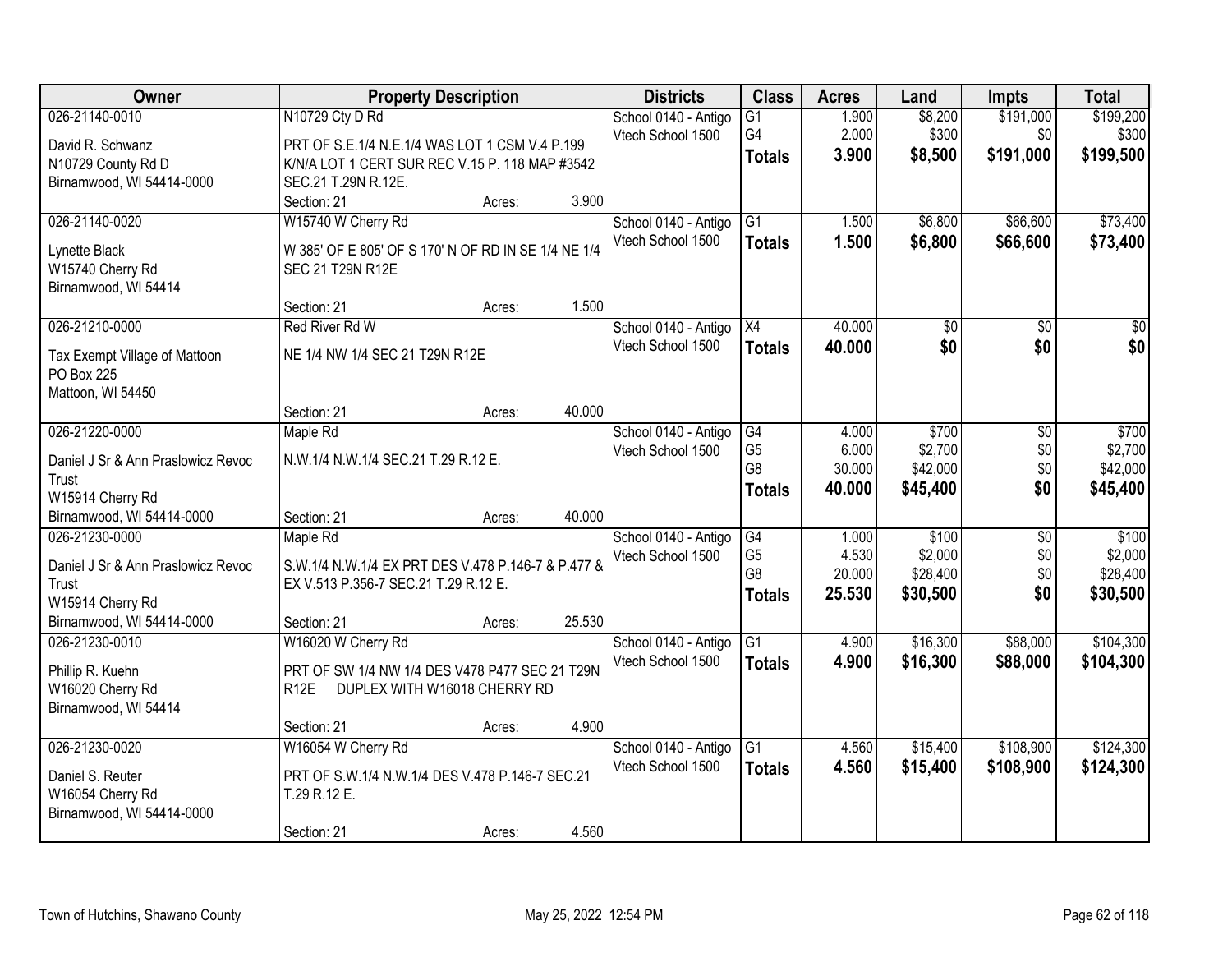| Owner | Property Description | Districts | Class | Acres | Land | Impts | Total |
|---|---|---|---|---|---|---|---|
| 026-21140-0010<br><br>David R. Schwanz<br>N10729 County Rd D<br>Birnamwood, WI 54414-0000 | N10729 Cty D Rd<br><br>PRT OF S.E.1/4 N.E.1/4 WAS LOT 1 CSM V.4 P.199 K/N/A LOT 1 CERT SUR REC V.15 P. 118 MAP #3542 SEC.21 T.29N R.12E.<br>Section: 21 Acres: 3.900 | School 0140 - Antigo<br>Vtech School 1500 | G1<br>G4<br>**Totals** | 1.900<br>2.000<br>**3.900** | $8,200<br>$300<br>**$8,500** | $191,000<br>$0<br>**$191,000** | $199,200<br>$300<br>**$199,500** |
| 026-21140-0020<br><br>Lynette Black<br>W15740 Cherry Rd<br>Birnamwood, WI 54414 | W15740 W Cherry Rd<br><br>W 385' OF E 805' OF S 170' N OF RD IN SE 1/4 NE 1/4 SEC 21 T29N R12E<br>Section: 21 Acres: 1.500 | School 0140 - Antigo<br>Vtech School 1500 | G1<br>**Totals** | 1.500<br>**1.500** | $6,800<br>**$6,800** | $66,600<br>**$66,600** | $73,400<br>**$73,400** |
| 026-21210-0000<br><br>Tax Exempt Village of Mattoon<br>PO Box 225<br>Mattoon, WI 54450 | Red River Rd W<br><br>NE 1/4 NW 1/4 SEC 21 T29N R12E<br>Section: 21 Acres: 40.000 | School 0140 - Antigo<br>Vtech School 1500 | X4<br>**Totals** | 40.000<br>**40.000** | $0<br>**$0** | $0<br>**$0** | $0<br>**$0** |
| 026-21220-0000<br><br>Daniel J Sr & Ann Praslowicz Revoc Trust<br>W15914 Cherry Rd<br>Birnamwood, WI 54414-0000 | Maple Rd<br><br>N.W.1/4 N.W.1/4 SEC.21 T.29 R.12 E.<br>Section: 21 Acres: 40.000 | School 0140 - Antigo<br>Vtech School 1500 | G4<br>G5<br>G8<br>**Totals** | 4.000<br>6.000<br>30.000<br>**40.000** | $700<br>$2,700<br>$42,000<br>**$45,400** | $0<br>$0<br>$0<br>**$0** | $700<br>$2,700<br>$42,000<br>**$45,400** |
| 026-21230-0000<br><br>Daniel J Sr & Ann Praslowicz Revoc Trust<br>W15914 Cherry Rd<br>Birnamwood, WI 54414-0000 | Maple Rd<br><br>S.W.1/4 N.W.1/4 EX PRT DES V.478 P.146-7 & P.477 & EX V.513 P.356-7 SEC.21 T.29 R.12 E.<br>Section: 21 Acres: 25.530 | School 0140 - Antigo<br>Vtech School 1500 | G4<br>G5<br>G8<br>**Totals** | 1.000<br>4.530<br>20.000<br>**25.530** | $100<br>$2,000<br>$28,400<br>**$30,500** | $0<br>$0<br>$0<br>**$0** | $100<br>$2,000<br>$28,400<br>**$30,500** |
| 026-21230-0010<br><br>Phillip R. Kuehn<br>W16020 Cherry Rd<br>Birnamwood, WI 54414 | W16020 W Cherry Rd<br><br>PRT OF SW 1/4 NW 1/4 DES V478 P477 SEC 21 T29N R12E DUPLEX WITH W16018 CHERRY RD<br>Section: 21 Acres: 4.900 | School 0140 - Antigo<br>Vtech School 1500 | G1<br>**Totals** | 4.900<br>**4.900** | $16,300<br>**$16,300** | $88,000<br>**$88,000** | $104,300<br>**$104,300** |
| 026-21230-0020<br><br>Daniel S. Reuter<br>W16054 Cherry Rd<br>Birnamwood, WI 54414-0000 | W16054 W Cherry Rd<br><br>PRT OF S.W.1/4 N.W.1/4 DES V.478 P.146-7 SEC.21 T.29 R.12 E.<br>Section: 21 Acres: 4.560 | School 0140 - Antigo<br>Vtech School 1500 | G1<br>**Totals** | 4.560<br>**4.560** | $15,400<br>**$15,400** | $108,900<br>**$108,900** | $124,300<br>**$124,300** |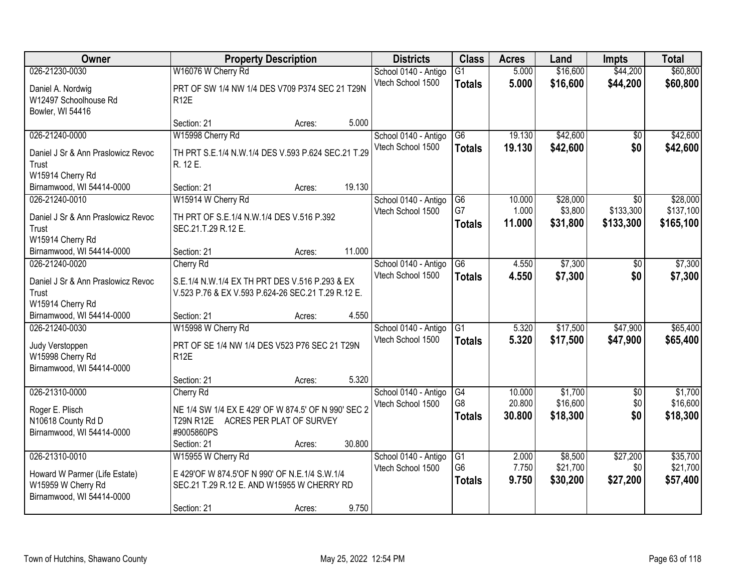| Owner | Property Description | Districts | Class | Acres | Land | Impts | Total |
|---|---|---|---|---|---|---|---|
| 026-21230-0030<br>Daniel A. Nordwig<br>W12497 Schoolhouse Rd<br>Bowler, WI 54416 | W16076 W Cherry Rd<br>PRT OF SW 1/4 NW 1/4 DES V709 P374 SEC 21 T29N R12E<br>Section: 21 Acres: 5.000 | School 0140 - Antigo<br>Vtech School 1500 | G1<br>**Totals** | 5.000<br>**5.000** | $16,600<br>**$16,600** | $44,200<br>**$44,200** | $60,800<br>**$60,800** |
| 026-21240-0000<br>Daniel J Sr & Ann Praslowicz Revoc Trust<br>W15914 Cherry Rd<br>Birnamwood, WI 54414-0000 | W15998 Cherry Rd<br>TH PRT S.E.1/4 N.W.1/4 DES V.593 P.624 SEC.21 T.29 R. 12 E.<br>Section: 21 Acres: 19.130 | School 0140 - Antigo<br>Vtech School 1500 | G6<br>**Totals** | 19.130<br>**19.130** | $42,600<br>**$42,600** | $0<br>**$0** | $42,600<br>**$42,600** |
| 026-21240-0010<br>Daniel J Sr & Ann Praslowicz Revoc Trust<br>W15914 Cherry Rd<br>Birnamwood, WI 54414-0000 | W15914 W Cherry Rd<br>TH PRT OF S.E.1/4 N.W.1/4 DES V.516 P.392 SEC.21.T.29 R.12 E.<br>Section: 21 Acres: 11.000 | School 0140 - Antigo<br>Vtech School 1500 | G6<br>G7<br>**Totals** | 10.000<br>1.000<br>**11.000** | $28,000<br>$3,800<br>**$31,800** | $0<br>$133,300<br>**$133,300** | $28,000<br>$137,100<br>**$165,100** |
| 026-21240-0020<br>Daniel J Sr & Ann Praslowicz Revoc Trust<br>W15914 Cherry Rd<br>Birnamwood, WI 54414-0000 | Cherry Rd<br>S.E.1/4 N.W.1/4 EX TH PRT DES V.516 P.293 & EX V.523 P.76 & EX V.593 P.624-26 SEC.21 T.29 R.12 E.<br>Section: 21 Acres: 4.550 | School 0140 - Antigo<br>Vtech School 1500 | G6<br>**Totals** | 4.550<br>**4.550** | $7,300<br>**$7,300** | $0<br>**$0** | $7,300<br>**$7,300** |
| 026-21240-0030<br>Judy Verstoppen<br>W15998 Cherry Rd<br>Birnamwood, WI 54414-0000 | W15998 W Cherry Rd<br>PRT OF SE 1/4 NW 1/4 DES V523 P76 SEC 21 T29N R12E<br>Section: 21 Acres: 5.320 | School 0140 - Antigo<br>Vtech School 1500 | G1<br>**Totals** | 5.320<br>**5.320** | $17,500<br>**$17,500** | $47,900<br>**$47,900** | $65,400<br>**$65,400** |
| 026-21310-0000<br>Roger E. Plisch<br>N10618 County Rd D<br>Birnamwood, WI 54414-0000 | Cherry Rd<br>NE 1/4 SW 1/4 EX E 429' OF W 874.5' OF N 990' SEC 2 T29N R12E ACRES PER PLAT OF SURVEY #9005860PS<br>Section: 21 Acres: 30.800 | School 0140 - Antigo<br>Vtech School 1500 | G4<br>G8<br>**Totals** | 10.000<br>20.800<br>**30.800** | $1,700<br>$16,600<br>**$18,300** | $0<br>$0<br>**$0** | $1,700<br>$16,600<br>**$18,300** |
| 026-21310-0010<br>Howard W Parmer (Life Estate)<br>W15959 W Cherry Rd<br>Birnamwood, WI 54414-0000 | W15955 W Cherry Rd<br>E 429'OF W 874.5'OF N 990' OF N.E.1/4 S.W.1/4 SEC.21 T.29 R.12 E. AND W15955 W CHERRY RD<br>Section: 21 Acres: 9.750 | School 0140 - Antigo<br>Vtech School 1500 | G1<br>G6<br>**Totals** | 2.000<br>7.750<br>**9.750** | $8,500<br>$21,700<br>**$30,200** | $27,200<br>$0<br>**$27,200** | $35,700<br>$21,700<br>**$57,400** |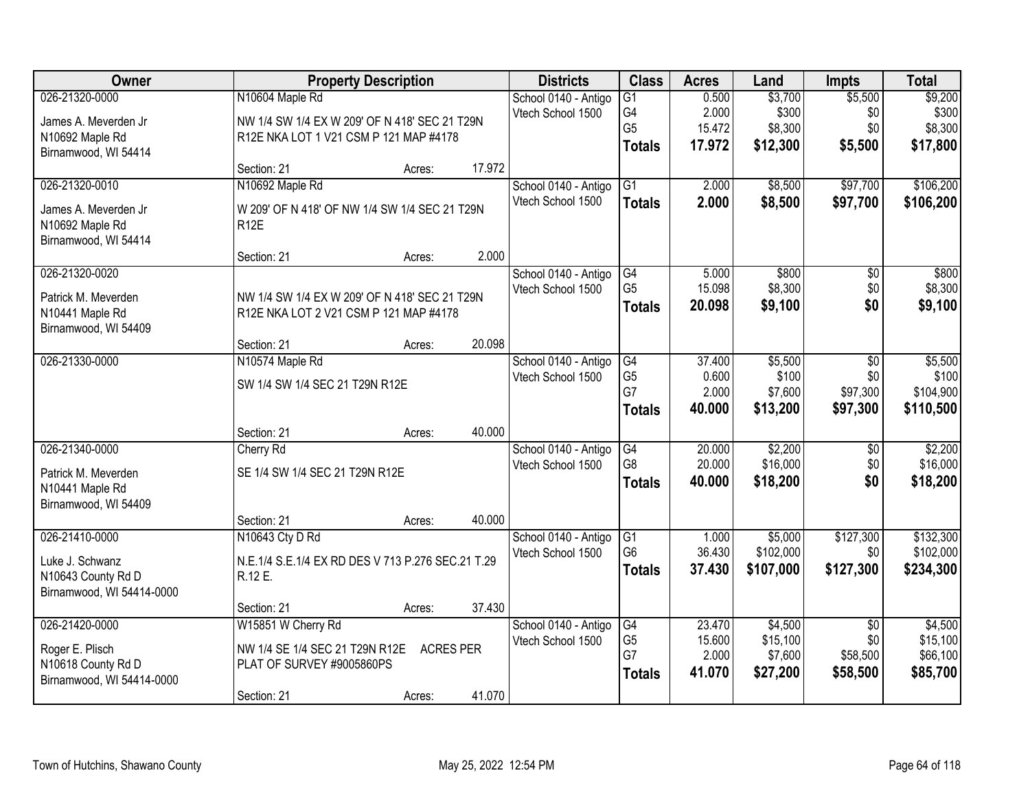| Owner | Property Description | Districts | Class | Acres | Land | Impts | Total |
|---|---|---|---|---|---|---|---|
| 026-21320-0000<br>James A. Meverden Jr<br>N10692 Maple Rd<br>Birnamwood, WI 54414 | N10604 Maple Rd<br>NW 1/4 SW 1/4 EX W 209' OF N 418' SEC 21 T29N R12E NKA LOT 1 V21 CSM P 121 MAP #4178<br>Section: 21 Acres: 17.972 | School 0140 - Antigo<br>Vtech School 1500 | G1<br>G4<br>G5<br>**Totals** | 0.500<br>2.000<br>15.472<br>**17.972** | $3,700<br>$300<br>$8,300<br>**$12,300** | $5,500<br>$0<br>$0<br>**$5,500** | $9,200<br>$300<br>$8,300<br>**$17,800** |
| 026-21320-0010<br>James A. Meverden Jr<br>N10692 Maple Rd<br>Birnamwood, WI 54414 | N10692 Maple Rd<br>W 209' OF N 418' OF NW 1/4 SW 1/4 SEC 21 T29N R12E<br>Section: 21 Acres: 2.000 | School 0140 - Antigo<br>Vtech School 1500 | G1<br>**Totals** | 2.000<br>**2.000** | $8,500<br>**$8,500** | $97,700<br>**$97,700** | $106,200<br>**$106,200** |
| 026-21320-0020<br>Patrick M. Meverden<br>N10441 Maple Rd<br>Birnamwood, WI 54409 | NW 1/4 SW 1/4 EX W 209' OF N 418' SEC 21 T29N R12E NKA LOT 2 V21 CSM P 121 MAP #4178<br>Section: 21 Acres: 20.098 | School 0140 - Antigo<br>Vtech School 1500 | G4<br>G5<br>**Totals** | 5.000<br>15.098<br>**20.098** | $800<br>$8,300<br>**$9,100** | $0<br>$0<br>**$0** | $800<br>$8,300<br>**$9,100** |
| 026-21330-0000 | N10574 Maple Rd<br>SW 1/4 SW 1/4 SEC 21 T29N R12E<br>Section: 21 Acres: 40.000 | School 0140 - Antigo<br>Vtech School 1500 | G4<br>G5<br>G7<br>**Totals** | 37.400<br>0.600<br>2.000<br>**40.000** | $5,500<br>$100<br>$7,600<br>**$13,200** | $0<br>$0<br>$97,300<br>**$97,300** | $5,500<br>$100<br>$104,900<br>**$110,500** |
| 026-21340-0000<br>Patrick M. Meverden<br>N10441 Maple Rd<br>Birnamwood, WI 54409 | Cherry Rd<br>SE 1/4 SW 1/4 SEC 21 T29N R12E<br>Section: 21 Acres: 40.000 | School 0140 - Antigo<br>Vtech School 1500 | G4<br>G8<br>**Totals** | 20.000<br>20.000<br>**40.000** | $2,200<br>$16,000<br>**$18,200** | $0<br>$0<br>**$0** | $2,200<br>$16,000<br>**$18,200** |
| 026-21410-0000<br>Luke J. Schwanz<br>N10643 County Rd D<br>Birnamwood, WI 54414-0000 | N10643 Cty D Rd<br>N.E.1/4 S.E.1/4 EX RD DES V 713 P.276 SEC.21 T.29 R.12 E.<br>Section: 21 Acres: 37.430 | School 0140 - Antigo<br>Vtech School 1500 | G1<br>G6<br>**Totals** | 1.000<br>36.430<br>**37.430** | $5,000<br>$102,000<br>**$107,000** | $127,300<br>$0<br>**$127,300** | $132,300<br>$102,000<br>**$234,300** |
| 026-21420-0000<br>Roger E. Plisch<br>N10618 County Rd D<br>Birnamwood, WI 54414-0000 | W15851 W Cherry Rd<br>NW 1/4 SE 1/4 SEC 21 T29N R12E ACRES PER PLAT OF SURVEY #9005860PS<br>Section: 21 Acres: 41.070 | School 0140 - Antigo<br>Vtech School 1500 | G4<br>G5<br>G7<br>**Totals** | 23.470<br>15.600<br>2.000<br>**41.070** | $4,500<br>$15,100<br>$7,600<br>**$27,200** | $0<br>$0<br>$58,500<br>**$58,500** | $4,500<br>$15,100<br>$66,100<br>**$85,700** |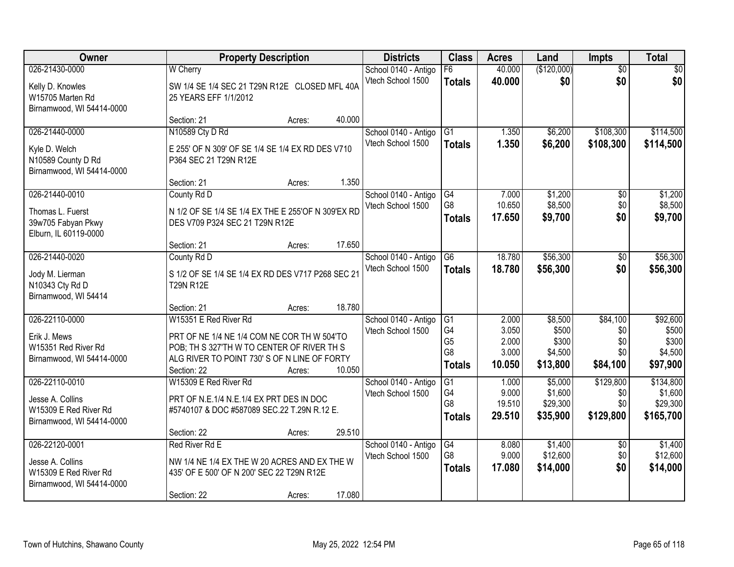| Owner | Property Description | Districts | Class | Acres | Land | Impts | Total |
|---|---|---|---|---|---|---|---|
| 026-21430-0000<br>Kelly D. Knowles<br>W15705 Marten Rd<br>Birnamwood, WI 54414-0000 | W Cherry<br>SW 1/4 SE 1/4 SEC 21 T29N R12E CLOSED MFL 40A 25 YEARS EFF 1/1/2012<br>Section: 21 Acres: 40.000 | School 0140 - Antigo<br>Vtech School 1500 | F6<br>**Totals** | 40.000<br>**40.000** | ($120,000)<br>**$0** | $0<br>**$0** | $0<br>**$0** |
| 026-21440-0000<br>Kyle D. Welch<br>N10589 County D Rd<br>Birnamwood, WI 54414-0000 | N10589 Cty D Rd<br>E 255' OF N 309' OF SE 1/4 SE 1/4 EX RD DES V710 P364 SEC 21 T29N R12E<br>Section: 21 Acres: 1.350 | School 0140 - Antigo<br>Vtech School 1500 | G1<br>**Totals** | 1.350<br>**1.350** | $6,200<br>**$6,200** | $108,300<br>**$108,300** | $114,500<br>**$114,500** |
| 026-21440-0010<br>Thomas L. Fuerst<br>39w705 Fabyan Pkwy<br>Elburn, IL 60119-0000 | County Rd D<br>N 1/2 OF SE 1/4 SE 1/4 EX THE E 255'OF N 309'EX RD DES V709 P324 SEC 21 T29N R12E<br>Section: 21 Acres: 17.650 | School 0140 - Antigo<br>Vtech School 1500 | G4<br>G8<br>**Totals** | 7.000<br>10.650<br>**17.650** | $1,200<br>$8,500<br>**$9,700** | $0<br>$0<br>**$0** | $1,200<br>$8,500<br>**$9,700** |
| 026-21440-0020<br>Jody M. Lierman<br>N10343 Cty Rd D<br>Birnamwood, WI 54414 | County Rd D<br>S 1/2 OF SE 1/4 SE 1/4 EX RD DES V717 P268 SEC 21 T29N R12E<br>Section: 21 Acres: 18.780 | School 0140 - Antigo<br>Vtech School 1500 | G6<br>**Totals** | 18.780<br>**18.780** | $56,300<br>**$56,300** | $0<br>**$0** | $56,300<br>**$56,300** |
| 026-22110-0000<br>Erik J. Mews<br>W15351 Red River Rd<br>Birnamwood, WI 54414-0000 | W15351 E Red River Rd<br>PRT OF NE 1/4 NE 1/4 COM NE COR TH W 504'TO POB; TH S 327'TH W TO CENTER OF RIVER TH S ALG RIVER TO POINT 730' S OF N LINE OF FORTY<br>Section: 22 Acres: 10.050 | School 0140 - Antigo<br>Vtech School 1500 | G1<br>G4<br>G5<br>G8<br>**Totals** | 2.000<br>3.050<br>2.000<br>3.000<br>**10.050** | $8,500<br>$500<br>$300<br>$4,500<br>**$13,800** | $84,100<br>$0<br>$0<br>$0<br>**$84,100** | $92,600<br>$500<br>$300<br>$4,500<br>**$97,900** |
| 026-22110-0010<br>Jesse A. Collins<br>W15309 E Red River Rd<br>Birnamwood, WI 54414-0000 | W15309 E Red River Rd<br>PRT OF N.E.1/4 N.E.1/4 EX PRT DES IN DOC #5740107 & DOC #587089 SEC.22 T.29N R.12 E.<br>Section: 22 Acres: 29.510 | School 0140 - Antigo<br>Vtech School 1500 | G1<br>G4<br>G8<br>**Totals** | 1.000<br>9.000<br>19.510<br>**29.510** | $5,000<br>$1,600<br>$29,300<br>**$35,900** | $129,800<br>$0<br>$0<br>**$129,800** | $134,800<br>$1,600<br>$29,300<br>**$165,700** |
| 026-22120-0001<br>Jesse A. Collins<br>W15309 E Red River Rd<br>Birnamwood, WI 54414-0000 | Red River Rd E<br>NW 1/4 NE 1/4 EX THE W 20 ACRES AND EX THE W 435' OF E 500' OF N 200' SEC 22 T29N R12E<br>Section: 22 Acres: 17.080 | School 0140 - Antigo<br>Vtech School 1500 | G4<br>G8<br>**Totals** | 8.080<br>9.000<br>**17.080** | $1,400<br>$12,600<br>**$14,000** | $0<br>$0<br>**$0** | $1,400<br>$12,600<br>**$14,000** |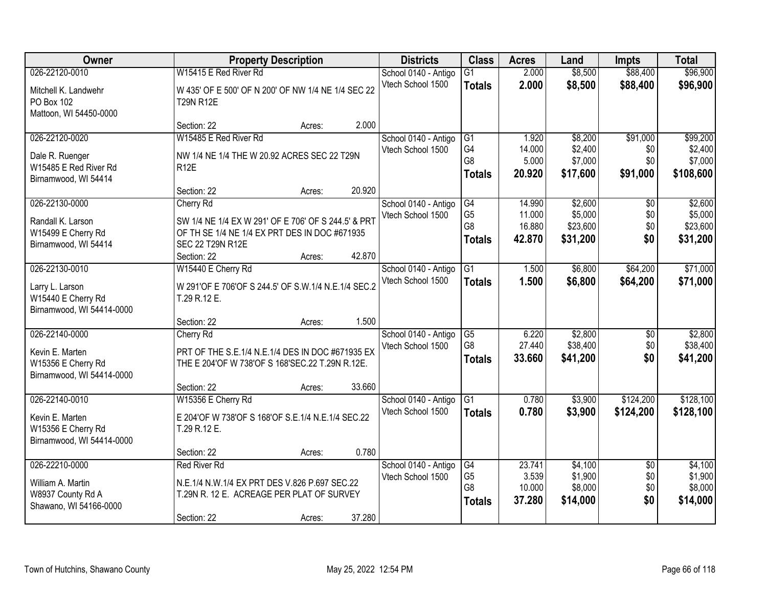| Owner | Property Description | Districts | Class | Acres | Land | Impts | Total |
|---|---|---|---|---|---|---|---|
| 026-22120-0010<br><br>Mitchell K. Landwehr<br>PO Box 102<br>Mattoon, WI 54450-0000 | W15415 E Red River Rd<br><br>W 435' OF E 500' OF N 200' OF NW 1/4 NE 1/4 SEC 22 T29N R12E<br><br>Section: 22 Acres: 2.000 | School 0140 - Antigo<br>Vtech School 1500 | G1<br>**Totals** | 2.000<br>**2.000** | $8,500<br>**$8,500** | $88,400<br>**$88,400** | $96,900<br>**$96,900** |
| 026-22120-0020<br><br>Dale R. Ruenger<br>W15485 E Red River Rd<br>Birnamwood, WI 54414 | W15485 E Red River Rd<br><br>NW 1/4 NE 1/4 THE W 20.92 ACRES SEC 22 T29N R12E<br><br>Section: 22 Acres: 20.920 | School 0140 - Antigo<br>Vtech School 1500 | G1<br>G4<br>G8<br>**Totals** | 1.920<br>14.000<br>5.000<br>**20.920** | $8,200<br>$2,400<br>$7,000<br>**$17,600** | $91,000<br>$0<br>$0<br>**$91,000** | $99,200<br>$2,400<br>$7,000<br>**$108,600** |
| 026-22130-0000<br><br>Randall K. Larson<br>W15499 E Cherry Rd<br>Birnamwood, WI 54414 | Cherry Rd<br><br>SW 1/4 NE 1/4 EX W 291' OF E 706' OF S 244.5' & PRT OF TH SE 1/4 NE 1/4 EX PRT DES IN DOC #671935 SEC 22 T29N R12E<br>Section: 22 Acres: 42.870 | School 0140 - Antigo<br>Vtech School 1500 | G4<br>G5<br>G8<br>**Totals** | 14.990<br>11.000<br>16.880<br>**42.870** | $2,600<br>$5,000<br>$23,600<br>**$31,200** | $0<br>$0<br>$0<br>**$0** | $2,600<br>$5,000<br>$23,600<br>**$31,200** |
| 026-22130-0010<br><br>Larry L. Larson<br>W15440 E Cherry Rd<br>Birnamwood, WI 54414-0000 | W15440 E Cherry Rd<br><br>W 291'OF E 706'OF S 244.5' OF S.W.1/4 N.E.1/4 SEC.2 T.29 R.12 E.<br><br>Section: 22 Acres: 1.500 | School 0140 - Antigo<br>Vtech School 1500 | G1<br>**Totals** | 1.500<br>**1.500** | $6,800<br>**$6,800** | $64,200<br>**$64,200** | $71,000<br>**$71,000** |
| 026-22140-0000<br><br>Kevin E. Marten<br>W15356 E Cherry Rd<br>Birnamwood, WI 54414-0000 | Cherry Rd<br><br>PRT OF THE S.E.1/4 N.E.1/4 DES IN DOC #671935 EX THE E 204'OF W 738'OF S 168'SEC.22 T.29N R.12E.<br><br>Section: 22 Acres: 33.660 | School 0140 - Antigo<br>Vtech School 1500 | G5<br>G8<br>**Totals** | 6.220<br>27.440<br>**33.660** | $2,800<br>$38,400<br>**$41,200** | $0<br>$0<br>**$0** | $2,800<br>$38,400<br>**$41,200** |
| 026-22140-0010<br><br>Kevin E. Marten<br>W15356 E Cherry Rd<br>Birnamwood, WI 54414-0000 | W15356 E Cherry Rd<br><br>E 204'OF W 738'OF S 168'OF S.E.1/4 N.E.1/4 SEC.22 T.29 R.12 E.<br><br>Section: 22 Acres: 0.780 | School 0140 - Antigo<br>Vtech School 1500 | G1<br>**Totals** | 0.780<br>**0.780** | $3,900<br>**$3,900** | $124,200<br>**$124,200** | $128,100<br>**$128,100** |
| 026-22210-0000<br><br>William A. Martin<br>W8937 County Rd A<br>Shawano, WI 54166-0000 | Red River Rd<br><br>N.E.1/4 N.W.1/4 EX PRT DES V.826 P.697 SEC.22 T.29N R. 12 E. ACREAGE PER PLAT OF SURVEY<br><br>Section: 22 Acres: 37.280 | School 0140 - Antigo<br>Vtech School 1500 | G4<br>G5<br>G8<br>**Totals** | 23.741<br>3.539<br>10.000<br>**37.280** | $4,100<br>$1,900<br>$8,000<br>**$14,000** | $0<br>$0<br>$0<br>**$0** | $4,100<br>$1,900<br>$8,000<br>**$14,000** |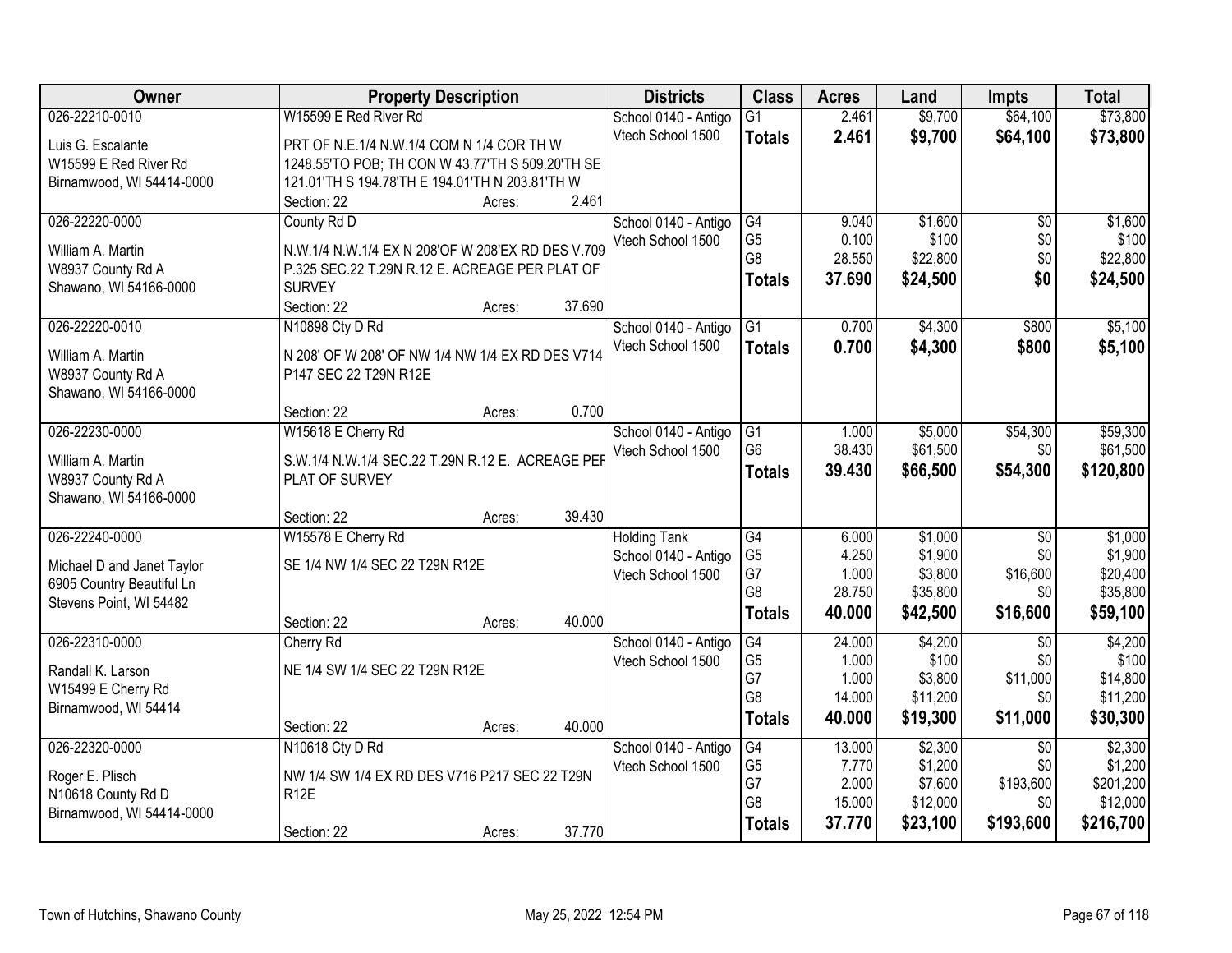| Owner | Property Description | Districts | Class | Acres | Land | Impts | Total |
|---|---|---|---|---|---|---|---|
| 026-22210-0010<br>Luis G. Escalante<br>W15599 E Red River Rd<br>Birnamwood, WI 54414-0000 | W15599 E Red River Rd<br>PRT OF N.E.1/4 N.W.1/4 COM N 1/4 COR TH W 1248.55'TO POB; TH CON W 43.77'TH S 509.20'TH SE 121.01'TH S 194.78'TH E 194.01'TH N 203.81'TH W<br>Section: 22 Acres: 2.461 | School 0140 - Antigo<br>Vtech School 1500 | G1<br>**Totals** | 2.461<br>**2.461** | $9,700<br>**$9,700** | $64,100<br>**$64,100** | $73,800<br>**$73,800** |
| 026-22220-0000<br>William A. Martin<br>W8937 County Rd A<br>Shawano, WI 54166-0000 | County Rd D<br>N.W.1/4 N.W.1/4 EX N 208'OF W 208'EX RD DES V.709 P.325 SEC.22 T.29N R.12 E. ACREAGE PER PLAT OF SURVEY<br>Section: 22 Acres: 37.690 | School 0140 - Antigo<br>Vtech School 1500 | G4<br>G5<br>G8<br>**Totals** | 9.040<br>0.100<br>28.550<br>**37.690** | $1,600<br>$100<br>$22,800<br>**$24,500** | $0<br>$0<br>$0<br>**$0** | $1,600<br>$100<br>$22,800<br>**$24,500** |
| 026-22220-0010<br>William A. Martin<br>W8937 County Rd A<br>Shawano, WI 54166-0000 | N10898 Cty D Rd<br>N 208' OF W 208' OF NW 1/4 NW 1/4 EX RD DES V714 P147 SEC 22 T29N R12E<br>Section: 22 Acres: 0.700 | School 0140 - Antigo<br>Vtech School 1500 | G1<br>**Totals** | 0.700<br>**0.700** | $4,300<br>**$4,300** | $800<br>**$800** | $5,100<br>**$5,100** |
| 026-22230-0000<br>William A. Martin<br>W8937 County Rd A<br>Shawano, WI 54166-0000 | W15618 E Cherry Rd<br>S.W.1/4 N.W.1/4 SEC.22 T.29N R.12 E. ACREAGE PEF PLAT OF SURVEY<br>Section: 22 Acres: 39.430 | School 0140 - Antigo<br>Vtech School 1500 | G1<br>G6<br>**Totals** | 1.000<br>38.430<br>**39.430** | $5,000<br>$61,500<br>**$66,500** | $54,300<br>$0<br>**$54,300** | $59,300<br>$61,500<br>**$120,800** |
| 026-22240-0000<br>Michael D and Janet Taylor<br>6905 Country Beautiful Ln<br>Stevens Point, WI 54482 | W15578 E Cherry Rd<br>SE 1/4 NW 1/4 SEC 22 T29N R12E<br>Section: 22 Acres: 40.000 | Holding Tank<br>School 0140 - Antigo<br>Vtech School 1500 | G4<br>G5<br>G7<br>G8<br>**Totals** | 6.000<br>4.250<br>1.000<br>28.750<br>**40.000** | $1,000<br>$1,900<br>$3,800<br>$35,800<br>**$42,500** | $0<br>$0<br>$16,600<br>$0<br>**$16,600** | $1,000<br>$1,900<br>$20,400<br>$35,800<br>**$59,100** |
| 026-22310-0000<br>Randall K. Larson<br>W15499 E Cherry Rd<br>Birnamwood, WI 54414 | Cherry Rd<br>NE 1/4 SW 1/4 SEC 22 T29N R12E<br>Section: 22 Acres: 40.000 | School 0140 - Antigo<br>Vtech School 1500 | G4<br>G5<br>G7<br>G8<br>**Totals** | 24.000<br>1.000<br>1.000<br>14.000<br>**40.000** | $4,200<br>$100<br>$3,800<br>$11,200<br>**$19,300** | $0<br>$0<br>$11,000<br>$0<br>**$11,000** | $4,200<br>$100<br>$14,800<br>$11,200<br>**$30,300** |
| 026-22320-0000<br>Roger E. Plisch<br>N10618 County Rd D<br>Birnamwood, WI 54414-0000 | N10618 Cty D Rd<br>NW 1/4 SW 1/4 EX RD DES V716 P217 SEC 22 T29N R12E<br>Section: 22 Acres: 37.770 | School 0140 - Antigo<br>Vtech School 1500 | G4<br>G5<br>G7<br>G8<br>**Totals** | 13.000<br>7.770<br>2.000<br>15.000<br>**37.770** | $2,300<br>$1,200<br>$7,600<br>$12,000<br>**$23,100** | $0<br>$0<br>$193,600<br>$0<br>**$193,600** | $2,300<br>$1,200<br>$201,200<br>$12,000<br>**$216,700** |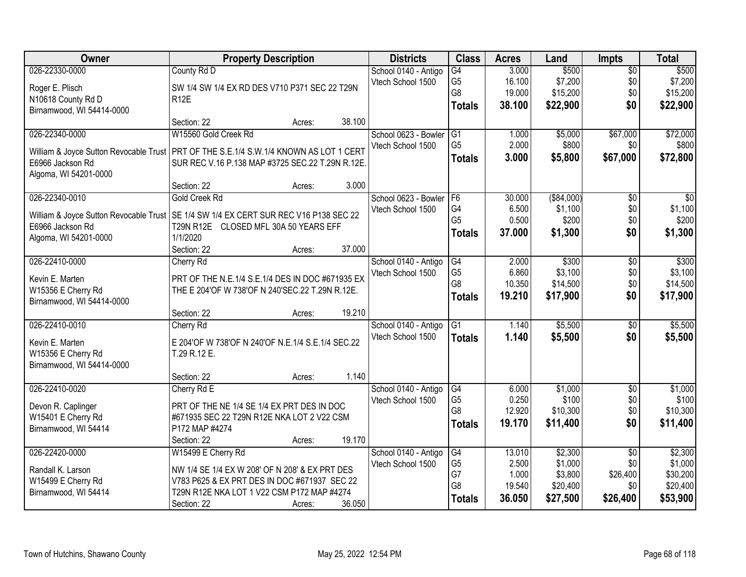| Owner | Property Description | Districts | Class | Acres | Land | Impts | Total |
|---|---|---|---|---|---|---|---|
| 026-22330-0000<br>Roger E. Plisch<br>N10618 County Rd D<br>Birnamwood, WI 54414-0000 | County Rd D<br>SW 1/4 SW 1/4 EX RD DES V710 P371 SEC 22 T29N R12E<br>Section: 22 Acres: 38.100 | School 0140 - Antigo<br>Vtech School 1500 | G4<br>G5<br>G8<br>**Totals** | 3.000<br>16.100<br>19.000<br>**38.100** | $500<br>$7,200<br>$15,200<br>**$22,900** | $0<br>$0<br>$0<br>**$0** | $500<br>$7,200<br>$15,200<br>**$22,900** |
| 026-22340-0000<br>William & Joyce Sutton Revocable Trust<br>E6966 Jackson Rd<br>Algoma, WI 54201-0000 | W15560 Gold Creek Rd<br>PRT OF THE S.E.1/4 S.W.1/4 KNOWN AS LOT 1 CERT SUR REC V.16 P.138 MAP #3725 SEC.22 T.29N R.12E.<br>Section: 22 Acres: 3.000 | School 0623 - Bowler<br>Vtech School 1500 | G1<br>G5<br>**Totals** | 1.000<br>2.000<br>**3.000** | $5,000<br>$800<br>**$5,800** | $67,000<br>$0<br>**$67,000** | $72,000<br>$800<br>**$72,800** |
| 026-22340-0010<br>William & Joyce Sutton Revocable Trust<br>E6966 Jackson Rd<br>Algoma, WI 54201-0000 | Gold Creek Rd<br>SE 1/4 SW 1/4 EX CERT SUR REC V16 P138 SEC 22 T29N R12E CLOSED MFL 30A 50 YEARS EFF 1/1/2020<br>Section: 22 Acres: 37.000 | School 0623 - Bowler<br>Vtech School 1500 | F6<br>G4<br>G5<br>**Totals** | 30.000<br>6.500<br>0.500<br>**37.000** | ($84,000)<br>$1,100<br>$200<br>**$1,300** | $0<br>$0<br>$0<br>**$0** | $0<br>$1,100<br>$200<br>**$1,300** |
| 026-22410-0000<br>Kevin E. Marten<br>W15356 E Cherry Rd<br>Birnamwood, WI 54414-0000 | Cherry Rd<br>PRT OF THE N.E.1/4 S.E.1/4 DES IN DOC #671935 EX THE E 204'OF W 738'OF N 240'SEC.22 T.29N R.12E.<br>Section: 22 Acres: 19.210 | School 0140 - Antigo<br>Vtech School 1500 | G4<br>G5<br>G8<br>**Totals** | 2.000<br>6.860<br>10.350<br>**19.210** | $300<br>$3,100<br>$14,500<br>**$17,900** | $0<br>$0<br>$0<br>**$0** | $300<br>$3,100<br>$14,500<br>**$17,900** |
| 026-22410-0010<br>Kevin E. Marten<br>W15356 E Cherry Rd<br>Birnamwood, WI 54414-0000 | Cherry Rd<br>E 204'OF W 738'OF N 240'OF N.E.1/4 S.E.1/4 SEC.22 T.29 R.12 E.<br>Section: 22 Acres: 1.140 | School 0140 - Antigo<br>Vtech School 1500 | G1<br>**Totals** | 1.140<br>**1.140** | $5,500<br>**$5,500** | $0<br>**$0** | $5,500<br>**$5,500** |
| 026-22410-0020<br>Devon R. Caplinger<br>W15401 E Cherry Rd<br>Birnamwood, WI 54414 | Cherry Rd E<br>PRT OF THE NE 1/4 SE 1/4 EX PRT DES IN DOC #671935 SEC 22 T29N R12E NKA LOT 2 V22 CSM P172 MAP #4274<br>Section: 22 Acres: 19.170 | School 0140 - Antigo<br>Vtech School 1500 | G4<br>G5<br>G8<br>**Totals** | 6.000<br>0.250<br>12.920<br>**19.170** | $1,000<br>$100<br>$10,300<br>**$11,400** | $0<br>$0<br>$0<br>**$0** | $1,000<br>$100<br>$10,300<br>**$11,400** |
| 026-22420-0000<br>Randall K. Larson<br>W15499 E Cherry Rd<br>Birnamwood, WI 54414 | W15499 E Cherry Rd<br>NW 1/4 SE 1/4 EX W 208' OF N 208' & EX PRT DES V783 P625 & EX PRT DES IN DOC #671937 SEC 22 T29N R12E NKA LOT 1 V22 CSM P172 MAP #4274<br>Section: 22 Acres: 36.050 | School 0140 - Antigo<br>Vtech School 1500 | G4<br>G5<br>G7<br>G8<br>**Totals** | 13.010<br>2.500<br>1.000<br>19.540<br>**36.050** | $2,300<br>$1,000<br>$3,800<br>$20,400<br>**$27,500** | $0<br>$0<br>$26,400<br>$0<br>**$26,400** | $2,300<br>$1,000<br>$30,200<br>$20,400<br>**$53,900** |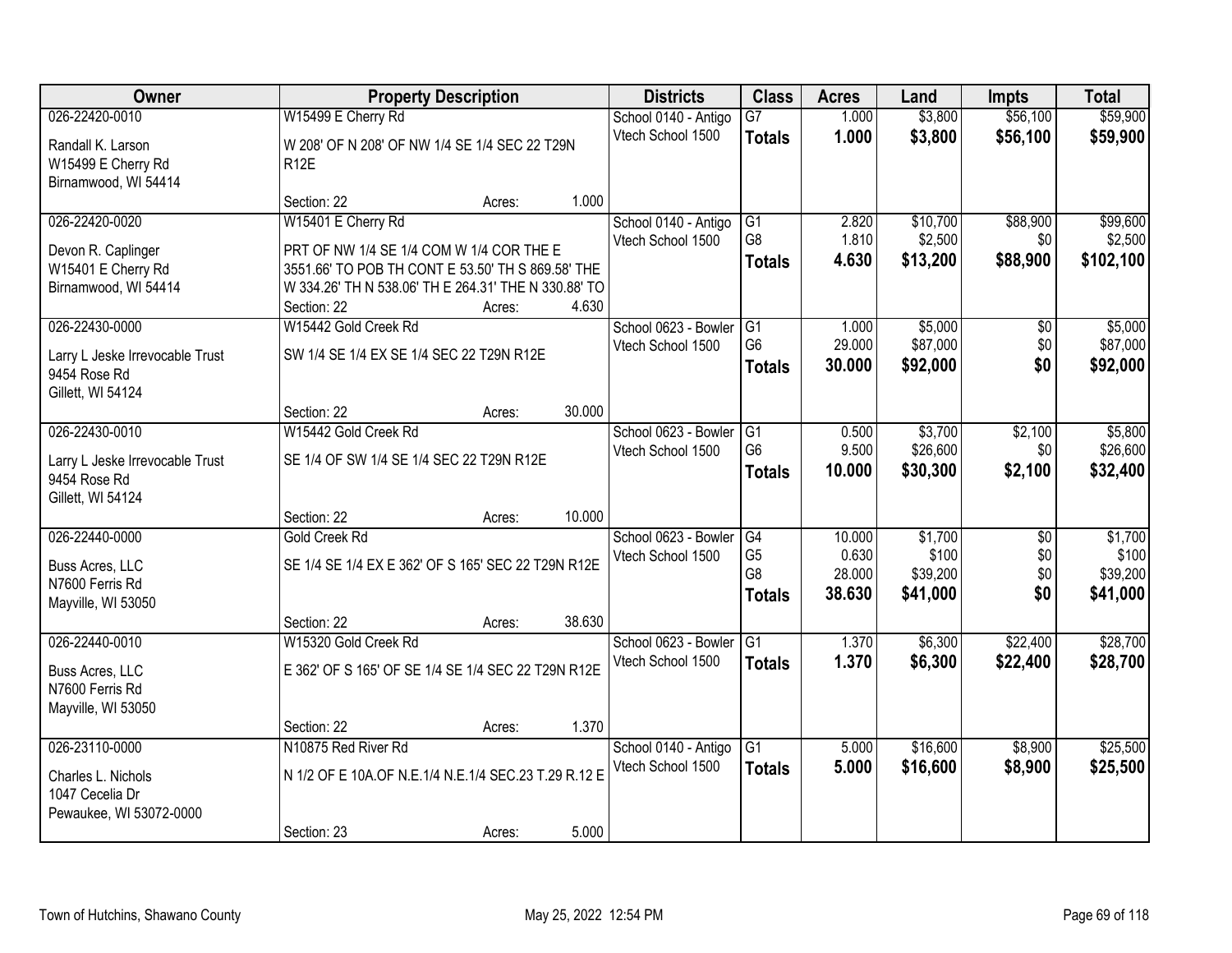| Owner | Property Description | Districts | Class | Acres | Land | Impts | Total |
|---|---|---|---|---|---|---|---|
| 026-22420-0010<br>Randall K. Larson<br>W15499 E Cherry Rd<br>Birnamwood, WI 54414 | W15499 E Cherry Rd<br>W 208' OF N 208' OF NW 1/4 SE 1/4 SEC 22 T29N R12E<br>Section: 22 Acres: 1.000 | School 0140 - Antigo<br>Vtech School 1500 | G7<br>**Totals** | 1.000<br>**1.000** | $3,800<br>**$3,800** | $56,100<br>**$56,100** | $59,900<br>**$59,900** |
| 026-22420-0020<br>Devon R. Caplinger<br>W15401 E Cherry Rd<br>Birnamwood, WI 54414 | W15401 E Cherry Rd<br>PRT OF NW 1/4 SE 1/4 COM W 1/4 COR THE E 3551.66' TO POB TH CONT E 53.50' TH S 869.58' THE W 334.26' TH N 538.06' TH E 264.31' THE N 330.88' TO<br>Section: 22 Acres: 4.630 | School 0140 - Antigo<br>Vtech School 1500 | G1<br>G8<br>**Totals** | 2.820<br>1.810<br>**4.630** | $10,700<br>$2,500<br>**$13,200** | $88,900<br>$0<br>**$88,900** | $99,600<br>$2,500<br>**$102,100** |
| 026-22430-0000<br>Larry L Jeske Irrevocable Trust<br>9454 Rose Rd<br>Gillett, WI 54124 | W15442 Gold Creek Rd<br>SW 1/4 SE 1/4 EX SE 1/4 SEC 22 T29N R12E<br>Section: 22 Acres: 30.000 | School 0623 - Bowler<br>Vtech School 1500 | G1<br>G6<br>**Totals** | 1.000<br>29.000<br>**30.000** | $5,000<br>$87,000<br>**$92,000** | $0<br>$0<br>**$0** | $5,000<br>$87,000<br>**$92,000** |
| 026-22430-0010<br>Larry L Jeske Irrevocable Trust<br>9454 Rose Rd<br>Gillett, WI 54124 | W15442 Gold Creek Rd<br>SE 1/4 OF SW 1/4 SE 1/4 SEC 22 T29N R12E<br>Section: 22 Acres: 10.000 | School 0623 - Bowler<br>Vtech School 1500 | G1<br>G6<br>**Totals** | 0.500<br>9.500<br>**10.000** | $3,700<br>$26,600<br>**$30,300** | $2,100<br>$0<br>**$2,100** | $5,800<br>$26,600<br>**$32,400** |
| 026-22440-0000<br>Buss Acres, LLC<br>N7600 Ferris Rd<br>Mayville, WI 53050 | Gold Creek Rd<br>SE 1/4 SE 1/4 EX E 362' OF S 165' SEC 22 T29N R12E<br>Section: 22 Acres: 38.630 | School 0623 - Bowler<br>Vtech School 1500 | G4<br>G5<br>G8<br>**Totals** | 10.000<br>0.630<br>28.000<br>**38.630** | $1,700<br>$100<br>$39,200<br>**$41,000** | $0<br>$0<br>$0<br>**$0** | $1,700<br>$100<br>$39,200<br>**$41,000** |
| 026-22440-0010<br>Buss Acres, LLC<br>N7600 Ferris Rd<br>Mayville, WI 53050 | W15320 Gold Creek Rd<br>E 362' OF S 165' OF SE 1/4 SE 1/4 SEC 22 T29N R12E<br>Section: 22 Acres: 1.370 | School 0623 - Bowler<br>Vtech School 1500 | G1<br>**Totals** | 1.370<br>**1.370** | $6,300<br>**$6,300** | $22,400<br>**$22,400** | $28,700<br>**$28,700** |
| 026-23110-0000<br>Charles L. Nichols<br>1047 Cecelia Dr<br>Pewaukee, WI 53072-0000 | N10875 Red River Rd<br>N 1/2 OF E 10A.OF N.E.1/4 N.E.1/4 SEC.23 T.29 R.12 E<br>Section: 23 Acres: 5.000 | School 0140 - Antigo<br>Vtech School 1500 | G1<br>**Totals** | 5.000<br>**5.000** | $16,600<br>**$16,600** | $8,900<br>**$8,900** | $25,500<br>**$25,500** |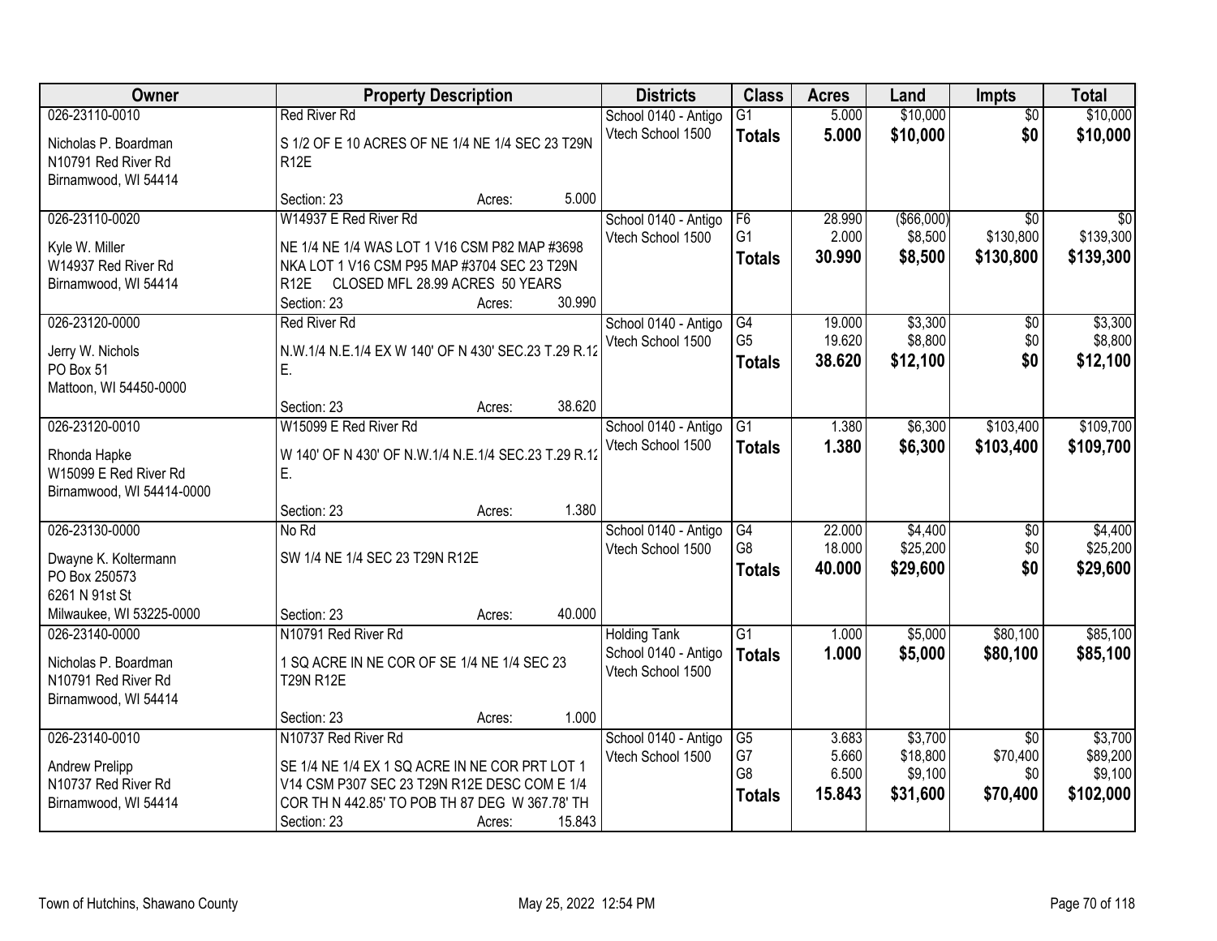| Owner | Property Description | Districts | Class | Acres | Land | Impts | Total |
|---|---|---|---|---|---|---|---|
| 026-23110-0010<br><br>Nicholas P. Boardman<br>N10791 Red River Rd<br>Birnamwood, WI 54414 | Red River Rd<br><br>S 1/2 OF E 10 ACRES OF NE 1/4 NE 1/4 SEC 23 T29N R12E<br><br>Section: 23 Acres: 5.000 | School 0140 - Antigo<br>Vtech School 1500 | G1<br>**Totals** | 5.000<br>**5.000** | $10,000<br>**$10,000** | $0<br>**$0** | $10,000<br>**$10,000** |
| 026-23110-0020<br><br>Kyle W. Miller<br>W14937 Red River Rd<br>Birnamwood, WI 54414 | W14937 E Red River Rd<br><br>NE 1/4 NE 1/4 WAS LOT 1 V16 CSM P82 MAP #3698 NKA LOT 1 V16 CSM P95 MAP #3704 SEC 23 T29N R12E CLOSED MFL 28.99 ACRES 50 YEARS<br>Section: 23 Acres: 30.990 | School 0140 - Antigo<br>Vtech School 1500 | F6<br>G1<br>**Totals** | 28.990<br>2.000<br>**30.990** | ($66,000)<br>$8,500<br>**$8,500** | $0<br>$130,800<br>**$130,800** | $0<br>$139,300<br>**$139,300** |
| 026-23120-0000<br><br>Jerry W. Nichols<br>PO Box 51<br>Mattoon, WI 54450-0000 | Red River Rd<br><br>N.W.1/4 N.E.1/4 EX W 140' OF N 430' SEC.23 T.29 R.12 E.<br><br>Section: 23 Acres: 38.620 | School 0140 - Antigo<br>Vtech School 1500 | G4<br>G5<br>**Totals** | 19.000<br>19.620<br>**38.620** | $3,300<br>$8,800<br>**$12,100** | $0<br>$0<br>**$0** | $3,300<br>$8,800<br>**$12,100** |
| 026-23120-0010<br><br>Rhonda Hapke<br>W15099 E Red River Rd<br>Birnamwood, WI 54414-0000 | W15099 E Red River Rd<br><br>W 140' OF N 430' OF N.W.1/4 N.E.1/4 SEC.23 T.29 R.12 E.<br><br>Section: 23 Acres: 1.380 | School 0140 - Antigo<br>Vtech School 1500 | G1<br>**Totals** | 1.380<br>**1.380** | $6,300<br>**$6,300** | $103,400<br>**$103,400** | $109,700<br>**$109,700** |
| 026-23130-0000<br><br>Dwayne K. Koltermann<br>PO Box 250573<br>6261 N 91st St<br>Milwaukee, WI 53225-0000 | No Rd<br><br>SW 1/4 NE 1/4 SEC 23 T29N R12E<br><br>Section: 23 Acres: 40.000 | School 0140 - Antigo<br>Vtech School 1500 | G4<br>G8<br>**Totals** | 22.000<br>18.000<br>**40.000** | $4,400<br>$25,200<br>**$29,600** | $0<br>$0<br>**$0** | $4,400<br>$25,200<br>**$29,600** |
| 026-23140-0000<br><br>Nicholas P. Boardman<br>N10791 Red River Rd<br>Birnamwood, WI 54414 | N10791 Red River Rd<br><br>1 SQ ACRE IN NE COR OF SE 1/4 NE 1/4 SEC 23 T29N R12E<br><br>Section: 23 Acres: 1.000 | Holding Tank<br>School 0140 - Antigo<br>Vtech School 1500 | G1<br>**Totals** | 1.000<br>**1.000** | $5,000<br>**$5,000** | $80,100<br>**$80,100** | $85,100<br>**$85,100** |
| 026-23140-0010<br><br>Andrew Prelipp<br>N10737 Red River Rd<br>Birnamwood, WI 54414 | N10737 Red River Rd<br><br>SE 1/4 NE 1/4 EX 1 SQ ACRE IN NE COR PRT LOT 1 V14 CSM P307 SEC 23 T29N R12E DESC COM E 1/4 COR TH N 442.85' TO POB TH 87 DEG W 367.78' TH<br>Section: 23 Acres: 15.843 | School 0140 - Antigo<br>Vtech School 1500 | G5<br>G7<br>G8<br>**Totals** | 3.683<br>5.660<br>6.500<br>**15.843** | $3,700<br>$18,800<br>$9,100<br>**$31,600** | $0<br>$70,400<br>$0<br>**$70,400** | $3,700<br>$89,200<br>$9,100<br>**$102,000** |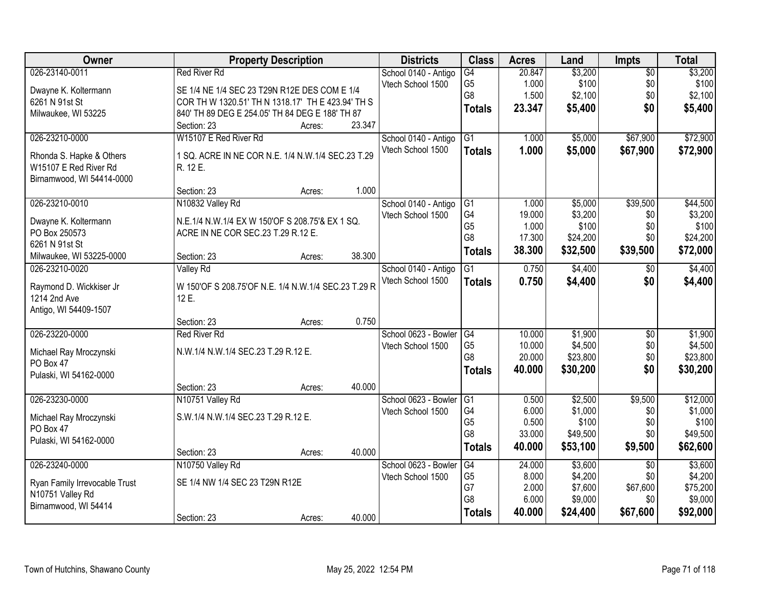| Owner | Property Description | | | Districts | Class | Acres | Land | Impts | Total |
|---|---|---|---|---|---|---|---|---|---|
| 026-23140-0011 | Red River Rd | | | School 0140 - Antigo | G4 | 20.847 | $3,200 | $0 | $3,200 |
| Dwayne K. Koltermann | SE 1/4 NE 1/4 SEC 23 T29N R12E DES COM E 1/4 | | | Vtech School 1500 | G5 | 1.000 | $100 | $0 | $100 |
| 6261 N 91st St | COR TH W 1320.51' TH N 1318.17' TH E 423.94' TH S | | | | G8 | 1.500 | $2,100 | $0 | $2,100 |
| Milwaukee, WI 53225 | 840' TH 89 DEG E 254.05' TH 84 DEG E 188' TH 87 | | | | **Totals** | **23.347** | **$5,400** | **$0** | **$5,400** |
| | Section: 23 | Acres: | 23.347 | | | | | | |
| 026-23210-0000 | W15107 E Red River Rd | | | School 0140 - Antigo | G1 | 1.000 | $5,000 | $67,900 | $72,900 |
| Rhonda S. Hapke & Others | 1 SQ. ACRE IN NE COR N.E. 1/4 N.W.1/4 SEC.23 T.29 | | | Vtech School 1500 | **Totals** | **1.000** | **$5,000** | **$67,900** | **$72,900** |
| W15107 E Red River Rd | R. 12 E. | | | | | | | | |
| Birnamwood, WI 54414-0000 | | | | | | | | | |
| | Section: 23 | Acres: | 1.000 | | | | | | |
| 026-23210-0010 | N10832 Valley Rd | | | School 0140 - Antigo | G1 | 1.000 | $5,000 | $39,500 | $44,500 |
| Dwayne K. Koltermann | N.E.1/4 N.W.1/4 EX W 150'OF S 208.75'& EX 1 SQ. | | | Vtech School 1500 | G4 | 19.000 | $3,200 | $0 | $3,200 |
| PO Box 250573 | ACRE IN NE COR SEC.23 T.29 R.12 E. | | | | G5 | 1.000 | $100 | $0 | $100 |
| 6261 N 91st St | | | | | G8 | 17.300 | $24,200 | $0 | $24,200 |
| Milwaukee, WI 53225-0000 | Section: 23 | Acres: | 38.300 | | **Totals** | **38.300** | **$32,500** | **$39,500** | **$72,000** |
| 026-23210-0020 | Valley Rd | | | School 0140 - Antigo | G1 | 0.750 | $4,400 | $0 | $4,400 |
| Raymond D. Wickkiser Jr | W 150'OF S 208.75'OF N.E. 1/4 N.W.1/4 SEC.23 T.29 R | | | Vtech School 1500 | **Totals** | **0.750** | **$4,400** | **$0** | **$4,400** |
| 1214 2nd Ave | 12 E. | | | | | | | | |
| Antigo, WI 54409-1507 | | | | | | | | | |
| | Section: 23 | Acres: | 0.750 | | | | | | |
| 026-23220-0000 | Red River Rd | | | School 0623 - Bowler | G4 | 10.000 | $1,900 | $0 | $1,900 |
| Michael Ray Mroczynski | N.W.1/4 N.W.1/4 SEC.23 T.29 R.12 E. | | | Vtech School 1500 | G5 | 10.000 | $4,500 | $0 | $4,500 |
| PO Box 47 | | | | | G8 | 20.000 | $23,800 | $0 | $23,800 |
| Pulaski, WI 54162-0000 | | | | | **Totals** | **40.000** | **$30,200** | **$0** | **$30,200** |
| | Section: 23 | Acres: | 40.000 | | | | | | |
| 026-23230-0000 | N10751 Valley Rd | | | School 0623 - Bowler | G1 | 0.500 | $2,500 | $9,500 | $12,000 |
| Michael Ray Mroczynski | S.W.1/4 N.W.1/4 SEC.23 T.29 R.12 E. | | | Vtech School 1500 | G4 | 6.000 | $1,000 | $0 | $1,000 |
| PO Box 47 | | | | | G5 | 0.500 | $100 | $0 | $100 |
| Pulaski, WI 54162-0000 | | | | | G8 | 33.000 | $49,500 | $0 | $49,500 |
| | Section: 23 | Acres: | 40.000 | | **Totals** | **40.000** | **$53,100** | **$9,500** | **$62,600** |
| 026-23240-0000 | N10750 Valley Rd | | | School 0623 - Bowler | G4 | 24.000 | $3,600 | $0 | $3,600 |
| Ryan Family Irrevocable Trust | SE 1/4 NW 1/4 SEC 23 T29N R12E | | | Vtech School 1500 | G5 | 8.000 | $4,200 | $0 | $4,200 |
| N10751 Valley Rd | | | | | G7 | 2.000 | $7,600 | $67,600 | $75,200 |
| Birnamwood, WI 54414 | | | | | G8 | 6.000 | $9,000 | $0 | $9,000 |
| | Section: 23 | Acres: | 40.000 | | **Totals** | **40.000** | **$24,400** | **$67,600** | **$92,000** |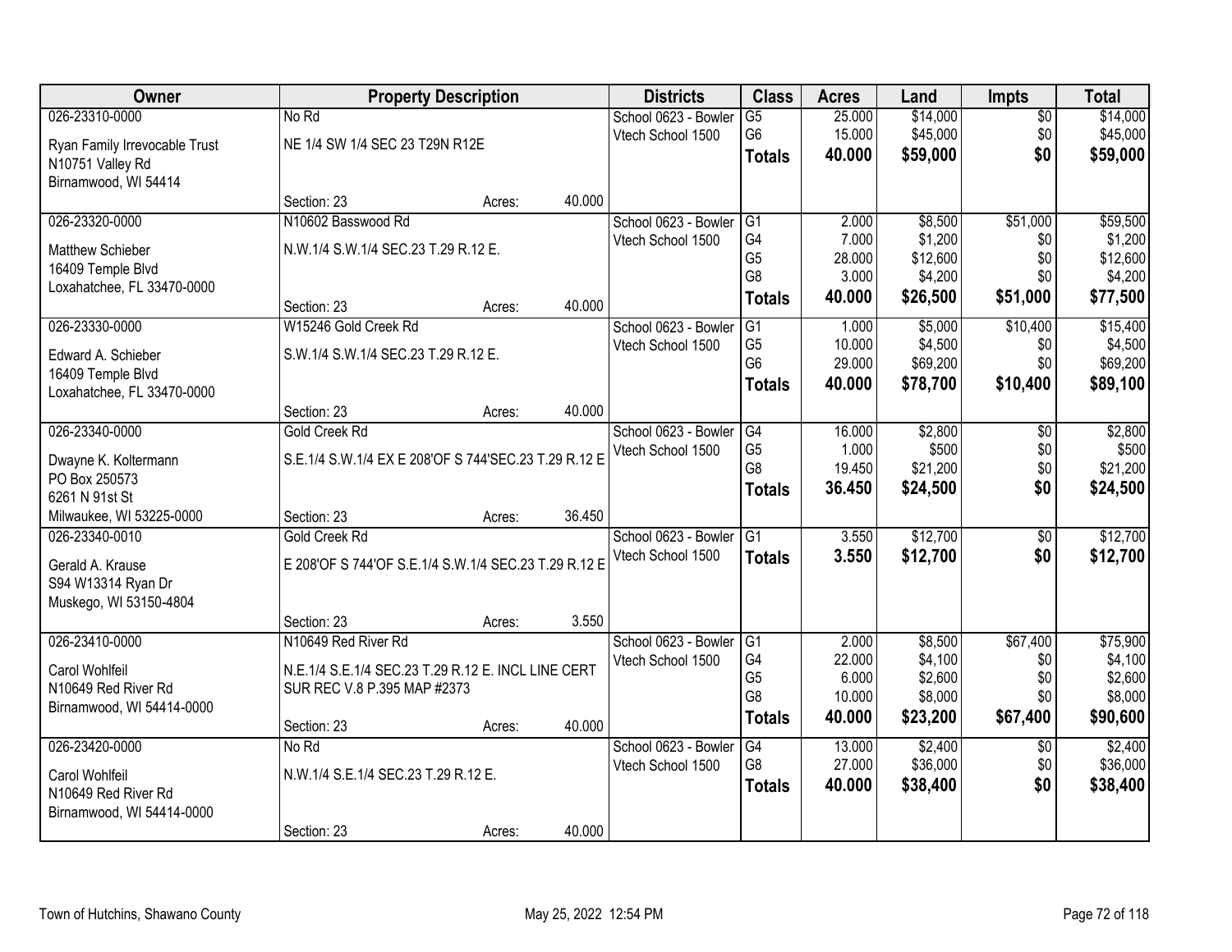| Owner | Property Description | | | Districts | Class | Acres | Land | Impts | Total |
|---|---|---|---|---|---|---|---|---|---|
| 026-23310-0000 | No Rd | | | School 0623 - Bowler | G5 | 25.000 | $14,000 | $0 | $14,000 |
| Ryan Family Irrevocable Trust | NE 1/4 SW 1/4 SEC 23 T29N R12E | | | Vtech School 1500 | G6 | 15.000 | $45,000 | $0 | $45,000 |
| N10751 Valley Rd | | | | | **Totals** | **40.000** | **$59,000** | **$0** | **$59,000** |
| Birnamwood, WI 54414 | | | | | | | | | |
| | Section: 23 | Acres: | 40.000 | | | | | | |
| 026-23320-0000 | N10602 Basswood Rd | | | School 0623 - Bowler | G1 | 2.000 | $8,500 | $51,000 | $59,500 |
| Matthew Schieber | N.W.1/4 S.W.1/4 SEC.23 T.29 R.12 E. | | | Vtech School 1500 | G4 | 7.000 | $1,200 | $0 | $1,200 |
| 16409 Temple Blvd | | | | | G5 | 28.000 | $12,600 | $0 | $12,600 |
| Loxahatchee, FL 33470-0000 | | | | | G8 | 3.000 | $4,200 | $0 | $4,200 |
| | Section: 23 | Acres: | 40.000 | | **Totals** | **40.000** | **$26,500** | **$51,000** | **$77,500** |
| 026-23330-0000 | W15246 Gold Creek Rd | | | School 0623 - Bowler | G1 | 1.000 | $5,000 | $10,400 | $15,400 |
| Edward A. Schieber | S.W.1/4 S.W.1/4 SEC.23 T.29 R.12 E. | | | Vtech School 1500 | G5 | 10.000 | $4,500 | $0 | $4,500 |
| 16409 Temple Blvd | | | | | G6 | 29.000 | $69,200 | $0 | $69,200 |
| Loxahatchee, FL 33470-0000 | | | | | **Totals** | **40.000** | **$78,700** | **$10,400** | **$89,100** |
| | Section: 23 | Acres: | 40.000 | | | | | | |
| 026-23340-0000 | Gold Creek Rd | | | School 0623 - Bowler | G4 | 16.000 | $2,800 | $0 | $2,800 |
| Dwayne K. Koltermann | S.E.1/4 S.W.1/4 EX E 208'OF S 744'SEC.23 T.29 R.12 E | | | Vtech School 1500 | G5 | 1.000 | $500 | $0 | $500 |
| PO Box 250573 | | | | | G8 | 19.450 | $21,200 | $0 | $21,200 |
| 6261 N 91st St | | | | | **Totals** | **36.450** | **$24,500** | **$0** | **$24,500** |
| Milwaukee, WI 53225-0000 | Section: 23 | Acres: | 36.450 | | | | | | |
| 026-23340-0010 | Gold Creek Rd | | | School 0623 - Bowler | G1 | 3.550 | $12,700 | $0 | $12,700 |
| Gerald A. Krause | E 208'OF S 744'OF S.E.1/4 S.W.1/4 SEC.23 T.29 R.12 E | | | Vtech School 1500 | **Totals** | **3.550** | **$12,700** | **$0** | **$12,700** |
| S94 W13314 Ryan Dr | | | | | | | | | |
| Muskego, WI 53150-4804 | | | | | | | | | |
| | Section: 23 | Acres: | 3.550 | | | | | | |
| 026-23410-0000 | N10649 Red River Rd | | | School 0623 - Bowler | G1 | 2.000 | $8,500 | $67,400 | $75,900 |
| Carol Wohlfeil | N.E.1/4 S.E.1/4 SEC.23 T.29 R.12 E. INCL LINE CERT SUR REC V.8 P.395 MAP #2373 | | | Vtech School 1500 | G4 | 22.000 | $4,100 | $0 | $4,100 |
| N10649 Red River Rd | | | | | G5 | 6.000 | $2,600 | $0 | $2,600 |
| Birnamwood, WI 54414-0000 | | | | | G8 | 10.000 | $8,000 | $0 | $8,000 |
| | Section: 23 | Acres: | 40.000 | | **Totals** | **40.000** | **$23,200** | **$67,400** | **$90,600** |
| 026-23420-0000 | No Rd | | | School 0623 - Bowler | G4 | 13.000 | $2,400 | $0 | $2,400 |
| Carol Wohlfeil | N.W.1/4 S.E.1/4 SEC.23 T.29 R.12 E. | | | Vtech School 1500 | G8 | 27.000 | $36,000 | $0 | $36,000 |
| N10649 Red River Rd | | | | | **Totals** | **40.000** | **$38,400** | **$0** | **$38,400** |
| Birnamwood, WI 54414-0000 | | | | | | | | | |
| | Section: 23 | Acres: | 40.000 | | | | | | |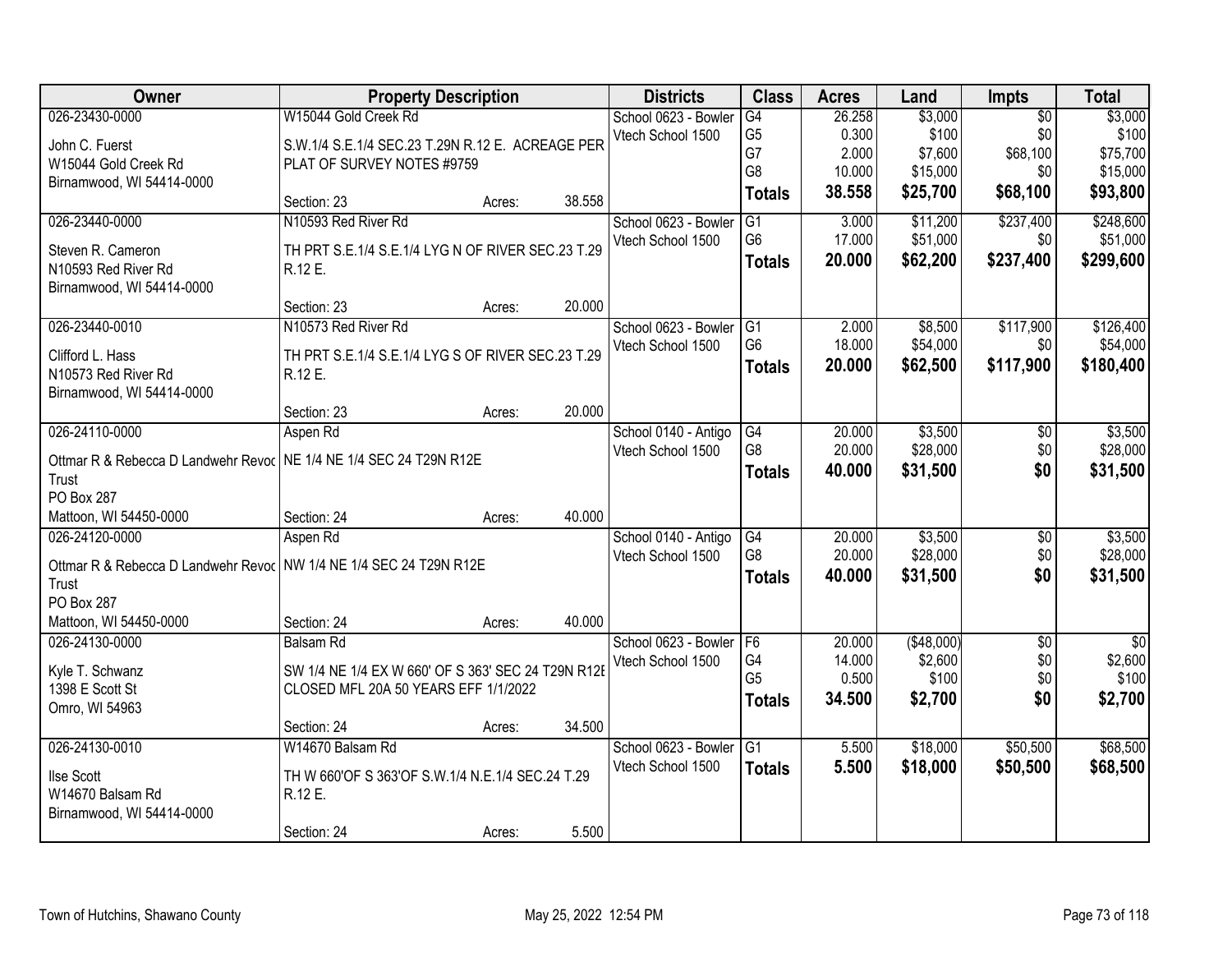| Owner | Property Description | Districts | Class | Acres | Land | Impts | Total |
|---|---|---|---|---|---|---|---|
| 026-23430-0000<br>John C. Fuerst<br>W15044 Gold Creek Rd<br>Birnamwood, WI 54414-0000 | W15044 Gold Creek Rd<br>S.W.1/4 S.E.1/4 SEC.23 T.29N R.12 E. ACREAGE PER PLAT OF SURVEY NOTES #9759<br>Section: 23 Acres: 38.558 | School 0623 - Bowler<br>Vtech School 1500 | G4<br>G5<br>G7<br>G8<br>**Totals** | 26.258<br>0.300<br>2.000<br>10.000<br>**38.558** | $3,000<br>$100<br>$7,600<br>$15,000<br>**$25,700** | $0<br>$0<br>$68,100<br>$0<br>**$68,100** | $3,000<br>$100<br>$75,700<br>$15,000<br>**$93,800** |
| 026-23440-0000<br>Steven R. Cameron<br>N10593 Red River Rd<br>Birnamwood, WI 54414-0000 | N10593 Red River Rd<br>TH PRT S.E.1/4 S.E.1/4 LYG N OF RIVER SEC.23 T.29 R.12 E.<br>Section: 23 Acres: 20.000 | School 0623 - Bowler<br>Vtech School 1500 | G1<br>G6<br>**Totals** | 3.000<br>17.000<br>**20.000** | $11,200<br>$51,000<br>**$62,200** | $237,400<br>$0<br>**$237,400** | $248,600<br>$51,000<br>**$299,600** |
| 026-23440-0010<br>Clifford L. Hass<br>N10573 Red River Rd<br>Birnamwood, WI 54414-0000 | N10573 Red River Rd<br>TH PRT S.E.1/4 S.E.1/4 LYG S OF RIVER SEC.23 T.29 R.12 E.<br>Section: 23 Acres: 20.000 | School 0623 - Bowler<br>Vtech School 1500 | G1<br>G6<br>**Totals** | 2.000<br>18.000<br>**20.000** | $8,500<br>$54,000<br>**$62,500** | $117,900<br>$0<br>**$117,900** | $126,400<br>$54,000<br>**$180,400** |
| 026-24110-0000<br>Ottmar R & Rebecca D Landwehr Revoc Trust<br>PO Box 287<br>Mattoon, WI 54450-0000 | Aspen Rd<br>NE 1/4 NE 1/4 SEC 24 T29N R12E<br>Section: 24 Acres: 40.000 | School 0140 - Antigo<br>Vtech School 1500 | G4<br>G8<br>**Totals** | 20.000<br>20.000<br>**40.000** | $3,500<br>$28,000<br>**$31,500** | $0<br>$0<br>**$0** | $3,500<br>$28,000<br>**$31,500** |
| 026-24120-0000<br>Ottmar R & Rebecca D Landwehr Revoc Trust<br>PO Box 287<br>Mattoon, WI 54450-0000 | Aspen Rd<br>NW 1/4 NE 1/4 SEC 24 T29N R12E<br>Section: 24 Acres: 40.000 | School 0140 - Antigo<br>Vtech School 1500 | G4<br>G8<br>**Totals** | 20.000<br>20.000<br>**40.000** | $3,500<br>$28,000<br>**$31,500** | $0<br>$0<br>**$0** | $3,500<br>$28,000<br>**$31,500** |
| 026-24130-0000<br>Kyle T. Schwanz<br>1398 E Scott St<br>Omro, WI 54963 | Balsam Rd<br>SW 1/4 NE 1/4 EX W 660' OF S 363' SEC 24 T29N R12E CLOSED MFL 20A 50 YEARS EFF 1/1/2022<br>Section: 24 Acres: 34.500 | School 0623 - Bowler<br>Vtech School 1500 | F6<br>G4<br>G5<br>**Totals** | 20.000<br>14.000<br>0.500<br>**34.500** | ($48,000)<br>$2,600<br>$100<br>**$2,700** | $0<br>$0<br>$0<br>**$0** | $0<br>$2,600<br>$100<br>**$2,700** |
| 026-24130-0010<br>Ilse Scott<br>W14670 Balsam Rd<br>Birnamwood, WI 54414-0000 | W14670 Balsam Rd<br>TH W 660'OF S 363'OF S.W.1/4 N.E.1/4 SEC.24 T.29 R.12 E.<br>Section: 24 Acres: 5.500 | School 0623 - Bowler<br>Vtech School 1500 | G1<br>**Totals** | 5.500<br>**5.500** | $18,000<br>**$18,000** | $50,500<br>**$50,500** | $68,500<br>**$68,500** |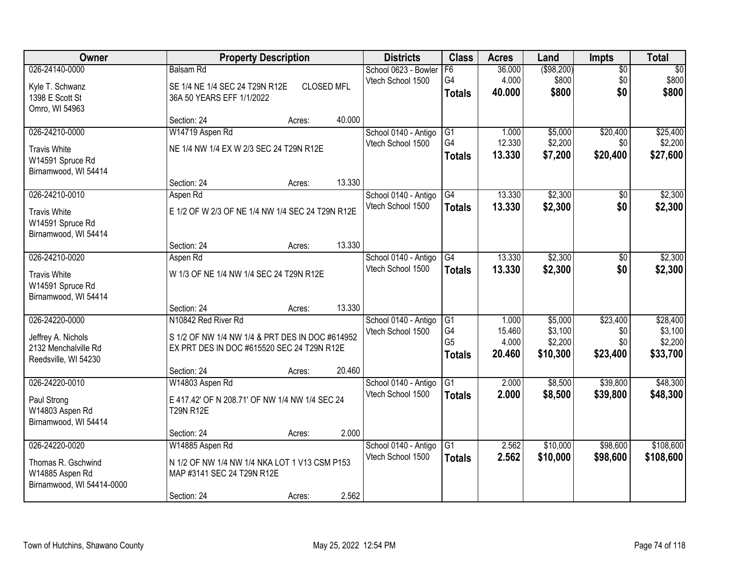| Owner | Property Description | Districts | Class | Acres | Land | Impts | Total |
|---|---|---|---|---|---|---|---|
| 026-24140-0000<br>Kyle T. Schwanz<br>1398 E Scott St<br>Omro, WI 54963 | Balsam Rd<br>SE 1/4 NE 1/4 SEC 24 T29N R12E CLOSED MFL 36A 50 YEARS EFF 1/1/2022<br>Section: 24 Acres: 40.000 | School 0623 - Bowler<br>Vtech School 1500 | F6<br>G4<br>**Totals** | 36.000<br>4.000<br>**40.000** | ($98,200)<br>$800<br>**$800** | $0<br>$0<br>**$0** | $0<br>$800<br>**$800** |
| 026-24210-0000<br>Travis White<br>W14591 Spruce Rd<br>Birnamwood, WI 54414 | W14719 Aspen Rd<br>NE 1/4 NW 1/4 EX W 2/3 SEC 24 T29N R12E<br>Section: 24 Acres: 13.330 | School 0140 - Antigo<br>Vtech School 1500 | G1<br>G4<br>**Totals** | 1.000<br>12.330<br>**13.330** | $5,000<br>$2,200<br>**$7,200** | $20,400<br>$0<br>**$20,400** | $25,400<br>$2,200<br>**$27,600** |
| 026-24210-0010<br>Travis White<br>W14591 Spruce Rd<br>Birnamwood, WI 54414 | Aspen Rd<br>E 1/2 OF W 2/3 OF NE 1/4 NW 1/4 SEC 24 T29N R12E<br>Section: 24 Acres: 13.330 | School 0140 - Antigo<br>Vtech School 1500 | G4<br>**Totals** | 13.330<br>**13.330** | $2,300<br>**$2,300** | $0<br>**$0** | $2,300<br>**$2,300** |
| 026-24210-0020<br>Travis White<br>W14591 Spruce Rd<br>Birnamwood, WI 54414 | Aspen Rd<br>W 1/3 OF NE 1/4 NW 1/4 SEC 24 T29N R12E<br>Section: 24 Acres: 13.330 | School 0140 - Antigo<br>Vtech School 1500 | G4<br>**Totals** | 13.330<br>**13.330** | $2,300<br>**$2,300** | $0<br>**$0** | $2,300<br>**$2,300** |
| 026-24220-0000<br>Jeffrey A. Nichols<br>2132 Menchalville Rd<br>Reedsville, WI 54230 | N10842 Red River Rd<br>S 1/2 OF NW 1/4 NW 1/4 & PRT DES IN DOC #614952 EX PRT DES IN DOC #615520 SEC 24 T29N R12E<br>Section: 24 Acres: 20.460 | School 0140 - Antigo<br>Vtech School 1500 | G1<br>G4<br>G5<br>**Totals** | 1.000<br>15.460<br>4.000<br>**20.460** | $5,000<br>$3,100<br>$2,200<br>**$10,300** | $23,400<br>$0<br>$0<br>**$23,400** | $28,400<br>$3,100<br>$2,200<br>**$33,700** |
| 026-24220-0010<br>Paul Strong<br>W14803 Aspen Rd<br>Birnamwood, WI 54414 | W14803 Aspen Rd<br>E 417.42' OF N 208.71' OF NW 1/4 NW 1/4 SEC 24 T29N R12E<br>Section: 24 Acres: 2.000 | School 0140 - Antigo<br>Vtech School 1500 | G1<br>**Totals** | 2.000<br>**2.000** | $8,500<br>**$8,500** | $39,800<br>**$39,800** | $48,300<br>**$48,300** |
| 026-24220-0020<br>Thomas R. Gschwind<br>W14885 Aspen Rd<br>Birnamwood, WI 54414-0000 | W14885 Aspen Rd<br>N 1/2 OF NW 1/4 NW 1/4 NKA LOT 1 V13 CSM P153 MAP #3141 SEC 24 T29N R12E<br>Section: 24 Acres: 2.562 | School 0140 - Antigo<br>Vtech School 1500 | G1<br>**Totals** | 2.562<br>**2.562** | $10,000<br>**$10,000** | $98,600<br>**$98,600** | $108,600<br>**$108,600** |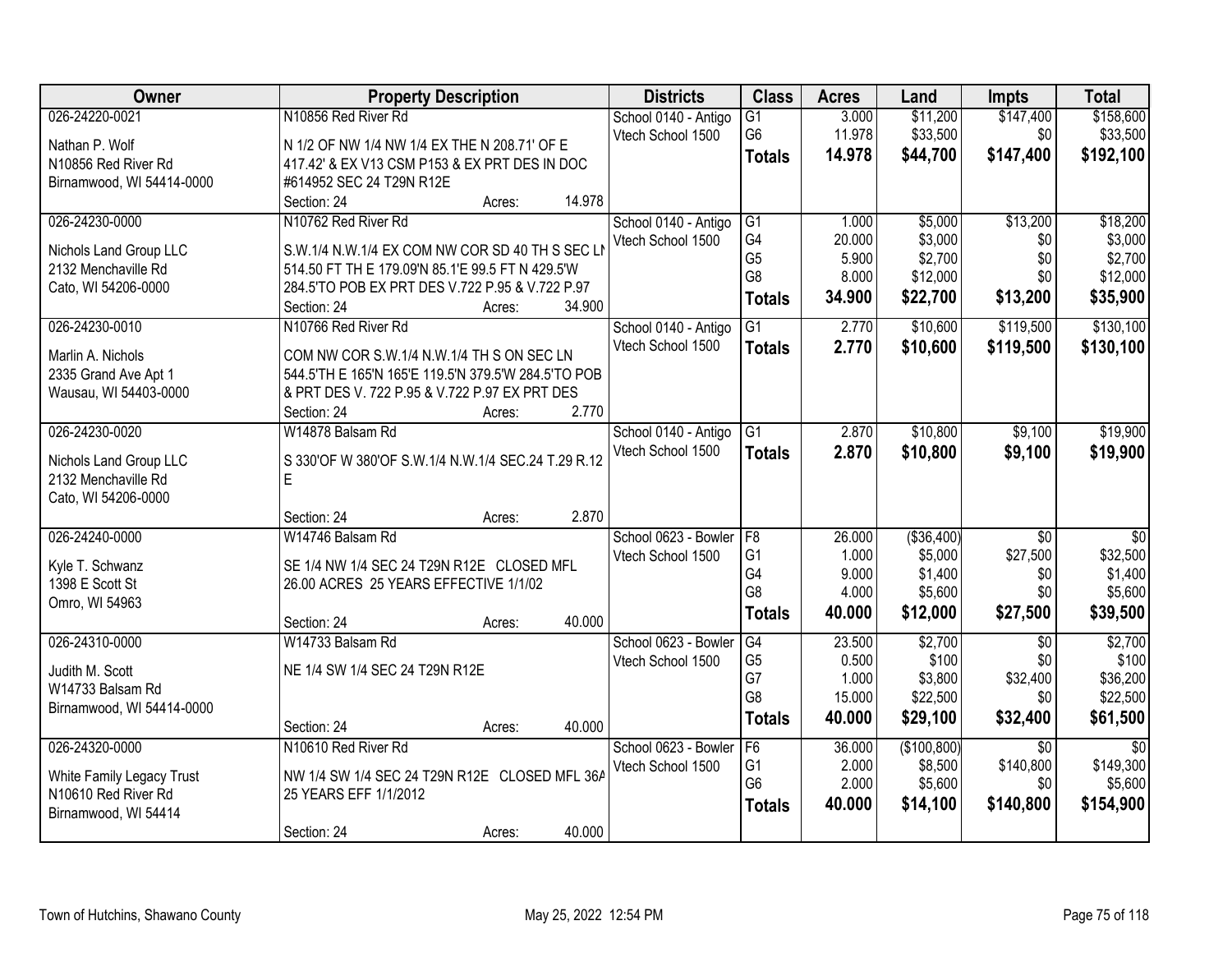| Owner | Property Description | Districts | Class | Acres | Land | Impts | Total |
|---|---|---|---|---|---|---|---|
| 026-24220-0021<br><br>Nathan P. Wolf<br>N10856 Red River Rd<br>Birnamwood, WI 54414-0000 | N10856 Red River Rd<br><br>N 1/2 OF NW 1/4 NW 1/4 EX THE N 208.71' OF E 417.42' & EX V13 CSM P153 & EX PRT DES IN DOC #614952 SEC 24 T29N R12E<br>Section: 24 Acres: 14.978 | School 0140 - Antigo<br>Vtech School 1500 | G1<br>G6<br>**Totals** | 3.000<br>11.978<br>**14.978** | $11,200<br>$33,500<br>**$44,700** | $147,400<br>$0<br>**$147,400** | $158,600<br>$33,500<br>**$192,100** |
| 026-24230-0000<br><br>Nichols Land Group LLC<br>2132 Menchaville Rd<br>Cato, WI 54206-0000 | N10762 Red River Rd<br><br>S.W.1/4 N.W.1/4 EX COM NW COR SD 40 TH S SEC LN 514.50 FT TH E 179.09'N 85.1'E 99.5 FT N 429.5'W 284.5'TO POB EX PRT DES V.722 P.95 & V.722 P.97<br>Section: 24 Acres: 34.900 | School 0140 - Antigo<br>Vtech School 1500 | G1<br>G4<br>G5<br>G8<br>**Totals** | 1.000<br>20.000<br>5.900<br>8.000<br>**34.900** | $5,000<br>$3,000<br>$2,700<br>$12,000<br>**$22,700** | $13,200<br>$0<br>$0<br>$0<br>**$13,200** | $18,200<br>$3,000<br>$2,700<br>$12,000<br>**$35,900** |
| 026-24230-0010<br><br>Marlin A. Nichols<br>2335 Grand Ave Apt 1<br>Wausau, WI 54403-0000 | N10766 Red River Rd<br><br>COM NW COR S.W.1/4 N.W.1/4 TH S ON SEC LN 544.5'TH E 165'N 165'E 119.5'N 379.5'W 284.5'TO POB & PRT DES V. 722 P.95 & V.722 P.97 EX PRT DES<br>Section: 24 Acres: 2.770 | School 0140 - Antigo<br>Vtech School 1500 | G1<br>**Totals** | 2.770<br>**2.770** | $10,600<br>**$10,600** | $119,500<br>**$119,500** | $130,100<br>**$130,100** |
| 026-24230-0020<br><br>Nichols Land Group LLC<br>2132 Menchaville Rd<br>Cato, WI 54206-0000 | W14878 Balsam Rd<br><br>S 330'OF W 380'OF S.W.1/4 N.W.1/4 SEC.24 T.29 R.12 E<br>Section: 24 Acres: 2.870 | School 0140 - Antigo<br>Vtech School 1500 | G1<br>**Totals** | 2.870<br>**2.870** | $10,800<br>**$10,800** | $9,100<br>**$9,100** | $19,900<br>**$19,900** |
| 026-24240-0000<br><br>Kyle T. Schwanz<br>1398 E Scott St<br>Omro, WI 54963 | W14746 Balsam Rd<br><br>SE 1/4 NW 1/4 SEC 24 T29N R12E CLOSED MFL 26.00 ACRES 25 YEARS EFFECTIVE 1/1/02<br>Section: 24 Acres: 40.000 | School 0623 - Bowler<br>Vtech School 1500 | F8<br>G1<br>G4<br>G8<br>**Totals** | 26.000<br>1.000<br>9.000<br>4.000<br>**40.000** | ($36,400)<br>$5,000<br>$1,400<br>$5,600<br>**$12,000** | $0<br>$27,500<br>$0<br>$0<br>**$27,500** | $0<br>$32,500<br>$1,400<br>$5,600<br>**$39,500** |
| 026-24310-0000<br><br>Judith M. Scott<br>W14733 Balsam Rd<br>Birnamwood, WI 54414-0000 | W14733 Balsam Rd<br><br>NE 1/4 SW 1/4 SEC 24 T29N R12E<br>Section: 24 Acres: 40.000 | School 0623 - Bowler<br>Vtech School 1500 | G4<br>G5<br>G7<br>G8<br>**Totals** | 23.500<br>0.500<br>1.000<br>15.000<br>**40.000** | $2,700<br>$100<br>$3,800<br>$22,500<br>**$29,100** | $0<br>$0<br>$32,400<br>$0<br>**$32,400** | $2,700<br>$100<br>$36,200<br>$22,500<br>**$61,500** |
| 026-24320-0000<br><br>White Family Legacy Trust<br>N10610 Red River Rd<br>Birnamwood, WI 54414 | N10610 Red River Rd<br><br>NW 1/4 SW 1/4 SEC 24 T29N R12E CLOSED MFL 36A 25 YEARS EFF 1/1/2012<br>Section: 24 Acres: 40.000 | School 0623 - Bowler<br>Vtech School 1500 | F6<br>G1<br>G6<br>**Totals** | 36.000<br>2.000<br>2.000<br>**40.000** | ($100,800)<br>$8,500<br>$5,600<br>**$14,100** | $0<br>$140,800<br>$0<br>**$140,800** | $0<br>$149,300<br>$5,600<br>**$154,900** |

Town of Hutchins, Shawano County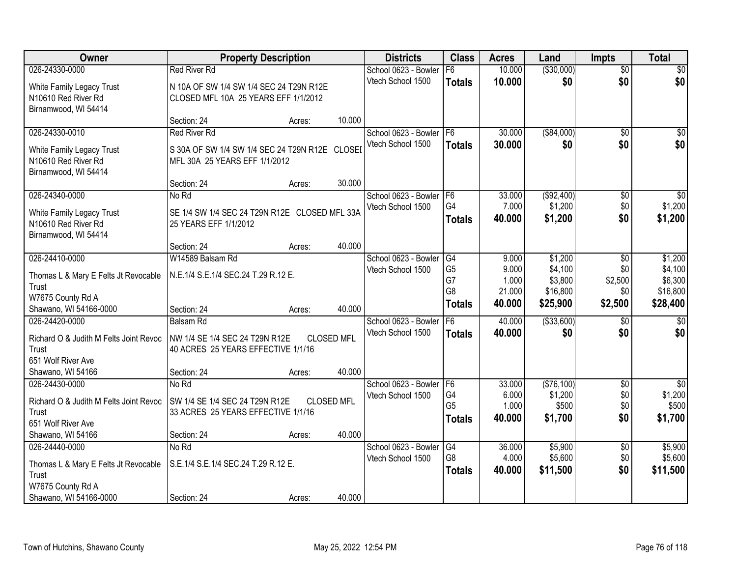| Owner | Property Description | Districts | Class | Acres | Land | Impts | Total |
|---|---|---|---|---|---|---|---|
| 026-24330-0000<br>White Family Legacy Trust<br>N10610 Red River Rd<br>Birnamwood, WI 54414 | Red River Rd<br>N 10A OF SW 1/4 SW 1/4 SEC 24 T29N R12E CLOSED MFL 10A 25 YEARS EFF 1/1/2012<br>Section: 24 Acres: 10.000 | School 0623 - Bowler<br>Vtech School 1500 | F6<br>**Totals** | 10.000<br>**10.000** | ($30,000)<br>**$0** | $0<br>**$0** | $0<br>**$0** |
| 026-24330-0010<br>White Family Legacy Trust<br>N10610 Red River Rd<br>Birnamwood, WI 54414 | Red River Rd<br>S 30A OF SW 1/4 SW 1/4 SEC 24 T29N R12E CLOSED MFL 30A 25 YEARS EFF 1/1/2012<br>Section: 24 Acres: 30.000 | School 0623 - Bowler<br>Vtech School 1500 | F6<br>**Totals** | 30.000<br>**30.000** | ($84,000)<br>**$0** | $0<br>**$0** | $0<br>**$0** |
| 026-24340-0000<br>White Family Legacy Trust<br>N10610 Red River Rd<br>Birnamwood, WI 54414 | No Rd<br>SE 1/4 SW 1/4 SEC 24 T29N R12E CLOSED MFL 33A 25 YEARS EFF 1/1/2012<br>Section: 24 Acres: 40.000 | School 0623 - Bowler<br>Vtech School 1500 | F6<br>G4<br>**Totals** | 33.000<br>7.000<br>**40.000** | ($92,400)<br>$1,200<br>**$1,200** | $0<br>$0<br>**$0** | $0<br>$1,200<br>**$1,200** |
| 026-24410-0000<br>Thomas L & Mary E Felts Jt Revocable Trust<br>W7675 County Rd A<br>Shawano, WI 54166-0000 | W14589 Balsam Rd<br>N.E.1/4 S.E.1/4 SEC.24 T.29 R.12 E.<br>Section: 24 Acres: 40.000 | School 0623 - Bowler<br>Vtech School 1500 | G4<br>G5<br>G7<br>G8<br>**Totals** | 9.000<br>9.000<br>1.000<br>21.000<br>**40.000** | $1,200<br>$4,100<br>$3,800<br>$16,800<br>**$25,900** | $0<br>$0<br>$2,500<br>$0<br>**$2,500** | $1,200<br>$4,100<br>$6,300<br>$16,800<br>**$28,400** |
| 026-24420-0000<br>Richard O & Judith M Felts Joint Revoc Trust<br>651 Wolf River Ave<br>Shawano, WI 54166 | Balsam Rd<br>NW 1/4 SE 1/4 SEC 24 T29N R12E CLOSED MFL 40 ACRES 25 YEARS EFFECTIVE 1/1/16<br>Section: 24 Acres: 40.000 | School 0623 - Bowler<br>Vtech School 1500 | F6<br>**Totals** | 40.000<br>**40.000** | ($33,600)<br>**$0** | $0<br>**$0** | $0<br>**$0** |
| 026-24430-0000<br>Richard O & Judith M Felts Joint Revoc Trust<br>651 Wolf River Ave<br>Shawano, WI 54166 | No Rd<br>SW 1/4 SE 1/4 SEC 24 T29N R12E CLOSED MFL 33 ACRES 25 YEARS EFFECTIVE 1/1/16<br>Section: 24 Acres: 40.000 | School 0623 - Bowler<br>Vtech School 1500 | F6<br>G4<br>G5<br>**Totals** | 33.000<br>6.000<br>1.000<br>**40.000** | ($76,100)<br>$1,200<br>$500<br>**$1,700** | $0<br>$0<br>$0<br>**$0** | $0<br>$1,200<br>$500<br>**$1,700** |
| 026-24440-0000<br>Thomas L & Mary E Felts Jt Revocable Trust<br>W7675 County Rd A<br>Shawano, WI 54166-0000 | No Rd<br>S.E.1/4 S.E.1/4 SEC.24 T.29 R.12 E.<br>Section: 24 Acres: 40.000 | School 0623 - Bowler<br>Vtech School 1500 | G4<br>G8<br>**Totals** | 36.000<br>4.000<br>**40.000** | $5,900<br>$5,600<br>**$11,500** | $0<br>$0<br>**$0** | $5,900<br>$5,600<br>**$11,500** |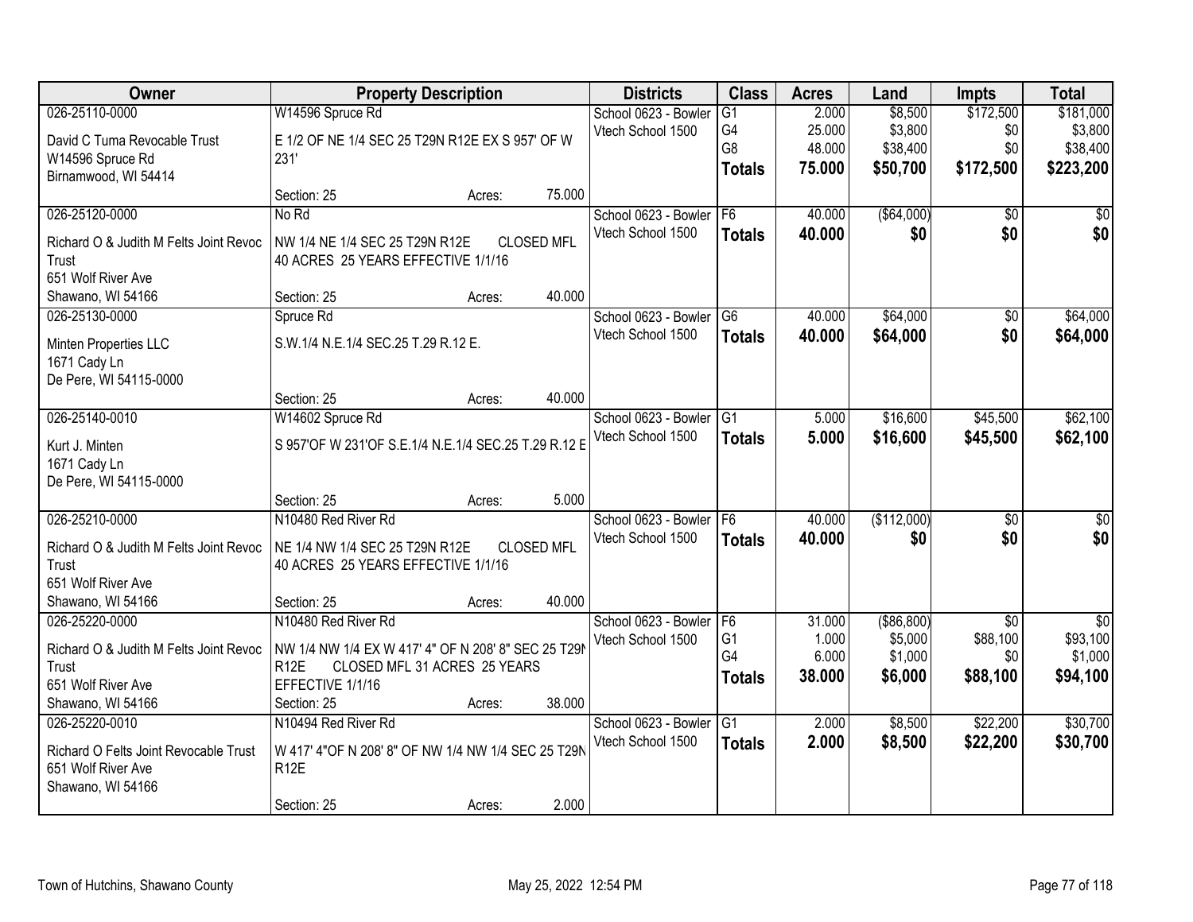| Owner | Property Description | Districts | Class | Acres | Land | Impts | Total |
|---|---|---|---|---|---|---|---|
| 026-25110-0000<br>David C Tuma Revocable Trust<br>W14596 Spruce Rd<br>Birnamwood, WI 54414 | W14596 Spruce Rd<br>E 1/2 OF NE 1/4 SEC 25 T29N R12E EX S 957' OF W 231'<br>Section: 25 Acres: 75.000 | School 0623 - Bowler<br>Vtech School 1500 | G1<br>G4<br>G8<br>**Totals** | 2.000<br>25.000<br>48.000<br>**75.000** | $8,500<br>$3,800<br>$38,400<br>**$50,700** | $172,500<br>$0<br>$0<br>**$172,500** | $181,000<br>$3,800<br>$38,400<br>**$223,200** |
| 026-25120-0000<br>Richard O & Judith M Felts Joint Revoc Trust<br>651 Wolf River Ave<br>Shawano, WI 54166 | No Rd<br>NW 1/4 NE 1/4 SEC 25 T29N R12E CLOSED MFL 40 ACRES 25 YEARS EFFECTIVE 1/1/16<br>Section: 25 Acres: 40.000 | School 0623 - Bowler<br>Vtech School 1500 | F6<br>**Totals** | 40.000<br>**40.000** | ($64,000)<br>**$0** | $0<br>**$0** | $0<br>**$0** |
| 026-25130-0000<br>Minten Properties LLC<br>1671 Cady Ln<br>De Pere, WI 54115-0000 | Spruce Rd<br>S.W.1/4 N.E.1/4 SEC.25 T.29 R.12 E.<br>Section: 25 Acres: 40.000 | School 0623 - Bowler<br>Vtech School 1500 | G6<br>**Totals** | 40.000<br>**40.000** | $64,000<br>**$64,000** | $0<br>**$0** | $64,000<br>**$64,000** |
| 026-25140-0010<br>Kurt J. Minten<br>1671 Cady Ln<br>De Pere, WI 54115-0000 | W14602 Spruce Rd<br>S 957'OF W 231'OF S.E.1/4 N.E.1/4 SEC.25 T.29 R.12 E<br>Section: 25 Acres: 5.000 | School 0623 - Bowler<br>Vtech School 1500 | G1<br>**Totals** | 5.000<br>**5.000** | $16,600<br>**$16,600** | $45,500<br>**$45,500** | $62,100<br>**$62,100** |
| 026-25210-0000<br>Richard O & Judith M Felts Joint Revoc Trust<br>651 Wolf River Ave<br>Shawano, WI 54166 | N10480 Red River Rd<br>NE 1/4 NW 1/4 SEC 25 T29N R12E CLOSED MFL 40 ACRES 25 YEARS EFFECTIVE 1/1/16<br>Section: 25 Acres: 40.000 | School 0623 - Bowler<br>Vtech School 1500 | F6<br>**Totals** | 40.000<br>**40.000** | ($112,000)<br>**$0** | $0<br>**$0** | $0<br>**$0** |
| 026-25220-0000<br>Richard O & Judith M Felts Joint Revoc Trust<br>651 Wolf River Ave<br>Shawano, WI 54166 | N10480 Red River Rd<br>NW 1/4 NW 1/4 EX W 417' 4" OF N 208' 8" SEC 25 T29N R12E CLOSED MFL 31 ACRES 25 YEARS EFFECTIVE 1/1/16<br>Section: 25 Acres: 38.000 | School 0623 - Bowler<br>Vtech School 1500 | F6<br>G1<br>G4<br>**Totals** | 31.000<br>1.000<br>6.000<br>**38.000** | ($86,800)<br>$5,000<br>$1,000<br>**$6,000** | $0<br>$88,100<br>$0<br>**$88,100** | $0<br>$93,100<br>$1,000<br>**$94,100** |
| 026-25220-0010<br>Richard O Felts Joint Revocable Trust<br>651 Wolf River Ave<br>Shawano, WI 54166 | N10494 Red River Rd<br>W 417' 4"OF N 208' 8" OF NW 1/4 NW 1/4 SEC 25 T29N R12E<br>Section: 25 Acres: 2.000 | School 0623 - Bowler<br>Vtech School 1500 | G1<br>**Totals** | 2.000<br>**2.000** | $8,500<br>**$8,500** | $22,200<br>**$22,200** | $30,700<br>**$30,700** |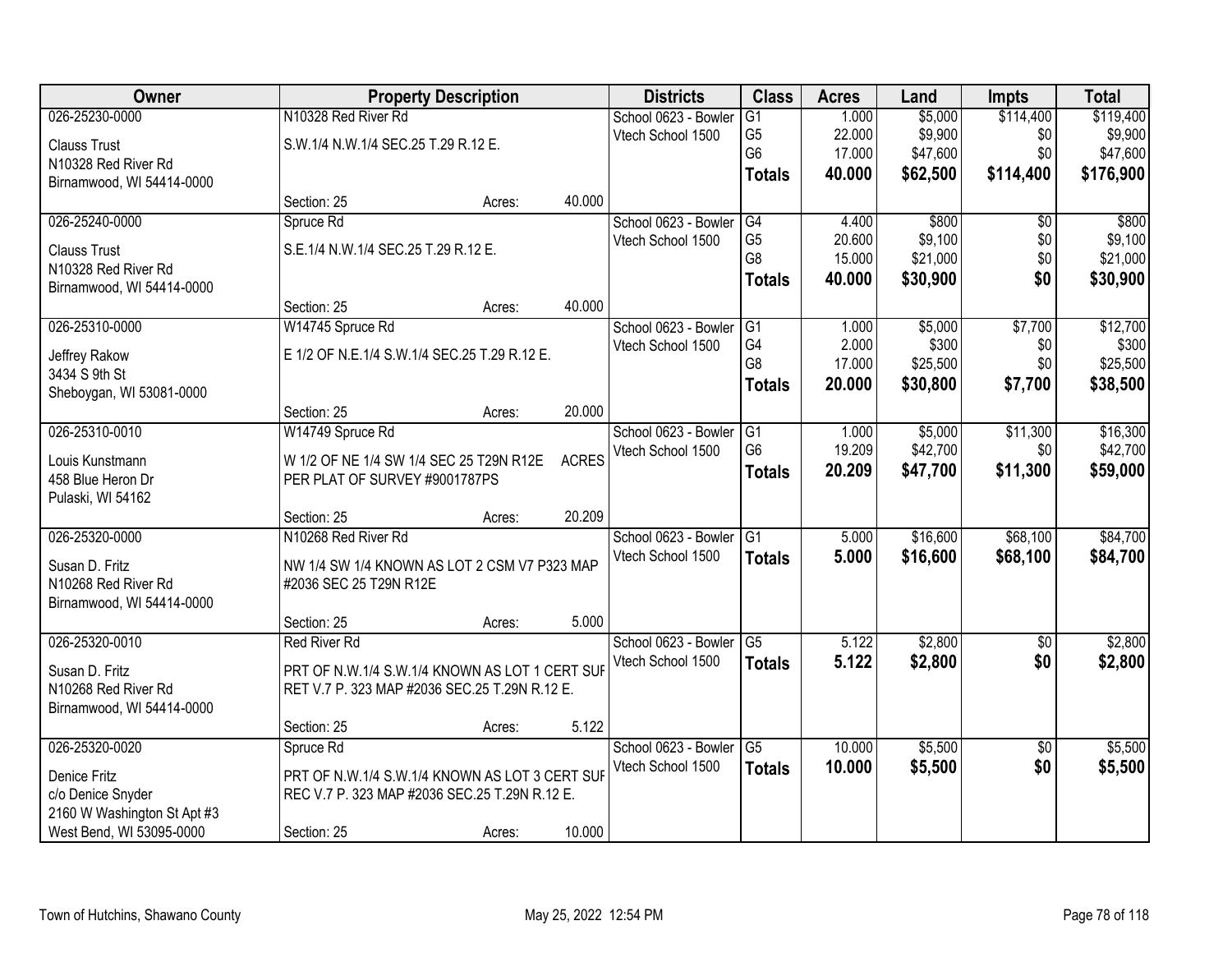| Owner | Property Description | | Districts | Class | Acres | Land | Impts | Total |
|---|---|---|---|---|---|---|---|---|
| 026-25230-0000<br>Clauss Trust<br>N10328 Red River Rd<br>Birnamwood, WI 54414-0000 | N10328 Red River Rd<br>S.W.1/4 N.W.1/4 SEC.25 T.29 R.12 E.<br>Section: 25 | Acres: 40.000 | School 0623 - Bowler<br>Vtech School 1500 | G1<br>G5<br>G6<br>**Totals** | 1.000<br>22.000<br>17.000<br>**40.000** | $5,000<br>$9,900<br>$47,600<br>**$62,500** | $114,400<br>$0<br>$0<br>**$114,400** | $119,400<br>$9,900<br>$47,600<br>**$176,900** |
| 026-25240-0000<br>Clauss Trust<br>N10328 Red River Rd<br>Birnamwood, WI 54414-0000 | Spruce Rd<br>S.E.1/4 N.W.1/4 SEC.25 T.29 R.12 E.<br>Section: 25 | Acres: 40.000 | School 0623 - Bowler<br>Vtech School 1500 | G4<br>G5<br>G8<br>**Totals** | 4.400<br>20.600<br>15.000<br>**40.000** | $800<br>$9,100<br>$21,000<br>**$30,900** | $0<br>$0<br>$0<br>**$0** | $800<br>$9,100<br>$21,000<br>**$30,900** |
| 026-25310-0000<br>Jeffrey Rakow<br>3434 S 9th St<br>Sheboygan, WI 53081-0000 | W14745 Spruce Rd<br>E 1/2 OF N.E.1/4 S.W.1/4 SEC.25 T.29 R.12 E.<br>Section: 25 | Acres: 20.000 | School 0623 - Bowler<br>Vtech School 1500 | G1<br>G4<br>G8<br>**Totals** | 1.000<br>2.000<br>17.000<br>**20.000** | $5,000<br>$300<br>$25,500<br>**$30,800** | $7,700<br>$0<br>$0<br>**$7,700** | $12,700<br>$300<br>$25,500<br>**$38,500** |
| 026-25310-0010<br>Louis Kunstmann<br>458 Blue Heron Dr<br>Pulaski, WI 54162 | W14749 Spruce Rd<br>W 1/2 OF NE 1/4 SW 1/4 SEC 25 T29N R12E ACRES PER PLAT OF SURVEY #9001787PS<br>Section: 25 | Acres: 20.209 | School 0623 - Bowler<br>Vtech School 1500 | G1<br>G6<br>**Totals** | 1.000<br>19.209<br>**20.209** | $5,000<br>$42,700<br>**$47,700** | $11,300<br>$0<br>**$11,300** | $16,300<br>$42,700<br>**$59,000** |
| 026-25320-0000<br>Susan D. Fritz<br>N10268 Red River Rd<br>Birnamwood, WI 54414-0000 | N10268 Red River Rd<br>NW 1/4 SW 1/4 KNOWN AS LOT 2 CSM V7 P323 MAP #2036 SEC 25 T29N R12E<br>Section: 25 | Acres: 5.000 | School 0623 - Bowler<br>Vtech School 1500 | G1<br>**Totals** | 5.000<br>**5.000** | $16,600<br>**$16,600** | $68,100<br>**$68,100** | $84,700<br>**$84,700** |
| 026-25320-0010<br>Susan D. Fritz<br>N10268 Red River Rd<br>Birnamwood, WI 54414-0000 | Red River Rd<br>PRT OF N.W.1/4 S.W.1/4 KNOWN AS LOT 1 CERT SUF RET V.7 P. 323 MAP #2036 SEC.25 T.29N R.12 E.<br>Section: 25 | Acres: 5.122 | School 0623 - Bowler<br>Vtech School 1500 | G5<br>**Totals** | 5.122<br>**5.122** | $2,800<br>**$2,800** | $0<br>**$0** | $2,800<br>**$2,800** |
| 026-25320-0020<br>Denice Fritz<br>c/o Denice Snyder<br>2160 W Washington St Apt #3<br>West Bend, WI 53095-0000 | Spruce Rd<br>PRT OF N.W.1/4 S.W.1/4 KNOWN AS LOT 3 CERT SUF REC V.7 P. 323 MAP #2036 SEC.25 T.29N R.12 E.<br>Section: 25 | Acres: 10.000 | School 0623 - Bowler<br>Vtech School 1500 | G5<br>**Totals** | 10.000<br>**10.000** | $5,500<br>**$5,500** | $0<br>**$0** | $5,500<br>**$5,500** |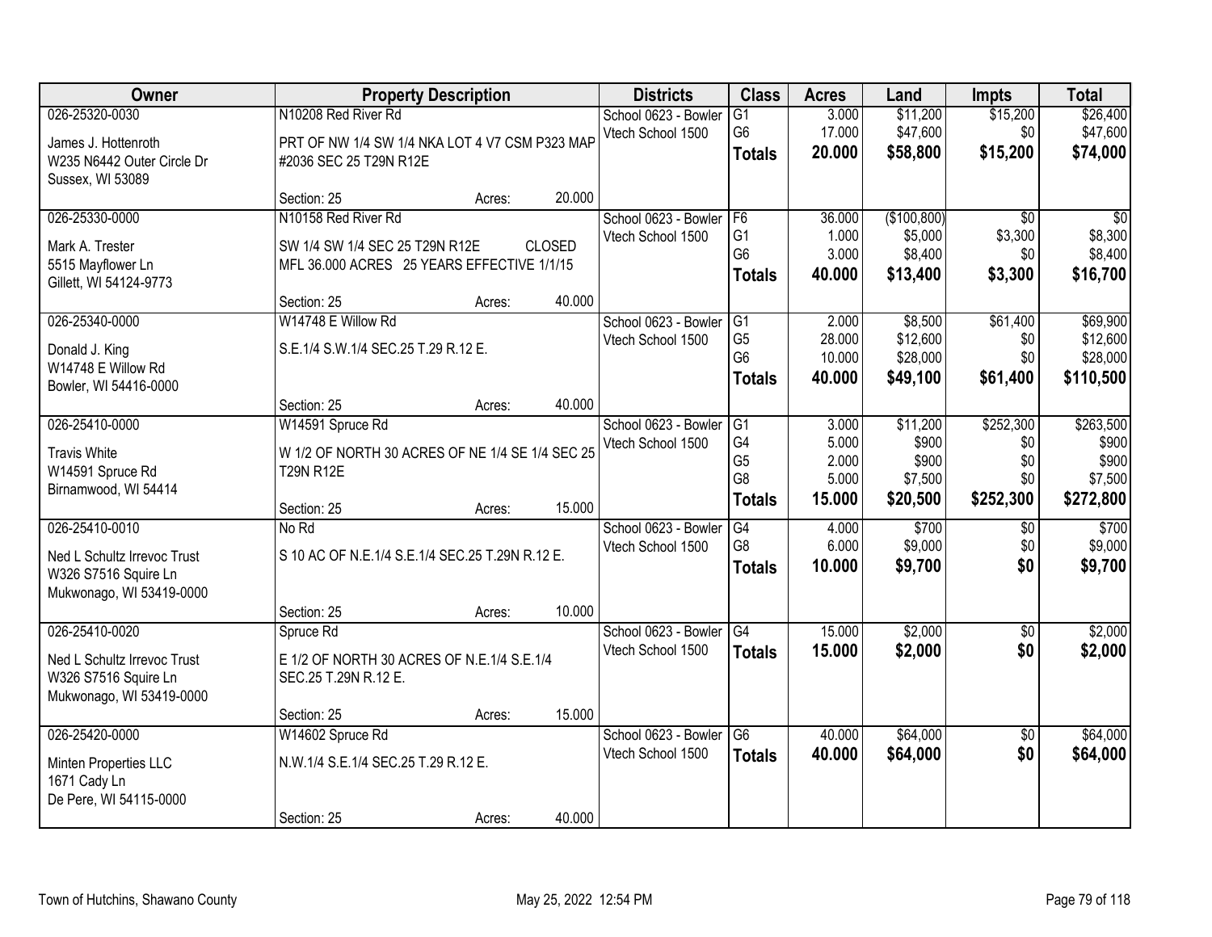| Owner | Property Description | Districts | Class | Acres | Land | Impts | Total |
|---|---|---|---|---|---|---|---|
| 026-25320-0030<br>James J. Hottenroth<br>W235 N6442 Outer Circle Dr<br>Sussex, WI 53089 | N10208 Red River Rd<br>PRT OF NW 1/4 SW 1/4 NKA LOT 4 V7 CSM P323 MAP #2036 SEC 25 T29N R12E<br>Section: 25 Acres: 20.000 | School 0623 - Bowler<br>Vtech School 1500 | G1<br>G6<br>**Totals** | 3.000<br>17.000<br>**20.000** | $11,200<br>$47,600<br>**$58,800** | $15,200<br>$0<br>**$15,200** | $26,400<br>$47,600<br>**$74,000** |
| 026-25330-0000<br>Mark A. Trester<br>5515 Mayflower Ln<br>Gillett, WI 54124-9773 | N10158 Red River Rd<br>SW 1/4 SW 1/4 SEC 25 T29N R12E CLOSED MFL 36.000 ACRES 25 YEARS EFFECTIVE 1/1/15<br>Section: 25 Acres: 40.000 | School 0623 - Bowler<br>Vtech School 1500 | F6<br>G1<br>G6<br>**Totals** | 36.000<br>1.000<br>3.000<br>**40.000** | ($100,800)<br>$5,000<br>$8,400<br>**$13,400** | $0<br>$3,300<br>$0<br>**$3,300** | $0<br>$8,300<br>$8,400<br>**$16,700** |
| 026-25340-0000<br>Donald J. King<br>W14748 E Willow Rd<br>Bowler, WI 54416-0000 | W14748 E Willow Rd<br>S.E.1/4 S.W.1/4 SEC.25 T.29 R.12 E.<br>Section: 25 Acres: 40.000 | School 0623 - Bowler<br>Vtech School 1500 | G1<br>G5<br>G6<br>**Totals** | 2.000<br>28.000<br>10.000<br>**40.000** | $8,500<br>$12,600<br>$28,000<br>**$49,100** | $61,400<br>$0<br>$0<br>**$61,400** | $69,900<br>$12,600<br>$28,000<br>**$110,500** |
| 026-25410-0000<br>Travis White<br>W14591 Spruce Rd<br>Birnamwood, WI 54414 | W14591 Spruce Rd<br>W 1/2 OF NORTH 30 ACRES OF NE 1/4 SE 1/4 SEC 25 T29N R12E<br>Section: 25 Acres: 15.000 | School 0623 - Bowler<br>Vtech School 1500 | G1<br>G4<br>G5<br>G8<br>**Totals** | 3.000<br>5.000<br>2.000<br>5.000<br>**15.000** | $11,200<br>$900<br>$900<br>$7,500<br>**$20,500** | $252,300<br>$0<br>$0<br>$0<br>**$252,300** | $263,500<br>$900<br>$900<br>$7,500<br>**$272,800** |
| 026-25410-0010<br>Ned L Schultz Irrevoc Trust<br>W326 S7516 Squire Ln<br>Mukwonago, WI 53419-0000 | No Rd<br>S 10 AC OF N.E.1/4 S.E.1/4 SEC.25 T.29N R.12 E.<br>Section: 25 Acres: 10.000 | School 0623 - Bowler<br>Vtech School 1500 | G4<br>G8<br>**Totals** | 4.000<br>6.000<br>**10.000** | $700<br>$9,000<br>**$9,700** | $0<br>$0<br>**$0** | $700<br>$9,000<br>**$9,700** |
| 026-25410-0020<br>Ned L Schultz Irrevoc Trust<br>W326 S7516 Squire Ln<br>Mukwonago, WI 53419-0000 | Spruce Rd<br>E 1/2 OF NORTH 30 ACRES OF N.E.1/4 S.E.1/4 SEC.25 T.29N R.12 E.<br>Section: 25 Acres: 15.000 | School 0623 - Bowler<br>Vtech School 1500 | G4<br>**Totals** | 15.000<br>**15.000** | $2,000<br>**$2,000** | $0<br>**$0** | $2,000<br>**$2,000** |
| 026-25420-0000<br>Minten Properties LLC<br>1671 Cady Ln<br>De Pere, WI 54115-0000 | W14602 Spruce Rd<br>N.W.1/4 S.E.1/4 SEC.25 T.29 R.12 E.<br>Section: 25 Acres: 40.000 | School 0623 - Bowler<br>Vtech School 1500 | G6<br>**Totals** | 40.000<br>**40.000** | $64,000<br>**$64,000** | $0<br>**$0** | $64,000<br>**$64,000** |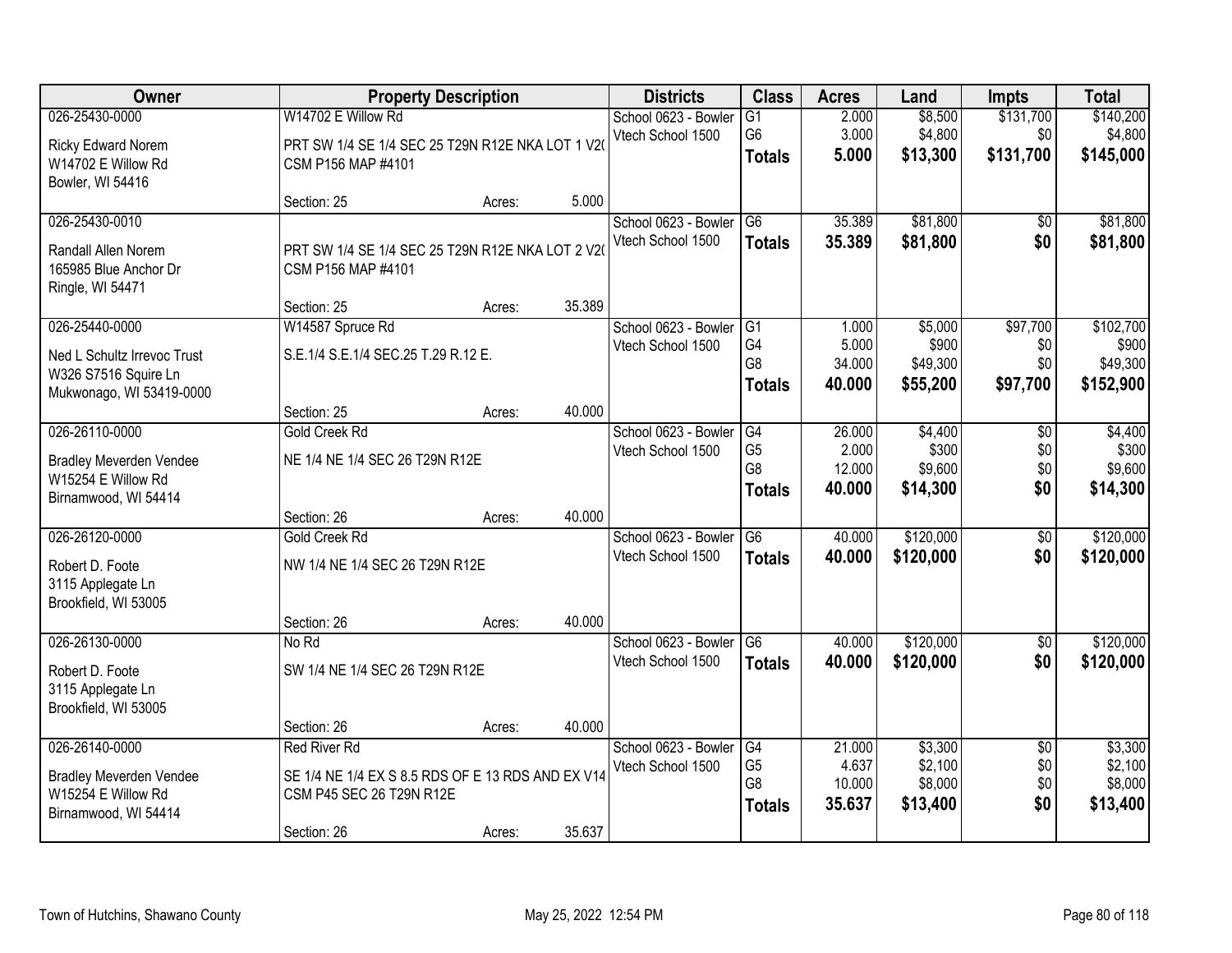| Owner | Property Description | | | Districts | Class | Acres | Land | Impts | Total |
|---|---|---|---|---|---|---|---|---|---|
| 026-25430-0000 | W14702 E Willow Rd | | | School 0623 - Bowler | G1 | 2.000 | $8,500 | $131,700 | $140,200 |
| Ricky Edward Norem | PRT SW 1/4 SE 1/4 SEC 25 T29N R12E NKA LOT 1 V2( | | | Vtech School 1500 | G6 | 3.000 | $4,800 | $0 | $4,800 |
| W14702 E Willow Rd | CSM P156 MAP #4101 | | | | **Totals** | **5.000** | **$13,300** | **$131,700** | **$145,000** |
| Bowler, WI 54416 | | | | | | | | | |
| | Section: 25 | Acres: | 5.000 | | | | | | |
| 026-25430-0010 | | | | School 0623 - Bowler | G6 | 35.389 | $81,800 | $0 | $81,800 |
| Randall Allen Norem | PRT SW 1/4 SE 1/4 SEC 25 T29N R12E NKA LOT 2 V2( | | | Vtech School 1500 | **Totals** | **35.389** | **$81,800** | **$0** | **$81,800** |
| 165985 Blue Anchor Dr | CSM P156 MAP #4101 | | | | | | | | |
| Ringle, WI 54471 | | | | | | | | | |
| | Section: 25 | Acres: | 35.389 | | | | | | |
| 026-25440-0000 | W14587 Spruce Rd | | | School 0623 - Bowler | G1 | 1.000 | $5,000 | $97,700 | $102,700 |
| Ned L Schultz Irrevoc Trust | S.E.1/4 S.E.1/4 SEC.25 T.29 R.12 E. | | | Vtech School 1500 | G4 | 5.000 | $900 | $0 | $900 |
| W326 S7516 Squire Ln | | | | | G8 | 34.000 | $49,300 | $0 | $49,300 |
| Mukwonago, WI 53419-0000 | | | | | **Totals** | **40.000** | **$55,200** | **$97,700** | **$152,900** |
| | Section: 25 | Acres: | 40.000 | | | | | | |
| 026-26110-0000 | Gold Creek Rd | | | School 0623 - Bowler | G4 | 26.000 | $4,400 | $0 | $4,400 |
| Bradley Meverden Vendee | NE 1/4 NE 1/4 SEC 26 T29N R12E | | | Vtech School 1500 | G5 | 2.000 | $300 | $0 | $300 |
| W15254 E Willow Rd | | | | | G8 | 12.000 | $9,600 | $0 | $9,600 |
| Birnamwood, WI 54414 | | | | | **Totals** | **40.000** | **$14,300** | **$0** | **$14,300** |
| | Section: 26 | Acres: | 40.000 | | | | | | |
| 026-26120-0000 | Gold Creek Rd | | | School 0623 - Bowler | G6 | 40.000 | $120,000 | $0 | $120,000 |
| Robert D. Foote | NW 1/4 NE 1/4 SEC 26 T29N R12E | | | Vtech School 1500 | **Totals** | **40.000** | **$120,000** | **$0** | **$120,000** |
| 3115 Applegate Ln | | | | | | | | | |
| Brookfield, WI 53005 | | | | | | | | | |
| | Section: 26 | Acres: | 40.000 | | | | | | |
| 026-26130-0000 | No Rd | | | School 0623 - Bowler | G6 | 40.000 | $120,000 | $0 | $120,000 |
| Robert D. Foote | SW 1/4 NE 1/4 SEC 26 T29N R12E | | | Vtech School 1500 | **Totals** | **40.000** | **$120,000** | **$0** | **$120,000** |
| 3115 Applegate Ln | | | | | | | | | |
| Brookfield, WI 53005 | | | | | | | | | |
| | Section: 26 | Acres: | 40.000 | | | | | | |
| 026-26140-0000 | Red River Rd | | | School 0623 - Bowler | G4 | 21.000 | $3,300 | $0 | $3,300 |
| Bradley Meverden Vendee | SE 1/4 NE 1/4 EX S 8.5 RDS OF E 13 RDS AND EX V14 | | | Vtech School 1500 | G5 | 4.637 | $2,100 | $0 | $2,100 |
| W15254 E Willow Rd | CSM P45 SEC 26 T29N R12E | | | | G8 | 10.000 | $8,000 | $0 | $8,000 |
| Birnamwood, WI 54414 | | | | | **Totals** | **35.637** | **$13,400** | **$0** | **$13,400** |
| | Section: 26 | Acres: | 35.637 | | | | | | |

Town of Hutchins, Shawano County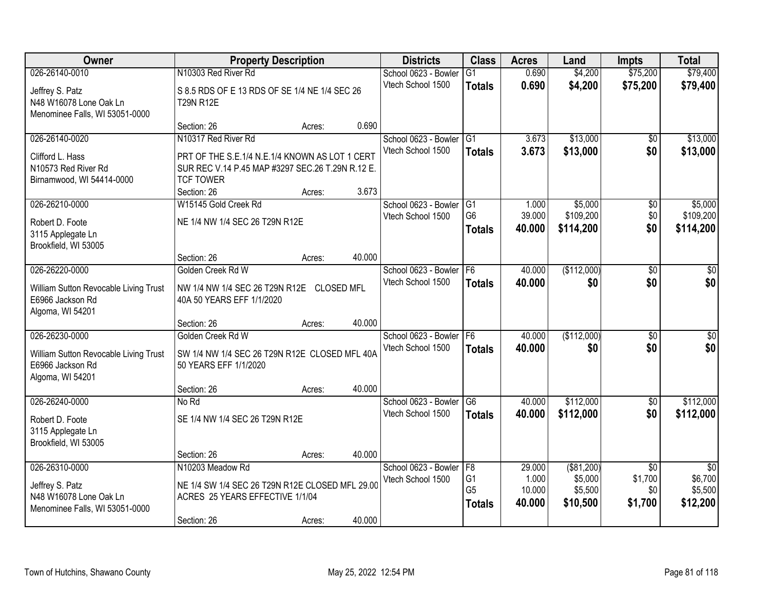| Owner | Property Description | Districts | Class | Acres | Land | Impts | Total |
|---|---|---|---|---|---|---|---|
| 026-26140-0010<br>Jeffrey S. Patz<br>N48 W16078 Lone Oak Ln<br>Menominee Falls, WI 53051-0000 | N10303 Red River Rd<br>S 8.5 RDS OF E 13 RDS OF SE 1/4 NE 1/4 SEC 26 T29N R12E<br>Section: 26 Acres: 0.690 | School 0623 - Bowler<br>Vtech School 1500 | G1<br>**Totals** | 0.690<br>**0.690** | $4,200<br>**$4,200** | $75,200<br>**$75,200** | $79,400<br>**$79,400** |
| 026-26140-0020<br>Clifford L. Hass<br>N10573 Red River Rd<br>Birnamwood, WI 54414-0000 | N10317 Red River Rd<br>PRT OF THE S.E.1/4 N.E.1/4 KNOWN AS LOT 1 CERT SUR REC V.14 P.45 MAP #3297 SEC.26 T.29N R.12 E. TCF TOWER<br>Section: 26 Acres: 3.673 | School 0623 - Bowler<br>Vtech School 1500 | G1<br>**Totals** | 3.673<br>**3.673** | $13,000<br>**$13,000** | $0<br>**$0** | $13,000<br>**$13,000** |
| 026-26210-0000<br>Robert D. Foote<br>3115 Applegate Ln<br>Brookfield, WI 53005 | W15145 Gold Creek Rd<br>NE 1/4 NW 1/4 SEC 26 T29N R12E<br>Section: 26 Acres: 40.000 | School 0623 - Bowler<br>Vtech School 1500 | G1<br>G6<br>**Totals** | 1.000<br>39.000<br>**40.000** | $5,000<br>$109,200<br>**$114,200** | $0<br>$0<br>**$0** | $5,000<br>$109,200<br>**$114,200** |
| 026-26220-0000<br>William Sutton Revocable Living Trust<br>E6966 Jackson Rd<br>Algoma, WI 54201 | Golden Creek Rd W<br>NW 1/4 NW 1/4 SEC 26 T29N R12E CLOSED MFL 40A 50 YEARS EFF 1/1/2020<br>Section: 26 Acres: 40.000 | School 0623 - Bowler<br>Vtech School 1500 | F6<br>**Totals** | 40.000<br>**40.000** | ($112,000)<br>**$0** | $0<br>**$0** | $0<br>**$0** |
| 026-26230-0000<br>William Sutton Revocable Living Trust<br>E6966 Jackson Rd<br>Algoma, WI 54201 | Golden Creek Rd W<br>SW 1/4 NW 1/4 SEC 26 T29N R12E CLOSED MFL 40A 50 YEARS EFF 1/1/2020<br>Section: 26 Acres: 40.000 | School 0623 - Bowler<br>Vtech School 1500 | F6<br>**Totals** | 40.000<br>**40.000** | ($112,000)<br>**$0** | $0<br>**$0** | $0<br>**$0** |
| 026-26240-0000<br>Robert D. Foote<br>3115 Applegate Ln<br>Brookfield, WI 53005 | No Rd<br>SE 1/4 NW 1/4 SEC 26 T29N R12E<br>Section: 26 Acres: 40.000 | School 0623 - Bowler<br>Vtech School 1500 | G6<br>**Totals** | 40.000<br>**40.000** | $112,000<br>**$112,000** | $0<br>**$0** | $112,000<br>**$112,000** |
| 026-26310-0000<br>Jeffrey S. Patz<br>N48 W16078 Lone Oak Ln<br>Menominee Falls, WI 53051-0000 | N10203 Meadow Rd<br>NE 1/4 SW 1/4 SEC 26 T29N R12E CLOSED MFL 29.00 ACRES 25 YEARS EFFECTIVE 1/1/04<br>Section: 26 Acres: 40.000 | School 0623 - Bowler<br>Vtech School 1500 | F8<br>G1<br>G5<br>**Totals** | 29.000<br>1.000<br>10.000<br>**40.000** | ($81,200)<br>$5,000<br>$5,500<br>**$10,500** | $0<br>$1,700<br>$0<br>**$1,700** | $0<br>$6,700<br>$5,500<br>**$12,200** |

Town of Hutchins, Shawano County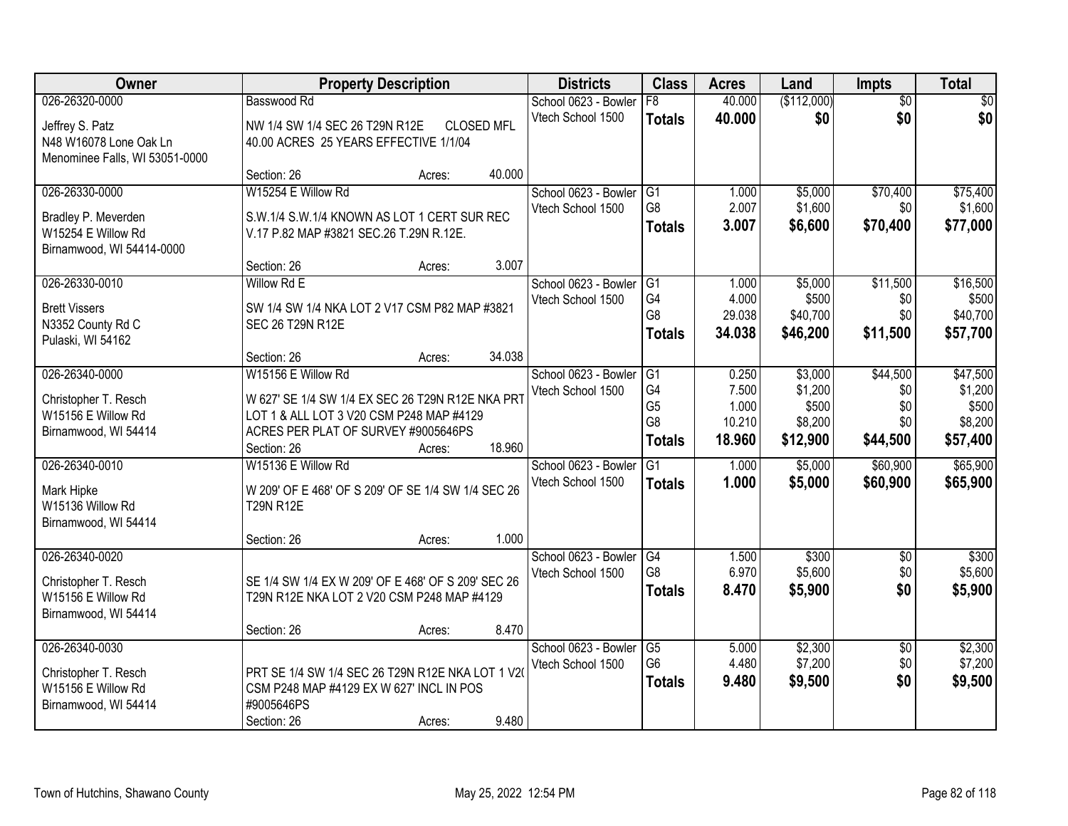| Owner | Property Description | Districts | Class | Acres | Land | Impts | Total |
|---|---|---|---|---|---|---|---|
| 026-26320-0000<br>Jeffrey S. Patz<br>N48 W16078 Lone Oak Ln<br>Menominee Falls, WI 53051-0000 | Basswood Rd<br>NW 1/4 SW 1/4 SEC 26 T29N R12E CLOSED MFL 40.00 ACRES 25 YEARS EFFECTIVE 1/1/04<br>Section: 26 Acres: 40.000 | School 0623 - Bowler<br>Vtech School 1500 | F8<br>**Totals** | 40.000<br>**40.000** | ($112,000)<br>**$0** | $0<br>**$0** | $0<br>**$0** |
| 026-26330-0000<br>Bradley P. Meverden<br>W15254 E Willow Rd<br>Birnamwood, WI 54414-0000 | W15254 E Willow Rd<br>S.W.1/4 S.W.1/4 KNOWN AS LOT 1 CERT SUR REC V.17 P.82 MAP #3821 SEC.26 T.29N R.12E.<br>Section: 26 Acres: 3.007 | School 0623 - Bowler<br>Vtech School 1500 | G1<br>G8<br>**Totals** | 1.000<br>2.007<br>**3.007** | $5,000<br>$1,600<br>**$6,600** | $70,400<br>$0<br>**$70,400** | $75,400<br>$1,600<br>**$77,000** |
| 026-26330-0010<br>Brett Vissers<br>N3352 County Rd C<br>Pulaski, WI 54162 | Willow Rd E<br>SW 1/4 SW 1/4 NKA LOT 2 V17 CSM P82 MAP #3821 SEC 26 T29N R12E<br>Section: 26 Acres: 34.038 | School 0623 - Bowler<br>Vtech School 1500 | G1<br>G4<br>G8<br>**Totals** | 1.000<br>4.000<br>29.038<br>**34.038** | $5,000<br>$500<br>$40,700<br>**$46,200** | $11,500<br>$0<br>$0<br>**$11,500** | $16,500<br>$500<br>$40,700<br>**$57,700** |
| 026-26340-0000<br>Christopher T. Resch<br>W15156 E Willow Rd<br>Birnamwood, WI 54414 | W15156 E Willow Rd<br>W 627' SE 1/4 SW 1/4 EX SEC 26 T29N R12E NKA PRT LOT 1 & ALL LOT 3 V20 CSM P248 MAP #4129 ACRES PER PLAT OF SURVEY #9005646PS<br>Section: 26 Acres: 18.960 | School 0623 - Bowler<br>Vtech School 1500 | G1<br>G4<br>G5<br>G8<br>**Totals** | 0.250<br>7.500<br>1.000<br>10.210<br>**18.960** | $3,000<br>$1,200<br>$500<br>$8,200<br>**$12,900** | $44,500<br>$0<br>$0<br>$0<br>**$44,500** | $47,500<br>$1,200<br>$500<br>$8,200<br>**$57,400** |
| 026-26340-0010<br>Mark Hipke<br>W15136 Willow Rd<br>Birnamwood, WI 54414 | W15136 E Willow Rd<br>W 209' OF E 468' OF S 209' OF SE 1/4 SW 1/4 SEC 26 T29N R12E<br>Section: 26 Acres: 1.000 | School 0623 - Bowler<br>Vtech School 1500 | G1<br>**Totals** | 1.000<br>**1.000** | $5,000<br>**$5,000** | $60,900<br>**$60,900** | $65,900<br>**$65,900** |
| 026-26340-0020<br>Christopher T. Resch<br>W15156 E Willow Rd<br>Birnamwood, WI 54414 | SE 1/4 SW 1/4 EX W 209' OF E 468' OF S 209' SEC 26 T29N R12E NKA LOT 2 V20 CSM P248 MAP #4129<br>Section: 26 Acres: 8.470 | School 0623 - Bowler<br>Vtech School 1500 | G4<br>G8<br>**Totals** | 1.500<br>6.970<br>**8.470** | $300<br>$5,600<br>**$5,900** | $0<br>$0<br>**$0** | $300<br>$5,600<br>**$5,900** |
| 026-26340-0030<br>Christopher T. Resch<br>W15156 E Willow Rd<br>Birnamwood, WI 54414 | PRT SE 1/4 SW 1/4 SEC 26 T29N R12E NKA LOT 1 V20 CSM P248 MAP #4129 EX W 627' INCL IN POS #9005646PS<br>Section: 26 Acres: 9.480 | School 0623 - Bowler<br>Vtech School 1500 | G5<br>G6<br>**Totals** | 5.000<br>4.480<br>**9.480** | $2,300<br>$7,200<br>**$9,500** | $0<br>$0<br>**$0** | $2,300<br>$7,200<br>**$9,500** |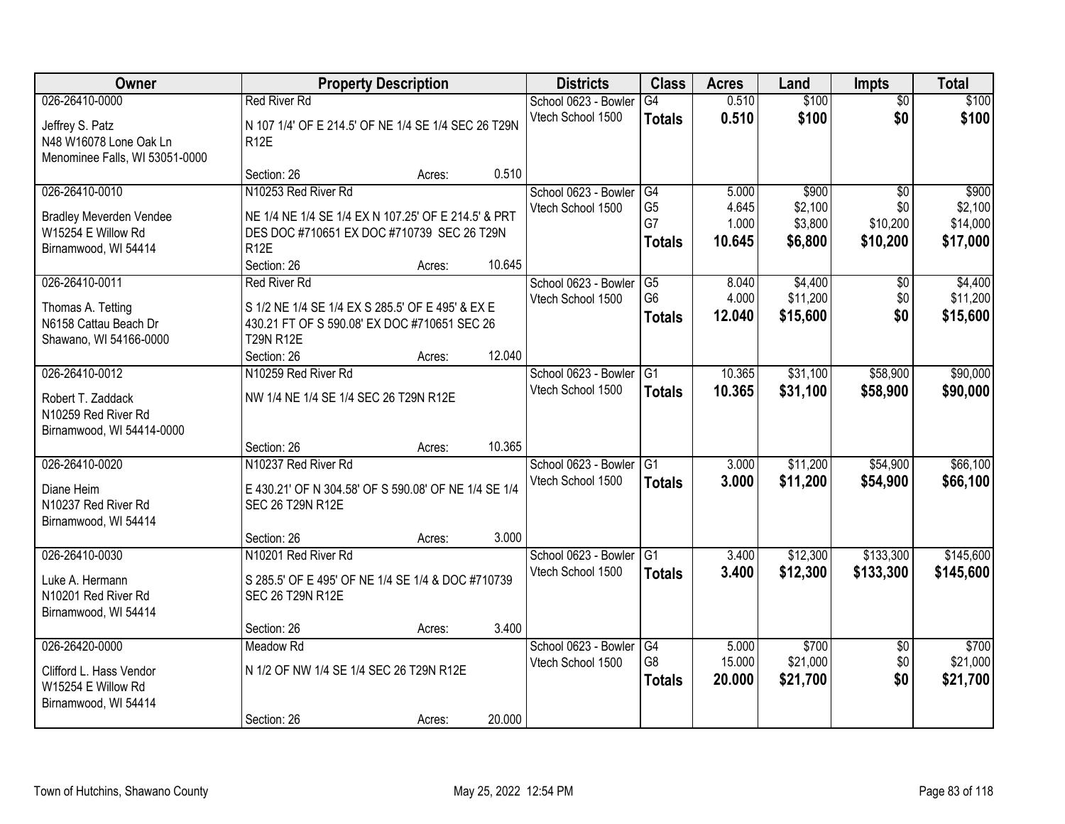| Owner | Property Description | | | Districts | Class | Acres | Land | Impts | Total |
|---|---|---|---|---|---|---|---|---|---|
| 026-26410-0000 | Red River Rd | | | School 0623 - Bowler | G4 | 0.510 | $100 | $0 | $100 |
| Jeffrey S. Patz<br>N48 W16078 Lone Oak Ln<br>Menominee Falls, WI 53051-0000 | N 107 1/4' OF E 214.5' OF NE 1/4 SE 1/4 SEC 26 T29N R12E | | | Vtech School 1500 | **Totals** | **0.510** | **$100** | **$0** | **$100** |
| | Section: 26 | Acres: | 0.510 | | | | | | |
| 026-26410-0010 | N10253 Red River Rd | | | School 0623 - Bowler | G4 | 5.000 | $900 | $0 | $900 |
| Bradley Meverden Vendee<br>W15254 E Willow Rd<br>Birnamwood, WI 54414 | NE 1/4 NE 1/4 SE 1/4 EX N 107.25' OF E 214.5' & PRT DES DOC #710651 EX DOC #710739 SEC 26 T29N R12E | | | Vtech School 1500 | G5 | 4.645 | $2,100 | $0 | $2,100 |
| | | | | | G7 | 1.000 | $3,800 | $10,200 | $14,000 |
| | | | | | **Totals** | **10.645** | **$6,800** | **$10,200** | **$17,000** |
| | Section: 26 | Acres: | 10.645 | | | | | | |
| 026-26410-0011 | Red River Rd | | | School 0623 - Bowler | G5 | 8.040 | $4,400 | $0 | $4,400 |
| Thomas A. Tetting<br>N6158 Cattau Beach Dr<br>Shawano, WI 54166-0000 | S 1/2 NE 1/4 SE 1/4 EX S 285.5' OF E 495' & EX E 430.21 FT OF S 590.08' EX DOC #710651 SEC 26 T29N R12E | | | Vtech School 1500 | G6 | 4.000 | $11,200 | $0 | $11,200 |
| | | | | | **Totals** | **12.040** | **$15,600** | **$0** | **$15,600** |
| | Section: 26 | Acres: | 12.040 | | | | | | |
| 026-26410-0012 | N10259 Red River Rd | | | School 0623 - Bowler | G1 | 10.365 | $31,100 | $58,900 | $90,000 |
| Robert T. Zaddack<br>N10259 Red River Rd<br>Birnamwood, WI 54414-0000 | NW 1/4 NE 1/4 SE 1/4 SEC 26 T29N R12E | | | Vtech School 1500 | **Totals** | **10.365** | **$31,100** | **$58,900** | **$90,000** |
| | Section: 26 | Acres: | 10.365 | | | | | | |
| 026-26410-0020 | N10237 Red River Rd | | | School 0623 - Bowler | G1 | 3.000 | $11,200 | $54,900 | $66,100 |
| Diane Heim<br>N10237 Red River Rd<br>Birnamwood, WI 54414 | E 430.21' OF N 304.58' OF S 590.08' OF NE 1/4 SE 1/4 SEC 26 T29N R12E | | | Vtech School 1500 | **Totals** | **3.000** | **$11,200** | **$54,900** | **$66,100** |
| | Section: 26 | Acres: | 3.000 | | | | | | |
| 026-26410-0030 | N10201 Red River Rd | | | School 0623 - Bowler | G1 | 3.400 | $12,300 | $133,300 | $145,600 |
| Luke A. Hermann<br>N10201 Red River Rd<br>Birnamwood, WI 54414 | S 285.5' OF E 495' OF NE 1/4 SE 1/4 & DOC #710739 SEC 26 T29N R12E | | | Vtech School 1500 | **Totals** | **3.400** | **$12,300** | **$133,300** | **$145,600** |
| | Section: 26 | Acres: | 3.400 | | | | | | |
| 026-26420-0000 | Meadow Rd | | | School 0623 - Bowler | G4 | 5.000 | $700 | $0 | $700 |
| Clifford L. Hass Vendor<br>W15254 E Willow Rd<br>Birnamwood, WI 54414 | N 1/2 OF NW 1/4 SE 1/4 SEC 26 T29N R12E | | | Vtech School 1500 | G8 | 15.000 | $21,000 | $0 | $21,000 |
| | | | | | **Totals** | **20.000** | **$21,700** | **$0** | **$21,700** |
| | Section: 26 | Acres: | 20.000 | | | | | | |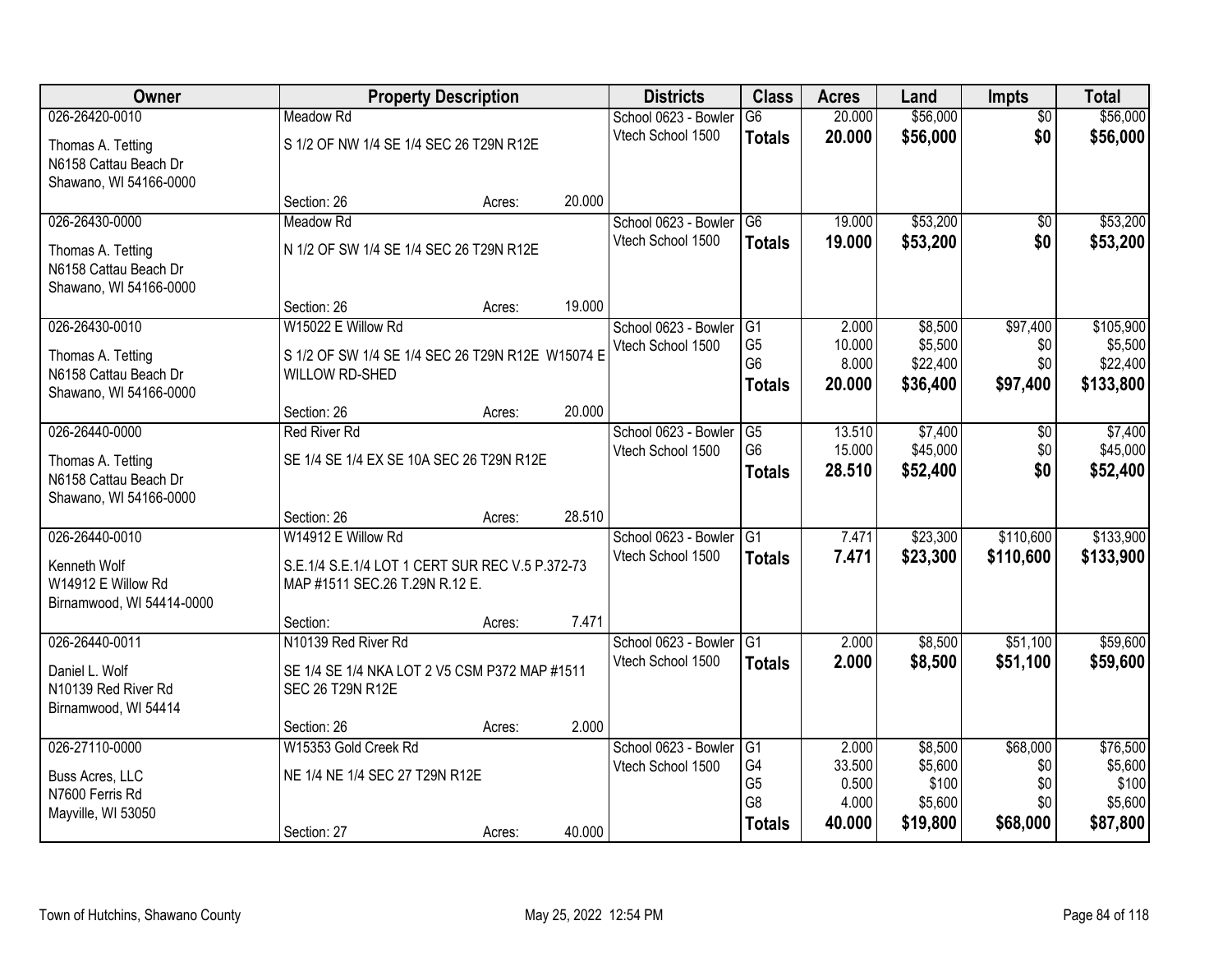| Owner | Property Description | | | Districts | Class | Acres | Land | Impts | Total |
|---|---|---|---|---|---|---|---|---|---|
| 026-26420-0010 | Meadow Rd | | | School 0623 - Bowler | G6 | 20.000 | \$56,000 | \$0 | \$56,000 |
| Thomas A. Tetting<br>N6158 Cattau Beach Dr<br>Shawano, WI 54166-0000 | S 1/2 OF NW 1/4 SE 1/4 SEC 26 T29N R12E | | | Vtech School 1500 | **Totals** | **20.000** | **\$56,000** | **\$0** | **\$56,000** |
| | Section: 26 | Acres: | 20.000 | | | | | | |
| 026-26430-0000 | Meadow Rd | | | School 0623 - Bowler | G6 | 19.000 | \$53,200 | \$0 | \$53,200 |
| Thomas A. Tetting<br>N6158 Cattau Beach Dr<br>Shawano, WI 54166-0000 | N 1/2 OF SW 1/4 SE 1/4 SEC 26 T29N R12E | | | Vtech School 1500 | **Totals** | **19.000** | **\$53,200** | **\$0** | **\$53,200** |
| | Section: 26 | Acres: | 19.000 | | | | | | |
| 026-26430-0010 | W15022 E Willow Rd | | | School 0623 - Bowler | G1 | 2.000 | \$8,500 | \$97,400 | \$105,900 |
| Thomas A. Tetting<br>N6158 Cattau Beach Dr<br>Shawano, WI 54166-0000 | S 1/2 OF SW 1/4 SE 1/4 SEC 26 T29N R12E W15074 E WILLOW RD-SHED | | | Vtech School 1500 | G5 | 10.000 | \$5,500 | \$0 | \$5,500 |
| | | | | | G6 | 8.000 | \$22,400 | \$0 | \$22,400 |
| | | | | | **Totals** | **20.000** | **\$36,400** | **\$97,400** | **\$133,800** |
| | Section: 26 | Acres: | 20.000 | | | | | | |
| 026-26440-0000 | Red River Rd | | | School 0623 - Bowler | G5 | 13.510 | \$7,400 | \$0 | \$7,400 |
| Thomas A. Tetting<br>N6158 Cattau Beach Dr<br>Shawano, WI 54166-0000 | SE 1/4 SE 1/4 EX SE 10A SEC 26 T29N R12E | | | Vtech School 1500 | G6 | 15.000 | \$45,000 | \$0 | \$45,000 |
| | | | | | **Totals** | **28.510** | **\$52,400** | **\$0** | **\$52,400** |
| | Section: 26 | Acres: | 28.510 | | | | | | |
| 026-26440-0010 | W14912 E Willow Rd | | | School 0623 - Bowler | G1 | 7.471 | \$23,300 | \$110,600 | \$133,900 |
| Kenneth Wolf<br>W14912 E Willow Rd<br>Birnamwood, WI 54414-0000 | S.E.1/4 S.E.1/4 LOT 1 CERT SUR REC V.5 P.372-73 MAP #1511 SEC.26 T.29N R.12 E. | | | Vtech School 1500 | **Totals** | **7.471** | **\$23,300** | **\$110,600** | **\$133,900** |
| | Section: | Acres: | 7.471 | | | | | | |
| 026-26440-0011 | N10139 Red River Rd | | | School 0623 - Bowler | G1 | 2.000 | \$8,500 | \$51,100 | \$59,600 |
| Daniel L. Wolf<br>N10139 Red River Rd<br>Birnamwood, WI 54414 | SE 1/4 SE 1/4 NKA LOT 2 V5 CSM P372 MAP #1511 SEC 26 T29N R12E | | | Vtech School 1500 | **Totals** | **2.000** | **\$8,500** | **\$51,100** | **\$59,600** |
| | Section: 26 | Acres: | 2.000 | | | | | | |
| 026-27110-0000 | W15353 Gold Creek Rd | | | School 0623 - Bowler | G1 | 2.000 | \$8,500 | \$68,000 | \$76,500 |
| Buss Acres, LLC<br>N7600 Ferris Rd<br>Mayville, WI 53050 | NE 1/4 NE 1/4 SEC 27 T29N R12E | | | Vtech School 1500 | G4 | 33.500 | \$5,600 | \$0 | \$5,600 |
| | | | | | G5 | 0.500 | \$100 | \$0 | \$100 |
| | | | | | G8 | 4.000 | \$5,600 | \$0 | \$5,600 |
| | Section: 27 | Acres: | 40.000 | | **Totals** | **40.000** | **\$19,800** | **\$68,000** | **\$87,800** |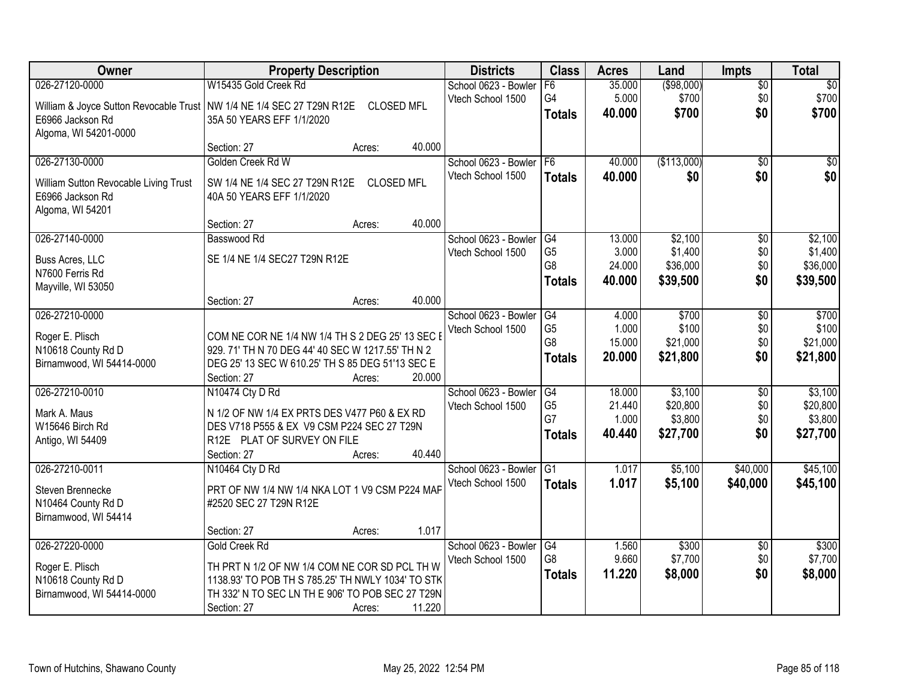| Owner | Property Description | Districts | Class | Acres | Land | Impts | Total |
|---|---|---|---|---|---|---|---|
| 026-27120-0000<br>William & Joyce Sutton Revocable Trust<br>E6966 Jackson Rd<br>Algoma, WI 54201-0000 | W15435 Gold Creek Rd<br>NW 1/4 NE 1/4 SEC 27 T29N R12E CLOSED MFL 35A 50 YEARS EFF 1/1/2020<br>Section: 27 Acres: 40.000 | School 0623 - Bowler<br>Vtech School 1500 | F6<br>G4<br>**Totals** | 35.000<br>5.000<br>**40.000** | ($98,000)<br>$700<br>**$700** | $0<br>$0<br>**$0** | $0<br>$700<br>**$700** |
| 026-27130-0000<br>William Sutton Revocable Living Trust<br>E6966 Jackson Rd<br>Algoma, WI 54201 | Golden Creek Rd W<br>SW 1/4 NE 1/4 SEC 27 T29N R12E CLOSED MFL 40A 50 YEARS EFF 1/1/2020<br>Section: 27 Acres: 40.000 | School 0623 - Bowler<br>Vtech School 1500 | F6<br>**Totals** | 40.000<br>**40.000** | ($113,000)<br>**$0** | $0<br>**$0** | $0<br>**$0** |
| 026-27140-0000<br>Buss Acres, LLC<br>N7600 Ferris Rd<br>Mayville, WI 53050 | Basswood Rd<br>SE 1/4 NE 1/4 SEC27 T29N R12E<br>Section: 27 Acres: 40.000 | School 0623 - Bowler<br>Vtech School 1500 | G4<br>G5<br>G8<br>**Totals** | 13.000<br>3.000<br>24.000<br>**40.000** | $2,100<br>$1,400<br>$36,000<br>**$39,500** | $0<br>$0<br>$0<br>**$0** | $2,100<br>$1,400<br>$36,000<br>**$39,500** |
| 026-27210-0000<br>Roger E. Plisch<br>N10618 County Rd D<br>Birnamwood, WI 54414-0000 | COM NE COR NE 1/4 NW 1/4 TH S 2 DEG 25' 13 SEC E 929. 71' TH N 70 DEG 44' 40 SEC W 1217.55' TH N 2 DEG 25' 13 SEC W 610.25' TH S 85 DEG 51'13 SEC E<br>Section: 27 Acres: 20.000 | School 0623 - Bowler<br>Vtech School 1500 | G4<br>G5<br>G8<br>**Totals** | 4.000<br>1.000<br>15.000<br>**20.000** | $700<br>$100<br>$21,000<br>**$21,800** | $0<br>$0<br>$0<br>**$0** | $700<br>$100<br>$21,000<br>**$21,800** |
| 026-27210-0010<br>Mark A. Maus<br>W15646 Birch Rd<br>Antigo, WI 54409 | N10474 Cty D Rd<br>N 1/2 OF NW 1/4 EX PRTS DES V477 P60 & EX RD DES V718 P555 & EX V9 CSM P224 SEC 27 T29N R12E PLAT OF SURVEY ON FILE<br>Section: 27 Acres: 40.440 | School 0623 - Bowler<br>Vtech School 1500 | G4<br>G5<br>G7<br>**Totals** | 18.000<br>21.440<br>1.000<br>**40.440** | $3,100<br>$20,800<br>$3,800<br>**$27,700** | $0<br>$0<br>$0<br>**$0** | $3,100<br>$20,800<br>$3,800<br>**$27,700** |
| 026-27210-0011<br>Steven Brennecke<br>N10464 County Rd D<br>Birnamwood, WI 54414 | N10464 Cty D Rd<br>PRT OF NW 1/4 NW 1/4 NKA LOT 1 V9 CSM P224 MAP #2520 SEC 27 T29N R12E<br>Section: 27 Acres: 1.017 | School 0623 - Bowler<br>Vtech School 1500 | G1<br>**Totals** | 1.017<br>**1.017** | $5,100<br>**$5,100** | $40,000<br>**$40,000** | $45,100<br>**$45,100** |
| 026-27220-0000<br>Roger E. Plisch<br>N10618 County Rd D<br>Birnamwood, WI 54414-0000 | Gold Creek Rd<br>TH PRT N 1/2 OF NW 1/4 COM NE COR SD PCL TH W 1138.93' TO POB TH S 785.25' TH NWLY 1034' TO STK TH 332' N TO SEC LN TH E 906' TO POB SEC 27 T29N<br>Section: 27 Acres: 11.220 | School 0623 - Bowler<br>Vtech School 1500 | G4<br>G8<br>**Totals** | 1.560<br>9.660<br>**11.220** | $300<br>$7,700<br>**$8,000** | $0<br>$0<br>**$0** | $300<br>$7,700<br>**$8,000** |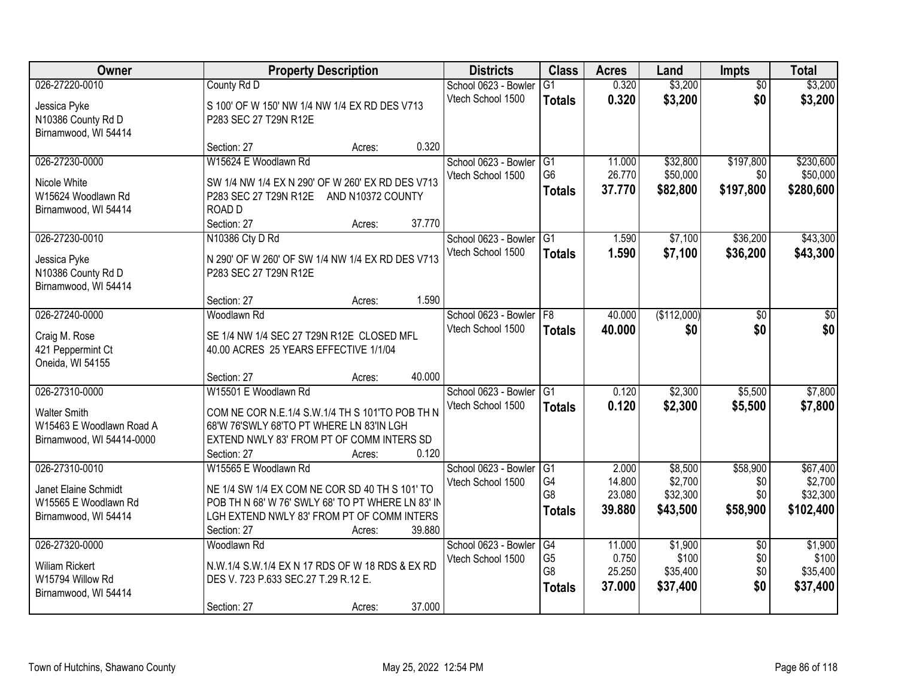| Owner | Property Description | Districts | Class | Acres | Land | Impts | Total |
|---|---|---|---|---|---|---|---|
| 026-27220-0010<br>Jessica Pyke<br>N10386 County Rd D<br>Birnamwood, WI 54414 | County Rd D<br>S 100' OF W 150' NW 1/4 NW 1/4 EX RD DES V713 P283 SEC 27 T29N R12E<br>Section: 27 Acres: 0.320 | School 0623 - Bowler<br>Vtech School 1500 | G1<br>**Totals** | 0.320<br>**0.320** | $3,200<br>**$3,200** | $0<br>**$0** | $3,200<br>**$3,200** |
| 026-27230-0000<br>Nicole White<br>W15624 Woodlawn Rd<br>Birnamwood, WI 54414 | W15624 E Woodlawn Rd<br>SW 1/4 NW 1/4 EX N 290' OF W 260' EX RD DES V713 P283 SEC 27 T29N R12E AND N10372 COUNTY ROAD D<br>Section: 27 Acres: 37.770 | School 0623 - Bowler<br>Vtech School 1500 | G1<br>G6<br>**Totals** | 11.000<br>26.770<br>**37.770** | $32,800<br>$50,000<br>**$82,800** | $197,800<br>$0<br>**$197,800** | $230,600<br>$50,000<br>**$280,600** |
| 026-27230-0010<br>Jessica Pyke<br>N10386 County Rd D<br>Birnamwood, WI 54414 | N10386 Cty D Rd<br>N 290' OF W 260' OF SW 1/4 NW 1/4 EX RD DES V713 P283 SEC 27 T29N R12E<br>Section: 27 Acres: 1.590 | School 0623 - Bowler<br>Vtech School 1500 | G1<br>**Totals** | 1.590<br>**1.590** | $7,100<br>**$7,100** | $36,200<br>**$36,200** | $43,300<br>**$43,300** |
| 026-27240-0000<br>Craig M. Rose<br>421 Peppermint Ct<br>Oneida, WI 54155 | Woodlawn Rd<br>SE 1/4 NW 1/4 SEC 27 T29N R12E CLOSED MFL 40.00 ACRES 25 YEARS EFFECTIVE 1/1/04<br>Section: 27 Acres: 40.000 | School 0623 - Bowler<br>Vtech School 1500 | F8<br>**Totals** | 40.000<br>**40.000** | ($112,000)<br>**$0** | $0<br>**$0** | $0<br>**$0** |
| 026-27310-0000<br>Walter Smith<br>W15463 E Woodlawn Road A<br>Birnamwood, WI 54414-0000 | W15501 E Woodlawn Rd<br>COM NE COR N.E.1/4 S.W.1/4 TH S 101'TO POB TH N 68'W 76'SWLY 68'TO PT WHERE LN 83'IN LGH EXTEND NWLY 83' FROM PT OF COMM INTERS SD<br>Section: 27 Acres: 0.120 | School 0623 - Bowler<br>Vtech School 1500 | G1<br>**Totals** | 0.120<br>**0.120** | $2,300<br>**$2,300** | $5,500<br>**$5,500** | $7,800<br>**$7,800** |
| 026-27310-0010<br>Janet Elaine Schmidt<br>W15565 E Woodlawn Rd<br>Birnamwood, WI 54414 | W15565 E Woodlawn Rd<br>NE 1/4 SW 1/4 EX COM NE COR SD 40 TH S 101' TO POB TH N 68' W 76' SWLY 68' TO PT WHERE LN 83' IN LGH EXTEND NWLY 83' FROM PT OF COMM INTERS<br>Section: 27 Acres: 39.880 | School 0623 - Bowler<br>Vtech School 1500 | G1<br>G4<br>G8<br>**Totals** | 2.000<br>14.800<br>23.080<br>**39.880** | $8,500<br>$2,700<br>$32,300<br>**$43,500** | $58,900<br>$0<br>$0<br>**$58,900** | $67,400<br>$2,700<br>$32,300<br>**$102,400** |
| 026-27320-0000<br>Wiliam Rickert<br>W15794 Willow Rd<br>Birnamwood, WI 54414 | Woodlawn Rd<br>N.W.1/4 S.W.1/4 EX N 17 RDS OF W 18 RDS & EX RD DES V. 723 P.633 SEC.27 T.29 R.12 E.<br>Section: 27 Acres: 37.000 | School 0623 - Bowler<br>Vtech School 1500 | G4<br>G5<br>G8<br>**Totals** | 11.000<br>0.750<br>25.250<br>**37.000** | $1,900<br>$100<br>$35,400<br>**$37,400** | $0<br>$0<br>$0<br>**$0** | $1,900<br>$100<br>$35,400<br>**$37,400** |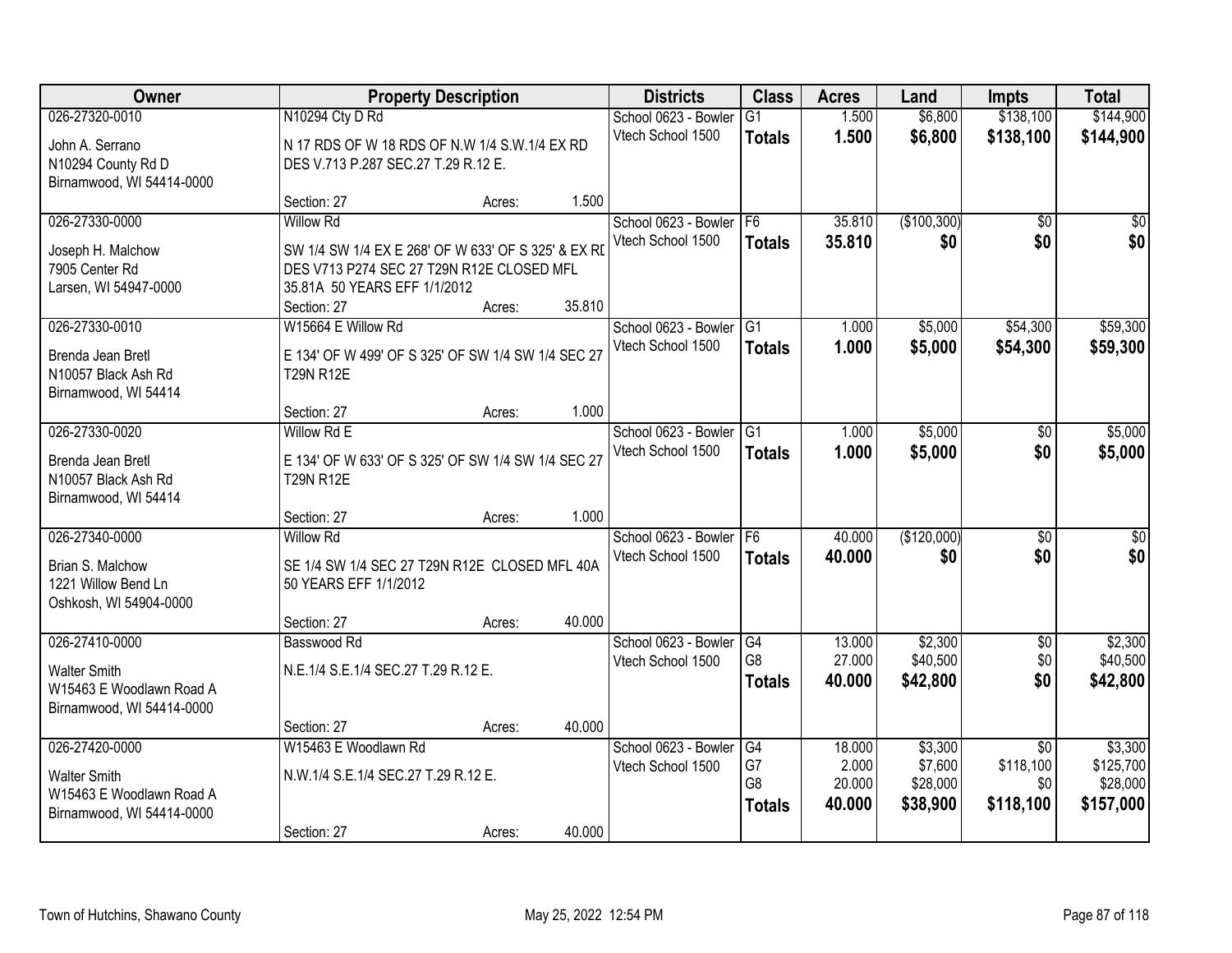| Owner | Property Description | Districts | Class | Acres | Land | Impts | Total |
|---|---|---|---|---|---|---|---|
| 026-27320-0010<br>John A. Serrano<br>N10294 County Rd D<br>Birnamwood, WI 54414-0000 | N10294 Cty D Rd<br>N 17 RDS OF W 18 RDS OF N.W 1/4 S.W.1/4 EX RD DES V.713 P.287 SEC.27 T.29 R.12 E.<br>Section: 27 Acres: 1.500 | School 0623 - Bowler<br>Vtech School 1500 | G1<br>**Totals** | 1.500<br>**1.500** | $6,800<br>**$6,800** | $138,100<br>**$138,100** | $144,900<br>**$144,900** |
| 026-27330-0000<br>Joseph H. Malchow<br>7905 Center Rd<br>Larsen, WI 54947-0000 | Willow Rd<br>SW 1/4 SW 1/4 EX E 268' OF W 633' OF S 325' & EX RD DES V713 P274 SEC 27 T29N R12E CLOSED MFL 35.81A 50 YEARS EFF 1/1/2012<br>Section: 27 Acres: 35.810 | School 0623 - Bowler<br>Vtech School 1500 | F6<br>**Totals** | 35.810<br>**35.810** | ($100,300)<br>**$0** | $0<br>**$0** | $0<br>**$0** |
| 026-27330-0010<br>Brenda Jean Bretl<br>N10057 Black Ash Rd<br>Birnamwood, WI 54414 | W15664 E Willow Rd<br>E 134' OF W 499' OF S 325' OF SW 1/4 SW 1/4 SEC 27 T29N R12E<br>Section: 27 Acres: 1.000 | School 0623 - Bowler<br>Vtech School 1500 | G1<br>**Totals** | 1.000<br>**1.000** | $5,000<br>**$5,000** | $54,300<br>**$54,300** | $59,300<br>**$59,300** |
| 026-27330-0020<br>Brenda Jean Bretl<br>N10057 Black Ash Rd<br>Birnamwood, WI 54414 | Willow Rd E<br>E 134' OF W 633' OF S 325' OF SW 1/4 SW 1/4 SEC 27 T29N R12E<br>Section: 27 Acres: 1.000 | School 0623 - Bowler<br>Vtech School 1500 | G1<br>**Totals** | 1.000<br>**1.000** | $5,000<br>**$5,000** | $0<br>**$0** | $5,000<br>**$5,000** |
| 026-27340-0000<br>Brian S. Malchow<br>1221 Willow Bend Ln<br>Oshkosh, WI 54904-0000 | Willow Rd<br>SE 1/4 SW 1/4 SEC 27 T29N R12E CLOSED MFL 40A 50 YEARS EFF 1/1/2012<br>Section: 27 Acres: 40.000 | School 0623 - Bowler<br>Vtech School 1500 | F6<br>**Totals** | 40.000<br>**40.000** | ($120,000)<br>**$0** | $0<br>**$0** | $0<br>**$0** |
| 026-27410-0000<br>Walter Smith<br>W15463 E Woodlawn Road A<br>Birnamwood, WI 54414-0000 | Basswood Rd<br>N.E.1/4 S.E.1/4 SEC.27 T.29 R.12 E.<br>Section: 27 Acres: 40.000 | School 0623 - Bowler<br>Vtech School 1500 | G4<br>G8<br>**Totals** | 13.000<br>27.000<br>**40.000** | $2,300<br>$40,500<br>**$42,800** | $0<br>$0<br>**$0** | $2,300<br>$40,500<br>**$42,800** |
| 026-27420-0000<br>Walter Smith<br>W15463 E Woodlawn Road A<br>Birnamwood, WI 54414-0000 | W15463 E Woodlawn Rd<br>N.W.1/4 S.E.1/4 SEC.27 T.29 R.12 E.<br>Section: 27 Acres: 40.000 | School 0623 - Bowler<br>Vtech School 1500 | G4<br>G7<br>G8<br>**Totals** | 18.000<br>2.000<br>20.000<br>**40.000** | $3,300<br>$7,600<br>$28,000<br>**$38,900** | $0<br>$118,100<br>$0<br>**$118,100** | $3,300<br>$125,700<br>$28,000<br>**$157,000** |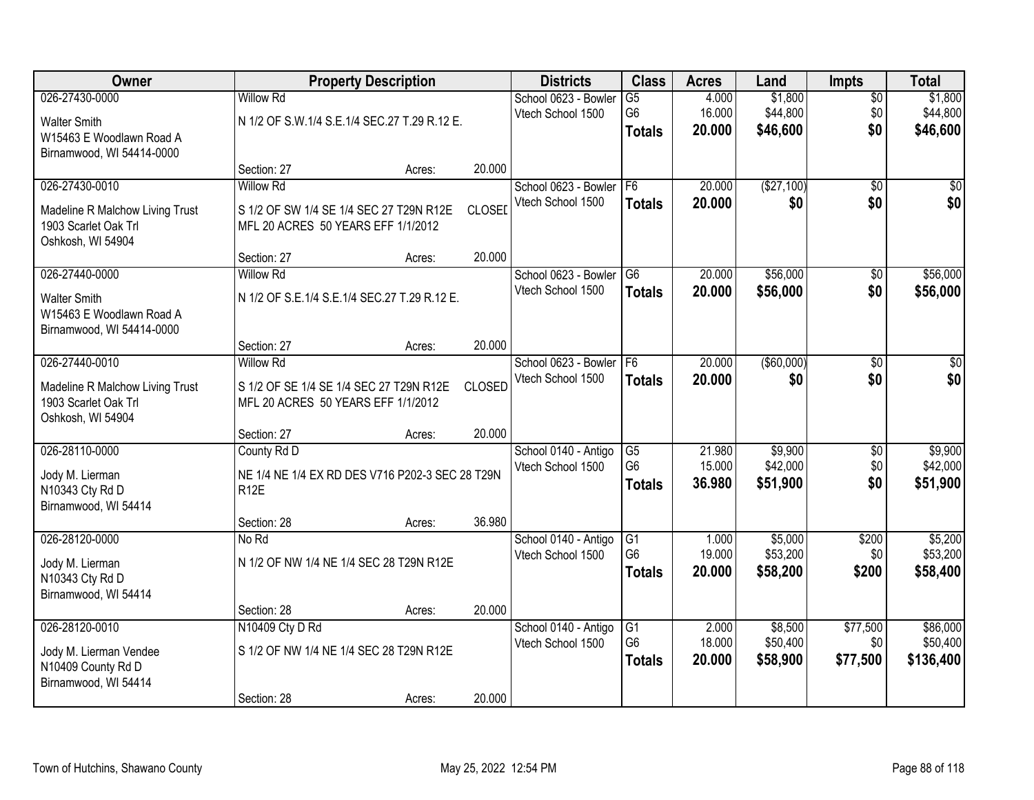| Owner | Property Description | | | Districts | Class | Acres | Land | Impts | Total |
|---|---|---|---|---|---|---|---|---|---|
| 026-27430-0000 | Willow Rd | | | School 0623 - Bowler | G5 | 4.000 | $1,800 | $0 | $1,800 |
| Walter Smith<br>W15463 E Woodlawn Road A<br>Birnamwood, WI 54414-0000 | N 1/2 OF S.W.1/4 S.E.1/4 SEC.27 T.29 R.12 E. | | | Vtech School 1500 | G6 | 16.000 | $44,800 | $0 | $44,800 |
| | | | | | **Totals** | **20.000** | **$46,600** | **$0** | **$46,600** |
| | Section: 27 | Acres: | 20.000 | | | | | | |
| 026-27430-0010 | Willow Rd | | | School 0623 - Bowler | F6 | 20.000 | ($27,100) | $0 | $0 |
| Madeline R Malchow Living Trust<br>1903 Scarlet Oak Trl<br>Oshkosh, WI 54904 | S 1/2 OF SW 1/4 SE 1/4 SEC 27 T29N R12E MFL 20 ACRES 50 YEARS EFF 1/1/2012 | CLOSED | | Vtech School 1500 | **Totals** | **20.000** | **$0** | **$0** | **$0** |
| | Section: 27 | Acres: | 20.000 | | | | | | |
| 026-27440-0000 | Willow Rd | | | School 0623 - Bowler | G6 | 20.000 | $56,000 | $0 | $56,000 |
| Walter Smith<br>W15463 E Woodlawn Road A<br>Birnamwood, WI 54414-0000 | N 1/2 OF S.E.1/4 S.E.1/4 SEC.27 T.29 R.12 E. | | | Vtech School 1500 | **Totals** | **20.000** | **$56,000** | **$0** | **$56,000** |
| | Section: 27 | Acres: | 20.000 | | | | | | |
| 026-27440-0010 | Willow Rd | | | School 0623 - Bowler | F6 | 20.000 | ($60,000) | $0 | $0 |
| Madeline R Malchow Living Trust<br>1903 Scarlet Oak Trl<br>Oshkosh, WI 54904 | S 1/2 OF SE 1/4 SE 1/4 SEC 27 T29N R12E MFL 20 ACRES 50 YEARS EFF 1/1/2012 | CLOSED | | Vtech School 1500 | **Totals** | **20.000** | **$0** | **$0** | **$0** |
| | Section: 27 | Acres: | 20.000 | | | | | | |
| 026-28110-0000 | County Rd D | | | School 0140 - Antigo | G5 | 21.980 | $9,900 | $0 | $9,900 |
| Jody M. Lierman<br>N10343 Cty Rd D<br>Birnamwood, WI 54414 | NE 1/4 NE 1/4 EX RD DES V716 P202-3 SEC 28 T29N R12E | | | Vtech School 1500 | G6 | 15.000 | $42,000 | $0 | $42,000 |
| | | | | | **Totals** | **36.980** | **$51,900** | **$0** | **$51,900** |
| | Section: 28 | Acres: | 36.980 | | | | | | |
| 026-28120-0000 | No Rd | | | School 0140 - Antigo | G1 | 1.000 | $5,000 | $200 | $5,200 |
| Jody M. Lierman<br>N10343 Cty Rd D<br>Birnamwood, WI 54414 | N 1/2 OF NW 1/4 NE 1/4 SEC 28 T29N R12E | | | Vtech School 1500 | G6 | 19.000 | $53,200 | $0 | $53,200 |
| | | | | | **Totals** | **20.000** | **$58,200** | **$200** | **$58,400** |
| | Section: 28 | Acres: | 20.000 | | | | | | |
| 026-28120-0010 | N10409 Cty D Rd | | | School 0140 - Antigo | G1 | 2.000 | $8,500 | $77,500 | $86,000 |
| Jody M. Lierman Vendee<br>N10409 County Rd D<br>Birnamwood, WI 54414 | S 1/2 OF NW 1/4 NE 1/4 SEC 28 T29N R12E | | | Vtech School 1500 | G6 | 18.000 | $50,400 | $0 | $50,400 |
| | | | | | **Totals** | **20.000** | **$58,900** | **$77,500** | **$136,400** |
| | Section: 28 | Acres: | 20.000 | | | | | | |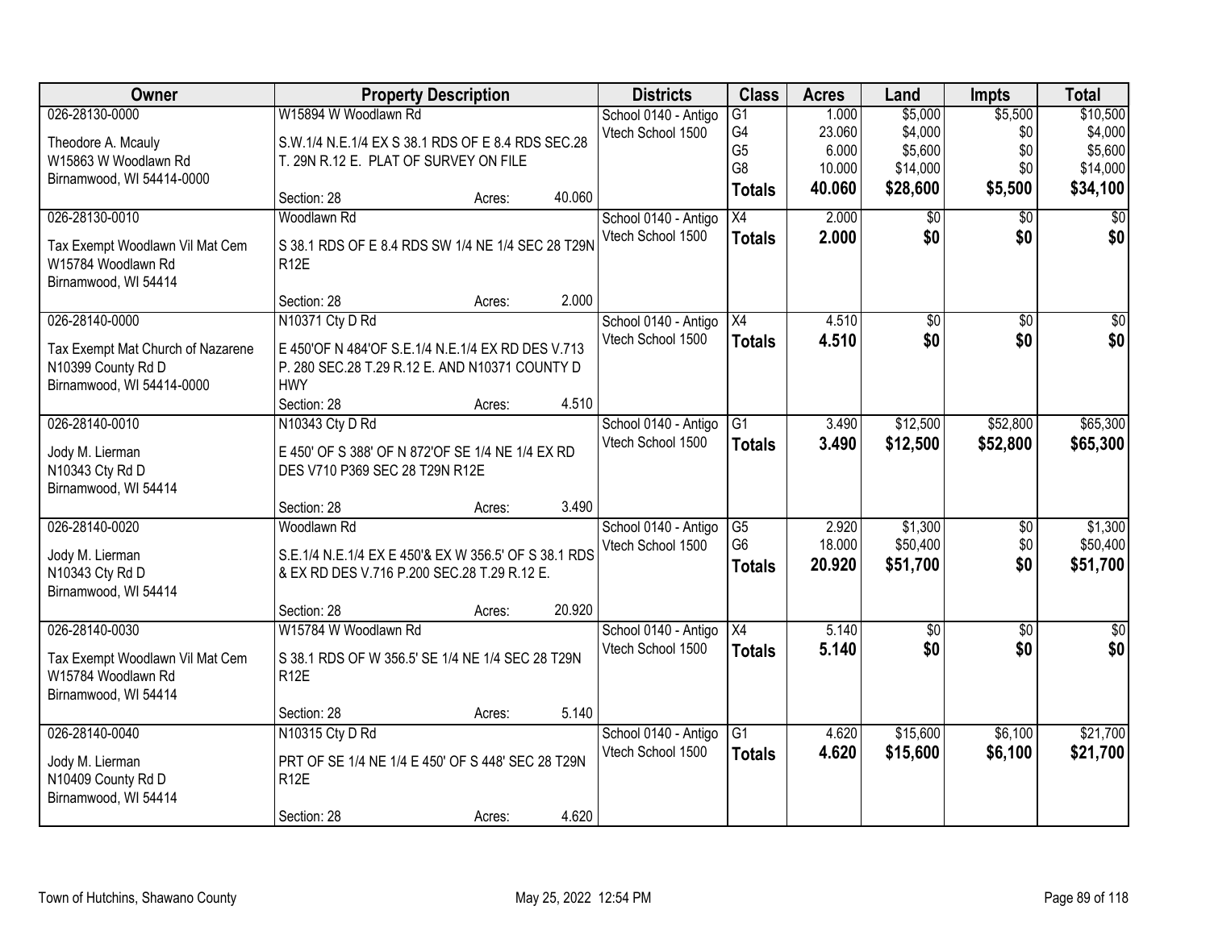| Owner | Property Description | Districts | Class | Acres | Land | Impts | Total |
|---|---|---|---|---|---|---|---|
| 026-28130-0000<br>Theodore A. Mcauly<br>W15863 W Woodlawn Rd<br>Birnamwood, WI 54414-0000 | W15894 W Woodlawn Rd<br>S.W.1/4 N.E.1/4 EX S 38.1 RDS OF E 8.4 RDS SEC.28 T. 29N R.12 E. PLAT OF SURVEY ON FILE<br>Section: 28 Acres: 40.060 | School 0140 - Antigo<br>Vtech School 1500 | G1<br>G4<br>G5<br>G8<br>**Totals** | 1.000<br>23.060<br>6.000<br>10.000<br>**40.060** | $5,000<br>$4,000<br>$5,600<br>$14,000<br>**$28,600** | $5,500<br>$0<br>$0<br>$0<br>**$5,500** | $10,500<br>$4,000<br>$5,600<br>$14,000<br>**$34,100** |
| 026-28130-0010<br>Tax Exempt Woodlawn Vil Mat Cem<br>W15784 Woodlawn Rd<br>Birnamwood, WI 54414 | Woodlawn Rd<br>S 38.1 RDS OF E 8.4 RDS SW 1/4 NE 1/4 SEC 28 T29N R12E<br>Section: 28 Acres: 2.000 | School 0140 - Antigo<br>Vtech School 1500 | X4<br>**Totals** | 2.000<br>**2.000** | $0<br>**$0** | $0<br>**$0** | $0<br>**$0** |
| 026-28140-0000<br>Tax Exempt Mat Church of Nazarene<br>N10399 County Rd D<br>Birnamwood, WI 54414-0000 | N10371 Cty D Rd<br>E 450'OF N 484'OF S.E.1/4 N.E.1/4 EX RD DES V.713 P. 280 SEC.28 T.29 R.12 E. AND N10371 COUNTY D HWY<br>Section: 28 Acres: 4.510 | School 0140 - Antigo<br>Vtech School 1500 | X4<br>**Totals** | 4.510<br>**4.510** | $0<br>**$0** | $0<br>**$0** | $0<br>**$0** |
| 026-28140-0010<br>Jody M. Lierman<br>N10343 Cty Rd D<br>Birnamwood, WI 54414 | N10343 Cty D Rd<br>E 450' OF S 388' OF N 872'OF SE 1/4 NE 1/4 EX RD DES V710 P369 SEC 28 T29N R12E<br>Section: 28 Acres: 3.490 | School 0140 - Antigo<br>Vtech School 1500 | G1<br>**Totals** | 3.490<br>**3.490** | $12,500<br>**$12,500** | $52,800<br>**$52,800** | $65,300<br>**$65,300** |
| 026-28140-0020<br>Jody M. Lierman<br>N10343 Cty Rd D<br>Birnamwood, WI 54414 | Woodlawn Rd<br>S.E.1/4 N.E.1/4 EX E 450'& EX W 356.5' OF S 38.1 RDS & EX RD DES V.716 P.200 SEC.28 T.29 R.12 E.<br>Section: 28 Acres: 20.920 | School 0140 - Antigo<br>Vtech School 1500 | G5<br>G6<br>**Totals** | 2.920<br>18.000<br>**20.920** | $1,300<br>$50,400<br>**$51,700** | $0<br>$0<br>**$0** | $1,300<br>$50,400<br>**$51,700** |
| 026-28140-0030<br>Tax Exempt Woodlawn Vil Mat Cem<br>W15784 Woodlawn Rd<br>Birnamwood, WI 54414 | W15784 W Woodlawn Rd<br>S 38.1 RDS OF W 356.5' SE 1/4 NE 1/4 SEC 28 T29N R12E<br>Section: 28 Acres: 5.140 | School 0140 - Antigo<br>Vtech School 1500 | X4<br>**Totals** | 5.140<br>**5.140** | $0<br>**$0** | $0<br>**$0** | $0<br>**$0** |
| 026-28140-0040<br>Jody M. Lierman<br>N10409 County Rd D<br>Birnamwood, WI 54414 | N10315 Cty D Rd<br>PRT OF SE 1/4 NE 1/4 E 450' OF S 448' SEC 28 T29N R12E<br>Section: 28 Acres: 4.620 | School 0140 - Antigo<br>Vtech School 1500 | G1<br>**Totals** | 4.620<br>**4.620** | $15,600<br>**$15,600** | $6,100<br>**$6,100** | $21,700<br>**$21,700** |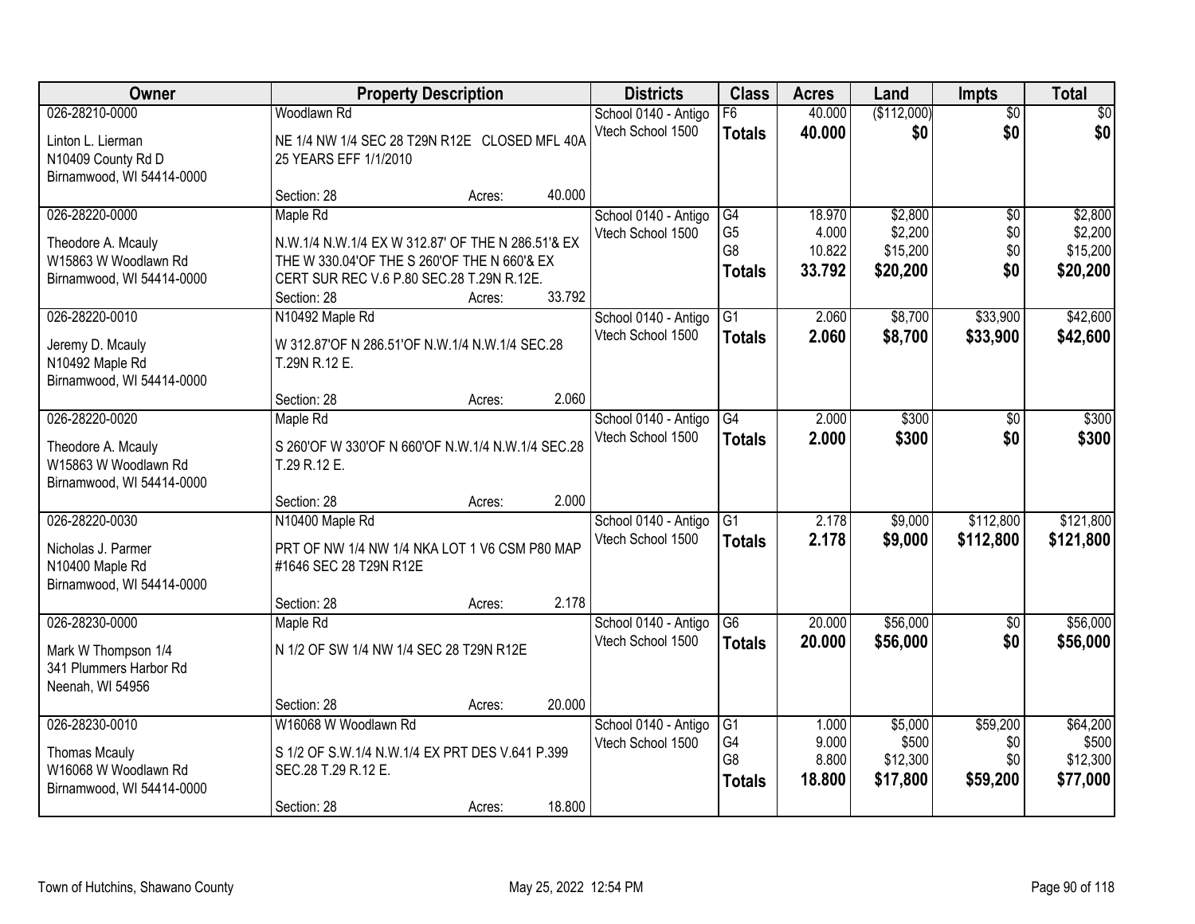| Owner | Property Description | Districts | Class | Acres | Land | Impts | Total |
|---|---|---|---|---|---|---|---|
| 026-28210-0000<br><br>Linton L. Lierman<br>N10409 County Rd D<br>Birnamwood, WI 54414-0000 | Woodlawn Rd<br><br>NE 1/4 NW 1/4 SEC 28 T29N R12E CLOSED MFL 40A 25 YEARS EFF 1/1/2010<br><br>Section: 28 Acres: 40.000 | School 0140 - Antigo<br>Vtech School 1500 | F6<br>**Totals** | 40.000<br>**40.000** | ($112,000)<br>**$0** | $0<br>**$0** | $0<br>**$0** |
| 026-28220-0000<br><br>Theodore A. Mcauly<br>W15863 W Woodlawn Rd<br>Birnamwood, WI 54414-0000 | Maple Rd<br><br>N.W.1/4 N.W.1/4 EX W 312.87' OF THE N 286.51'& EX THE W 330.04'OF THE S 260'OF THE N 660'& EX CERT SUR REC V.6 P.80 SEC.28 T.29N R.12E.<br>Section: 28 Acres: 33.792 | School 0140 - Antigo<br>Vtech School 1500 | G4<br>G5<br>G8<br>**Totals** | 18.970<br>4.000<br>10.822<br>**33.792** | $2,800<br>$2,200<br>$15,200<br>**$20,200** | $0<br>$0<br>$0<br>**$0** | $2,800<br>$2,200<br>$15,200<br>**$20,200** |
| 026-28220-0010<br><br>Jeremy D. Mcauly<br>N10492 Maple Rd<br>Birnamwood, WI 54414-0000 | N10492 Maple Rd<br><br>W 312.87'OF N 286.51'OF N.W.1/4 N.W.1/4 SEC.28 T.29N R.12 E.<br><br>Section: 28 Acres: 2.060 | School 0140 - Antigo<br>Vtech School 1500 | G1<br>**Totals** | 2.060<br>**2.060** | $8,700<br>**$8,700** | $33,900<br>**$33,900** | $42,600<br>**$42,600** |
| 026-28220-0020<br><br>Theodore A. Mcauly<br>W15863 W Woodlawn Rd<br>Birnamwood, WI 54414-0000 | Maple Rd<br><br>S 260'OF W 330'OF N 660'OF N.W.1/4 N.W.1/4 SEC.28 T.29 R.12 E.<br><br>Section: 28 Acres: 2.000 | School 0140 - Antigo<br>Vtech School 1500 | G4<br>**Totals** | 2.000<br>**2.000** | $300<br>**$300** | $0<br>**$0** | $300<br>**$300** |
| 026-28220-0030<br><br>Nicholas J. Parmer<br>N10400 Maple Rd<br>Birnamwood, WI 54414-0000 | N10400 Maple Rd<br><br>PRT OF NW 1/4 NW 1/4 NKA LOT 1 V6 CSM P80 MAP #1646 SEC 28 T29N R12E<br><br>Section: 28 Acres: 2.178 | School 0140 - Antigo<br>Vtech School 1500 | G1<br>**Totals** | 2.178<br>**2.178** | $9,000<br>**$9,000** | $112,800<br>**$112,800** | $121,800<br>**$121,800** |
| 026-28230-0000<br><br>Mark W Thompson 1/4<br>341 Plummers Harbor Rd<br>Neenah, WI 54956 | Maple Rd<br><br>N 1/2 OF SW 1/4 NW 1/4 SEC 28 T29N R12E<br><br>Section: 28 Acres: 20.000 | School 0140 - Antigo<br>Vtech School 1500 | G6<br>**Totals** | 20.000<br>**20.000** | $56,000<br>**$56,000** | $0<br>**$0** | $56,000<br>**$56,000** |
| 026-28230-0010<br><br>Thomas Mcauly<br>W16068 W Woodlawn Rd<br>Birnamwood, WI 54414-0000 | W16068 W Woodlawn Rd<br><br>S 1/2 OF S.W.1/4 N.W.1/4 EX PRT DES V.641 P.399 SEC.28 T.29 R.12 E.<br><br>Section: 28 Acres: 18.800 | School 0140 - Antigo<br>Vtech School 1500 | G1<br>G4<br>G8<br>**Totals** | 1.000<br>9.000<br>8.800<br>**18.800** | $5,000<br>$500<br>$12,300<br>**$17,800** | $59,200<br>$0<br>$0<br>**$59,200** | $64,200<br>$500<br>$12,300<br>**$77,000** |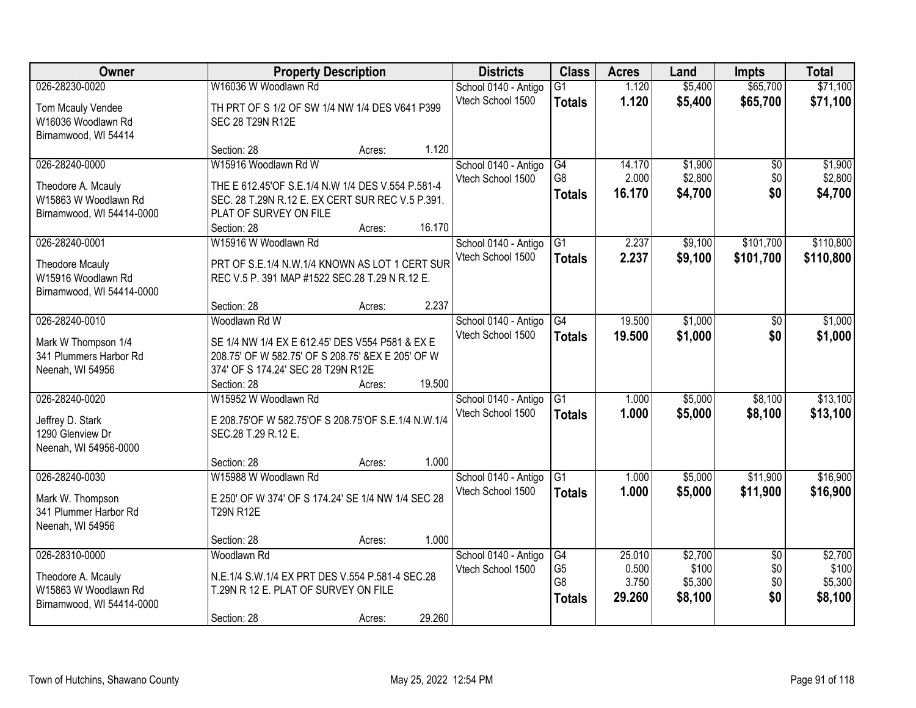| Owner | Property Description | Districts | Class | Acres | Land | Impts | Total |
|---|---|---|---|---|---|---|---|
| 026-28230-0020<br>Tom Mcauly Vendee<br>W16036 Woodlawn Rd<br>Birnamwood, WI 54414 | W16036 W Woodlawn Rd<br>TH PRT OF S 1/2 OF SW 1/4 NW 1/4 DES V641 P399 SEC 28 T29N R12E<br>Section: 28 Acres: 1.120 | School 0140 - Antigo<br>Vtech School 1500 | G1<br>**Totals** | 1.120<br>**1.120** | $5,400<br>**$5,400** | $65,700<br>**$65,700** | $71,100<br>**$71,100** |
| 026-28240-0000<br>Theodore A. Mcauly<br>W15863 W Woodlawn Rd<br>Birnamwood, WI 54414-0000 | W15916 Woodlawn Rd W<br>THE E 612.45'OF S.E.1/4 N.W 1/4 DES V.554 P.581-4 SEC. 28 T.29N R.12 E. EX CERT SUR REC V.5 P.391. PLAT OF SURVEY ON FILE<br>Section: 28 Acres: 16.170 | School 0140 - Antigo<br>Vtech School 1500 | G4<br>G8<br>**Totals** | 14.170<br>2.000<br>**16.170** | $1,900<br>$2,800<br>**$4,700** | $0<br>$0<br>**$0** | $1,900<br>$2,800<br>**$4,700** |
| 026-28240-0001<br>Theodore Mcauly<br>W15916 Woodlawn Rd<br>Birnamwood, WI 54414-0000 | W15916 W Woodlawn Rd<br>PRT OF S.E.1/4 N.W.1/4 KNOWN AS LOT 1 CERT SUR REC V.5 P. 391 MAP #1522 SEC.28 T.29 N R.12 E.<br>Section: 28 Acres: 2.237 | School 0140 - Antigo<br>Vtech School 1500 | G1<br>**Totals** | 2.237<br>**2.237** | $9,100<br>**$9,100** | $101,700<br>**$101,700** | $110,800<br>**$110,800** |
| 026-28240-0010<br>Mark W Thompson 1/4<br>341 Plummers Harbor Rd<br>Neenah, WI 54956 | Woodlawn Rd W<br>SE 1/4 NW 1/4 EX E 612.45' DES V554 P581 & EX E 208.75' OF W 582.75' OF S 208.75' &EX E 205' OF W 374' OF S 174.24' SEC 28 T29N R12E<br>Section: 28 Acres: 19.500 | School 0140 - Antigo<br>Vtech School 1500 | G4<br>**Totals** | 19.500<br>**19.500** | $1,000<br>**$1,000** | $0<br>**$0** | $1,000<br>**$1,000** |
| 026-28240-0020<br>Jeffrey D. Stark<br>1290 Glenview Dr<br>Neenah, WI 54956-0000 | W15952 W Woodlawn Rd<br>E 208.75'OF W 582.75'OF S 208.75'OF S.E.1/4 N.W.1/4 SEC.28 T.29 R.12 E.<br>Section: 28 Acres: 1.000 | School 0140 - Antigo<br>Vtech School 1500 | G1<br>**Totals** | 1.000<br>**1.000** | $5,000<br>**$5,000** | $8,100<br>**$8,100** | $13,100<br>**$13,100** |
| 026-28240-0030<br>Mark W. Thompson<br>341 Plummer Harbor Rd<br>Neenah, WI 54956 | W15988 W Woodlawn Rd<br>E 250' OF W 374' OF S 174.24' SE 1/4 NW 1/4 SEC 28 T29N R12E<br>Section: 28 Acres: 1.000 | School 0140 - Antigo<br>Vtech School 1500 | G1<br>**Totals** | 1.000<br>**1.000** | $5,000<br>**$5,000** | $11,900<br>**$11,900** | $16,900<br>**$16,900** |
| 026-28310-0000<br>Theodore A. Mcauly<br>W15863 W Woodlawn Rd<br>Birnamwood, WI 54414-0000 | Woodlawn Rd<br>N.E.1/4 S.W.1/4 EX PRT DES V.554 P.581-4 SEC.28 T.29N R 12 E. PLAT OF SURVEY ON FILE<br>Section: 28 Acres: 29.260 | School 0140 - Antigo<br>Vtech School 1500 | G4<br>G5<br>G8<br>**Totals** | 25.010<br>0.500<br>3.750<br>**29.260** | $2,700<br>$100<br>$5,300<br>**$8,100** | $0<br>$0<br>$0<br>**$0** | $2,700<br>$100<br>$5,300<br>**$8,100** |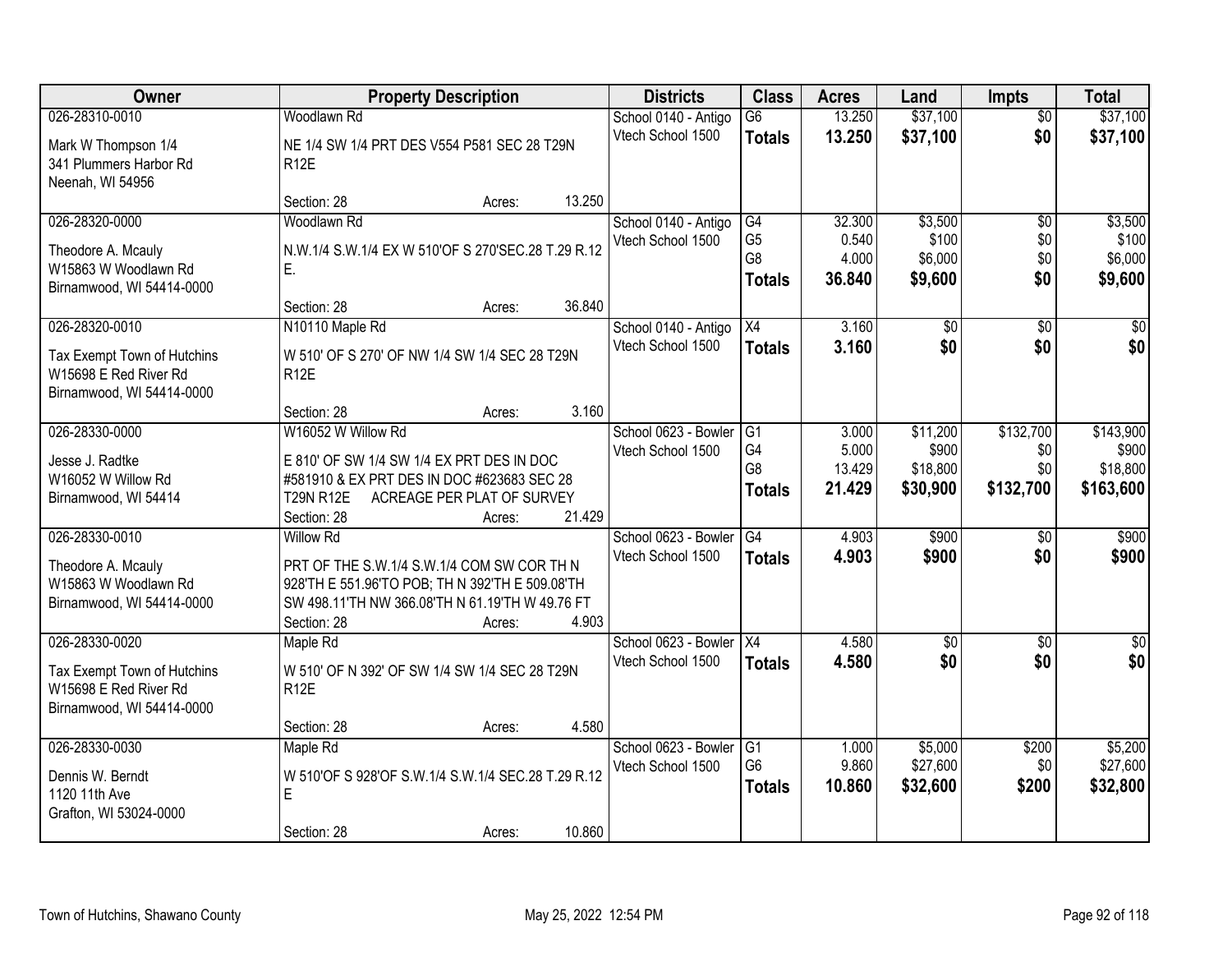| Owner | Property Description | Districts | Class | Acres | Land | Impts | Total |
|---|---|---|---|---|---|---|---|
| 026-28310-0010<br><br>Mark W Thompson 1/4<br>341 Plummers Harbor Rd<br>Neenah, WI 54956 | Woodlawn Rd<br><br>NE 1/4 SW 1/4 PRT DES V554 P581 SEC 28 T29N R12E<br><br>Section: 28 Acres: 13.250 | School 0140 - Antigo<br>Vtech School 1500 | G6<br>**Totals** | 13.250<br>**13.250** | $37,100<br>**$37,100** | $0<br>**$0** | $37,100<br>**$37,100** |
| 026-28320-0000<br><br>Theodore A. Mcauly<br>W15863 W Woodlawn Rd<br>Birnamwood, WI 54414-0000 | Woodlawn Rd<br><br>N.W.1/4 S.W.1/4 EX W 510'OF S 270'SEC.28 T.29 R.12 E.<br><br>Section: 28 Acres: 36.840 | School 0140 - Antigo<br>Vtech School 1500 | G4<br>G5<br>G8<br>**Totals** | 32.300<br>0.540<br>4.000<br>**36.840** | $3,500<br>$100<br>$6,000<br>**$9,600** | $0<br>$0<br>$0<br>**$0** | $3,500<br>$100<br>$6,000<br>**$9,600** |
| 026-28320-0010<br><br>Tax Exempt Town of Hutchins<br>W15698 E Red River Rd<br>Birnamwood, WI 54414-0000 | N10110 Maple Rd<br><br>W 510' OF S 270' OF NW 1/4 SW 1/4 SEC 28 T29N R12E<br><br>Section: 28 Acres: 3.160 | School 0140 - Antigo<br>Vtech School 1500 | X4<br>**Totals** | 3.160<br>**3.160** | $0<br>**$0** | $0<br>**$0** | $0<br>**$0** |
| 026-28330-0000<br><br>Jesse J. Radtke<br>W16052 W Willow Rd<br>Birnamwood, WI 54414 | W16052 W Willow Rd<br><br>E 810' OF SW 1/4 SW 1/4 EX PRT DES IN DOC #581910 & EX PRT DES IN DOC #623683 SEC 28 T29N R12E ACREAGE PER PLAT OF SURVEY<br>Section: 28 Acres: 21.429 | School 0623 - Bowler<br>Vtech School 1500 | G1<br>G4<br>G8<br>**Totals** | 3.000<br>5.000<br>13.429<br>**21.429** | $11,200<br>$900<br>$18,800<br>**$30,900** | $132,700<br>$0<br>$0<br>**$132,700** | $143,900<br>$900<br>$18,800<br>**$163,600** |
| 026-28330-0010<br><br>Theodore A. Mcauly<br>W15863 W Woodlawn Rd<br>Birnamwood, WI 54414-0000 | Willow Rd<br><br>PRT OF THE S.W.1/4 S.W.1/4 COM SW COR TH N 928'TH E 551.96'TO POB; TH N 392'TH E 509.08'TH SW 498.11'TH NW 366.08'TH N 61.19'TH W 49.76 FT<br>Section: 28 Acres: 4.903 | School 0623 - Bowler<br>Vtech School 1500 | G4<br>**Totals** | 4.903<br>**4.903** | $900<br>**$900** | $0<br>**$0** | $900<br>**$900** |
| 026-28330-0020<br><br>Tax Exempt Town of Hutchins<br>W15698 E Red River Rd<br>Birnamwood, WI 54414-0000 | Maple Rd<br><br>W 510' OF N 392' OF SW 1/4 SW 1/4 SEC 28 T29N R12E<br><br>Section: 28 Acres: 4.580 | School 0623 - Bowler<br>Vtech School 1500 | X4<br>**Totals** | 4.580<br>**4.580** | $0<br>**$0** | $0<br>**$0** | $0<br>**$0** |
| 026-28330-0030<br><br>Dennis W. Berndt<br>1120 11th Ave<br>Grafton, WI 53024-0000 | Maple Rd<br><br>W 510'OF S 928'OF S.W.1/4 S.W.1/4 SEC.28 T.29 R.12 E<br><br>Section: 28 Acres: 10.860 | School 0623 - Bowler<br>Vtech School 1500 | G1<br>G6<br>**Totals** | 1.000<br>9.860<br>**10.860** | $5,000<br>$27,600<br>**$32,600** | $200<br>$0<br>**$200** | $5,200<br>$27,600<br>**$32,800** |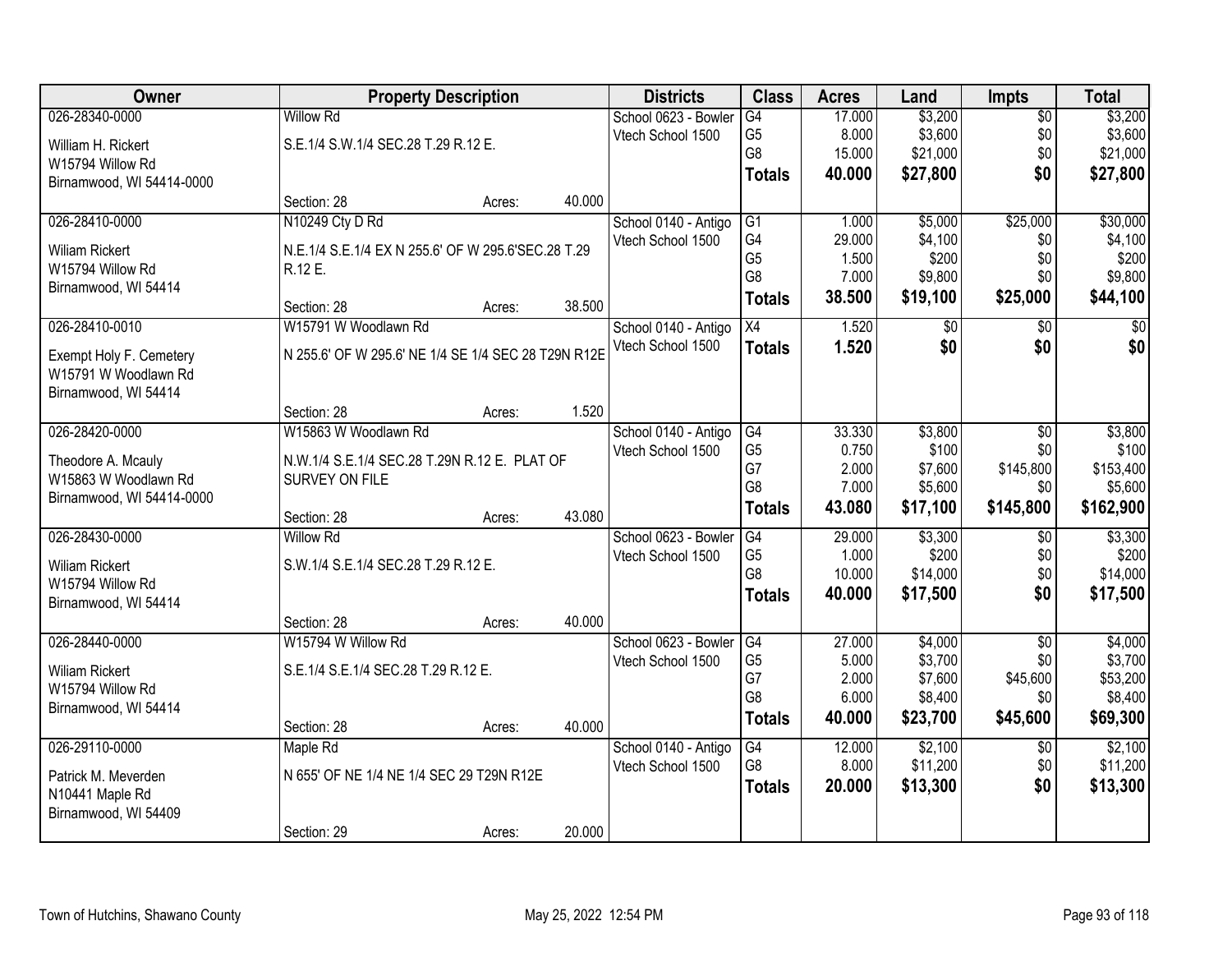| Owner | Property Description | Districts | Class | Acres | Land | Impts | Total |
|---|---|---|---|---|---|---|---|
| 026-28340-0000<br>William H. Rickert<br>W15794 Willow Rd<br>Birnamwood, WI 54414-0000 | Willow Rd<br>S.E.1/4 S.W.1/4 SEC.28 T.29 R.12 E.<br>Section: 28 Acres: 40.000 | School 0623 - Bowler<br>Vtech School 1500 | G4<br>G5<br>G8<br>**Totals** | 17.000<br>8.000<br>15.000<br>**40.000** | $3,200<br>$3,600<br>$21,000<br>**$27,800** | $0<br>$0<br>$0<br>**$0** | $3,200<br>$3,600<br>$21,000<br>**$27,800** |
| 026-28410-0000<br>Wiliam Rickert<br>W15794 Willow Rd<br>Birnamwood, WI 54414 | N10249 Cty D Rd<br>N.E.1/4 S.E.1/4 EX N 255.6' OF W 295.6'SEC.28 T.29 R.12 E.<br>Section: 28 Acres: 38.500 | School 0140 - Antigo<br>Vtech School 1500 | G1<br>G4<br>G5<br>G8<br>**Totals** | 1.000<br>29.000<br>1.500<br>7.000<br>**38.500** | $5,000<br>$4,100<br>$200<br>$9,800<br>**$19,100** | $25,000<br>$0<br>$0<br>$0<br>**$25,000** | $30,000<br>$4,100<br>$200<br>$9,800<br>**$44,100** |
| 026-28410-0010<br>Exempt Holy F. Cemetery<br>W15791 W Woodlawn Rd<br>Birnamwood, WI 54414 | W15791 W Woodlawn Rd<br>N 255.6' OF W 295.6' NE 1/4 SE 1/4 SEC 28 T29N R12E<br>Section: 28 Acres: 1.520 | School 0140 - Antigo<br>Vtech School 1500 | X4<br>**Totals** | 1.520<br>**1.520** | $0<br>**$0** | $0<br>**$0** | $0<br>**$0** |
| 026-28420-0000<br>Theodore A. Mcauly<br>W15863 W Woodlawn Rd<br>Birnamwood, WI 54414-0000 | W15863 W Woodlawn Rd<br>N.W.1/4 S.E.1/4 SEC.28 T.29N R.12 E. PLAT OF SURVEY ON FILE<br>Section: 28 Acres: 43.080 | School 0140 - Antigo<br>Vtech School 1500 | G4<br>G5<br>G7<br>G8<br>**Totals** | 33.330<br>0.750<br>2.000<br>7.000<br>**43.080** | $3,800<br>$100<br>$7,600<br>$5,600<br>**$17,100** | $0<br>$0<br>$145,800<br>$0<br>**$145,800** | $3,800<br>$100<br>$153,400<br>$5,600<br>**$162,900** |
| 026-28430-0000<br>Wiliam Rickert<br>W15794 Willow Rd<br>Birnamwood, WI 54414 | Willow Rd<br>S.W.1/4 S.E.1/4 SEC.28 T.29 R.12 E.<br>Section: 28 Acres: 40.000 | School 0623 - Bowler<br>Vtech School 1500 | G4<br>G5<br>G8<br>**Totals** | 29.000<br>1.000<br>10.000<br>**40.000** | $3,300<br>$200<br>$14,000<br>**$17,500** | $0<br>$0<br>$0<br>**$0** | $3,300<br>$200<br>$14,000<br>**$17,500** |
| 026-28440-0000<br>Wiliam Rickert<br>W15794 Willow Rd<br>Birnamwood, WI 54414 | W15794 W Willow Rd<br>S.E.1/4 S.E.1/4 SEC.28 T.29 R.12 E.<br>Section: 28 Acres: 40.000 | School 0623 - Bowler<br>Vtech School 1500 | G4<br>G5<br>G7<br>G8<br>**Totals** | 27.000<br>5.000<br>2.000<br>6.000<br>**40.000** | $4,000<br>$3,700<br>$7,600<br>$8,400<br>**$23,700** | $0<br>$0<br>$45,600<br>$0<br>**$45,600** | $4,000<br>$3,700<br>$53,200<br>$8,400<br>**$69,300** |
| 026-29110-0000<br>Patrick M. Meverden<br>N10441 Maple Rd<br>Birnamwood, WI 54409 | Maple Rd<br>N 655' OF NE 1/4 NE 1/4 SEC 29 T29N R12E<br>Section: 29 Acres: 20.000 | School 0140 - Antigo<br>Vtech School 1500 | G4<br>G8<br>**Totals** | 12.000<br>8.000<br>**20.000** | $2,100<br>$11,200<br>**$13,300** | $0<br>$0<br>**$0** | $2,100<br>$11,200<br>**$13,300** |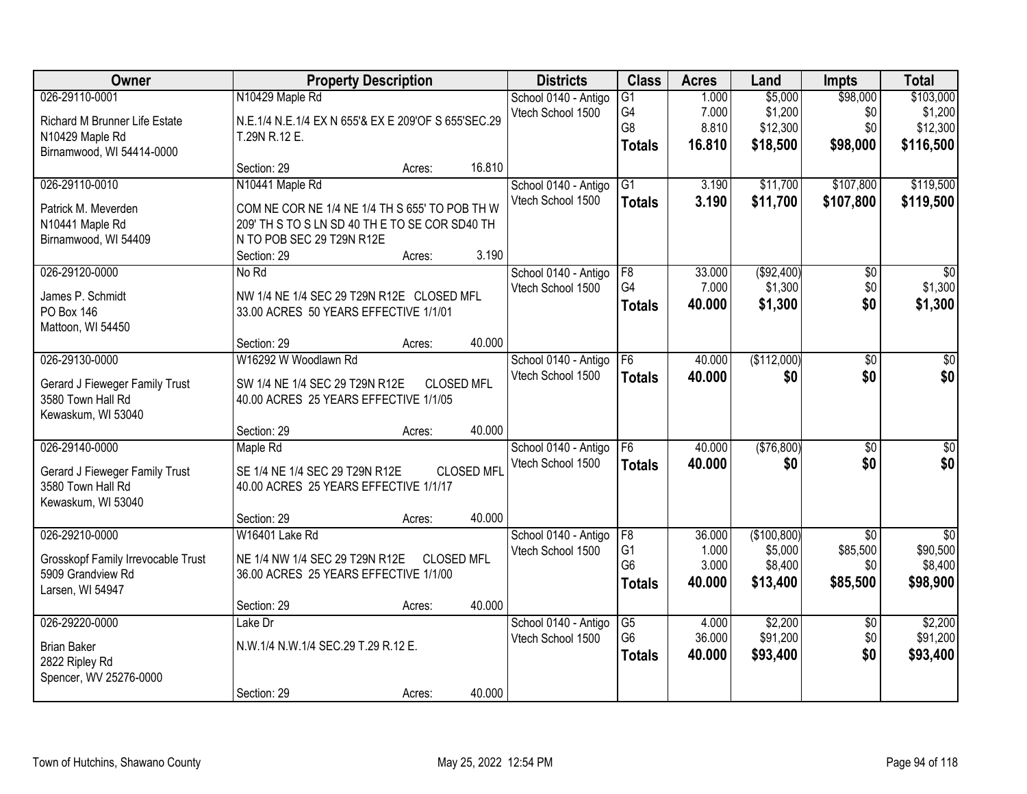| Owner | Property Description | Districts | Class | Acres | Land | Impts | Total |
|---|---|---|---|---|---|---|---|
| 026-29110-0001<br>Richard M Brunner Life Estate<br>N10429 Maple Rd<br>Birnamwood, WI 54414-0000 | N10429 Maple Rd<br>N.E.1/4 N.E.1/4 EX N 655'& EX E 209'OF S 655'SEC.29 T.29N R.12 E.<br>Section: 29 Acres: 16.810 | School 0140 - Antigo<br>Vtech School 1500 | G1<br>G4<br>G8<br>**Totals** | 1.000<br>7.000<br>8.810<br>**16.810** | $5,000<br>$1,200<br>$12,300<br>**$18,500** | $98,000<br>$0<br>$0<br>**$98,000** | $103,000<br>$1,200<br>$12,300<br>**$116,500** |
| 026-29110-0010<br>Patrick M. Meverden<br>N10441 Maple Rd<br>Birnamwood, WI 54409 | N10441 Maple Rd<br>COM NE COR NE 1/4 NE 1/4 TH S 655' TO POB TH W 209' TH S TO S LN SD 40 TH E TO SE COR SD40 TH N TO POB SEC 29 T29N R12E<br>Section: 29 Acres: 3.190 | School 0140 - Antigo<br>Vtech School 1500 | G1<br>**Totals** | 3.190<br>**3.190** | $11,700<br>**$11,700** | $107,800<br>**$107,800** | $119,500<br>**$119,500** |
| 026-29120-0000<br>James P. Schmidt<br>PO Box 146<br>Mattoon, WI 54450 | No Rd<br>NW 1/4 NE 1/4 SEC 29 T29N R12E CLOSED MFL 33.00 ACRES 50 YEARS EFFECTIVE 1/1/01<br>Section: 29 Acres: 40.000 | School 0140 - Antigo<br>Vtech School 1500 | F8<br>G4<br>**Totals** | 33.000<br>7.000<br>**40.000** | ($92,400)<br>$1,300<br>**$1,300** | $0<br>$0<br>**$0** | $0<br>$1,300<br>**$1,300** |
| 026-29130-0000<br>Gerard J Fieweger Family Trust<br>3580 Town Hall Rd<br>Kewaskum, WI 53040 | W16292 W Woodlawn Rd<br>SW 1/4 NE 1/4 SEC 29 T29N R12E CLOSED MFL 40.00 ACRES 25 YEARS EFFECTIVE 1/1/05<br>Section: 29 Acres: 40.000 | School 0140 - Antigo<br>Vtech School 1500 | F6<br>**Totals** | 40.000<br>**40.000** | ($112,000)<br>**$0** | $0<br>**$0** | $0<br>**$0** |
| 026-29140-0000<br>Gerard J Fieweger Family Trust<br>3580 Town Hall Rd<br>Kewaskum, WI 53040 | Maple Rd<br>SE 1/4 NE 1/4 SEC 29 T29N R12E CLOSED MFL 40.00 ACRES 25 YEARS EFFECTIVE 1/1/17<br>Section: 29 Acres: 40.000 | School 0140 - Antigo<br>Vtech School 1500 | F6<br>**Totals** | 40.000<br>**40.000** | ($76,800)<br>**$0** | $0<br>**$0** | $0<br>**$0** |
| 026-29210-0000<br>Grosskopf Family Irrevocable Trust<br>5909 Grandview Rd<br>Larsen, WI 54947 | W16401 Lake Rd<br>NE 1/4 NW 1/4 SEC 29 T29N R12E CLOSED MFL 36.00 ACRES 25 YEARS EFFECTIVE 1/1/00<br>Section: 29 Acres: 40.000 | School 0140 - Antigo<br>Vtech School 1500 | F8<br>G1<br>G6<br>**Totals** | 36.000<br>1.000<br>3.000<br>**40.000** | ($100,800)<br>$5,000<br>$8,400<br>**$13,400** | $0<br>$85,500<br>$0<br>**$85,500** | $0<br>$90,500<br>$8,400<br>**$98,900** |
| 026-29220-0000<br>Brian Baker<br>2822 Ripley Rd<br>Spencer, WV 25276-0000 | Lake Dr<br>N.W.1/4 N.W.1/4 SEC.29 T.29 R.12 E.<br>Section: 29 Acres: 40.000 | School 0140 - Antigo<br>Vtech School 1500 | G5<br>G6<br>**Totals** | 4.000<br>36.000<br>**40.000** | $2,200<br>$91,200<br>**$93,400** | $0<br>$0<br>**$0** | $2,200<br>$91,200<br>**$93,400** |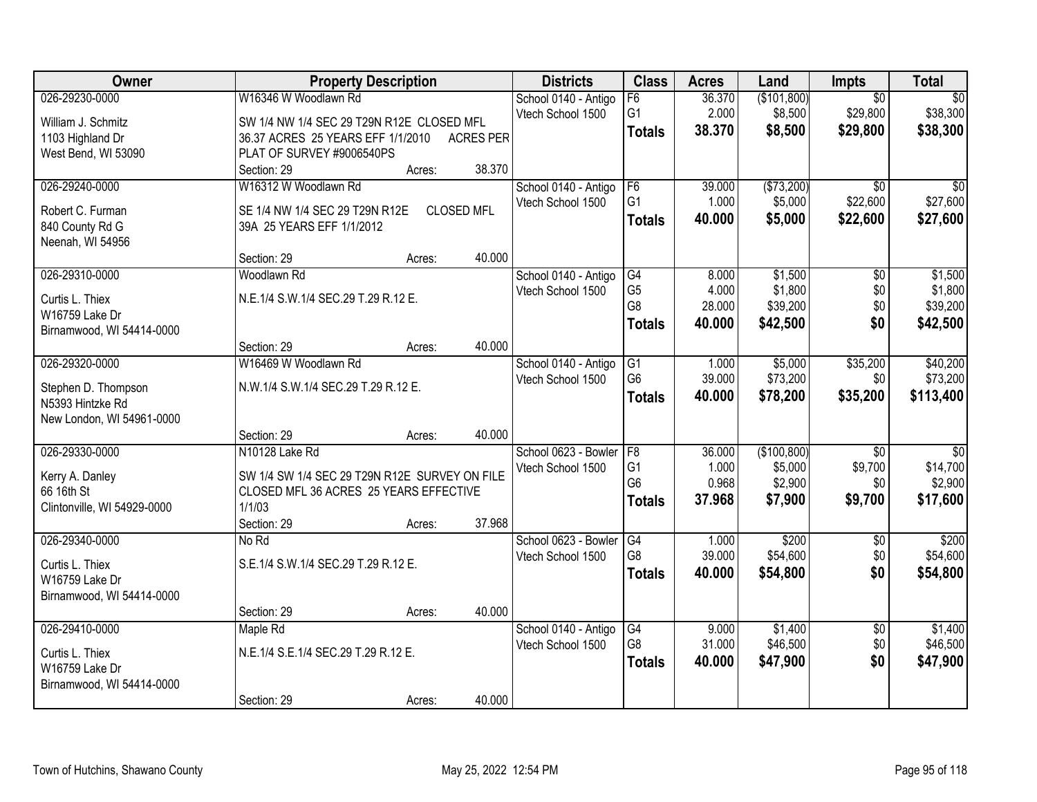| Owner | Property Description | Districts | Class | Acres | Land | Impts | Total |
|---|---|---|---|---|---|---|---|
| 026-29230-0000<br>William J. Schmitz<br>1103 Highland Dr<br>West Bend, WI 53090 | W16346 W Woodlawn Rd<br>SW 1/4 NW 1/4 SEC 29 T29N R12E CLOSED MFL 36.37 ACRES 25 YEARS EFF 1/1/2010 ACRES PER PLAT OF SURVEY #9006540PS<br>Section: 29 Acres: 38.370 | School 0140 - Antigo<br>Vtech School 1500 | F6<br>G1<br>**Totals** | 36.370<br>2.000<br>**38.370** | ($101,800)<br>$8,500<br>**$8,500** | $0<br>$29,800<br>**$29,800** | $0<br>$38,300<br>**$38,300** |
| 026-29240-0000<br>Robert C. Furman<br>840 County Rd G<br>Neenah, WI 54956 | W16312 W Woodlawn Rd<br>SE 1/4 NW 1/4 SEC 29 T29N R12E CLOSED MFL 39A 25 YEARS EFF 1/1/2012<br>Section: 29 Acres: 40.000 | School 0140 - Antigo<br>Vtech School 1500 | F6<br>G1<br>**Totals** | 39.000<br>1.000<br>**40.000** | ($73,200)<br>$5,000<br>**$5,000** | $0<br>$22,600<br>**$22,600** | $0<br>$27,600<br>**$27,600** |
| 026-29310-0000<br>Curtis L. Thiex<br>W16759 Lake Dr<br>Birnamwood, WI 54414-0000 | Woodlawn Rd<br>N.E.1/4 S.W.1/4 SEC.29 T.29 R.12 E.<br>Section: 29 Acres: 40.000 | School 0140 - Antigo<br>Vtech School 1500 | G4<br>G5<br>G8<br>**Totals** | 8.000<br>4.000<br>28.000<br>**40.000** | $1,500<br>$1,800<br>$39,200<br>**$42,500** | $0<br>$0<br>$0<br>**$0** | $1,500<br>$1,800<br>$39,200<br>**$42,500** |
| 026-29320-0000<br>Stephen D. Thompson<br>N5393 Hintzke Rd<br>New London, WI 54961-0000 | W16469 W Woodlawn Rd<br>N.W.1/4 S.W.1/4 SEC.29 T.29 R.12 E.<br>Section: 29 Acres: 40.000 | School 0140 - Antigo<br>Vtech School 1500 | G1<br>G6<br>**Totals** | 1.000<br>39.000<br>**40.000** | $5,000<br>$73,200<br>**$78,200** | $35,200<br>$0<br>**$35,200** | $40,200<br>$73,200<br>**$113,400** |
| 026-29330-0000<br>Kerry A. Danley<br>66 16th St<br>Clintonville, WI 54929-0000 | N10128 Lake Rd<br>SW 1/4 SW 1/4 SEC 29 T29N R12E SURVEY ON FILE CLOSED MFL 36 ACRES 25 YEARS EFFECTIVE 1/1/03<br>Section: 29 Acres: 37.968 | School 0623 - Bowler<br>Vtech School 1500 | F8<br>G1<br>G6<br>**Totals** | 36.000<br>1.000<br>0.968<br>**37.968** | ($100,800)<br>$5,000<br>$2,900<br>**$7,900** | $0<br>$9,700<br>$0<br>**$9,700** | $0<br>$14,700<br>$2,900<br>**$17,600** |
| 026-29340-0000<br>Curtis L. Thiex<br>W16759 Lake Dr<br>Birnamwood, WI 54414-0000 | No Rd<br>S.E.1/4 S.W.1/4 SEC.29 T.29 R.12 E.<br>Section: 29 Acres: 40.000 | School 0623 - Bowler<br>Vtech School 1500 | G4<br>G8<br>**Totals** | 1.000<br>39.000<br>**40.000** | $200<br>$54,600<br>**$54,800** | $0<br>$0<br>**$0** | $200<br>$54,600<br>**$54,800** |
| 026-29410-0000<br>Curtis L. Thiex<br>W16759 Lake Dr<br>Birnamwood, WI 54414-0000 | Maple Rd<br>N.E.1/4 S.E.1/4 SEC.29 T.29 R.12 E.<br>Section: 29 Acres: 40.000 | School 0140 - Antigo<br>Vtech School 1500 | G4<br>G8<br>**Totals** | 9.000<br>31.000<br>**40.000** | $1,400<br>$46,500<br>**$47,900** | $0<br>$0<br>**$0** | $1,400<br>$46,500<br>**$47,900** |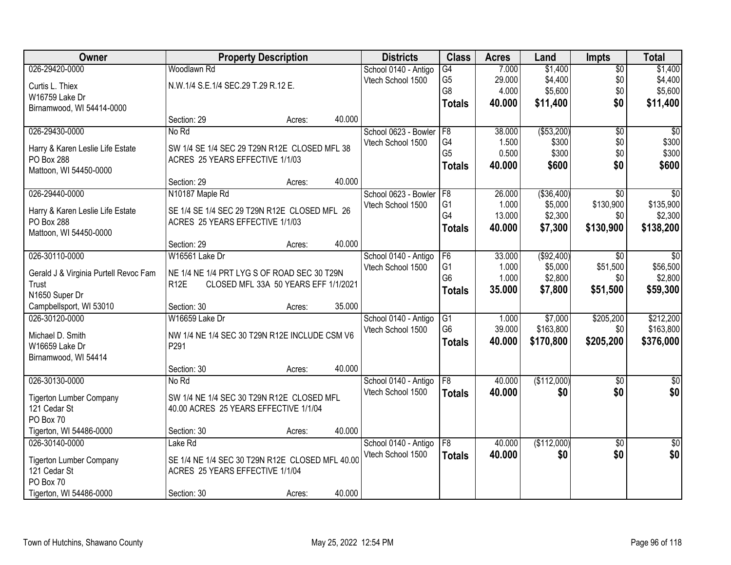| Owner | Property Description | | | Districts | Class | Acres | Land | Impts | Total |
|---|---|---|---|---|---|---|---|---|---|
| 026-29420-0000 | Woodlawn Rd | | | School 0140 - Antigo | G4 | 7.000 | $1,400 | $0 | $1,400 |
| Curtis L. Thiex | N.W.1/4 S.E.1/4 SEC.29 T.29 R.12 E. | | | Vtech School 1500 | G5 | 29.000 | $4,400 | $0 | $4,400 |
| W16759 Lake Dr | | | | | G8 | 4.000 | $5,600 | $0 | $5,600 |
| Birnamwood, WI 54414-0000 | | | | | **Totals** | **40.000** | **$11,400** | **$0** | **$11,400** |
| | Section: 29 | Acres: | 40.000 | | | | | | |
| 026-29430-0000 | No Rd | | | School 0623 - Bowler | F8 | 38.000 | ($53,200) | $0 | $0 |
| Harry & Karen Leslie Life Estate | SW 1/4 SE 1/4 SEC 29 T29N R12E CLOSED MFL 38 ACRES 25 YEARS EFFECTIVE 1/1/03 | | | Vtech School 1500 | G4 | 1.500 | $300 | $0 | $300 |
| PO Box 288 | | | | | G5 | 0.500 | $300 | $0 | $300 |
| Mattoon, WI 54450-0000 | | | | | **Totals** | **40.000** | **$600** | **$0** | **$600** |
| | Section: 29 | Acres: | 40.000 | | | | | | |
| 026-29440-0000 | N10187 Maple Rd | | | School 0623 - Bowler | F8 | 26.000 | ($36,400) | $0 | $0 |
| Harry & Karen Leslie Life Estate | SE 1/4 SE 1/4 SEC 29 T29N R12E CLOSED MFL 26 ACRES 25 YEARS EFFECTIVE 1/1/03 | | | Vtech School 1500 | G1 | 1.000 | $5,000 | $130,900 | $135,900 |
| PO Box 288 | | | | | G4 | 13.000 | $2,300 | $0 | $2,300 |
| Mattoon, WI 54450-0000 | | | | | **Totals** | **40.000** | **$7,300** | **$130,900** | **$138,200** |
| | Section: 29 | Acres: | 40.000 | | | | | | |
| 026-30110-0000 | W16561 Lake Dr | | | School 0140 - Antigo | F6 | 33.000 | ($92,400) | $0 | $0 |
| Gerald J & Virginia Purtell Revoc Fam Trust | NE 1/4 NE 1/4 PRT LYG S OF ROAD SEC 30 T29N R12E CLOSED MFL 33A 50 YEARS EFF 1/1/2021 | | | Vtech School 1500 | G1 | 1.000 | $5,000 | $51,500 | $56,500 |
| N1650 Super Dr | | | | | G6 | 1.000 | $2,800 | $0 | $2,800 |
| Campbellsport, WI 53010 | | | | | **Totals** | **35.000** | **$7,800** | **$51,500** | **$59,300** |
| | Section: 30 | Acres: | 35.000 | | | | | | |
| 026-30120-0000 | W16659 Lake Dr | | | School 0140 - Antigo | G1 | 1.000 | $7,000 | $205,200 | $212,200 |
| Michael D. Smith | NW 1/4 NE 1/4 SEC 30 T29N R12E INCLUDE CSM V6 P291 | | | Vtech School 1500 | G6 | 39.000 | $163,800 | $0 | $163,800 |
| W16659 Lake Dr | | | | | **Totals** | **40.000** | **$170,800** | **$205,200** | **$376,000** |
| Birnamwood, WI 54414 | | | | | | | | | |
| | Section: 30 | Acres: | 40.000 | | | | | | |
| 026-30130-0000 | No Rd | | | School 0140 - Antigo | F8 | 40.000 | ($112,000) | $0 | $0 |
| Tigerton Lumber Company | SW 1/4 NE 1/4 SEC 30 T29N R12E CLOSED MFL 40.00 ACRES 25 YEARS EFFECTIVE 1/1/04 | | | Vtech School 1500 | **Totals** | **40.000** | **$0** | **$0** | **$0** |
| 121 Cedar St | | | | | | | | | |
| PO Box 70 | | | | | | | | | |
| Tigerton, WI 54486-0000 | Section: 30 | Acres: | 40.000 | | | | | | |
| 026-30140-0000 | Lake Rd | | | School 0140 - Antigo | F8 | 40.000 | ($112,000) | $0 | $0 |
| Tigerton Lumber Company | SE 1/4 NE 1/4 SEC 30 T29N R12E CLOSED MFL 40.00 ACRES 25 YEARS EFFECTIVE 1/1/04 | | | Vtech School 1500 | **Totals** | **40.000** | **$0** | **$0** | **$0** |
| 121 Cedar St | | | | | | | | | |
| PO Box 70 | | | | | | | | | |
| Tigerton, WI 54486-0000 | Section: 30 | Acres: | 40.000 | | | | | | |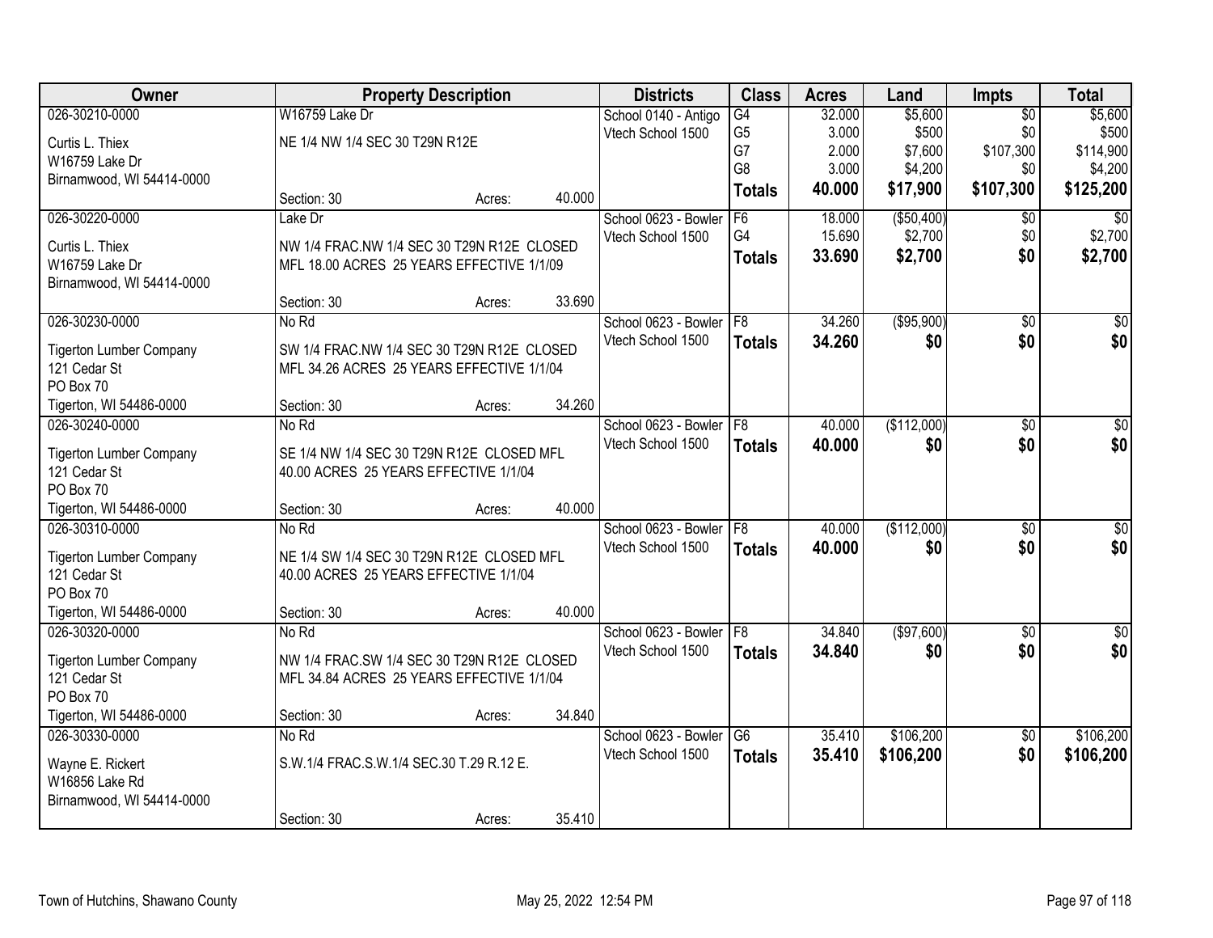| Owner | Property Description | | | Districts | Class | Acres | Land | Impts | Total |
|---|---|---|---|---|---|---|---|---|---|
| 026-30210-0000 | W16759 Lake Dr | | | School 0140 - Antigo | G4 | 32.000 | $5,600 | $0 | $5,600 |
| Curtis L. Thiex | NE 1/4 NW 1/4 SEC 30 T29N R12E | | | Vtech School 1500 | G5 | 3.000 | $500 | $0 | $500 |
| W16759 Lake Dr | | | | | G7 | 2.000 | $7,600 | $107,300 | $114,900 |
| Birnamwood, WI 54414-0000 | | | | | G8 | 3.000 | $4,200 | $0 | $4,200 |
| | Section: 30 | Acres: | 40.000 | | **Totals** | **40.000** | **$17,900** | **$107,300** | **$125,200** |
| 026-30220-0000 | Lake Dr | | | School 0623 - Bowler | F6 | 18.000 | ($50,400) | $0 | $0 |
| Curtis L. Thiex | NW 1/4 FRAC.NW 1/4 SEC 30 T29N R12E CLOSED | | | Vtech School 1500 | G4 | 15.690 | $2,700 | $0 | $2,700 |
| W16759 Lake Dr | MFL 18.00 ACRES 25 YEARS EFFECTIVE 1/1/09 | | | | **Totals** | **33.690** | **$2,700** | **$0** | **$2,700** |
| Birnamwood, WI 54414-0000 | | | | | | | | | |
| | Section: 30 | Acres: | 33.690 | | | | | | |
| 026-30230-0000 | No Rd | | | School 0623 - Bowler | F8 | 34.260 | ($95,900) | $0 | $0 |
| Tigerton Lumber Company | SW 1/4 FRAC.NW 1/4 SEC 30 T29N R12E CLOSED | | | Vtech School 1500 | **Totals** | **34.260** | **$0** | **$0** | **$0** |
| 121 Cedar St | MFL 34.26 ACRES 25 YEARS EFFECTIVE 1/1/04 | | | | | | | | |
| PO Box 70 | | | | | | | | | |
| Tigerton, WI 54486-0000 | Section: 30 | Acres: | 34.260 | | | | | | |
| 026-30240-0000 | No Rd | | | School 0623 - Bowler | F8 | 40.000 | ($112,000) | $0 | $0 |
| Tigerton Lumber Company | SE 1/4 NW 1/4 SEC 30 T29N R12E CLOSED MFL | | | Vtech School 1500 | **Totals** | **40.000** | **$0** | **$0** | **$0** |
| 121 Cedar St | 40.00 ACRES 25 YEARS EFFECTIVE 1/1/04 | | | | | | | | |
| PO Box 70 | | | | | | | | | |
| Tigerton, WI 54486-0000 | Section: 30 | Acres: | 40.000 | | | | | | |
| 026-30310-0000 | No Rd | | | School 0623 - Bowler | F8 | 40.000 | ($112,000) | $0 | $0 |
| Tigerton Lumber Company | NE 1/4 SW 1/4 SEC 30 T29N R12E CLOSED MFL | | | Vtech School 1500 | **Totals** | **40.000** | **$0** | **$0** | **$0** |
| 121 Cedar St | 40.00 ACRES 25 YEARS EFFECTIVE 1/1/04 | | | | | | | | |
| PO Box 70 | | | | | | | | | |
| Tigerton, WI 54486-0000 | Section: 30 | Acres: | 40.000 | | | | | | |
| 026-30320-0000 | No Rd | | | School 0623 - Bowler | F8 | 34.840 | ($97,600) | $0 | $0 |
| Tigerton Lumber Company | NW 1/4 FRAC.SW 1/4 SEC 30 T29N R12E CLOSED | | | Vtech School 1500 | **Totals** | **34.840** | **$0** | **$0** | **$0** |
| 121 Cedar St | MFL 34.84 ACRES 25 YEARS EFFECTIVE 1/1/04 | | | | | | | | |
| PO Box 70 | | | | | | | | | |
| Tigerton, WI 54486-0000 | Section: 30 | Acres: | 34.840 | | | | | | |
| 026-30330-0000 | No Rd | | | School 0623 - Bowler | G6 | 35.410 | $106,200 | $0 | $106,200 |
| Wayne E. Rickert | S.W.1/4 FRAC.S.W.1/4 SEC.30 T.29 R.12 E. | | | Vtech School 1500 | **Totals** | **35.410** | **$106,200** | **$0** | **$106,200** |
| W16856 Lake Rd | | | | | | | | | |
| Birnamwood, WI 54414-0000 | | | | | | | | | |
| | Section: 30 | Acres: | 35.410 | | | | | | |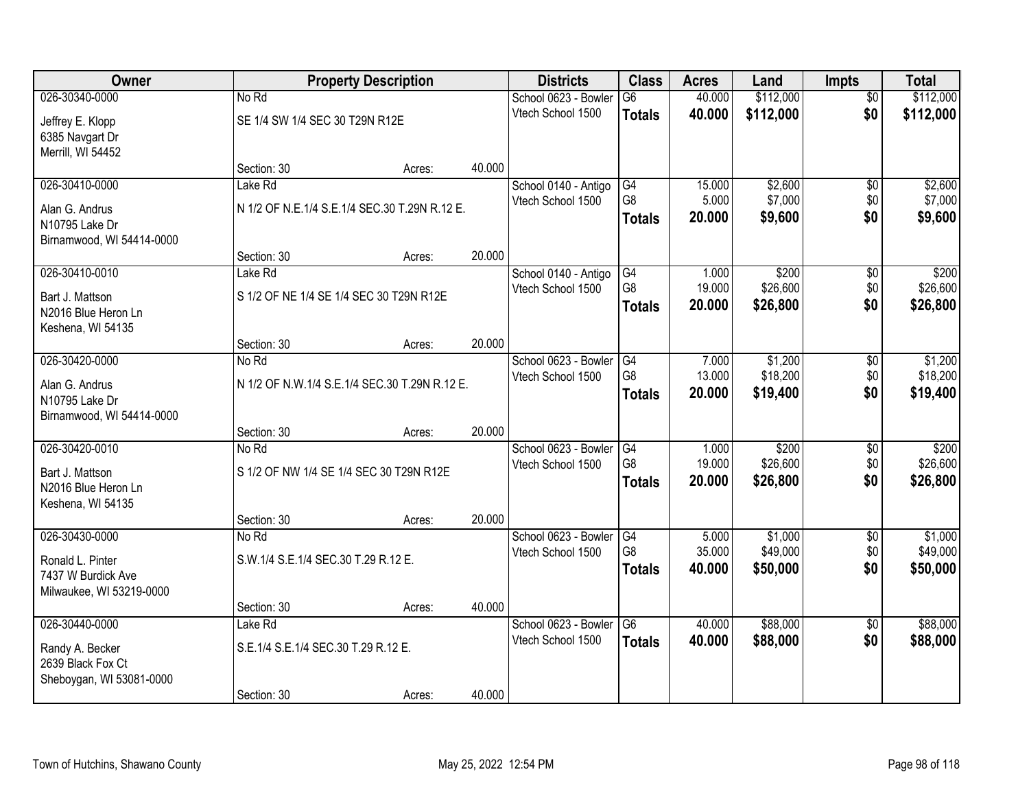| Owner | Property Description | | | Districts | Class | Acres | Land | Impts | Total |
|---|---|---|---|---|---|---|---|---|---|
| 026-30340-0000 | No Rd | | | School 0623 - Bowler | G6 | 40.000 | $112,000 | $0 | $112,000 |
| Jeffrey E. Klopp<br>6385 Navgart Dr<br>Merrill, WI 54452 | SE 1/4 SW 1/4 SEC 30 T29N R12E | | | Vtech School 1500 | **Totals** | **40.000** | **$112,000** | **$0** | **$112,000** |
| | Section: 30 | Acres: | 40.000 | | | | | | |
| 026-30410-0000 | Lake Rd | | | School 0140 - Antigo | G4 | 15.000 | $2,600 | $0 | $2,600 |
| Alan G. Andrus<br>N10795 Lake Dr<br>Birnamwood, WI 54414-0000 | N 1/2 OF N.E.1/4 S.E.1/4 SEC.30 T.29N R.12 E. | | | Vtech School 1500 | G8 | 5.000 | $7,000 | $0 | $7,000 |
| | | | | | **Totals** | **20.000** | **$9,600** | **$0** | **$9,600** |
| | Section: 30 | Acres: | 20.000 | | | | | | |
| 026-30410-0010 | Lake Rd | | | School 0140 - Antigo | G4 | 1.000 | $200 | $0 | $200 |
| Bart J. Mattson<br>N2016 Blue Heron Ln<br>Keshena, WI 54135 | S 1/2 OF NE 1/4 SE 1/4 SEC 30 T29N R12E | | | Vtech School 1500 | G8 | 19.000 | $26,600 | $0 | $26,600 |
| | | | | | **Totals** | **20.000** | **$26,800** | **$0** | **$26,800** |
| | Section: 30 | Acres: | 20.000 | | | | | | |
| 026-30420-0000 | No Rd | | | School 0623 - Bowler | G4 | 7.000 | $1,200 | $0 | $1,200 |
| Alan G. Andrus<br>N10795 Lake Dr<br>Birnamwood, WI 54414-0000 | N 1/2 OF N.W.1/4 S.E.1/4 SEC.30 T.29N R.12 E. | | | Vtech School 1500 | G8 | 13.000 | $18,200 | $0 | $18,200 |
| | | | | | **Totals** | **20.000** | **$19,400** | **$0** | **$19,400** |
| | Section: 30 | Acres: | 20.000 | | | | | | |
| 026-30420-0010 | No Rd | | | School 0623 - Bowler | G4 | 1.000 | $200 | $0 | $200 |
| Bart J. Mattson<br>N2016 Blue Heron Ln<br>Keshena, WI 54135 | S 1/2 OF NW 1/4 SE 1/4 SEC 30 T29N R12E | | | Vtech School 1500 | G8 | 19.000 | $26,600 | $0 | $26,600 |
| | | | | | **Totals** | **20.000** | **$26,800** | **$0** | **$26,800** |
| | Section: 30 | Acres: | 20.000 | | | | | | |
| 026-30430-0000 | No Rd | | | School 0623 - Bowler | G4 | 5.000 | $1,000 | $0 | $1,000 |
| Ronald L. Pinter<br>7437 W Burdick Ave<br>Milwaukee, WI 53219-0000 | S.W.1/4 S.E.1/4 SEC.30 T.29 R.12 E. | | | Vtech School 1500 | G8 | 35.000 | $49,000 | $0 | $49,000 |
| | | | | | **Totals** | **40.000** | **$50,000** | **$0** | **$50,000** |
| | Section: 30 | Acres: | 40.000 | | | | | | |
| 026-30440-0000 | Lake Rd | | | School 0623 - Bowler | G6 | 40.000 | $88,000 | $0 | $88,000 |
| Randy A. Becker<br>2639 Black Fox Ct<br>Sheboygan, WI 53081-0000 | S.E.1/4 S.E.1/4 SEC.30 T.29 R.12 E. | | | Vtech School 1500 | **Totals** | **40.000** | **$88,000** | **$0** | **$88,000** |
| | Section: 30 | Acres: | 40.000 | | | | | | |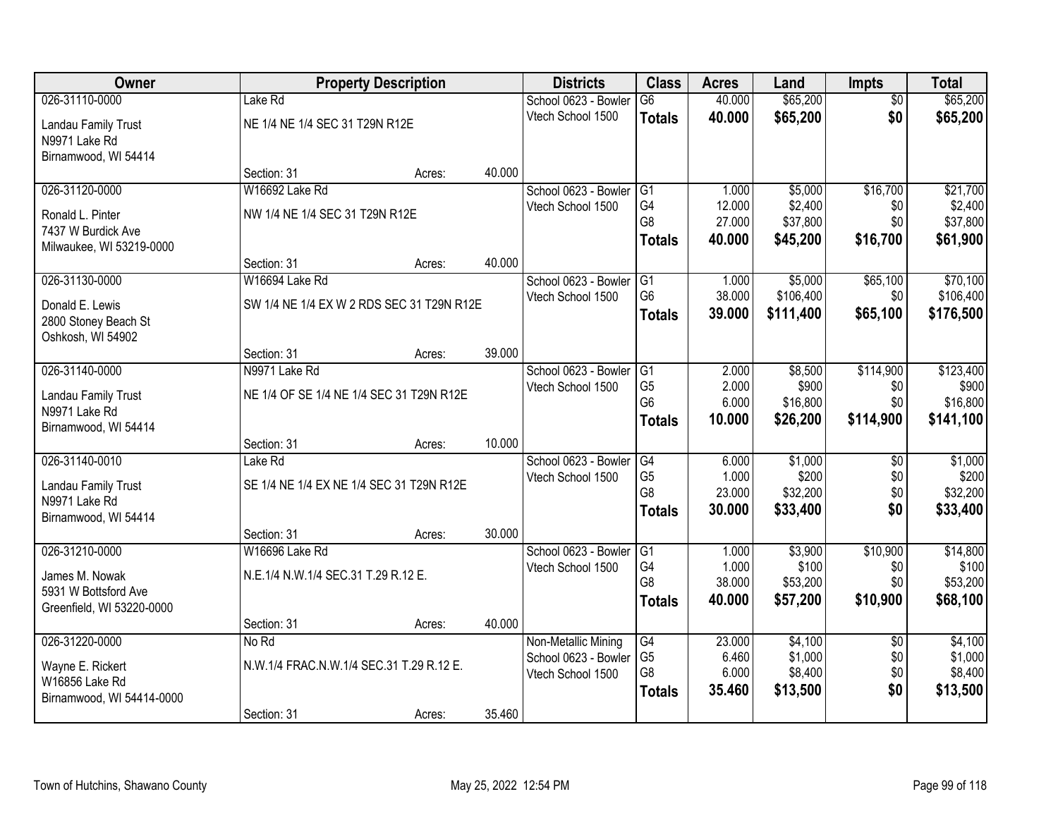| Owner | Property Description | | | Districts | Class | Acres | Land | Impts | Total |
|---|---|---|---|---|---|---|---|---|---|
| 026-31110-0000 | Lake Rd | | | School 0623 - Bowler | G6 | 40.000 | $65,200 | $0 | $65,200 |
| Landau Family Trust<br>N9971 Lake Rd<br>Birnamwood, WI 54414 | NE 1/4 NE 1/4 SEC 31 T29N R12E | | | Vtech School 1500 | **Totals** | **40.000** | **$65,200** | **$0** | **$65,200** |
| | Section: 31 | Acres: | 40.000 | | | | | | |
| 026-31120-0000 | W16692 Lake Rd | | | School 0623 - Bowler | G1 | 1.000 | $5,000 | $16,700 | $21,700 |
| Ronald L. Pinter<br>7437 W Burdick Ave<br>Milwaukee, WI 53219-0000 | NW 1/4 NE 1/4 SEC 31 T29N R12E | | | Vtech School 1500 | G4 | 12.000 | $2,400 | $0 | $2,400 |
| | | | | | G8 | 27.000 | $37,800 | $0 | $37,800 |
| | | | | | **Totals** | **40.000** | **$45,200** | **$16,700** | **$61,900** |
| | Section: 31 | Acres: | 40.000 | | | | | | |
| 026-31130-0000 | W16694 Lake Rd | | | School 0623 - Bowler | G1 | 1.000 | $5,000 | $65,100 | $70,100 |
| Donald E. Lewis<br>2800 Stoney Beach St<br>Oshkosh, WI 54902 | SW 1/4 NE 1/4 EX W 2 RDS SEC 31 T29N R12E | | | Vtech School 1500 | G6 | 38.000 | $106,400 | $0 | $106,400 |
| | | | | | **Totals** | **39.000** | **$111,400** | **$65,100** | **$176,500** |
| | Section: 31 | Acres: | 39.000 | | | | | | |
| 026-31140-0000 | N9971 Lake Rd | | | School 0623 - Bowler | G1 | 2.000 | $8,500 | $114,900 | $123,400 |
| Landau Family Trust<br>N9971 Lake Rd<br>Birnamwood, WI 54414 | NE 1/4 OF SE 1/4 NE 1/4 SEC 31 T29N R12E | | | Vtech School 1500 | G5 | 2.000 | $900 | $0 | $900 |
| | | | | | G6 | 6.000 | $16,800 | $0 | $16,800 |
| | | | | | **Totals** | **10.000** | **$26,200** | **$114,900** | **$141,100** |
| | Section: 31 | Acres: | 10.000 | | | | | | |
| 026-31140-0010 | Lake Rd | | | School 0623 - Bowler | G4 | 6.000 | $1,000 | $0 | $1,000 |
| Landau Family Trust<br>N9971 Lake Rd<br>Birnamwood, WI 54414 | SE 1/4 NE 1/4 EX NE 1/4 SEC 31 T29N R12E | | | Vtech School 1500 | G5 | 1.000 | $200 | $0 | $200 |
| | | | | | G8 | 23.000 | $32,200 | $0 | $32,200 |
| | | | | | **Totals** | **30.000** | **$33,400** | **$0** | **$33,400** |
| | Section: 31 | Acres: | 30.000 | | | | | | |
| 026-31210-0000 | W16696 Lake Rd | | | School 0623 - Bowler | G1 | 1.000 | $3,900 | $10,900 | $14,800 |
| James M. Nowak<br>5931 W Bottsford Ave<br>Greenfield, WI 53220-0000 | N.E.1/4 N.W.1/4 SEC.31 T.29 R.12 E. | | | Vtech School 1500 | G4 | 1.000 | $100 | $0 | $100 |
| | | | | | G8 | 38.000 | $53,200 | $0 | $53,200 |
| | | | | | **Totals** | **40.000** | **$57,200** | **$10,900** | **$68,100** |
| | Section: 31 | Acres: | 40.000 | | | | | | |
| 026-31220-0000 | No Rd | | | Non-Metallic Mining | G4 | 23.000 | $4,100 | $0 | $4,100 |
| Wayne E. Rickert<br>W16856 Lake Rd<br>Birnamwood, WI 54414-0000 | N.W.1/4 FRAC.N.W.1/4 SEC.31 T.29 R.12 E. | | | School 0623 - Bowler | G5 | 6.460 | $1,000 | $0 | $1,000 |
| | | | | Vtech School 1500 | G8 | 6.000 | $8,400 | $0 | $8,400 |
| | | | | | **Totals** | **35.460** | **$13,500** | **$0** | **$13,500** |
| | Section: 31 | Acres: | 35.460 | | | | | | |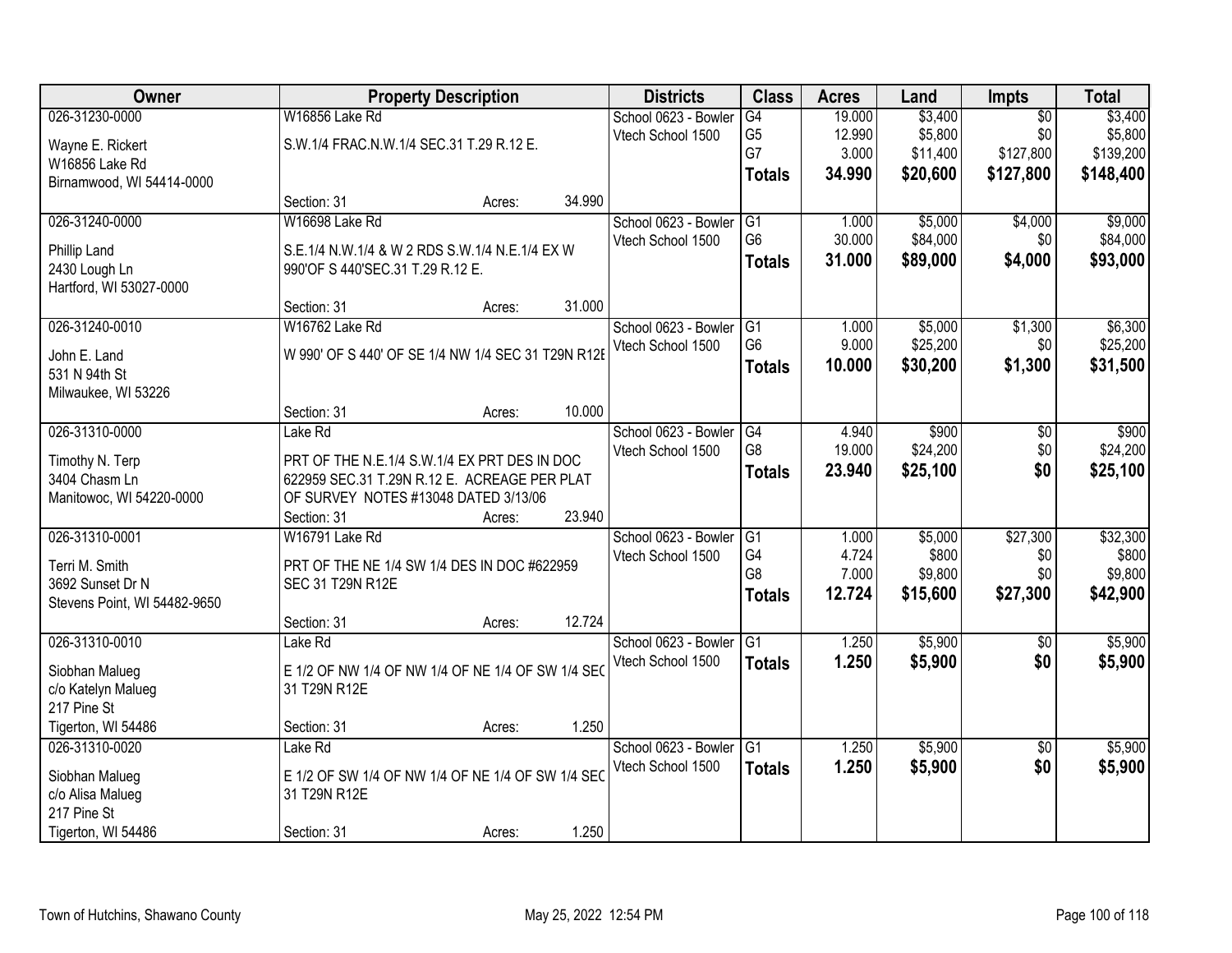| Owner | Property Description | Districts | Class | Acres | Land | Impts | Total |
|---|---|---|---|---|---|---|---|
| 026-31230-0000<br>Wayne E. Rickert<br>W16856 Lake Rd<br>Birnamwood, WI 54414-0000 | W16856 Lake Rd<br>S.W.1/4 FRAC.N.W.1/4 SEC.31 T.29 R.12 E.<br>Section: 31 Acres: 34.990 | School 0623 - Bowler<br>Vtech School 1500 | G4<br>G5<br>G7<br>**Totals** | 19.000<br>12.990<br>3.000<br>**34.990** | $3,400<br>$5,800<br>$11,400<br>**$20,600** | $0<br>$0<br>$127,800<br>**$127,800** | $3,400<br>$5,800<br>$139,200<br>**$148,400** |
| 026-31240-0000<br>Phillip Land<br>2430 Lough Ln<br>Hartford, WI 53027-0000 | W16698 Lake Rd<br>S.E.1/4 N.W.1/4 & W 2 RDS S.W.1/4 N.E.1/4 EX W 990'OF S 440'SEC.31 T.29 R.12 E.<br>Section: 31 Acres: 31.000 | School 0623 - Bowler<br>Vtech School 1500 | G1<br>G6<br>**Totals** | 1.000<br>30.000<br>**31.000** | $5,000<br>$84,000<br>**$89,000** | $4,000<br>$0<br>**$4,000** | $9,000<br>$84,000<br>**$93,000** |
| 026-31240-0010<br>John E. Land<br>531 N 94th St<br>Milwaukee, WI 53226 | W16762 Lake Rd<br>W 990' OF S 440' OF SE 1/4 NW 1/4 SEC 31 T29N R12E<br>Section: 31 Acres: 10.000 | School 0623 - Bowler<br>Vtech School 1500 | G1<br>G6<br>**Totals** | 1.000<br>9.000<br>**10.000** | $5,000<br>$25,200<br>**$30,200** | $1,300<br>$0<br>**$1,300** | $6,300<br>$25,200<br>**$31,500** |
| 026-31310-0000<br>Timothy N. Terp<br>3404 Chasm Ln<br>Manitowoc, WI 54220-0000 | Lake Rd<br>PRT OF THE N.E.1/4 S.W.1/4 EX PRT DES IN DOC 622959 SEC.31 T.29N R.12 E. ACREAGE PER PLAT OF SURVEY NOTES #13048 DATED 3/13/06<br>Section: 31 Acres: 23.940 | School 0623 - Bowler<br>Vtech School 1500 | G4<br>G8<br>**Totals** | 4.940<br>19.000<br>**23.940** | $900<br>$24,200<br>**$25,100** | $0<br>$0<br>**$0** | $900<br>$24,200<br>**$25,100** |
| 026-31310-0001<br>Terri M. Smith<br>3692 Sunset Dr N<br>Stevens Point, WI 54482-9650 | W16791 Lake Rd<br>PRT OF THE NE 1/4 SW 1/4 DES IN DOC #622959 SEC 31 T29N R12E<br>Section: 31 Acres: 12.724 | School 0623 - Bowler<br>Vtech School 1500 | G1<br>G4<br>G8<br>**Totals** | 1.000<br>4.724<br>7.000<br>**12.724** | $5,000<br>$800<br>$9,800<br>**$15,600** | $27,300<br>$0<br>$0<br>**$27,300** | $32,300<br>$800<br>$9,800<br>**$42,900** |
| 026-31310-0010<br>Siobhan Malueg<br>c/o Katelyn Malueg<br>217 Pine St<br>Tigerton, WI 54486 | Lake Rd<br>E 1/2 OF NW 1/4 OF NW 1/4 OF NE 1/4 OF SW 1/4 SEC 31 T29N R12E<br>Section: 31 Acres: 1.250 | School 0623 - Bowler<br>Vtech School 1500 | G1<br>**Totals** | 1.250<br>**1.250** | $5,900<br>**$5,900** | $0<br>**$0** | $5,900<br>**$5,900** |
| 026-31310-0020<br>Siobhan Malueg<br>c/o Alisa Malueg<br>217 Pine St<br>Tigerton, WI 54486 | Lake Rd<br>E 1/2 OF SW 1/4 OF NW 1/4 OF NE 1/4 OF SW 1/4 SEC 31 T29N R12E<br>Section: 31 Acres: 1.250 | School 0623 - Bowler<br>Vtech School 1500 | G1<br>**Totals** | 1.250<br>**1.250** | $5,900<br>**$5,900** | $0<br>**$0** | $5,900<br>**$5,900** |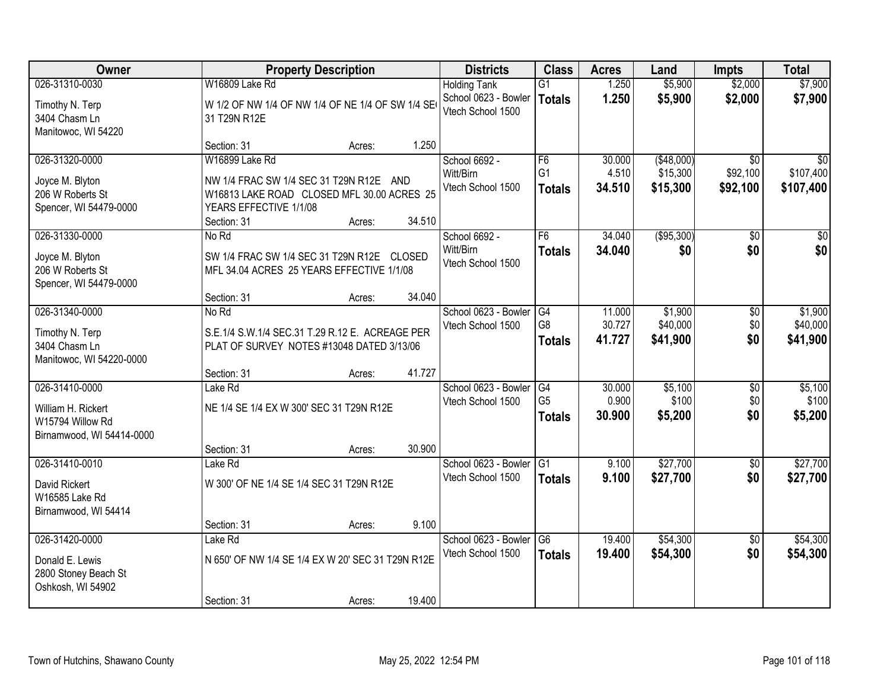| Owner | Property Description | Districts | Class | Acres | Land | Impts | Total |
|---|---|---|---|---|---|---|---|
| 026-31310-0030<br>Timothy N. Terp<br>3404 Chasm Ln<br>Manitowoc, WI 54220 | W16809 Lake Rd<br>W 1/2 OF NW 1/4 OF NW 1/4 OF NE 1/4 OF SW 1/4 SEC 31 T29N R12E<br>Section: 31 Acres: 1.250 | Holding Tank<br>School 0623 - Bowler<br>Vtech School 1500 | G1<br>**Totals** | 1.250<br>**1.250** | $5,900<br>**$5,900** | $2,000<br>**$2,000** | $7,900<br>**$7,900** |
| 026-31320-0000<br>Joyce M. Blyton<br>206 W Roberts St<br>Spencer, WI 54479-0000 | W16899 Lake Rd<br>NW 1/4 FRAC SW 1/4 SEC 31 T29N R12E AND W16813 LAKE ROAD CLOSED MFL 30.00 ACRES 25 YEARS EFFECTIVE 1/1/08<br>Section: 31 Acres: 34.510 | School 6692 - Witt/Birn<br>Vtech School 1500 | F6<br>G1<br>**Totals** | 30.000<br>4.510<br>**34.510** | ($48,000)<br>$15,300<br>**$15,300** | $0<br>$92,100<br>**$92,100** | $0<br>$107,400<br>**$107,400** |
| 026-31330-0000<br>Joyce M. Blyton<br>206 W Roberts St<br>Spencer, WI 54479-0000 | No Rd<br>SW 1/4 FRAC SW 1/4 SEC 31 T29N R12E CLOSED MFL 34.04 ACRES 25 YEARS EFFECTIVE 1/1/08<br>Section: 31 Acres: 34.040 | School 6692 - Witt/Birn<br>Vtech School 1500 | F6<br>**Totals** | 34.040<br>**34.040** | ($95,300)<br>**$0** | $0<br>**$0** | $0<br>**$0** |
| 026-31340-0000<br>Timothy N. Terp<br>3404 Chasm Ln<br>Manitowoc, WI 54220-0000 | No Rd<br>S.E.1/4 S.W.1/4 SEC.31 T.29 R.12 E. ACREAGE PER PLAT OF SURVEY NOTES #13048 DATED 3/13/06<br>Section: 31 Acres: 41.727 | School 0623 - Bowler<br>Vtech School 1500 | G4<br>G8<br>**Totals** | 11.000<br>30.727<br>**41.727** | $1,900<br>$40,000<br>**$41,900** | $0<br>$0<br>**$0** | $1,900<br>$40,000<br>**$41,900** |
| 026-31410-0000<br>William H. Rickert<br>W15794 Willow Rd<br>Birnamwood, WI 54414-0000 | Lake Rd<br>NE 1/4 SE 1/4 EX W 300' SEC 31 T29N R12E<br>Section: 31 Acres: 30.900 | School 0623 - Bowler<br>Vtech School 1500 | G4<br>G5<br>**Totals** | 30.000<br>0.900<br>**30.900** | $5,100<br>$100<br>**$5,200** | $0<br>$0<br>**$0** | $5,100<br>$100<br>**$5,200** |
| 026-31410-0010<br>David Rickert<br>W16585 Lake Rd<br>Birnamwood, WI 54414 | Lake Rd<br>W 300' OF NE 1/4 SE 1/4 SEC 31 T29N R12E<br>Section: 31 Acres: 9.100 | School 0623 - Bowler<br>Vtech School 1500 | G1<br>**Totals** | 9.100<br>**9.100** | $27,700<br>**$27,700** | $0<br>**$0** | $27,700<br>**$27,700** |
| 026-31420-0000<br>Donald E. Lewis<br>2800 Stoney Beach St<br>Oshkosh, WI 54902 | Lake Rd<br>N 650' OF NW 1/4 SE 1/4 EX W 20' SEC 31 T29N R12E<br>Section: 31 Acres: 19.400 | School 0623 - Bowler<br>Vtech School 1500 | G6<br>**Totals** | 19.400<br>**19.400** | $54,300<br>**$54,300** | $0<br>**$0** | $54,300<br>**$54,300** |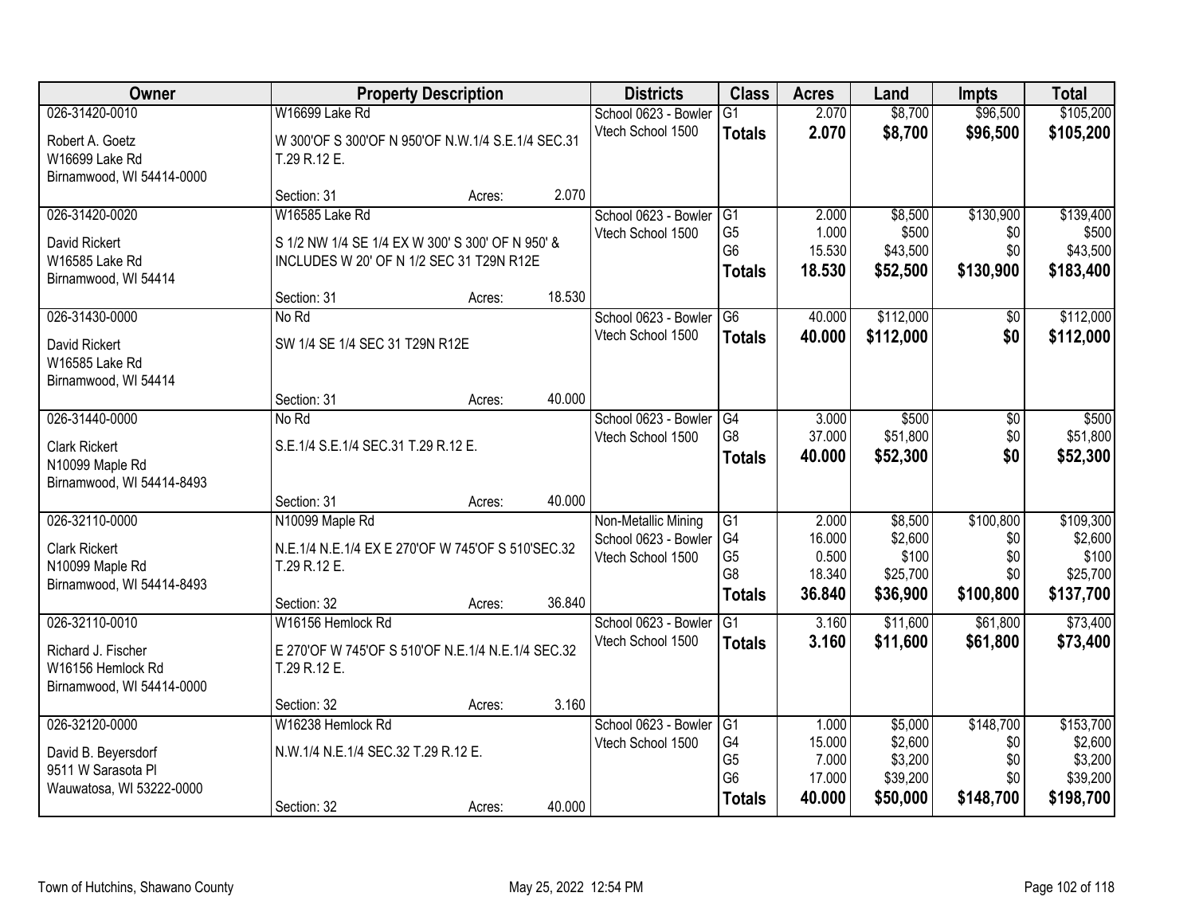| Owner | Property Description | Districts | Class | Acres | Land | Impts | Total |
|---|---|---|---|---|---|---|---|
| 026-31420-0010<br>Robert A. Goetz<br>W16699 Lake Rd<br>Birnamwood, WI 54414-0000 | W16699 Lake Rd<br>W 300'OF S 300'OF N 950'OF N.W.1/4 S.E.1/4 SEC.31 T.29 R.12 E.<br>Section: 31 Acres: 2.070 | School 0623 - Bowler<br>Vtech School 1500 | G1<br>**Totals** | 2.070<br>**2.070** | $8,700<br>**$8,700** | $96,500<br>**$96,500** | $105,200<br>**$105,200** |
| 026-31420-0020<br>David Rickert<br>W16585 Lake Rd<br>Birnamwood, WI 54414 | W16585 Lake Rd<br>S 1/2 NW 1/4 SE 1/4 EX W 300' S 300' OF N 950' & INCLUDES W 20' OF N 1/2 SEC 31 T29N R12E<br>Section: 31 Acres: 18.530 | School 0623 - Bowler<br>Vtech School 1500 | G1<br>G5<br>G6<br>**Totals** | 2.000<br>1.000<br>15.530<br>**18.530** | $8,500<br>$500<br>$43,500<br>**$52,500** | $130,900<br>$0<br>$0<br>**$130,900** | $139,400<br>$500<br>$43,500<br>**$183,400** |
| 026-31430-0000<br>David Rickert<br>W16585 Lake Rd<br>Birnamwood, WI 54414 | No Rd<br>SW 1/4 SE 1/4 SEC 31 T29N R12E<br>Section: 31 Acres: 40.000 | School 0623 - Bowler<br>Vtech School 1500 | G6<br>**Totals** | 40.000<br>**40.000** | $112,000<br>**$112,000** | $0<br>**$0** | $112,000<br>**$112,000** |
| 026-31440-0000<br>Clark Rickert<br>N10099 Maple Rd<br>Birnamwood, WI 54414-8493 | No Rd<br>S.E.1/4 S.E.1/4 SEC.31 T.29 R.12 E.<br>Section: 31 Acres: 40.000 | School 0623 - Bowler<br>Vtech School 1500 | G4<br>G8<br>**Totals** | 3.000<br>37.000<br>**40.000** | $500<br>$51,800<br>**$52,300** | $0<br>$0<br>**$0** | $500<br>$51,800<br>**$52,300** |
| 026-32110-0000<br>Clark Rickert<br>N10099 Maple Rd<br>Birnamwood, WI 54414-8493 | N10099 Maple Rd<br>N.E.1/4 N.E.1/4 EX E 270'OF W 745'OF S 510'SEC.32 T.29 R.12 E.<br>Section: 32 Acres: 36.840 | Non-Metallic Mining<br>School 0623 - Bowler<br>Vtech School 1500 | G1<br>G4<br>G5<br>G8<br>**Totals** | 2.000<br>16.000<br>0.500<br>18.340<br>**36.840** | $8,500<br>$2,600<br>$100<br>$25,700<br>**$36,900** | $100,800<br>$0<br>$0<br>$0<br>**$100,800** | $109,300<br>$2,600<br>$100<br>$25,700<br>**$137,700** |
| 026-32110-0010<br>Richard J. Fischer<br>W16156 Hemlock Rd<br>Birnamwood, WI 54414-0000 | W16156 Hemlock Rd<br>E 270'OF W 745'OF S 510'OF N.E.1/4 N.E.1/4 SEC.32 T.29 R.12 E.<br>Section: 32 Acres: 3.160 | School 0623 - Bowler<br>Vtech School 1500 | G1<br>**Totals** | 3.160<br>**3.160** | $11,600<br>**$11,600** | $61,800<br>**$61,800** | $73,400<br>**$73,400** |
| 026-32120-0000<br>David B. Beyersdorf<br>9511 W Sarasota Pl<br>Wauwatosa, WI 53222-0000 | W16238 Hemlock Rd<br>N.W.1/4 N.E.1/4 SEC.32 T.29 R.12 E.<br>Section: 32 Acres: 40.000 | School 0623 - Bowler<br>Vtech School 1500 | G1<br>G4<br>G5<br>G6<br>**Totals** | 1.000<br>15.000<br>7.000<br>17.000<br>**40.000** | $5,000<br>$2,600<br>$3,200<br>$39,200<br>**$50,000** | $148,700<br>$0<br>$0<br>$0<br>**$148,700** | $153,700<br>$2,600<br>$3,200<br>$39,200<br>**$198,700** |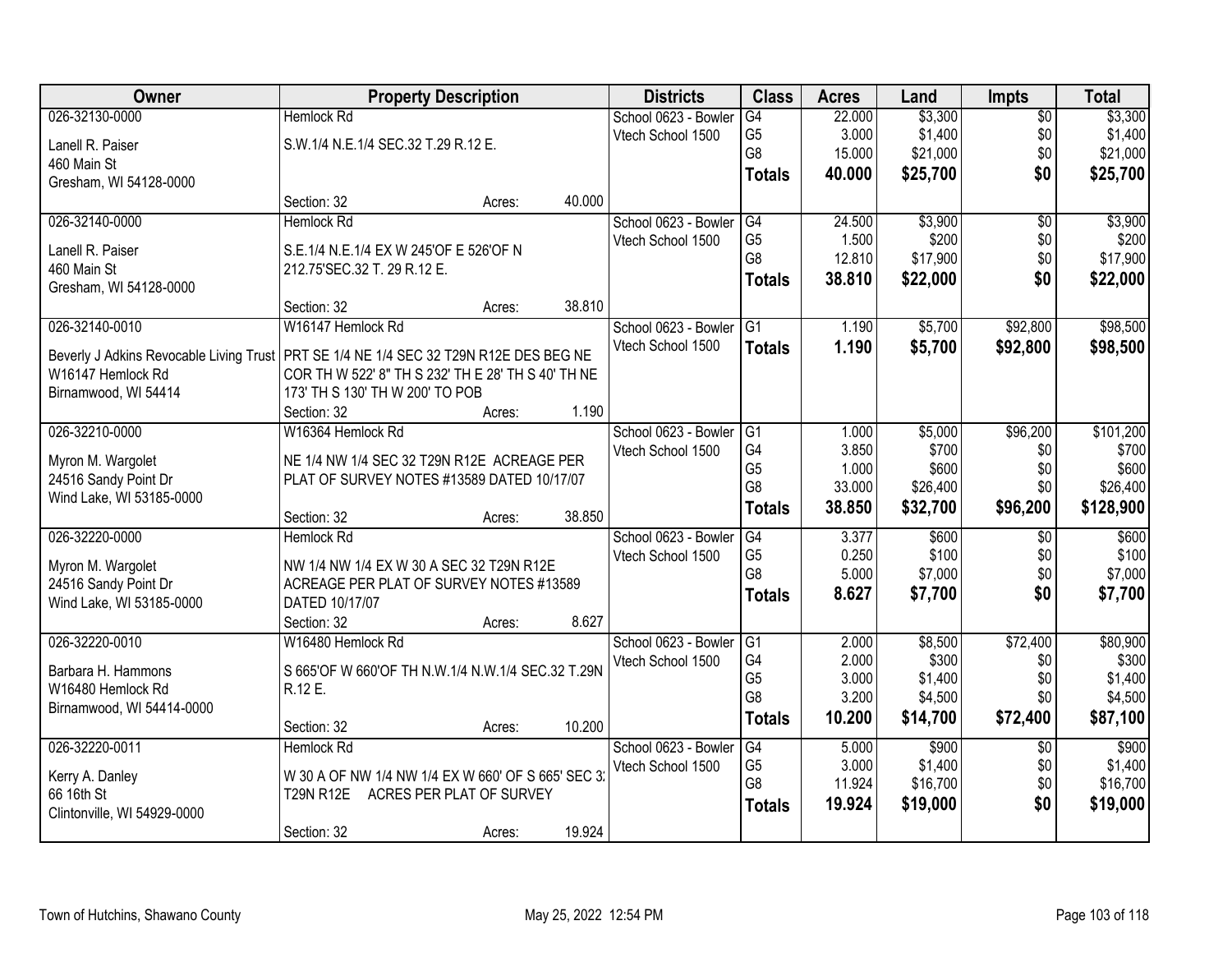| Owner | Property Description | Districts | Class | Acres | Land | Impts | Total |
|---|---|---|---|---|---|---|---|
| 026-32130-0000<br>Lanell R. Paiser<br>460 Main St<br>Gresham, WI 54128-0000 | Hemlock Rd<br>S.W.1/4 N.E.1/4 SEC.32 T.29 R.12 E.<br>Section: 32 Acres: 40.000 | School 0623 - Bowler<br>Vtech School 1500 | G4<br>G5<br>G8<br>**Totals** | 22.000<br>3.000<br>15.000<br>**40.000** | $3,300<br>$1,400<br>$21,000<br>**$25,700** | $0<br>$0<br>$0<br>**$0** | $3,300<br>$1,400<br>$21,000<br>**$25,700** |
| 026-32140-0000<br>Lanell R. Paiser<br>460 Main St<br>Gresham, WI 54128-0000 | Hemlock Rd<br>S.E.1/4 N.E.1/4 EX W 245'OF E 526'OF N 212.75'SEC.32 T. 29 R.12 E.<br>Section: 32 Acres: 38.810 | School 0623 - Bowler<br>Vtech School 1500 | G4<br>G5<br>G8<br>**Totals** | 24.500<br>1.500<br>12.810<br>**38.810** | $3,900<br>$200<br>$17,900<br>**$22,000** | $0<br>$0<br>$0<br>**$0** | $3,900<br>$200<br>$17,900<br>**$22,000** |
| 026-32140-0010<br>Beverly J Adkins Revocable Living Trust<br>W16147 Hemlock Rd<br>Birnamwood, WI 54414 | W16147 Hemlock Rd<br>PRT SE 1/4 NE 1/4 SEC 32 T29N R12E DES BEG NE COR TH W 522' 8" TH S 232' TH E 28' TH S 40' TH NE 173' TH S 130' TH W 200' TO POB<br>Section: 32 Acres: 1.190 | School 0623 - Bowler<br>Vtech School 1500 | G1<br>**Totals** | 1.190<br>**1.190** | $5,700<br>**$5,700** | $92,800<br>**$92,800** | $98,500<br>**$98,500** |
| 026-32210-0000<br>Myron M. Wargolet<br>24516 Sandy Point Dr<br>Wind Lake, WI 53185-0000 | W16364 Hemlock Rd<br>NE 1/4 NW 1/4 SEC 32 T29N R12E ACREAGE PER PLAT OF SURVEY NOTES #13589 DATED 10/17/07<br>Section: 32 Acres: 38.850 | School 0623 - Bowler<br>Vtech School 1500 | G1<br>G4<br>G5<br>G8<br>**Totals** | 1.000<br>3.850<br>1.000<br>33.000<br>**38.850** | $5,000<br>$700<br>$600<br>$26,400<br>**$32,700** | $96,200<br>$0<br>$0<br>$0<br>**$96,200** | $101,200<br>$700<br>$600<br>$26,400<br>**$128,900** |
| 026-32220-0000<br>Myron M. Wargolet<br>24516 Sandy Point Dr<br>Wind Lake, WI 53185-0000 | Hemlock Rd<br>NW 1/4 NW 1/4 EX W 30 A SEC 32 T29N R12E ACREAGE PER PLAT OF SURVEY NOTES #13589 DATED 10/17/07<br>Section: 32 Acres: 8.627 | School 0623 - Bowler<br>Vtech School 1500 | G4<br>G5<br>G8<br>**Totals** | 3.377<br>0.250<br>5.000<br>**8.627** | $600<br>$100<br>$7,000<br>**$7,700** | $0<br>$0<br>$0<br>**$0** | $600<br>$100<br>$7,000<br>**$7,700** |
| 026-32220-0010<br>Barbara H. Hammons<br>W16480 Hemlock Rd<br>Birnamwood, WI 54414-0000 | W16480 Hemlock Rd<br>S 665'OF W 660'OF TH N.W.1/4 N.W.1/4 SEC.32 T.29N R.12 E.<br>Section: 32 Acres: 10.200 | School 0623 - Bowler<br>Vtech School 1500 | G1<br>G4<br>G5<br>G8<br>**Totals** | 2.000<br>2.000<br>3.000<br>3.200<br>**10.200** | $8,500<br>$300<br>$1,400<br>$4,500<br>**$14,700** | $72,400<br>$0<br>$0<br>$0<br>**$72,400** | $80,900<br>$300<br>$1,400<br>$4,500<br>**$87,100** |
| 026-32220-0011<br>Kerry A. Danley<br>66 16th St<br>Clintonville, WI 54929-0000 | Hemlock Rd<br>W 30 A OF NW 1/4 NW 1/4 EX W 660' OF S 665' SEC 3: T29N R12E ACRES PER PLAT OF SURVEY<br>Section: 32 Acres: 19.924 | School 0623 - Bowler<br>Vtech School 1500 | G4<br>G5<br>G8<br>**Totals** | 5.000<br>3.000<br>11.924<br>**19.924** | $900<br>$1,400<br>$16,700<br>**$19,000** | $0<br>$0<br>$0<br>**$0** | $900<br>$1,400<br>$16,700<br>**$19,000** |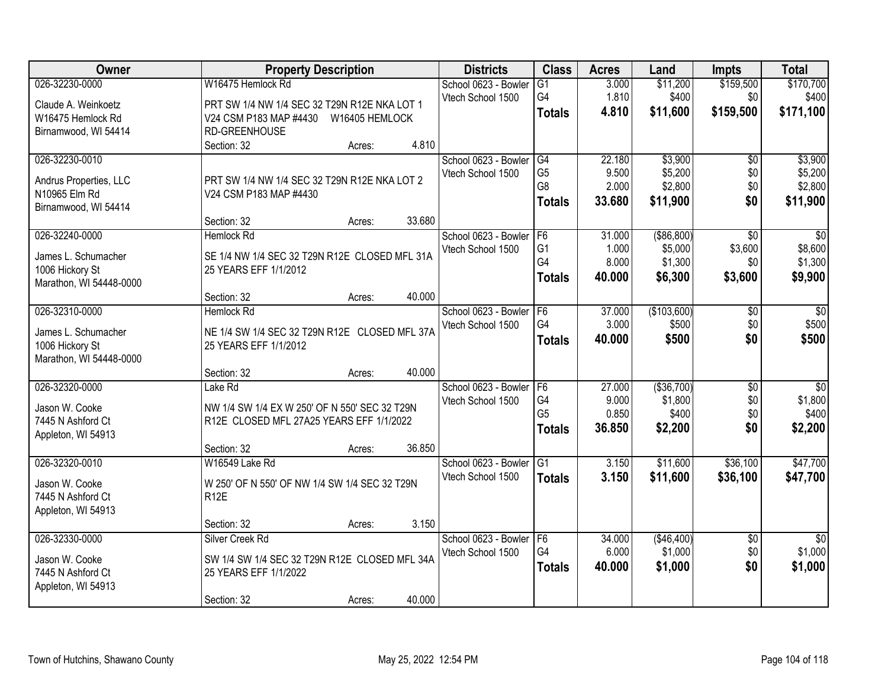| Owner | Property Description | Districts | Class | Acres | Land | Impts | Total |
|---|---|---|---|---|---|---|---|
| 026-32230-0000<br>Claude A. Weinkoetz<br>W16475 Hemlock Rd<br>Birnamwood, WI 54414 | W16475 Hemlock Rd<br>PRT SW 1/4 NW 1/4 SEC 32 T29N R12E NKA LOT 1 V24 CSM P183 MAP #4430 W16405 HEMLOCK RD-GREENHOUSE<br>Section: 32 Acres: 4.810 | School 0623 - Bowler<br>Vtech School 1500 | G1<br>G4<br>**Totals** | 3.000<br>1.810<br>**4.810** | $11,200<br>$400<br>**$11,600** | $159,500<br>$0<br>**$159,500** | $170,700<br>$400<br>**$171,100** |
| 026-32230-0010<br>Andrus Properties, LLC<br>N10965 Elm Rd<br>Birnamwood, WI 54414 | PRT SW 1/4 NW 1/4 SEC 32 T29N R12E NKA LOT 2 V24 CSM P183 MAP #4430<br>Section: 32 Acres: 33.680 | School 0623 - Bowler<br>Vtech School 1500 | G4<br>G5<br>G8<br>**Totals** | 22.180<br>9.500<br>2.000<br>**33.680** | $3,900<br>$5,200<br>$2,800<br>**$11,900** | $0<br>$0<br>$0<br>**$0** | $3,900<br>$5,200<br>$2,800<br>**$11,900** |
| 026-32240-0000<br>James L. Schumacher<br>1006 Hickory St<br>Marathon, WI 54448-0000 | Hemlock Rd<br>SE 1/4 NW 1/4 SEC 32 T29N R12E CLOSED MFL 31A 25 YEARS EFF 1/1/2012<br>Section: 32 Acres: 40.000 | School 0623 - Bowler<br>Vtech School 1500 | F6<br>G1<br>G4<br>**Totals** | 31.000<br>1.000<br>8.000<br>**40.000** | ($86,800)<br>$5,000<br>$1,300<br>**$6,300** | $0<br>$3,600<br>$0<br>**$3,600** | $0<br>$8,600<br>$1,300<br>**$9,900** |
| 026-32310-0000<br>James L. Schumacher<br>1006 Hickory St<br>Marathon, WI 54448-0000 | Hemlock Rd<br>NE 1/4 SW 1/4 SEC 32 T29N R12E CLOSED MFL 37A 25 YEARS EFF 1/1/2012<br>Section: 32 Acres: 40.000 | School 0623 - Bowler<br>Vtech School 1500 | F6<br>G4<br>**Totals** | 37.000<br>3.000<br>**40.000** | ($103,600)<br>$500<br>**$500** | $0<br>$0<br>**$0** | $0<br>$500<br>**$500** |
| 026-32320-0000<br>Jason W. Cooke<br>7445 N Ashford Ct<br>Appleton, WI 54913 | Lake Rd<br>NW 1/4 SW 1/4 EX W 250' OF N 550' SEC 32 T29N R12E CLOSED MFL 27A25 YEARS EFF 1/1/2022<br>Section: 32 Acres: 36.850 | School 0623 - Bowler<br>Vtech School 1500 | F6<br>G4<br>G5<br>**Totals** | 27.000<br>9.000<br>0.850<br>**36.850** | ($36,700)<br>$1,800<br>$400<br>**$2,200** | $0<br>$0<br>$0<br>**$0** | $0<br>$1,800<br>$400<br>**$2,200** |
| 026-32320-0010<br>Jason W. Cooke<br>7445 N Ashford Ct<br>Appleton, WI 54913 | W16549 Lake Rd<br>W 250' OF N 550' OF NW 1/4 SW 1/4 SEC 32 T29N R12E<br>Section: 32 Acres: 3.150 | School 0623 - Bowler<br>Vtech School 1500 | G1<br>**Totals** | 3.150<br>**3.150** | $11,600<br>**$11,600** | $36,100<br>**$36,100** | $47,700<br>**$47,700** |
| 026-32330-0000<br>Jason W. Cooke<br>7445 N Ashford Ct<br>Appleton, WI 54913 | Silver Creek Rd<br>SW 1/4 SW 1/4 SEC 32 T29N R12E CLOSED MFL 34A 25 YEARS EFF 1/1/2022<br>Section: 32 Acres: 40.000 | School 0623 - Bowler<br>Vtech School 1500 | F6<br>G4<br>**Totals** | 34.000<br>6.000<br>**40.000** | ($46,400)<br>$1,000<br>**$1,000** | $0<br>$0<br>**$0** | $0<br>$1,000<br>**$1,000** |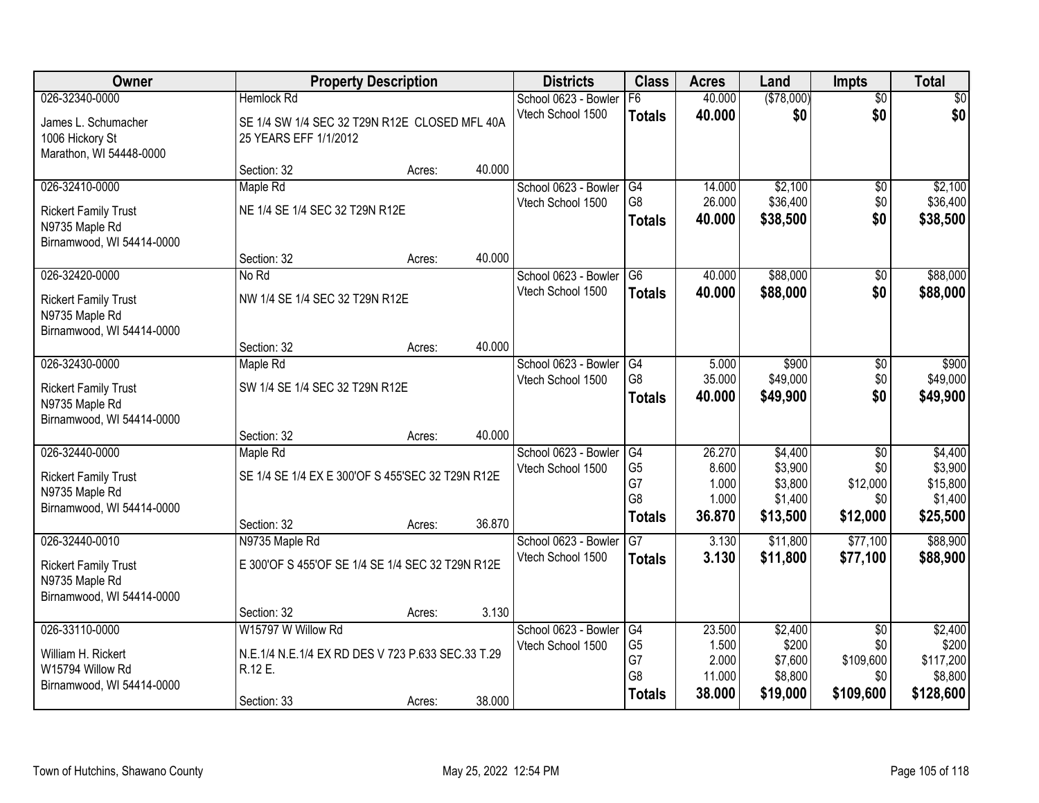| Owner | Property Description | | | Districts | Class | Acres | Land | Impts | Total |
|---|---|---|---|---|---|---|---|---|---|
| 026-32340-0000 | Hemlock Rd | | | School 0623 - Bowler | F6 | 40.000 | ($78,000) | $0 | $0 |
| James L. Schumacher<br>1006 Hickory St<br>Marathon, WI 54448-0000 | SE 1/4 SW 1/4 SEC 32 T29N R12E CLOSED MFL 40A 25 YEARS EFF 1/1/2012 | | | Vtech School 1500 | **Totals** | **40.000** | **$0** | **$0** | **$0** |
| | Section: 32 | Acres: | 40.000 | | | | | | |
| 026-32410-0000 | Maple Rd | | | School 0623 - Bowler | G4 | 14.000 | $2,100 | $0 | $2,100 |
| Rickert Family Trust<br>N9735 Maple Rd<br>Birnamwood, WI 54414-0000 | NE 1/4 SE 1/4 SEC 32 T29N R12E | | | Vtech School 1500 | G8 | 26.000 | $36,400 | $0 | $36,400 |
| | | | | | **Totals** | **40.000** | **$38,500** | **$0** | **$38,500** |
| | Section: 32 | Acres: | 40.000 | | | | | | |
| 026-32420-0000 | No Rd | | | School 0623 - Bowler | G6 | 40.000 | $88,000 | $0 | $88,000 |
| Rickert Family Trust<br>N9735 Maple Rd<br>Birnamwood, WI 54414-0000 | NW 1/4 SE 1/4 SEC 32 T29N R12E | | | Vtech School 1500 | **Totals** | **40.000** | **$88,000** | **$0** | **$88,000** |
| | Section: 32 | Acres: | 40.000 | | | | | | |
| 026-32430-0000 | Maple Rd | | | School 0623 - Bowler | G4 | 5.000 | $900 | $0 | $900 |
| Rickert Family Trust<br>N9735 Maple Rd<br>Birnamwood, WI 54414-0000 | SW 1/4 SE 1/4 SEC 32 T29N R12E | | | Vtech School 1500 | G8 | 35.000 | $49,000 | $0 | $49,000 |
| | | | | | **Totals** | **40.000** | **$49,900** | **$0** | **$49,900** |
| | Section: 32 | Acres: | 40.000 | | | | | | |
| 026-32440-0000 | Maple Rd | | | School 0623 - Bowler | G4 | 26.270 | $4,400 | $0 | $4,400 |
| Rickert Family Trust<br>N9735 Maple Rd<br>Birnamwood, WI 54414-0000 | SE 1/4 SE 1/4 EX E 300'OF S 455'SEC 32 T29N R12E | | | Vtech School 1500 | G5 | 8.600 | $3,900 | $0 | $3,900 |
| | | | | | G7 | 1.000 | $3,800 | $12,000 | $15,800 |
| | | | | | G8 | 1.000 | $1,400 | $0 | $1,400 |
| | Section: 32 | Acres: | 36.870 | | **Totals** | **36.870** | **$13,500** | **$12,000** | **$25,500** |
| 026-32440-0010 | N9735 Maple Rd | | | School 0623 - Bowler | G7 | 3.130 | $11,800 | $77,100 | $88,900 |
| Rickert Family Trust<br>N9735 Maple Rd<br>Birnamwood, WI 54414-0000 | E 300'OF S 455'OF SE 1/4 SE 1/4 SEC 32 T29N R12E | | | Vtech School 1500 | **Totals** | **3.130** | **$11,800** | **$77,100** | **$88,900** |
| | Section: 32 | Acres: | 3.130 | | | | | | |
| 026-33110-0000 | W15797 W Willow Rd | | | School 0623 - Bowler | G4 | 23.500 | $2,400 | $0 | $2,400 |
| William H. Rickert<br>W15794 Willow Rd<br>Birnamwood, WI 54414-0000 | N.E.1/4 N.E.1/4 EX RD DES V 723 P.633 SEC.33 T.29 R.12 E. | | | Vtech School 1500 | G5 | 1.500 | $200 | $0 | $200 |
| | | | | | G7 | 2.000 | $7,600 | $109,600 | $117,200 |
| | | | | | G8 | 11.000 | $8,800 | $0 | $8,800 |
| | Section: 33 | Acres: | 38.000 | | **Totals** | **38.000** | **$19,000** | **$109,600** | **$128,600** |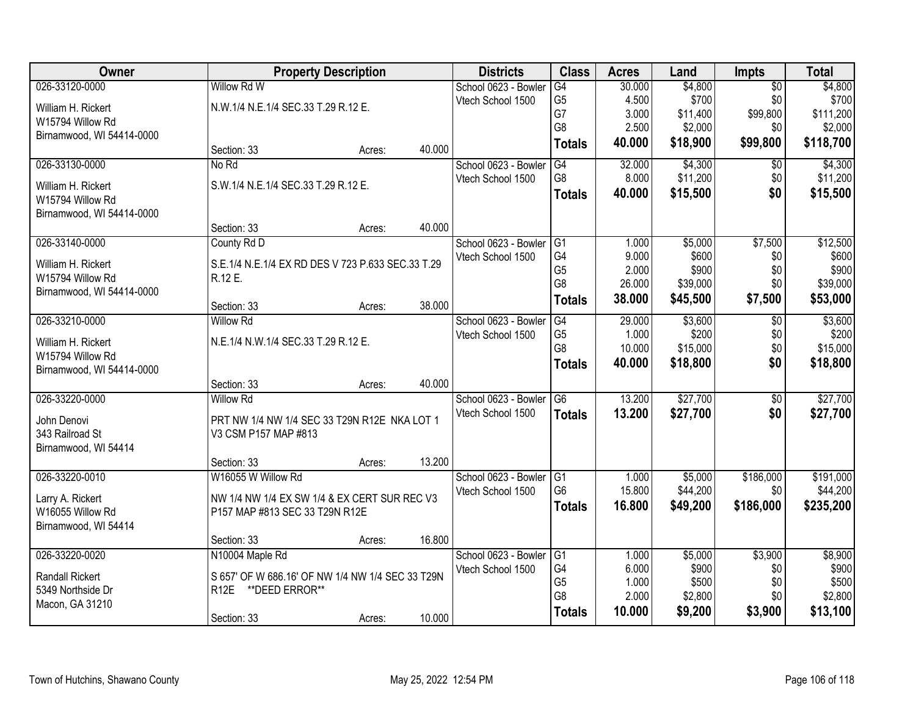| Owner | Property Description | | | Districts | Class | Acres | Land | Impts | Total |
|---|---|---|---|---|---|---|---|---|---|
| 026-33120-0000<br>William H. Rickert<br>W15794 Willow Rd<br>Birnamwood, WI 54414-0000 | Willow Rd W<br>N.W.1/4 N.E.1/4 SEC.33 T.29 R.12 E.<br>Section: 33 | Acres: | 40.000 | School 0623 - Bowler<br>Vtech School 1500 | G4<br>G5<br>G7<br>G8<br>**Totals** | 30.000<br>4.500<br>3.000<br>2.500<br>**40.000** | $4,800<br>$700<br>$11,400<br>$2,000<br>**$18,900** | $0<br>$0<br>$99,800<br>$0<br>**$99,800** | $4,800<br>$700<br>$111,200<br>$2,000<br>**$118,700** |
| 026-33130-0000<br>William H. Rickert<br>W15794 Willow Rd<br>Birnamwood, WI 54414-0000 | No Rd<br>S.W.1/4 N.E.1/4 SEC.33 T.29 R.12 E.<br>Section: 33 | Acres: | 40.000 | School 0623 - Bowler<br>Vtech School 1500 | G4<br>G8<br>**Totals** | 32.000<br>8.000<br>**40.000** | $4,300<br>$11,200<br>**$15,500** | $0<br>$0<br>**$0** | $4,300<br>$11,200<br>**$15,500** |
| 026-33140-0000<br>William H. Rickert<br>W15794 Willow Rd<br>Birnamwood, WI 54414-0000 | County Rd D<br>S.E.1/4 N.E.1/4 EX RD DES V 723 P.633 SEC.33 T.29 R.12 E.<br>Section: 33 | Acres: | 38.000 | School 0623 - Bowler<br>Vtech School 1500 | G1<br>G4<br>G5<br>G8<br>**Totals** | 1.000<br>9.000<br>2.000<br>26.000<br>**38.000** | $5,000<br>$600<br>$900<br>$39,000<br>**$45,500** | $7,500<br>$0<br>$0<br>$0<br>**$7,500** | $12,500<br>$600<br>$900<br>$39,000<br>**$53,000** |
| 026-33210-0000<br>William H. Rickert<br>W15794 Willow Rd<br>Birnamwood, WI 54414-0000 | Willow Rd<br>N.E.1/4 N.W.1/4 SEC.33 T.29 R.12 E.<br>Section: 33 | Acres: | 40.000 | School 0623 - Bowler<br>Vtech School 1500 | G4<br>G5<br>G8<br>**Totals** | 29.000<br>1.000<br>10.000<br>**40.000** | $3,600<br>$200<br>$15,000<br>**$18,800** | $0<br>$0<br>$0<br>**$0** | $3,600<br>$200<br>$15,000<br>**$18,800** |
| 026-33220-0000<br>John Denovi<br>343 Railroad St<br>Birnamwood, WI 54414 | Willow Rd<br>PRT NW 1/4 NW 1/4 SEC 33 T29N R12E NKA LOT 1 V3 CSM P157 MAP #813<br>Section: 33 | Acres: | 13.200 | School 0623 - Bowler<br>Vtech School 1500 | G6<br>**Totals** | 13.200<br>**13.200** | $27,700<br>**$27,700** | $0<br>**$0** | $27,700<br>**$27,700** |
| 026-33220-0010<br>Larry A. Rickert<br>W16055 Willow Rd<br>Birnamwood, WI 54414 | W16055 W Willow Rd<br>NW 1/4 NW 1/4 EX SW 1/4 & EX CERT SUR REC V3 P157 MAP #813 SEC 33 T29N R12E<br>Section: 33 | Acres: | 16.800 | School 0623 - Bowler<br>Vtech School 1500 | G1<br>G6<br>**Totals** | 1.000<br>15.800<br>**16.800** | $5,000<br>$44,200<br>**$49,200** | $186,000<br>$0<br>**$186,000** | $191,000<br>$44,200<br>**$235,200** |
| 026-33220-0020<br>Randall Rickert<br>5349 Northside Dr<br>Macon, GA 31210 | N10004 Maple Rd<br>S 657' OF W 686.16' OF NW 1/4 NW 1/4 SEC 33 T29N R12E **DEED ERROR**<br>Section: 33 | Acres: | 10.000 | School 0623 - Bowler<br>Vtech School 1500 | G1<br>G4<br>G5<br>G8<br>**Totals** | 1.000<br>6.000<br>1.000<br>2.000<br>**10.000** | $5,000<br>$900<br>$500<br>$2,800<br>**$9,200** | $3,900<br>$0<br>$0<br>$0<br>**$3,900** | $8,900<br>$900<br>$500<br>$2,800<br>**$13,100** |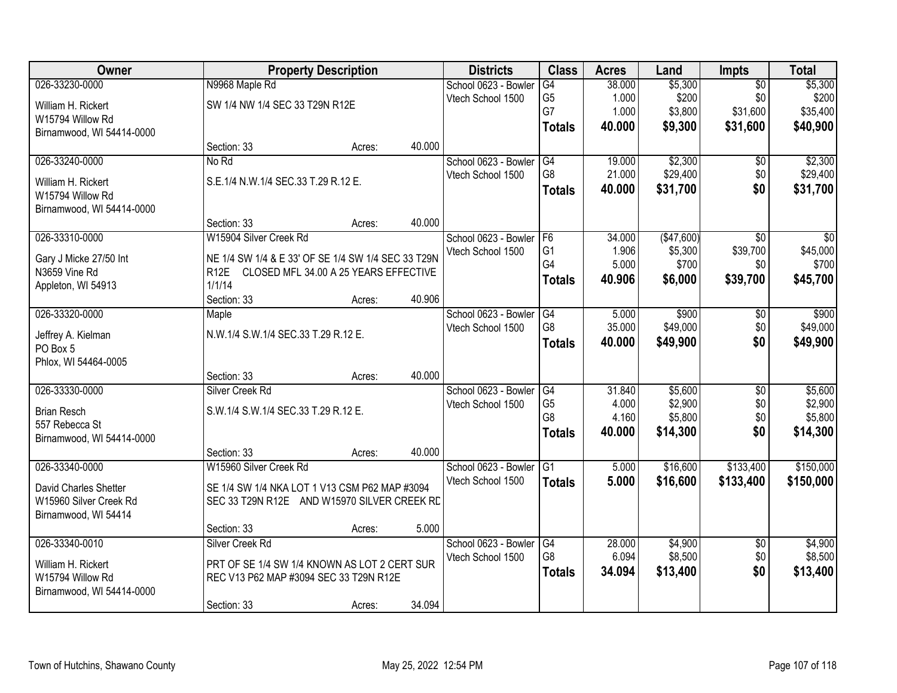| Owner | Property Description | Districts | Class | Acres | Land | Impts | Total |
|---|---|---|---|---|---|---|---|
| 026-33230-0000<br>William H. Rickert<br>W15794 Willow Rd<br>Birnamwood, WI 54414-0000 | N9968 Maple Rd<br>SW 1/4 NW 1/4 SEC 33 T29N R12E<br>Section: 33 Acres: 40.000 | School 0623 - Bowler<br>Vtech School 1500 | G4<br>G5<br>G7<br>**Totals** | 38.000<br>1.000<br>1.000<br>**40.000** | $5,300<br>$200<br>$3,800<br>**$9,300** | $0<br>$0<br>$31,600<br>**$31,600** | $5,300<br>$200<br>$35,400<br>**$40,900** |
| 026-33240-0000<br>William H. Rickert<br>W15794 Willow Rd<br>Birnamwood, WI 54414-0000 | No Rd<br>S.E.1/4 N.W.1/4 SEC.33 T.29 R.12 E.<br>Section: 33 Acres: 40.000 | School 0623 - Bowler<br>Vtech School 1500 | G4<br>G8<br>**Totals** | 19.000<br>21.000<br>**40.000** | $2,300<br>$29,400<br>**$31,700** | $0<br>$0<br>**$0** | $2,300<br>$29,400<br>**$31,700** |
| 026-33310-0000<br>Gary J Micke 27/50 Int<br>N3659 Vine Rd<br>Appleton, WI 54913 | W15904 Silver Creek Rd<br>NE 1/4 SW 1/4 & E 33' OF SE 1/4 SW 1/4 SEC 33 T29N R12E CLOSED MFL 34.00 A 25 YEARS EFFECTIVE 1/1/14<br>Section: 33 Acres: 40.906 | School 0623 - Bowler<br>Vtech School 1500 | F6<br>G1<br>G4<br>**Totals** | 34.000<br>1.906<br>5.000<br>**40.906** | ($47,600)<br>$5,300<br>$700<br>**$6,000** | $0<br>$39,700<br>$0<br>**$39,700** | $0<br>$45,000<br>$700<br>**$45,700** |
| 026-33320-0000<br>Jeffrey A. Kielman<br>PO Box 5<br>Phlox, WI 54464-0005 | Maple<br>N.W.1/4 S.W.1/4 SEC.33 T.29 R.12 E.<br>Section: 33 Acres: 40.000 | School 0623 - Bowler<br>Vtech School 1500 | G4<br>G8<br>**Totals** | 5.000<br>35.000<br>**40.000** | $900<br>$49,000<br>**$49,900** | $0<br>$0<br>**$0** | $900<br>$49,000<br>**$49,900** |
| 026-33330-0000<br>Brian Resch<br>557 Rebecca St<br>Birnamwood, WI 54414-0000 | Silver Creek Rd<br>S.W.1/4 S.W.1/4 SEC.33 T.29 R.12 E.<br>Section: 33 Acres: 40.000 | School 0623 - Bowler<br>Vtech School 1500 | G4<br>G5<br>G8<br>**Totals** | 31.840<br>4.000<br>4.160<br>**40.000** | $5,600<br>$2,900<br>$5,800<br>**$14,300** | $0<br>$0<br>$0<br>**$0** | $5,600<br>$2,900<br>$5,800<br>**$14,300** |
| 026-33340-0000<br>David Charles Shetter<br>W15960 Silver Creek Rd<br>Birnamwood, WI 54414 | W15960 Silver Creek Rd<br>SE 1/4 SW 1/4 NKA LOT 1 V13 CSM P62 MAP #3094 SEC 33 T29N R12E AND W15970 SILVER CREEK RD<br>Section: 33 Acres: 5.000 | School 0623 - Bowler<br>Vtech School 1500 | G1<br>**Totals** | 5.000<br>**5.000** | $16,600<br>**$16,600** | $133,400<br>**$133,400** | $150,000<br>**$150,000** |
| 026-33340-0010<br>William H. Rickert<br>W15794 Willow Rd<br>Birnamwood, WI 54414-0000 | Silver Creek Rd<br>PRT OF SE 1/4 SW 1/4 KNOWN AS LOT 2 CERT SUR REC V13 P62 MAP #3094 SEC 33 T29N R12E<br>Section: 33 Acres: 34.094 | School 0623 - Bowler<br>Vtech School 1500 | G4<br>G8<br>**Totals** | 28.000<br>6.094<br>**34.094** | $4,900<br>$8,500<br>**$13,400** | $0<br>$0<br>**$0** | $4,900<br>$8,500<br>**$13,400** |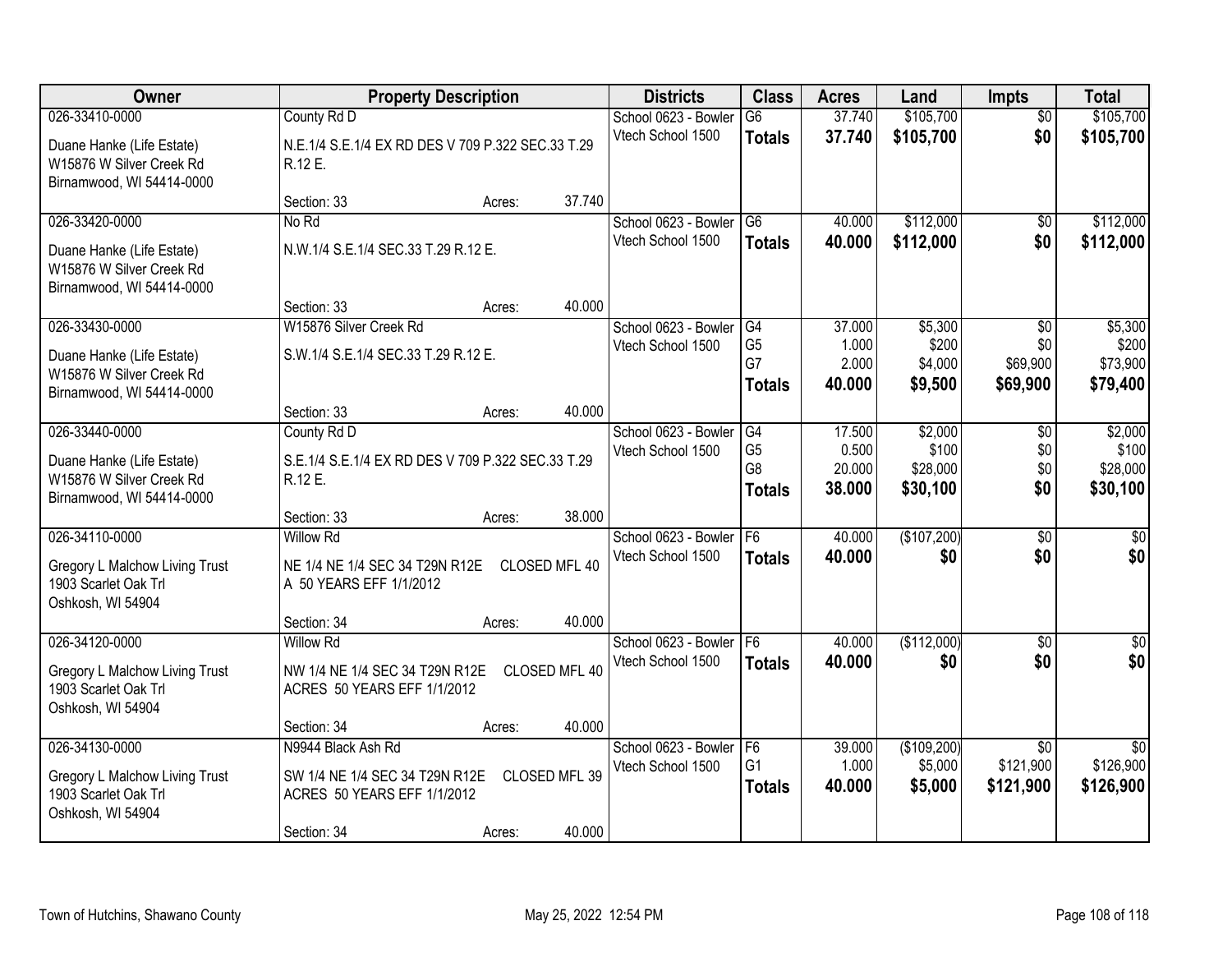| Owner | Property Description | | | Districts | Class | Acres | Land | Impts | Total |
|---|---|---|---|---|---|---|---|---|---|
| 026-33410-0000 | County Rd D | | | School 0623 - Bowler | G6 | 37.740 | $105,700 | $0 | $105,700 |
| Duane Hanke (Life Estate) W15876 W Silver Creek Rd Birnamwood, WI 54414-0000 | N.E.1/4 S.E.1/4 EX RD DES V 709 P.322 SEC.33 T.29 R.12 E. | | | Vtech School 1500 | **Totals** | **37.740** | **$105,700** | **$0** | **$105,700** |
| | Section: 33 | Acres: | 37.740 | | | | | | |
| 026-33420-0000 | No Rd | | | School 0623 - Bowler | G6 | 40.000 | $112,000 | $0 | $112,000 |
| Duane Hanke (Life Estate) W15876 W Silver Creek Rd Birnamwood, WI 54414-0000 | N.W.1/4 S.E.1/4 SEC.33 T.29 R.12 E. | | | Vtech School 1500 | **Totals** | **40.000** | **$112,000** | **$0** | **$112,000** |
| | Section: 33 | Acres: | 40.000 | | | | | | |
| 026-33430-0000 | W15876 Silver Creek Rd | | | School 0623 - Bowler | G4 | 37.000 | $5,300 | $0 | $5,300 |
| Duane Hanke (Life Estate) W15876 W Silver Creek Rd Birnamwood, WI 54414-0000 | S.W.1/4 S.E.1/4 SEC.33 T.29 R.12 E. | | | Vtech School 1500 | G5 | 1.000 | $200 | $0 | $200 |
| | | | | | G7 | 2.000 | $4,000 | $69,900 | $73,900 |
| | | | | | **Totals** | **40.000** | **$9,500** | **$69,900** | **$79,400** |
| | Section: 33 | Acres: | 40.000 | | | | | | |
| 026-33440-0000 | County Rd D | | | School 0623 - Bowler | G4 | 17.500 | $2,000 | $0 | $2,000 |
| Duane Hanke (Life Estate) W15876 W Silver Creek Rd Birnamwood, WI 54414-0000 | S.E.1/4 S.E.1/4 EX RD DES V 709 P.322 SEC.33 T.29 R.12 E. | | | Vtech School 1500 | G5 | 0.500 | $100 | $0 | $100 |
| | | | | | G8 | 20.000 | $28,000 | $0 | $28,000 |
| | | | | | **Totals** | **38.000** | **$30,100** | **$0** | **$30,100** |
| | Section: 33 | Acres: | 38.000 | | | | | | |
| 026-34110-0000 | Willow Rd | | | School 0623 - Bowler | F6 | 40.000 | ($107,200) | $0 | $0 |
| Gregory L Malchow Living Trust 1903 Scarlet Oak Trl Oshkosh, WI 54904 | NE 1/4 NE 1/4 SEC 34 T29N R12E CLOSED MFL 40 A 50 YEARS EFF 1/1/2012 | | | Vtech School 1500 | **Totals** | **40.000** | **$0** | **$0** | **$0** |
| | Section: 34 | Acres: | 40.000 | | | | | | |
| 026-34120-0000 | Willow Rd | | | School 0623 - Bowler | F6 | 40.000 | ($112,000) | $0 | $0 |
| Gregory L Malchow Living Trust 1903 Scarlet Oak Trl Oshkosh, WI 54904 | NW 1/4 NE 1/4 SEC 34 T29N R12E CLOSED MFL 40 ACRES 50 YEARS EFF 1/1/2012 | | | Vtech School 1500 | **Totals** | **40.000** | **$0** | **$0** | **$0** |
| | Section: 34 | Acres: | 40.000 | | | | | | |
| 026-34130-0000 | N9944 Black Ash Rd | | | School 0623 - Bowler | F6 | 39.000 | ($109,200) | $0 | $0 |
| Gregory L Malchow Living Trust 1903 Scarlet Oak Trl Oshkosh, WI 54904 | SW 1/4 NE 1/4 SEC 34 T29N R12E CLOSED MFL 39 ACRES 50 YEARS EFF 1/1/2012 | | | Vtech School 1500 | G1 | 1.000 | $5,000 | $121,900 | $126,900 |
| | | | | | **Totals** | **40.000** | **$5,000** | **$121,900** | **$126,900** |
| | Section: 34 | Acres: | 40.000 | | | | | | |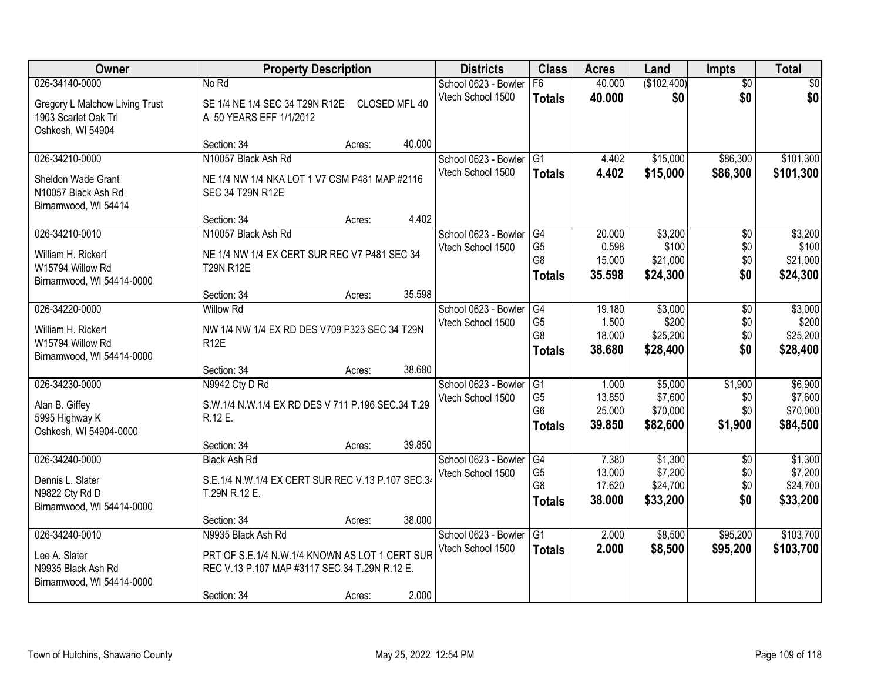| Owner | Property Description | Districts | Class | Acres | Land | Impts | Total |
|---|---|---|---|---|---|---|---|
| 026-34140-0000 | No Rd | School 0623 - Bowler | F6 | 40.000 | ($102,400) | $0 | $0 |
| Gregory L Malchow Living Trust<br>1903 Scarlet Oak Trl<br>Oshkosh, WI 54904 | SE 1/4 NE 1/4 SEC 34 T29N R12E CLOSED MFL 40 A 50 YEARS EFF 1/1/2012<br>Section: 34 Acres: 40.000 | Vtech School 1500 | **Totals** | **40.000** | **$0** | **$0** | **$0** |
| 026-34210-0000 | N10057 Black Ash Rd | School 0623 - Bowler | G1 | 4.402 | $15,000 | $86,300 | $101,300 |
| Sheldon Wade Grant<br>N10057 Black Ash Rd<br>Birnamwood, WI 54414 | NE 1/4 NW 1/4 NKA LOT 1 V7 CSM P481 MAP #2116 SEC 34 T29N R12E<br>Section: 34 Acres: 4.402 | Vtech School 1500 | **Totals** | **4.402** | **$15,000** | **$86,300** | **$101,300** |
| 026-34210-0010 | N10057 Black Ash Rd | School 0623 - Bowler | G4 | 20.000 | $3,200 | $0 | $3,200 |
| William H. Rickert<br>W15794 Willow Rd<br>Birnamwood, WI 54414-0000 | NE 1/4 NW 1/4 EX CERT SUR REC V7 P481 SEC 34 T29N R12E<br>Section: 34 Acres: 35.598 | Vtech School 1500 | G5 | 0.598 | $100 | $0 | $100 |
| | | | G8 | 15.000 | $21,000 | $0 | $21,000 |
| | | | **Totals** | **35.598** | **$24,300** | **$0** | **$24,300** |
| 026-34220-0000 | Willow Rd | School 0623 - Bowler | G4 | 19.180 | $3,000 | $0 | $3,000 |
| William H. Rickert<br>W15794 Willow Rd<br>Birnamwood, WI 54414-0000 | NW 1/4 NW 1/4 EX RD DES V709 P323 SEC 34 T29N R12E<br>Section: 34 Acres: 38.680 | Vtech School 1500 | G5 | 1.500 | $200 | $0 | $200 |
| | | | G8 | 18.000 | $25,200 | $0 | $25,200 |
| | | | **Totals** | **38.680** | **$28,400** | **$0** | **$28,400** |
| 026-34230-0000 | N9942 Cty D Rd | School 0623 - Bowler | G1 | 1.000 | $5,000 | $1,900 | $6,900 |
| Alan B. Giffey<br>5995 Highway K<br>Oshkosh, WI 54904-0000 | S.W.1/4 N.W.1/4 EX RD DES V 711 P.196 SEC.34 T.29 R.12 E.<br>Section: 34 Acres: 39.850 | Vtech School 1500 | G5 | 13.850 | $7,600 | $0 | $7,600 |
| | | | G6 | 25.000 | $70,000 | $0 | $70,000 |
| | | | **Totals** | **39.850** | **$82,600** | **$1,900** | **$84,500** |
| 026-34240-0000 | Black Ash Rd | School 0623 - Bowler | G4 | 7.380 | $1,300 | $0 | $1,300 |
| Dennis L. Slater<br>N9822 Cty Rd D<br>Birnamwood, WI 54414-0000 | S.E.1/4 N.W.1/4 EX CERT SUR REC V.13 P.107 SEC.34 T.29N R.12 E.<br>Section: 34 Acres: 38.000 | Vtech School 1500 | G5 | 13.000 | $7,200 | $0 | $7,200 |
| | | | G8 | 17.620 | $24,700 | $0 | $24,700 |
| | | | **Totals** | **38.000** | **$33,200** | **$0** | **$33,200** |
| 026-34240-0010 | N9935 Black Ash Rd | School 0623 - Bowler | G1 | 2.000 | $8,500 | $95,200 | $103,700 |
| Lee A. Slater<br>N9935 Black Ash Rd<br>Birnamwood, WI 54414-0000 | PRT OF S.E.1/4 N.W.1/4 KNOWN AS LOT 1 CERT SUR REC V.13 P.107 MAP #3117 SEC.34 T.29N R.12 E.<br>Section: 34 Acres: 2.000 | Vtech School 1500 | **Totals** | **2.000** | **$8,500** | **$95,200** | **$103,700** |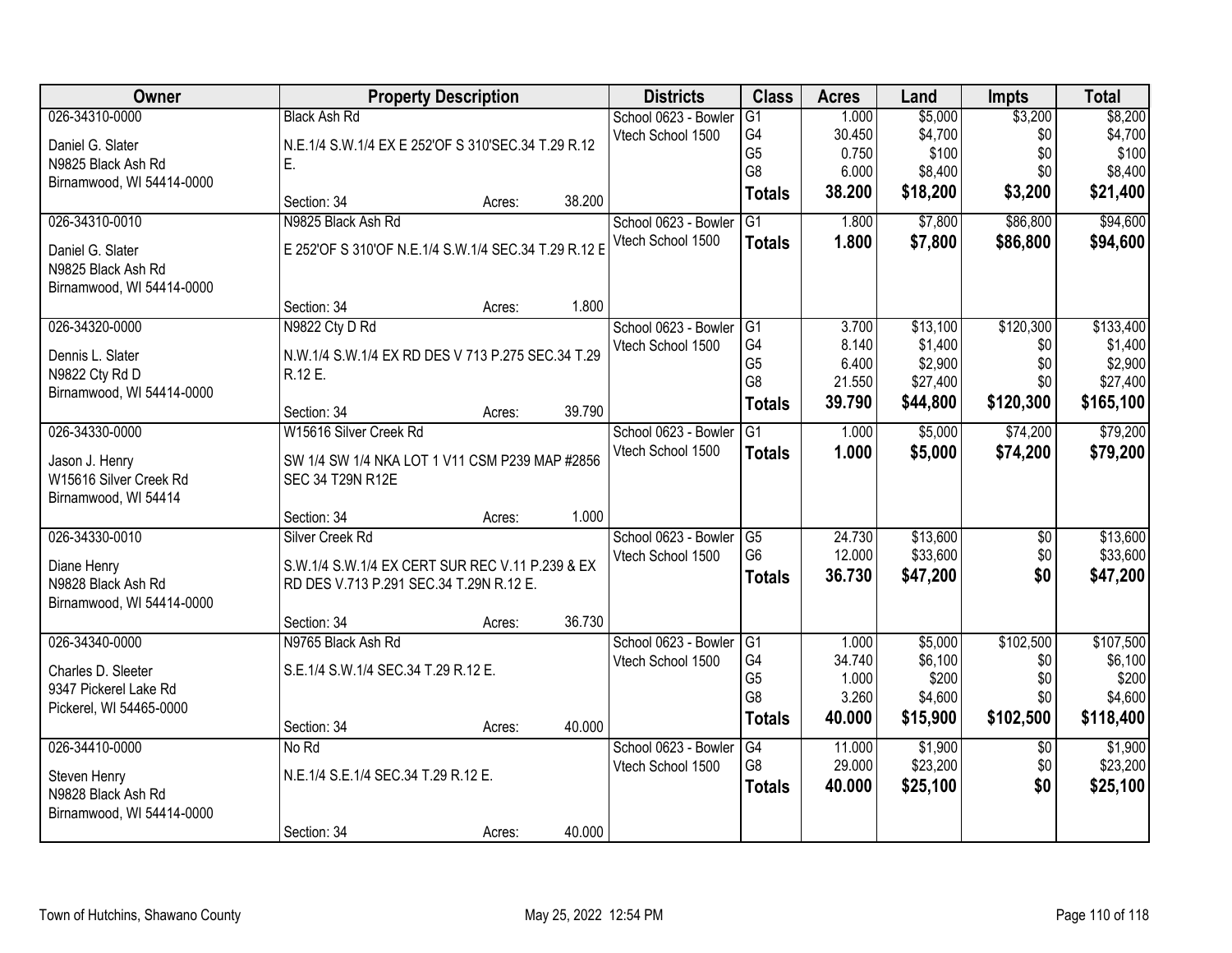| Owner | Property Description | | | Districts | Class | Acres | Land | Impts | Total |
|---|---|---|---|---|---|---|---|---|---|
| 026-34310-0000 | Black Ash Rd | | | School 0623 - Bowler | G1 | 1.000 | $5,000 | $3,200 | $8,200 |
| Daniel G. Slater | N.E.1/4 S.W.1/4 EX E 252'OF S 310'SEC.34 T.29 R.12 | | | Vtech School 1500 | G4 | 30.450 | $4,700 | $0 | $4,700 |
| N9825 Black Ash Rd | E. | | | | G5 | 0.750 | $100 | $0 | $100 |
| Birnamwood, WI 54414-0000 | | | | | G8 | 6.000 | $8,400 | $0 | $8,400 |
| | Section: 34 | Acres: | 38.200 | | **Totals** | **38.200** | **$18,200** | **$3,200** | **$21,400** |
| 026-34310-0010 | N9825 Black Ash Rd | | | School 0623 - Bowler | G1 | 1.800 | $7,800 | $86,800 | $94,600 |
| Daniel G. Slater | E 252'OF S 310'OF N.E.1/4 S.W.1/4 SEC.34 T.29 R.12 E | | | Vtech School 1500 | **Totals** | **1.800** | **$7,800** | **$86,800** | **$94,600** |
| N9825 Black Ash Rd | | | | | | | | | |
| Birnamwood, WI 54414-0000 | | | | | | | | | |
| | Section: 34 | Acres: | 1.800 | | | | | | |
| 026-34320-0000 | N9822 Cty D Rd | | | School 0623 - Bowler | G1 | 3.700 | $13,100 | $120,300 | $133,400 |
| Dennis L. Slater | N.W.1/4 S.W.1/4 EX RD DES V 713 P.275 SEC.34 T.29 | | | Vtech School 1500 | G4 | 8.140 | $1,400 | $0 | $1,400 |
| N9822 Cty Rd D | R.12 E. | | | | G5 | 6.400 | $2,900 | $0 | $2,900 |
| Birnamwood, WI 54414-0000 | | | | | G8 | 21.550 | $27,400 | $0 | $27,400 |
| | Section: 34 | Acres: | 39.790 | | **Totals** | **39.790** | **$44,800** | **$120,300** | **$165,100** |
| 026-34330-0000 | W15616 Silver Creek Rd | | | School 0623 - Bowler | G1 | 1.000 | $5,000 | $74,200 | $79,200 |
| Jason J. Henry | SW 1/4 SW 1/4 NKA LOT 1 V11 CSM P239 MAP #2856 | | | Vtech School 1500 | **Totals** | **1.000** | **$5,000** | **$74,200** | **$79,200** |
| W15616 Silver Creek Rd | SEC 34 T29N R12E | | | | | | | | |
| Birnamwood, WI 54414 | | | | | | | | | |
| | Section: 34 | Acres: | 1.000 | | | | | | |
| 026-34330-0010 | Silver Creek Rd | | | School 0623 - Bowler | G5 | 24.730 | $13,600 | $0 | $13,600 |
| Diane Henry | S.W.1/4 S.W.1/4 EX CERT SUR REC V.11 P.239 & EX | | | Vtech School 1500 | G6 | 12.000 | $33,600 | $0 | $33,600 |
| N9828 Black Ash Rd | RD DES V.713 P.291 SEC.34 T.29N R.12 E. | | | | **Totals** | **36.730** | **$47,200** | **$0** | **$47,200** |
| Birnamwood, WI 54414-0000 | | | | | | | | | |
| | Section: 34 | Acres: | 36.730 | | | | | | |
| 026-34340-0000 | N9765 Black Ash Rd | | | School 0623 - Bowler | G1 | 1.000 | $5,000 | $102,500 | $107,500 |
| Charles D. Sleeter | S.E.1/4 S.W.1/4 SEC.34 T.29 R.12 E. | | | Vtech School 1500 | G4 | 34.740 | $6,100 | $0 | $6,100 |
| 9347 Pickerel Lake Rd | | | | | G5 | 1.000 | $200 | $0 | $200 |
| Pickerel, WI 54465-0000 | | | | | G8 | 3.260 | $4,600 | $0 | $4,600 |
| | Section: 34 | Acres: | 40.000 | | **Totals** | **40.000** | **$15,900** | **$102,500** | **$118,400** |
| 026-34410-0000 | No Rd | | | School 0623 - Bowler | G4 | 11.000 | $1,900 | $0 | $1,900 |
| Steven Henry | N.E.1/4 S.E.1/4 SEC.34 T.29 R.12 E. | | | Vtech School 1500 | G8 | 29.000 | $23,200 | $0 | $23,200 |
| N9828 Black Ash Rd | | | | | **Totals** | **40.000** | **$25,100** | **$0** | **$25,100** |
| Birnamwood, WI 54414-0000 | | | | | | | | | |
| | Section: 34 | Acres: | 40.000 | | | | | | |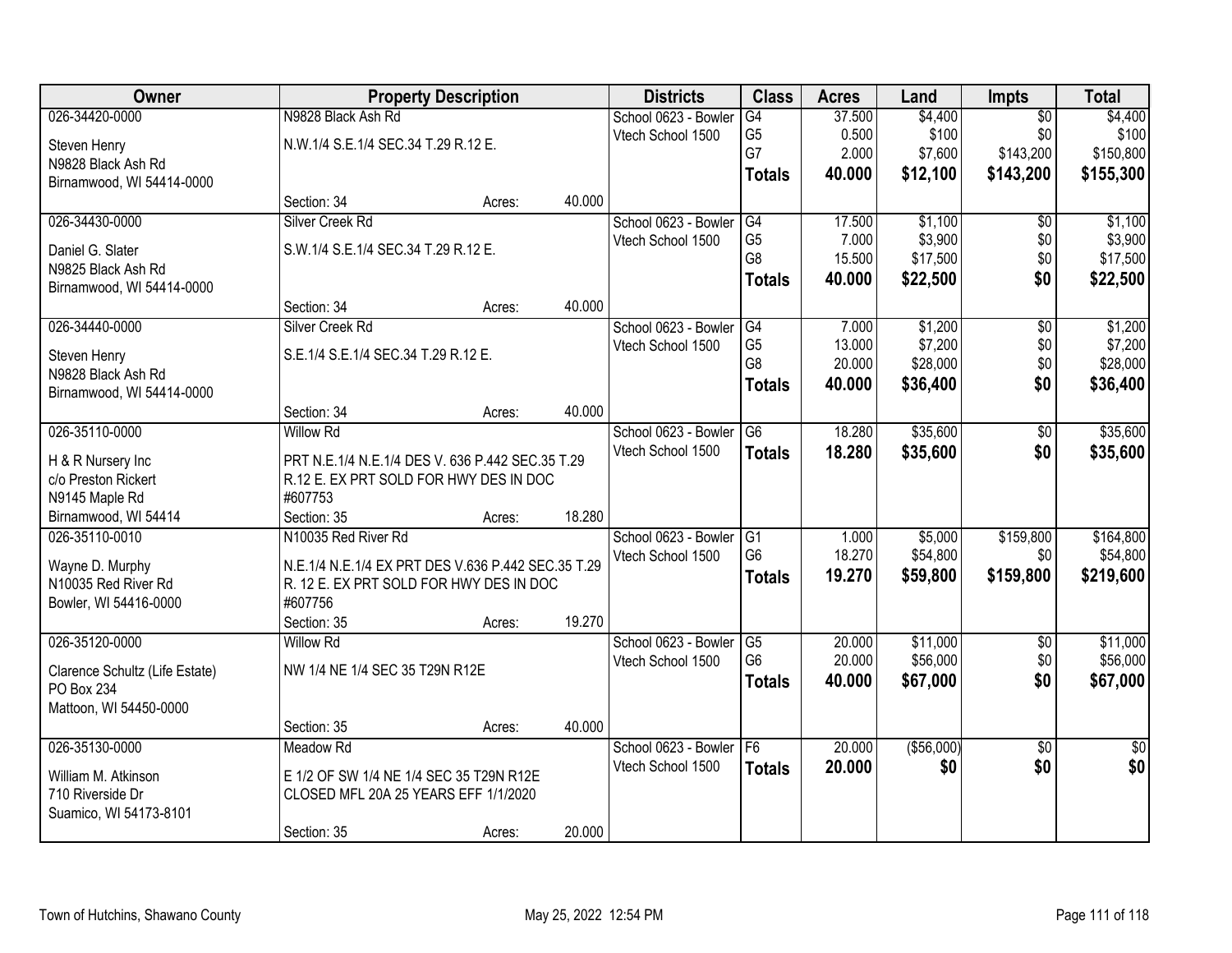| Owner | Property Description | | | Districts | Class | Acres | Land | Impts | Total |
|---|---|---|---|---|---|---|---|---|---|
| 026-34420-0000 | N9828 Black Ash Rd | | | School 0623 - Bowler | G4 | 37.500 | $4,400 | $0 | $4,400 |
| Steven Henry | N.W.1/4 S.E.1/4 SEC.34 T.29 R.12 E. | | | Vtech School 1500 | G5 | 0.500 | $100 | $0 | $100 |
| N9828 Black Ash Rd | | | | | G7 | 2.000 | $7,600 | $143,200 | $150,800 |
| Birnamwood, WI 54414-0000 | | | | | **Totals** | **40.000** | **$12,100** | **$143,200** | **$155,300** |
| | Section: 34 | Acres: | 40.000 | | | | | | |
| 026-34430-0000 | Silver Creek Rd | | | School 0623 - Bowler | G4 | 17.500 | $1,100 | $0 | $1,100 |
| Daniel G. Slater | S.W.1/4 S.E.1/4 SEC.34 T.29 R.12 E. | | | Vtech School 1500 | G5 | 7.000 | $3,900 | $0 | $3,900 |
| N9825 Black Ash Rd | | | | | G8 | 15.500 | $17,500 | $0 | $17,500 |
| Birnamwood, WI 54414-0000 | | | | | **Totals** | **40.000** | **$22,500** | **$0** | **$22,500** |
| | Section: 34 | Acres: | 40.000 | | | | | | |
| 026-34440-0000 | Silver Creek Rd | | | School 0623 - Bowler | G4 | 7.000 | $1,200 | $0 | $1,200 |
| Steven Henry | S.E.1/4 S.E.1/4 SEC.34 T.29 R.12 E. | | | Vtech School 1500 | G5 | 13.000 | $7,200 | $0 | $7,200 |
| N9828 Black Ash Rd | | | | | G8 | 20.000 | $28,000 | $0 | $28,000 |
| Birnamwood, WI 54414-0000 | | | | | **Totals** | **40.000** | **$36,400** | **$0** | **$36,400** |
| | Section: 34 | Acres: | 40.000 | | | | | | |
| 026-35110-0000 | Willow Rd | | | School 0623 - Bowler | G6 | 18.280 | $35,600 | $0 | $35,600 |
| H & R Nursery Inc | PRT N.E.1/4 N.E.1/4 DES V. 636 P.442 SEC.35 T.29 | | | Vtech School 1500 | **Totals** | **18.280** | **$35,600** | **$0** | **$35,600** |
| c/o Preston Rickert | R.12 E. EX PRT SOLD FOR HWY DES IN DOC | | | | | | | | |
| N9145 Maple Rd | #607753 | | | | | | | | |
| Birnamwood, WI 54414 | Section: 35 | Acres: | 18.280 | | | | | | |
| 026-35110-0010 | N10035 Red River Rd | | | School 0623 - Bowler | G1 | 1.000 | $5,000 | $159,800 | $164,800 |
| Wayne D. Murphy | N.E.1/4 N.E.1/4 EX PRT DES V.636 P.442 SEC.35 T.29 | | | Vtech School 1500 | G6 | 18.270 | $54,800 | $0 | $54,800 |
| N10035 Red River Rd | R. 12 E. EX PRT SOLD FOR HWY DES IN DOC | | | | **Totals** | **19.270** | **$59,800** | **$159,800** | **$219,600** |
| Bowler, WI 54416-0000 | #607756 | | | | | | | | |
| | Section: 35 | Acres: | 19.270 | | | | | | |
| 026-35120-0000 | Willow Rd | | | School 0623 - Bowler | G5 | 20.000 | $11,000 | $0 | $11,000 |
| Clarence Schultz (Life Estate) | NW 1/4 NE 1/4 SEC 35 T29N R12E | | | Vtech School 1500 | G6 | 20.000 | $56,000 | $0 | $56,000 |
| PO Box 234 | | | | | **Totals** | **40.000** | **$67,000** | **$0** | **$67,000** |
| Mattoon, WI 54450-0000 | | | | | | | | | |
| | Section: 35 | Acres: | 40.000 | | | | | | |
| 026-35130-0000 | Meadow Rd | | | School 0623 - Bowler | F6 | 20.000 | ($56,000) | $0 | $0 |
| William M. Atkinson | E 1/2 OF SW 1/4 NE 1/4 SEC 35 T29N R12E | | | Vtech School 1500 | **Totals** | **20.000** | **$0** | **$0** | **$0** |
| 710 Riverside Dr | CLOSED MFL 20A 25 YEARS EFF 1/1/2020 | | | | | | | | |
| Suamico, WI 54173-8101 | | | | | | | | | |
| | Section: 35 | Acres: | 20.000 | | | | | | |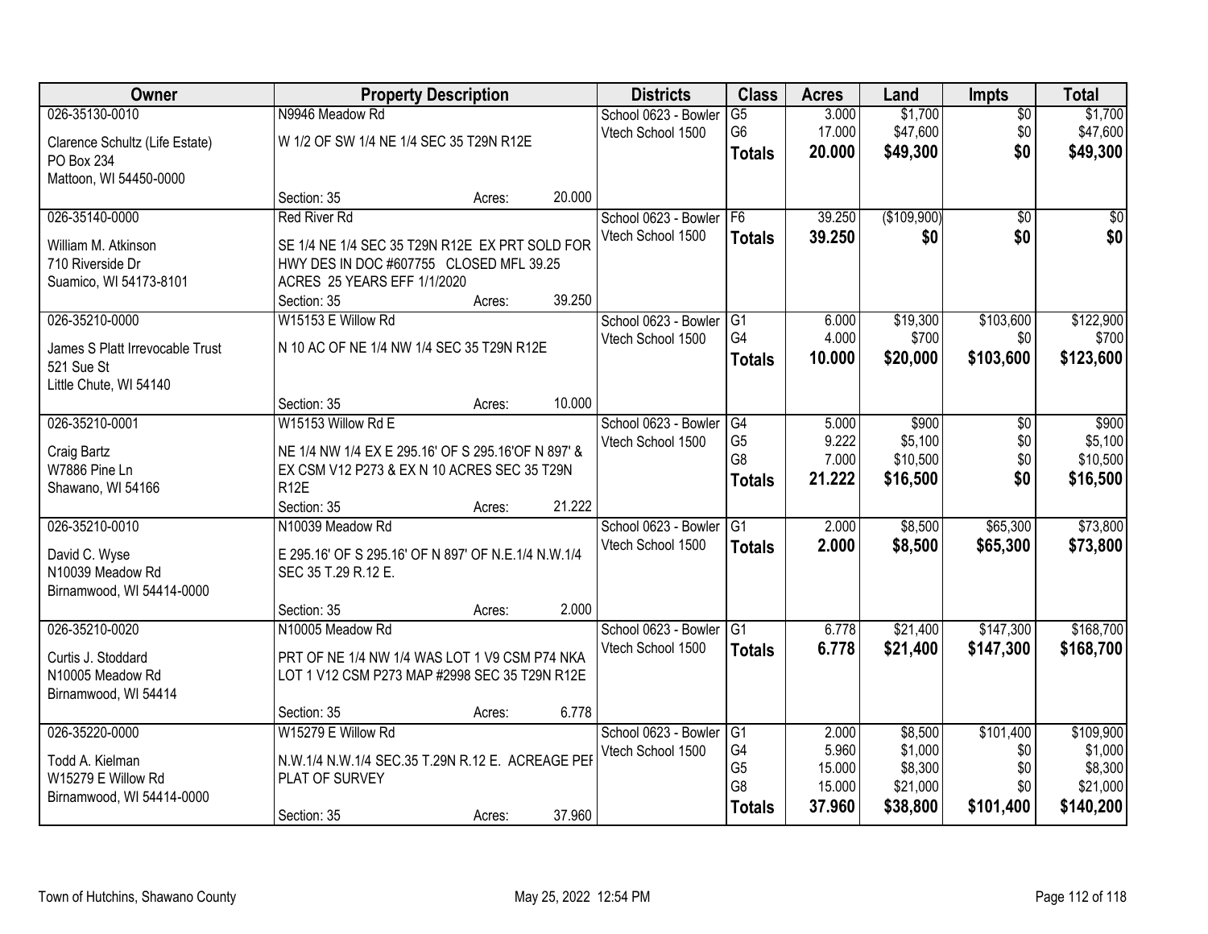| Owner | Property Description | Districts | Class | Acres | Land | Impts | Total |
|---|---|---|---|---|---|---|---|
| 026-35130-0010 | N9946 Meadow Rd | School 0623 - Bowler | G5 | 3.000 | $1,700 | $0 | $1,700 |
| Clarence Schultz (Life Estate) | W 1/2 OF SW 1/4 NE 1/4 SEC 35 T29N R12E | Vtech School 1500 | G6 | 17.000 | $47,600 | $0 | $47,600 |
| PO Box 234 | | | **Totals** | **20.000** | **$49,300** | **$0** | **$49,300** |
| Mattoon, WI 54450-0000 | | | | | | | |
| | Section: 35 Acres: 20.000 | | | | | | |
| 026-35140-0000 | Red River Rd | School 0623 - Bowler | F6 | 39.250 | ($109,900) | $0 | $0 |
| William M. Atkinson | SE 1/4 NE 1/4 SEC 35 T29N R12E EX PRT SOLD FOR HWY DES IN DOC #607755 CLOSED MFL 39.25 ACRES 25 YEARS EFF 1/1/2020 | Vtech School 1500 | **Totals** | **39.250** | **$0** | **$0** | **$0** |
| 710 Riverside Dr | | | | | | | |
| Suamico, WI 54173-8101 | | | | | | | |
| | Section: 35 Acres: 39.250 | | | | | | |
| 026-35210-0000 | W15153 E Willow Rd | School 0623 - Bowler | G1 | 6.000 | $19,300 | $103,600 | $122,900 |
| James S Platt Irrevocable Trust | N 10 AC OF NE 1/4 NW 1/4 SEC 35 T29N R12E | Vtech School 1500 | G4 | 4.000 | $700 | $0 | $700 |
| 521 Sue St | | | **Totals** | **10.000** | **$20,000** | **$103,600** | **$123,600** |
| Little Chute, WI 54140 | | | | | | | |
| | Section: 35 Acres: 10.000 | | | | | | |
| 026-35210-0001 | W15153 Willow Rd E | School 0623 - Bowler | G4 | 5.000 | $900 | $0 | $900 |
| Craig Bartz | NE 1/4 NW 1/4 EX E 295.16' OF S 295.16'OF N 897' & EX CSM V12 P273 & EX N 10 ACRES SEC 35 T29N R12E | Vtech School 1500 | G5 | 9.222 | $5,100 | $0 | $5,100 |
| W7886 Pine Ln | | | G8 | 7.000 | $10,500 | $0 | $10,500 |
| Shawano, WI 54166 | | | **Totals** | **21.222** | **$16,500** | **$0** | **$16,500** |
| | Section: 35 Acres: 21.222 | | | | | | |
| 026-35210-0010 | N10039 Meadow Rd | School 0623 - Bowler | G1 | 2.000 | $8,500 | $65,300 | $73,800 |
| David C. Wyse | E 295.16' OF S 295.16' OF N 897' OF N.E.1/4 N.W.1/4 SEC 35 T.29 R.12 E. | Vtech School 1500 | **Totals** | **2.000** | **$8,500** | **$65,300** | **$73,800** |
| N10039 Meadow Rd | | | | | | | |
| Birnamwood, WI 54414-0000 | | | | | | | |
| | Section: 35 Acres: 2.000 | | | | | | |
| 026-35210-0020 | N10005 Meadow Rd | School 0623 - Bowler | G1 | 6.778 | $21,400 | $147,300 | $168,700 |
| Curtis J. Stoddard | PRT OF NE 1/4 NW 1/4 WAS LOT 1 V9 CSM P74 NKA LOT 1 V12 CSM P273 MAP #2998 SEC 35 T29N R12E | Vtech School 1500 | **Totals** | **6.778** | **$21,400** | **$147,300** | **$168,700** |
| N10005 Meadow Rd | | | | | | | |
| Birnamwood, WI 54414 | | | | | | | |
| | Section: 35 Acres: 6.778 | | | | | | |
| 026-35220-0000 | W15279 E Willow Rd | School 0623 - Bowler | G1 | 2.000 | $8,500 | $101,400 | $109,900 |
| Todd A. Kielman | N.W.1/4 N.W.1/4 SEC.35 T.29N R.12 E. ACREAGE PEI PLAT OF SURVEY | Vtech School 1500 | G4 | 5.960 | $1,000 | $0 | $1,000 |
| W15279 E Willow Rd | | | G5 | 15.000 | $8,300 | $0 | $8,300 |
| Birnamwood, WI 54414-0000 | | | G8 | 15.000 | $21,000 | $0 | $21,000 |
| | Section: 35 Acres: 37.960 | | **Totals** | **37.960** | **$38,800** | **$101,400** | **$140,200** |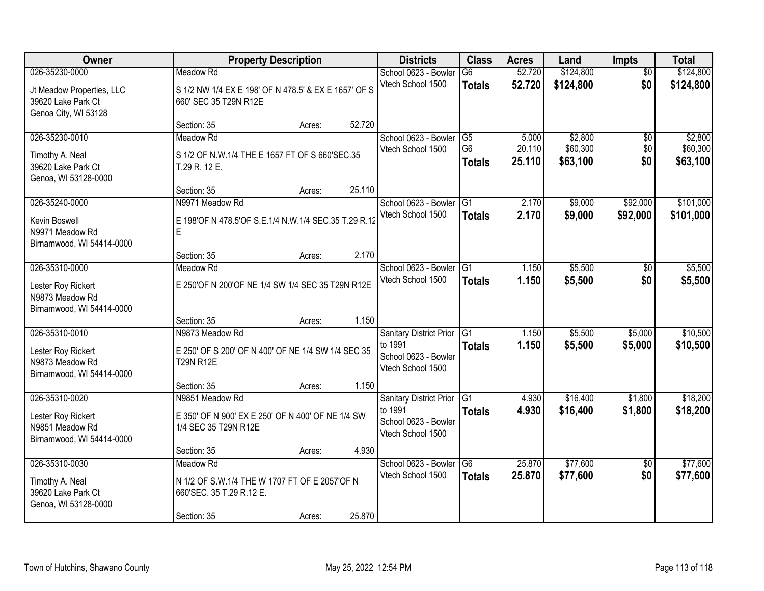| Owner | Property Description | Districts | Class | Acres | Land | Impts | Total |
|---|---|---|---|---|---|---|---|
| 026-35230-0000<br>Jt Meadow Properties, LLC<br>39620 Lake Park Ct<br>Genoa City, WI 53128 | Meadow Rd<br>S 1/2 NW 1/4 EX E 198' OF N 478.5' & EX E 1657' OF S 660' SEC 35 T29N R12E<br>Section: 35 Acres: 52.720 | School 0623 - Bowler<br>Vtech School 1500 | G6<br>**Totals** | 52.720<br>**52.720** | $124,800<br>**$124,800** | $0<br>**$0** | $124,800<br>**$124,800** |
| 026-35230-0010<br>Timothy A. Neal<br>39620 Lake Park Ct<br>Genoa, WI 53128-0000 | Meadow Rd<br>S 1/2 OF N.W.1/4 THE E 1657 FT OF S 660'SEC.35 T.29 R. 12 E.<br>Section: 35 Acres: 25.110 | School 0623 - Bowler<br>Vtech School 1500 | G5<br>G6<br>**Totals** | 5.000<br>20.110<br>**25.110** | $2,800<br>$60,300<br>**$63,100** | $0<br>$0<br>**$0** | $2,800<br>$60,300<br>**$63,100** |
| 026-35240-0000<br>Kevin Boswell<br>N9971 Meadow Rd<br>Birnamwood, WI 54414-0000 | N9971 Meadow Rd<br>E 198'OF N 478.5'OF S.E.1/4 N.W.1/4 SEC.35 T.29 R.12 E<br>Section: 35 Acres: 2.170 | School 0623 - Bowler<br>Vtech School 1500 | G1<br>**Totals** | 2.170<br>**2.170** | $9,000<br>**$9,000** | $92,000<br>**$92,000** | $101,000<br>**$101,000** |
| 026-35310-0000<br>Lester Roy Rickert<br>N9873 Meadow Rd<br>Birnamwood, WI 54414-0000 | Meadow Rd<br>E 250'OF N 200'OF NE 1/4 SW 1/4 SEC 35 T29N R12E<br>Section: 35 Acres: 1.150 | School 0623 - Bowler<br>Vtech School 1500 | G1<br>**Totals** | 1.150<br>**1.150** | $5,500<br>**$5,500** | $0<br>**$0** | $5,500<br>**$5,500** |
| 026-35310-0010<br>Lester Roy Rickert<br>N9873 Meadow Rd<br>Birnamwood, WI 54414-0000 | N9873 Meadow Rd<br>E 250' OF S 200' OF N 400' OF NE 1/4 SW 1/4 SEC 35 T29N R12E<br>Section: 35 Acres: 1.150 | Sanitary District Prior to 1991<br>School 0623 - Bowler<br>Vtech School 1500 | G1<br>**Totals** | 1.150<br>**1.150** | $5,500<br>**$5,500** | $5,000<br>**$5,000** | $10,500<br>**$10,500** |
| 026-35310-0020<br>Lester Roy Rickert<br>N9851 Meadow Rd<br>Birnamwood, WI 54414-0000 | N9851 Meadow Rd<br>E 350' OF N 900' EX E 250' OF N 400' OF NE 1/4 SW 1/4 SEC 35 T29N R12E<br>Section: 35 Acres: 4.930 | Sanitary District Prior to 1991<br>School 0623 - Bowler<br>Vtech School 1500 | G1<br>**Totals** | 4.930<br>**4.930** | $16,400<br>**$16,400** | $1,800<br>**$1,800** | $18,200<br>**$18,200** |
| 026-35310-0030<br>Timothy A. Neal<br>39620 Lake Park Ct<br>Genoa, WI 53128-0000 | Meadow Rd<br>N 1/2 OF S.W.1/4 THE W 1707 FT OF E 2057'OF N 660'SEC. 35 T.29 R.12 E.<br>Section: 35 Acres: 25.870 | School 0623 - Bowler<br>Vtech School 1500 | G6<br>**Totals** | 25.870<br>**25.870** | $77,600<br>**$77,600** | $0<br>**$0** | $77,600<br>**$77,600** |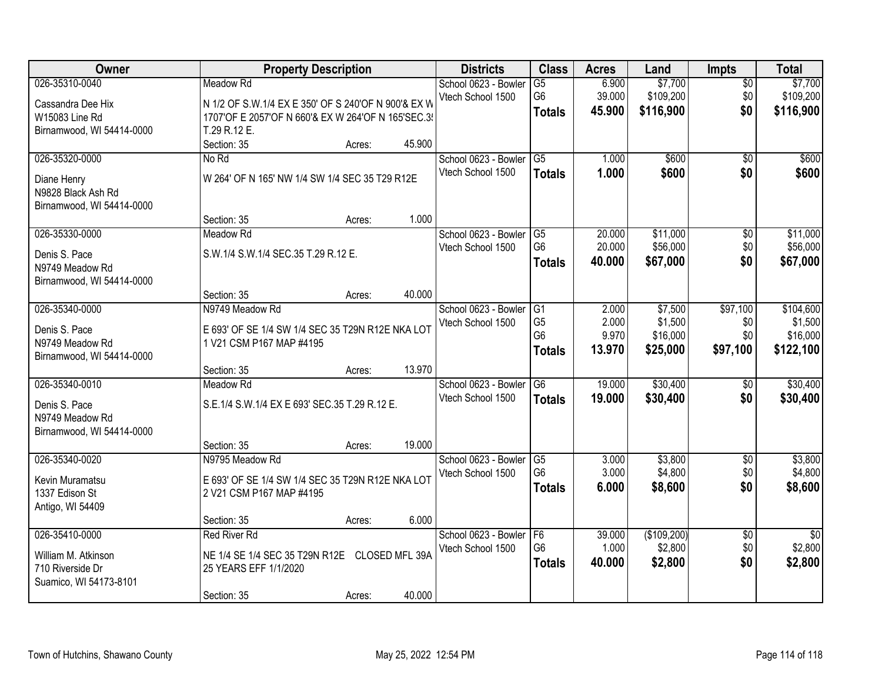| Owner | Property Description | Districts | Class | Acres | Land | Impts | Total |
|---|---|---|---|---|---|---|---|
| 026-35310-0040<br>Cassandra Dee Hix<br>W15083 Line Rd<br>Birnamwood, WI 54414-0000 | Meadow Rd<br>N 1/2 OF S.W.1/4 EX E 350' OF S 240'OF N 900'& EX W 1707'OF E 2057'OF N 660'& EX W 264'OF N 165'SEC.35 T.29 R.12 E.<br>Section: 35 Acres: 45.900 | School 0623 - Bowler<br>Vtech School 1500 | G5<br>G6<br>**Totals** | 6.900<br>39.000<br>**45.900** | \$7,700<br>\$109,200<br>**\$116,900** | \$0<br>\$0<br>**\$0** | \$7,700<br>\$109,200<br>**\$116,900** |
| 026-35320-0000<br>Diane Henry<br>N9828 Black Ash Rd<br>Birnamwood, WI 54414-0000 | No Rd<br>W 264' OF N 165' NW 1/4 SW 1/4 SEC 35 T29 R12E<br>Section: 35 Acres: 1.000 | School 0623 - Bowler<br>Vtech School 1500 | G5<br>**Totals** | 1.000<br>**1.000** | \$600<br>**\$600** | \$0<br>**\$0** | \$600<br>**\$600** |
| 026-35330-0000<br>Denis S. Pace<br>N9749 Meadow Rd<br>Birnamwood, WI 54414-0000 | Meadow Rd<br>S.W.1/4 S.W.1/4 SEC.35 T.29 R.12 E.<br>Section: 35 Acres: 40.000 | School 0623 - Bowler<br>Vtech School 1500 | G5<br>G6<br>**Totals** | 20.000<br>20.000<br>**40.000** | \$11,000<br>\$56,000<br>**\$67,000** | \$0<br>\$0<br>**\$0** | \$11,000<br>\$56,000<br>**\$67,000** |
| 026-35340-0000<br>Denis S. Pace<br>N9749 Meadow Rd<br>Birnamwood, WI 54414-0000 | N9749 Meadow Rd<br>E 693' OF SE 1/4 SW 1/4 SEC 35 T29N R12E NKA LOT 1 V21 CSM P167 MAP #4195<br>Section: 35 Acres: 13.970 | School 0623 - Bowler<br>Vtech School 1500 | G1<br>G5<br>G6<br>**Totals** | 2.000<br>2.000<br>9.970<br>**13.970** | \$7,500<br>\$1,500<br>\$16,000<br>**\$25,000** | \$97,100<br>\$0<br>\$0<br>**\$97,100** | \$104,600<br>\$1,500<br>\$16,000<br>**\$122,100** |
| 026-35340-0010<br>Denis S. Pace<br>N9749 Meadow Rd<br>Birnamwood, WI 54414-0000 | Meadow Rd<br>S.E.1/4 S.W.1/4 EX E 693' SEC.35 T.29 R.12 E.<br>Section: 35 Acres: 19.000 | School 0623 - Bowler<br>Vtech School 1500 | G6<br>**Totals** | 19.000<br>**19.000** | \$30,400<br>**\$30,400** | \$0<br>**\$0** | \$30,400<br>**\$30,400** |
| 026-35340-0020<br>Kevin Muramatsu<br>1337 Edison St<br>Antigo, WI 54409 | N9795 Meadow Rd<br>E 693' OF SE 1/4 SW 1/4 SEC 35 T29N R12E NKA LOT 2 V21 CSM P167 MAP #4195<br>Section: 35 Acres: 6.000 | School 0623 - Bowler<br>Vtech School 1500 | G5<br>G6<br>**Totals** | 3.000<br>3.000<br>**6.000** | \$3,800<br>\$4,800<br>**\$8,600** | \$0<br>\$0<br>**\$0** | \$3,800<br>\$4,800<br>**\$8,600** |
| 026-35410-0000<br>William M. Atkinson<br>710 Riverside Dr<br>Suamico, WI 54173-8101 | Red River Rd<br>NE 1/4 SE 1/4 SEC 35 T29N R12E CLOSED MFL 39A 25 YEARS EFF 1/1/2020<br>Section: 35 Acres: 40.000 | School 0623 - Bowler<br>Vtech School 1500 | F6<br>G6<br>**Totals** | 39.000<br>1.000<br>**40.000** | (\$109,200)<br>\$2,800<br>**\$2,800** | \$0<br>\$0<br>**\$0** | \$0<br>\$2,800<br>**\$2,800** |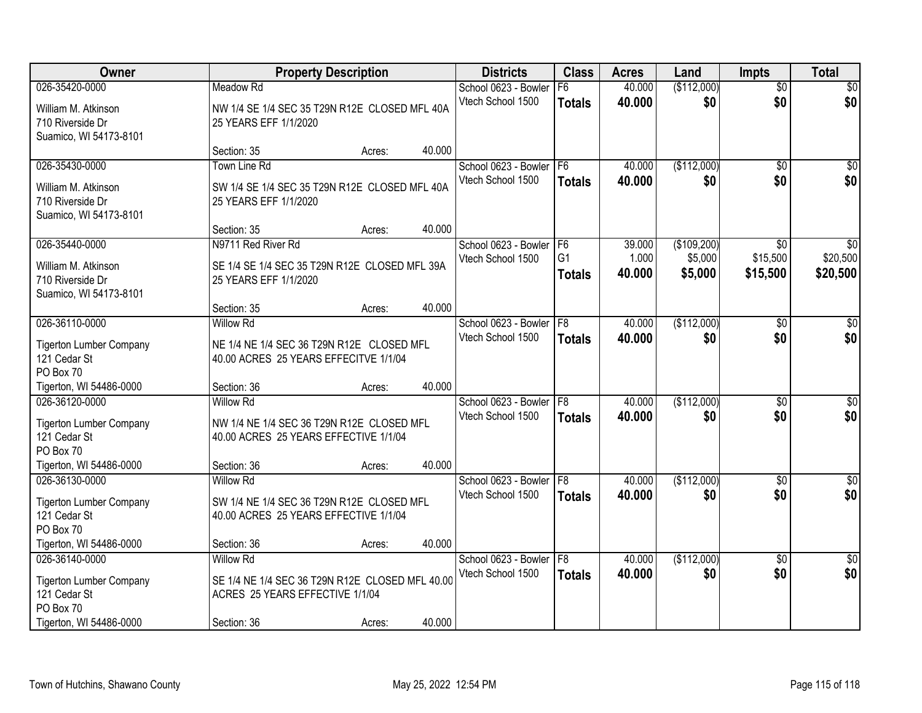| Owner | Property Description | | | Districts | Class | Acres | Land | Impts | Total |
|---|---|---|---|---|---|---|---|---|---|
| 026-35420-0000 | Meadow Rd | | | School 0623 - Bowler | F6 | 40.000 | ($112,000) | $0 | $0 |
| William M. Atkinson<br>710 Riverside Dr<br>Suamico, WI 54173-8101 | NW 1/4 SE 1/4 SEC 35 T29N R12E CLOSED MFL 40A 25 YEARS EFF 1/1/2020 | | | Vtech School 1500 | **Totals** | **40.000** | **$0** | **$0** | **$0** |
| | Section: 35 | Acres: | 40.000 | | | | | | |
| 026-35430-0000 | Town Line Rd | | | School 0623 - Bowler | F6 | 40.000 | ($112,000) | $0 | $0 |
| William M. Atkinson<br>710 Riverside Dr<br>Suamico, WI 54173-8101 | SW 1/4 SE 1/4 SEC 35 T29N R12E CLOSED MFL 40A 25 YEARS EFF 1/1/2020 | | | Vtech School 1500 | **Totals** | **40.000** | **$0** | **$0** | **$0** |
| | Section: 35 | Acres: | 40.000 | | | | | | |
| 026-35440-0000 | N9711 Red River Rd | | | School 0623 - Bowler | F6 | 39.000 | ($109,200) | $0 | $0 |
| William M. Atkinson<br>710 Riverside Dr<br>Suamico, WI 54173-8101 | SE 1/4 SE 1/4 SEC 35 T29N R12E CLOSED MFL 39A 25 YEARS EFF 1/1/2020 | | | Vtech School 1500 | G1 | 1.000 | $5,000 | $15,500 | $20,500 |
| | | | | | **Totals** | **40.000** | **$5,000** | **$15,500** | **$20,500** |
| | Section: 35 | Acres: | 40.000 | | | | | | |
| 026-36110-0000 | Willow Rd | | | School 0623 - Bowler | F8 | 40.000 | ($112,000) | $0 | $0 |
| Tigerton Lumber Company<br>121 Cedar St<br>PO Box 70<br>Tigerton, WI 54486-0000 | NE 1/4 NE 1/4 SEC 36 T29N R12E CLOSED MFL 40.00 ACRES 25 YEARS EFFECITVE 1/1/04 | | | Vtech School 1500 | **Totals** | **40.000** | **$0** | **$0** | **$0** |
| | Section: 36 | Acres: | 40.000 | | | | | | |
| 026-36120-0000 | Willow Rd | | | School 0623 - Bowler | F8 | 40.000 | ($112,000) | $0 | $0 |
| Tigerton Lumber Company<br>121 Cedar St<br>PO Box 70<br>Tigerton, WI 54486-0000 | NW 1/4 NE 1/4 SEC 36 T29N R12E CLOSED MFL 40.00 ACRES 25 YEARS EFFECTIVE 1/1/04 | | | Vtech School 1500 | **Totals** | **40.000** | **$0** | **$0** | **$0** |
| | Section: 36 | Acres: | 40.000 | | | | | | |
| 026-36130-0000 | Willow Rd | | | School 0623 - Bowler | F8 | 40.000 | ($112,000) | $0 | $0 |
| Tigerton Lumber Company<br>121 Cedar St<br>PO Box 70<br>Tigerton, WI 54486-0000 | SW 1/4 NE 1/4 SEC 36 T29N R12E CLOSED MFL 40.00 ACRES 25 YEARS EFFECTIVE 1/1/04 | | | Vtech School 1500 | **Totals** | **40.000** | **$0** | **$0** | **$0** |
| | Section: 36 | Acres: | 40.000 | | | | | | |
| 026-36140-0000 | Willow Rd | | | School 0623 - Bowler | F8 | 40.000 | ($112,000) | $0 | $0 |
| Tigerton Lumber Company<br>121 Cedar St<br>PO Box 70<br>Tigerton, WI 54486-0000 | SE 1/4 NE 1/4 SEC 36 T29N R12E CLOSED MFL 40.00 ACRES 25 YEARS EFFECTIVE 1/1/04 | | | Vtech School 1500 | **Totals** | **40.000** | **$0** | **$0** | **$0** |
| | Section: 36 | Acres: | 40.000 | | | | | | |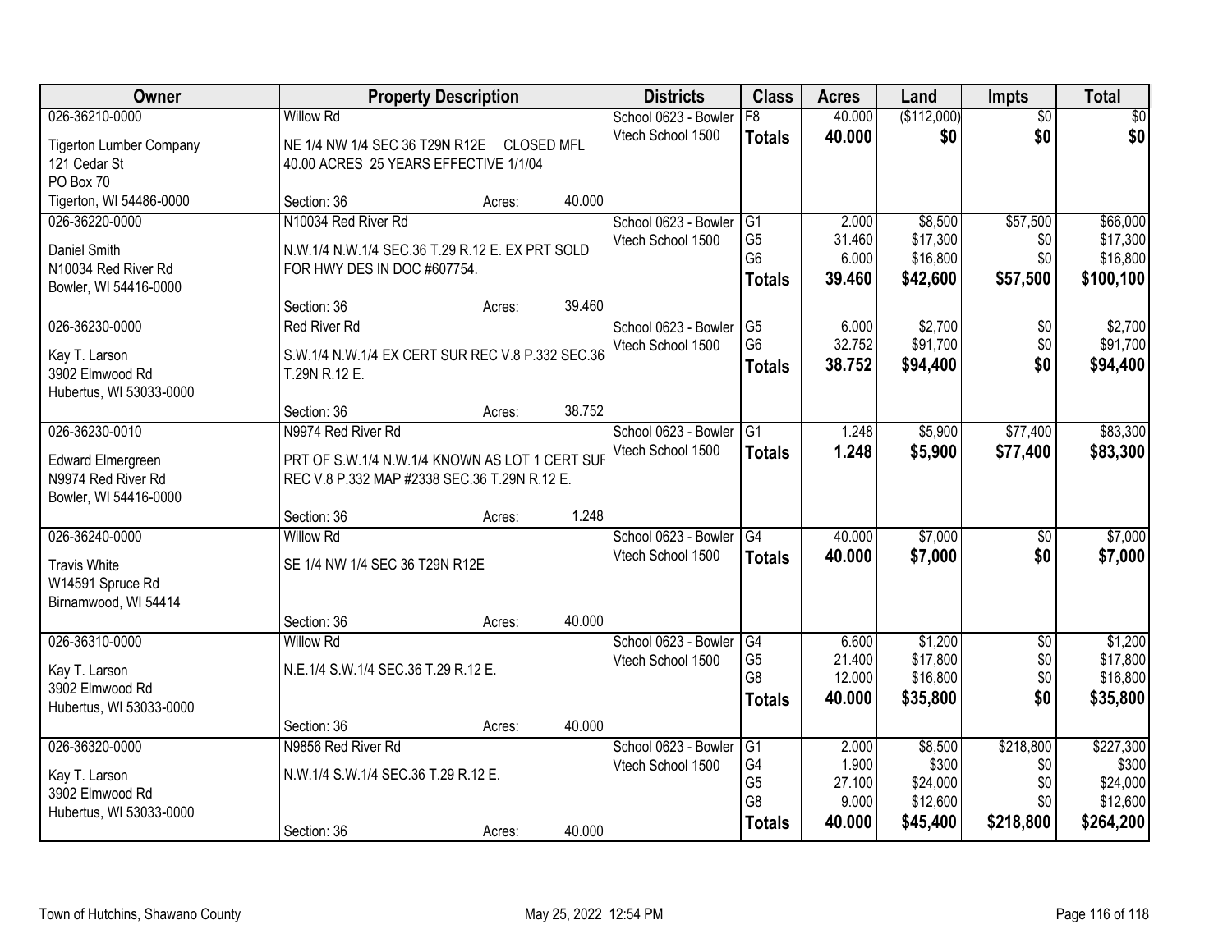| Owner | Property Description | Districts | Class | Acres | Land | Impts | Total |
|---|---|---|---|---|---|---|---|
| 026-36210-0000<br>Tigerton Lumber Company<br>121 Cedar St<br>PO Box 70<br>Tigerton, WI 54486-0000 | Willow Rd<br>NE 1/4 NW 1/4 SEC 36 T29N R12E CLOSED MFL 40.00 ACRES 25 YEARS EFFECTIVE 1/1/04<br>Section: 36 Acres: 40.000 | School 0623 - Bowler<br>Vtech School 1500 | F8<br>**Totals** | 40.000<br>**40.000** | ($112,000)<br>**$0** | $0<br>**$0** | $0<br>**$0** |
| 026-36220-0000<br>Daniel Smith<br>N10034 Red River Rd<br>Bowler, WI 54416-0000 | N10034 Red River Rd<br>N.W.1/4 N.W.1/4 SEC.36 T.29 R.12 E. EX PRT SOLD FOR HWY DES IN DOC #607754.<br>Section: 36 Acres: 39.460 | School 0623 - Bowler<br>Vtech School 1500 | G1<br>G5<br>G6<br>**Totals** | 2.000<br>31.460<br>6.000<br>**39.460** | $8,500<br>$17,300<br>$16,800<br>**$42,600** | $57,500<br>$0<br>$0<br>**$57,500** | $66,000<br>$17,300<br>$16,800<br>**$100,100** |
| 026-36230-0000<br>Kay T. Larson<br>3902 Elmwood Rd<br>Hubertus, WI 53033-0000 | Red River Rd<br>S.W.1/4 N.W.1/4 EX CERT SUR REC V.8 P.332 SEC.36 T.29N R.12 E.<br>Section: 36 Acres: 38.752 | School 0623 - Bowler<br>Vtech School 1500 | G5<br>G6<br>**Totals** | 6.000<br>32.752<br>**38.752** | $2,700<br>$91,700<br>**$94,400** | $0<br>$0<br>**$0** | $2,700<br>$91,700<br>**$94,400** |
| 026-36230-0010<br>Edward Elmergreen<br>N9974 Red River Rd<br>Bowler, WI 54416-0000 | N9974 Red River Rd<br>PRT OF S.W.1/4 N.W.1/4 KNOWN AS LOT 1 CERT SUF REC V.8 P.332 MAP #2338 SEC.36 T.29N R.12 E.<br>Section: 36 Acres: 1.248 | School 0623 - Bowler<br>Vtech School 1500 | G1<br>**Totals** | 1.248<br>**1.248** | $5,900<br>**$5,900** | $77,400<br>**$77,400** | $83,300<br>**$83,300** |
| 026-36240-0000<br>Travis White<br>W14591 Spruce Rd<br>Birnamwood, WI 54414 | Willow Rd<br>SE 1/4 NW 1/4 SEC 36 T29N R12E<br>Section: 36 Acres: 40.000 | School 0623 - Bowler<br>Vtech School 1500 | G4<br>**Totals** | 40.000<br>**40.000** | $7,000<br>**$7,000** | $0<br>**$0** | $7,000<br>**$7,000** |
| 026-36310-0000<br>Kay T. Larson<br>3902 Elmwood Rd<br>Hubertus, WI 53033-0000 | Willow Rd<br>N.E.1/4 S.W.1/4 SEC.36 T.29 R.12 E.<br>Section: 36 Acres: 40.000 | School 0623 - Bowler<br>Vtech School 1500 | G4<br>G5<br>G8<br>**Totals** | 6.600<br>21.400<br>12.000<br>**40.000** | $1,200<br>$17,800<br>$16,800<br>**$35,800** | $0<br>$0<br>$0<br>**$0** | $1,200<br>$17,800<br>$16,800<br>**$35,800** |
| 026-36320-0000<br>Kay T. Larson<br>3902 Elmwood Rd<br>Hubertus, WI 53033-0000 | N9856 Red River Rd<br>N.W.1/4 S.W.1/4 SEC.36 T.29 R.12 E.<br>Section: 36 Acres: 40.000 | School 0623 - Bowler<br>Vtech School 1500 | G1<br>G4<br>G5<br>G8<br>**Totals** | 2.000<br>1.900<br>27.100<br>9.000<br>**40.000** | $8,500<br>$300<br>$24,000<br>$12,600<br>**$45,400** | $218,800<br>$0<br>$0<br>$0<br>**$218,800** | $227,300<br>$300<br>$24,000<br>$12,600<br>**$264,200** |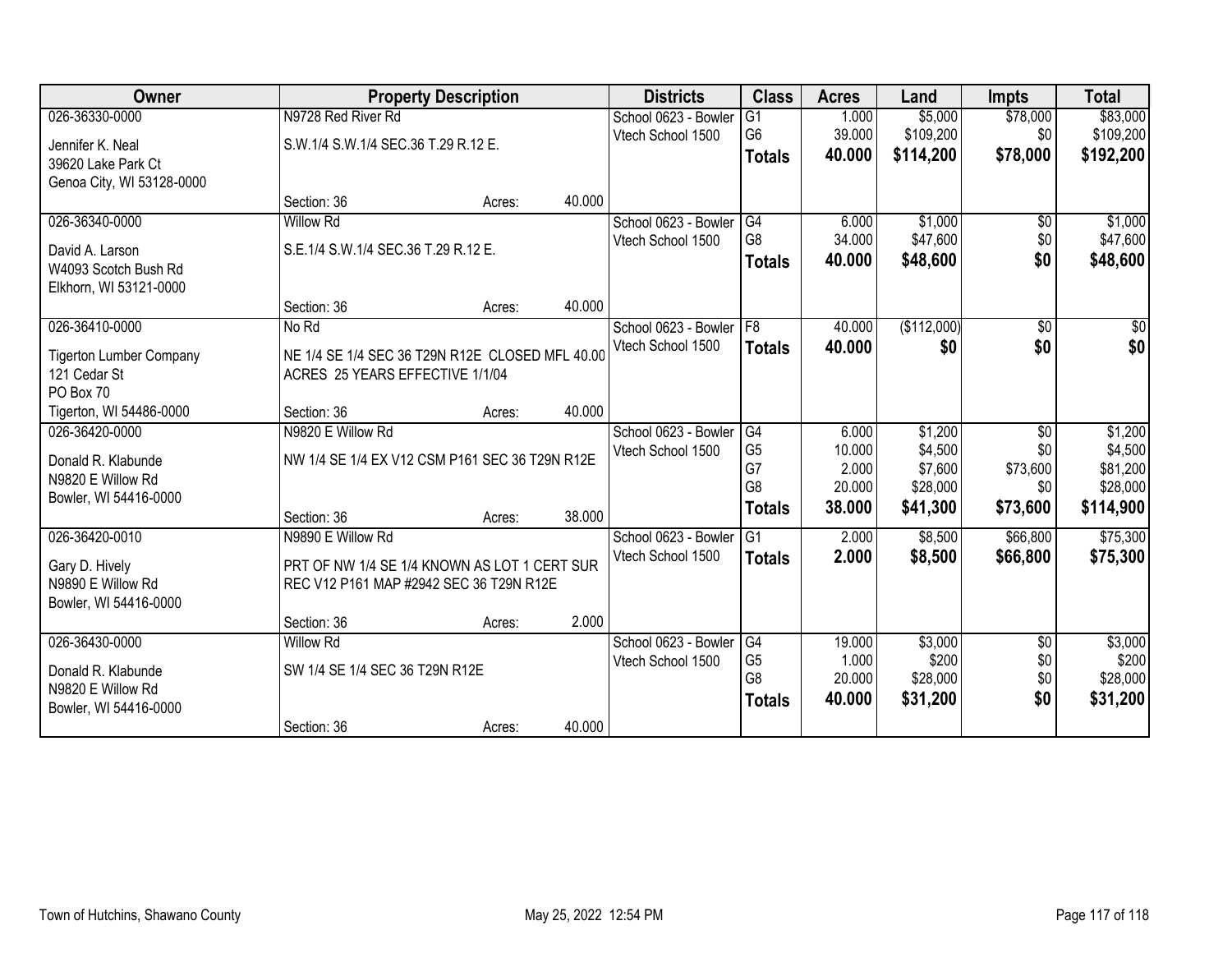| Owner | Property Description | | | Districts | Class | Acres | Land | Impts | Total |
|---|---|---|---|---|---|---|---|---|---|
| 026-36330-0000 | N9728 Red River Rd | | | School 0623 - Bowler | G1 | 1.000 | $5,000 | $78,000 | $83,000 |
| Jennifer K. Neal | S.W.1/4 S.W.1/4 SEC.36 T.29 R.12 E. | | | Vtech School 1500 | G6 | 39.000 | $109,200 | $0 | $109,200 |
| 39620 Lake Park Ct | | | | | **Totals** | **40.000** | **$114,200** | **$78,000** | **$192,200** |
| Genoa City, WI 53128-0000 | | | | | | | | | |
| | Section: 36 | Acres: | 40.000 | | | | | | |
| 026-36340-0000 | Willow Rd | | | School 0623 - Bowler | G4 | 6.000 | $1,000 | $0 | $1,000 |
| David A. Larson | S.E.1/4 S.W.1/4 SEC.36 T.29 R.12 E. | | | Vtech School 1500 | G8 | 34.000 | $47,600 | $0 | $47,600 |
| W4093 Scotch Bush Rd | | | | | **Totals** | **40.000** | **$48,600** | **$0** | **$48,600** |
| Elkhorn, WI 53121-0000 | | | | | | | | | |
| | Section: 36 | Acres: | 40.000 | | | | | | |
| 026-36410-0000 | No Rd | | | School 0623 - Bowler | F8 | 40.000 | ($112,000) | $0 | $0 |
| Tigerton Lumber Company | NE 1/4 SE 1/4 SEC 36 T29N R12E CLOSED MFL 40.00 ACRES 25 YEARS EFFECTIVE 1/1/04 | | | Vtech School 1500 | **Totals** | **40.000** | **$0** | **$0** | **$0** |
| 121 Cedar St | | | | | | | | | |
| PO Box 70 | | | | | | | | | |
| Tigerton, WI 54486-0000 | Section: 36 | Acres: | 40.000 | | | | | | |
| 026-36420-0000 | N9820 E Willow Rd | | | School 0623 - Bowler | G4 | 6.000 | $1,200 | $0 | $1,200 |
| Donald R. Klabunde | NW 1/4 SE 1/4 EX V12 CSM P161 SEC 36 T29N R12E | | | Vtech School 1500 | G5 | 10.000 | $4,500 | $0 | $4,500 |
| N9820 E Willow Rd | | | | | G7 | 2.000 | $7,600 | $73,600 | $81,200 |
| Bowler, WI 54416-0000 | | | | | G8 | 20.000 | $28,000 | $0 | $28,000 |
| | Section: 36 | Acres: | 38.000 | | **Totals** | **38.000** | **$41,300** | **$73,600** | **$114,900** |
| 026-36420-0010 | N9890 E Willow Rd | | | School 0623 - Bowler | G1 | 2.000 | $8,500 | $66,800 | $75,300 |
| Gary D. Hively | PRT OF NW 1/4 SE 1/4 KNOWN AS LOT 1 CERT SUR REC V12 P161 MAP #2942 SEC 36 T29N R12E | | | Vtech School 1500 | **Totals** | **2.000** | **$8,500** | **$66,800** | **$75,300** |
| N9890 E Willow Rd | | | | | | | | | |
| Bowler, WI 54416-0000 | | | | | | | | | |
| | Section: 36 | Acres: | 2.000 | | | | | | |
| 026-36430-0000 | Willow Rd | | | School 0623 - Bowler | G4 | 19.000 | $3,000 | $0 | $3,000 |
| Donald R. Klabunde | SW 1/4 SE 1/4 SEC 36 T29N R12E | | | Vtech School 1500 | G5 | 1.000 | $200 | $0 | $200 |
| N9820 E Willow Rd | | | | | G8 | 20.000 | $28,000 | $0 | $28,000 |
| Bowler, WI 54416-0000 | | | | | **Totals** | **40.000** | **$31,200** | **$0** | **$31,200** |
| | Section: 36 | Acres: | 40.000 | | | | | | |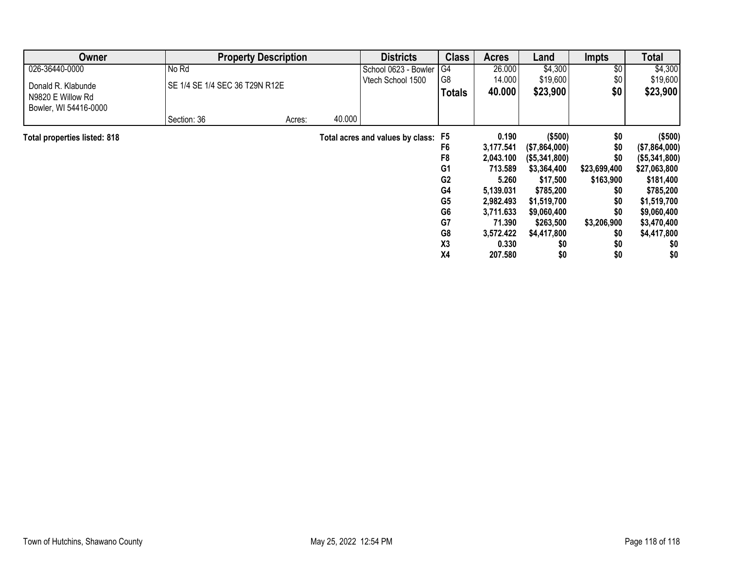| Owner | Property Description | | | Districts | Class | Acres | Land | Impts | Total |
|---|---|---|---|---|---|---|---|---|---|
| 026-36440-0000 | No Rd | | | School 0623 - Bowler | G4 | 26.000 | $4,300 | $0 | $4,300 |
| Donald R. Klabunde<br>N9820 E Willow Rd<br>Bowler, WI 54416-0000 | SE 1/4 SE 1/4 SEC 36 T29N R12E | | | Vtech School 1500 | G8 | 14.000 | $19,600 | $0 | $19,600 |
| | | | | | **Totals** | **40.000** | **$23,900** | **$0** | **$23,900** |
| | Section: 36 | Acres: | 40.000 | | | | | | |

**Total properties listed: 818**

**Total acres and values by class:**

| Class | Acres | Land | Impts | Total |
|---|---|---|---|---|
| F5 | 0.190 | ($500) | $0 | ($500) |
| F6 | 3,177.541 | ($7,864,000) | $0 | ($7,864,000) |
| F8 | 2,043.100 | ($5,341,800) | $0 | ($5,341,800) |
| G1 | 713.589 | $3,364,400 | $23,699,400 | $27,063,800 |
| G2 | 5.260 | $17,500 | $163,900 | $181,400 |
| G4 | 5,139.031 | $785,200 | $0 | $785,200 |
| G5 | 2,982.493 | $1,519,700 | $0 | $1,519,700 |
| G6 | 3,711.633 | $9,060,400 | $0 | $9,060,400 |
| G7 | 71.390 | $263,500 | $3,206,900 | $3,470,400 |
| G8 | 3,572.422 | $4,417,800 | $0 | $4,417,800 |
| X3 | 0.330 | $0 | $0 | $0 |
| X4 | 207.580 | $0 | $0 | $0 |

Town of Hutchins, Shawano County

May 25, 2022 12:54 PM